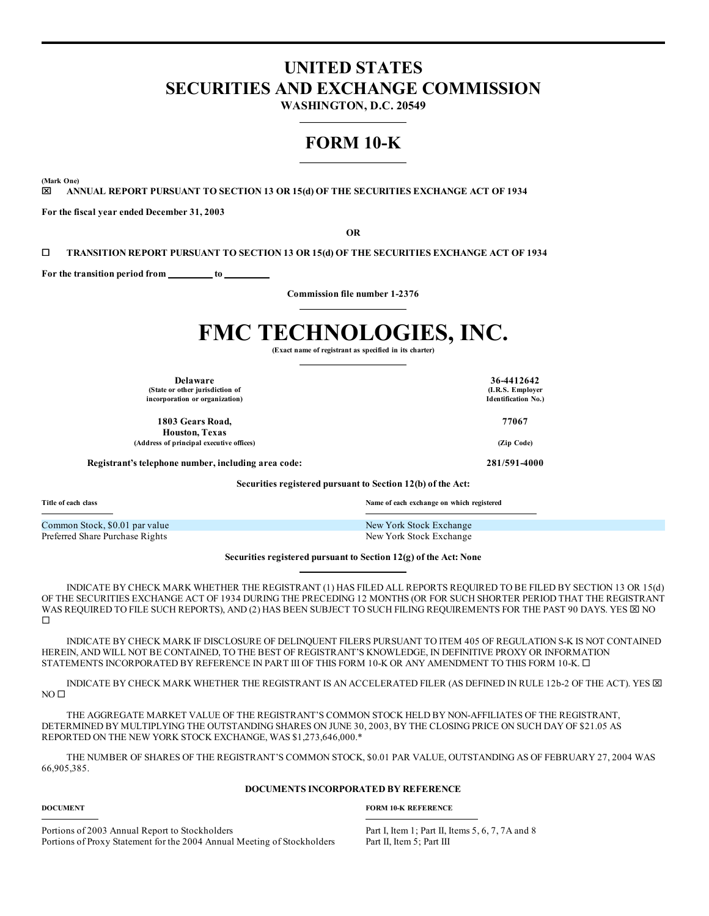# UNITED STATES
# SECURITIES AND EXCHANGE COMMISSION

**WASHINGTON, D.C. 20549**

## FORM 10-K

**(Mark One)**

☒ **ANNUAL REPORT PURSUANT TO SECTION 13 OR 15(d) OF THE SECURITIES EXCHANGE ACT OF 1934**

**For the fiscal year ended December 31, 2003**

**OR**

☐ **TRANSITION REPORT PURSUANT TO SECTION 13 OR 15(d) OF THE SECURITIES EXCHANGE ACT OF 1934**

**For the transition period from \_\_\_\_\_\_\_\_\_ to \_\_\_\_\_\_\_\_\_**

**Commission file number 1-2376**

# FMC TECHNOLOGIES, INC.

**(Exact name of registrant as specified in its charter)**

| | |
|---|---|
| **Delaware**<br>(State or other jurisdiction of incorporation or organization) | **36-4412642**<br>(I.R.S. Employer Identification No.) |
| **1803 Gears Road, Houston, Texas**<br>(Address of principal executive offices) | **77067**<br>(Zip Code) |
| **Registrant's telephone number, including area code:** | **281/591-4000** |

**Securities registered pursuant to Section 12(b) of the Act:**

| Title of each class | Name of each exchange on which registered |
|---|---|
| Common Stock, $0.01 par value | New York Stock Exchange |
| Preferred Share Purchase Rights | New York Stock Exchange |

**Securities registered pursuant to Section 12(g) of the Act: None**

INDICATE BY CHECK MARK WHETHER THE REGISTRANT (1) HAS FILED ALL REPORTS REQUIRED TO BE FILED BY SECTION 13 OR 15(d) OF THE SECURITIES EXCHANGE ACT OF 1934 DURING THE PRECEDING 12 MONTHS (OR FOR SUCH SHORTER PERIOD THAT THE REGISTRANT WAS REQUIRED TO FILE SUCH REPORTS), AND (2) HAS BEEN SUBJECT TO SUCH FILING REQUIREMENTS FOR THE PAST 90 DAYS. YES ☒ NO ☐

INDICATE BY CHECK MARK IF DISCLOSURE OF DELINQUENT FILERS PURSUANT TO ITEM 405 OF REGULATION S-K IS NOT CONTAINED HEREIN, AND WILL NOT BE CONTAINED, TO THE BEST OF REGISTRANT'S KNOWLEDGE, IN DEFINITIVE PROXY OR INFORMATION STATEMENTS INCORPORATED BY REFERENCE IN PART III OF THIS FORM 10-K OR ANY AMENDMENT TO THIS FORM 10-K. ☐

INDICATE BY CHECK MARK WHETHER THE REGISTRANT IS AN ACCELERATED FILER (AS DEFINED IN RULE 12b-2 OF THE ACT). YES ☒ NO ☐

THE AGGREGATE MARKET VALUE OF THE REGISTRANT'S COMMON STOCK HELD BY NON-AFFILIATES OF THE REGISTRANT, DETERMINED BY MULTIPLYING THE OUTSTANDING SHARES ON JUNE 30, 2003, BY THE CLOSING PRICE ON SUCH DAY OF $21.05 AS REPORTED ON THE NEW YORK STOCK EXCHANGE, WAS $1,273,646,000.*

THE NUMBER OF SHARES OF THE REGISTRANT'S COMMON STOCK, $0.01 PAR VALUE, OUTSTANDING AS OF FEBRUARY 27, 2004 WAS 66,905,385.

**DOCUMENTS INCORPORATED BY REFERENCE**

| DOCUMENT | FORM 10-K REFERENCE |
|---|---|
| Portions of 2003 Annual Report to Stockholders | Part I, Item 1; Part II, Items 5, 6, 7, 7A and 8 |
| Portions of Proxy Statement for the 2004 Annual Meeting of Stockholders | Part II, Item 5; Part III |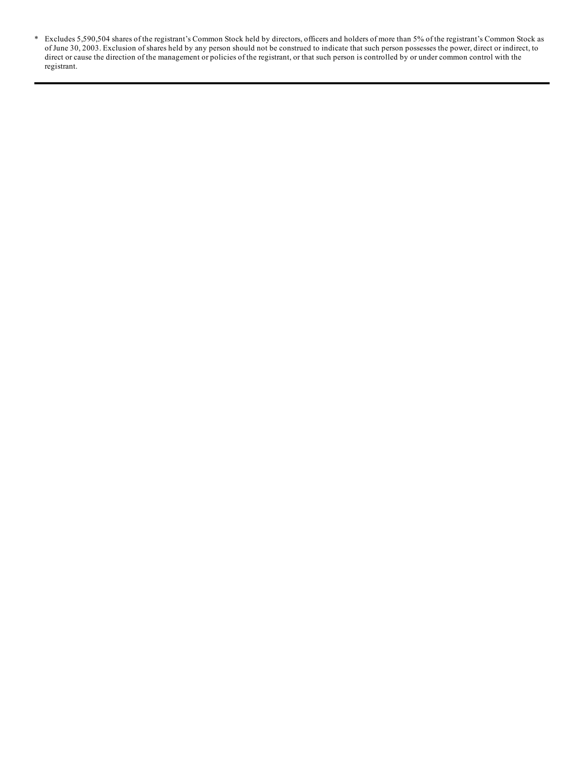* Excludes 5,590,504 shares of the registrant's Common Stock held by directors, officers and holders of more than 5% of the registrant's Common Stock as of June 30, 2003. Exclusion of shares held by any person should not be construed to indicate that such person possesses the power, direct or indirect, to direct or cause the direction of the management or policies of the registrant, or that such person is controlled by or under common control with the registrant.

---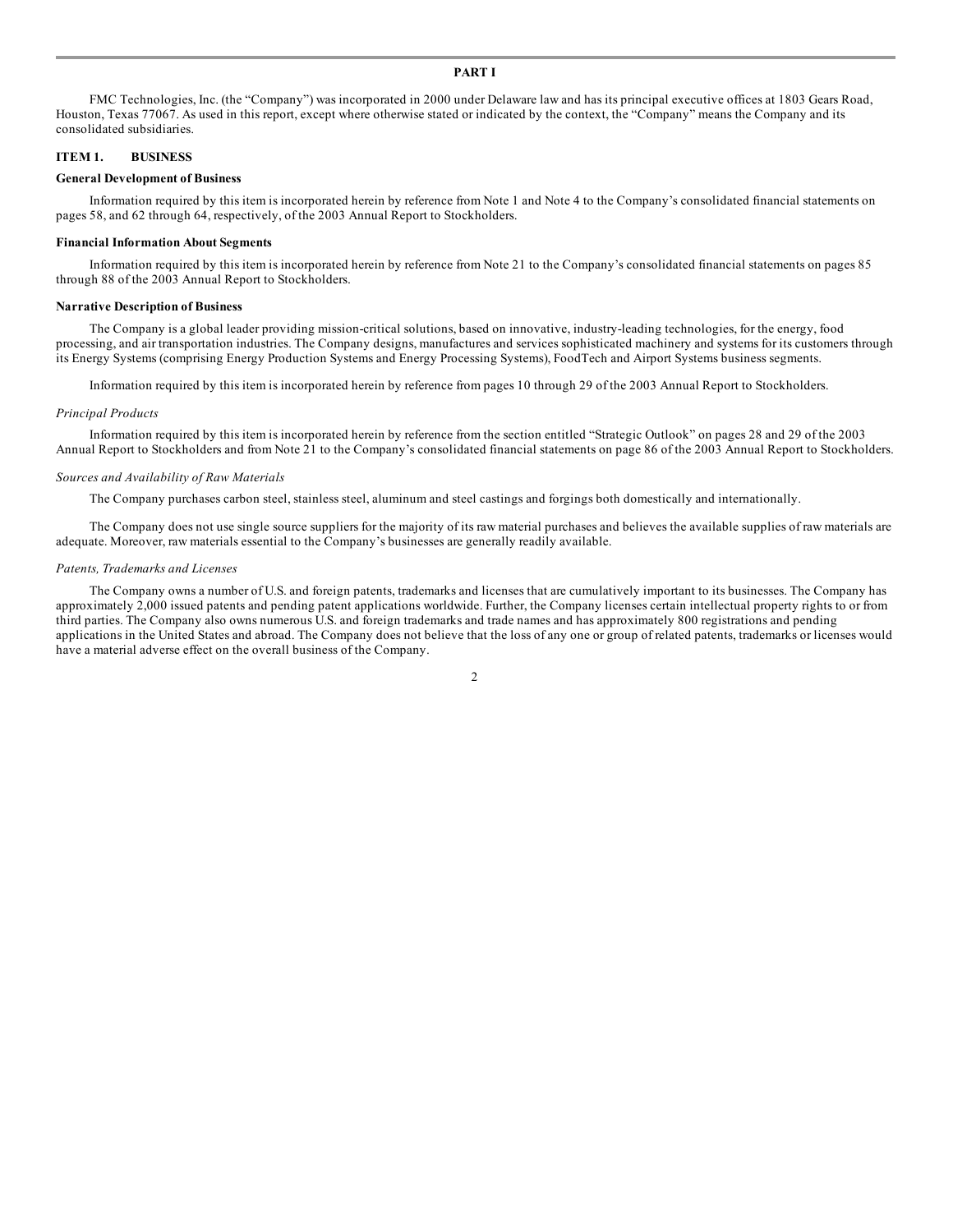# PART I

FMC Technologies, Inc. (the "Company") was incorporated in 2000 under Delaware law and has its principal executive offices at 1803 Gears Road, Houston, Texas 77067. As used in this report, except where otherwise stated or indicated by the context, the "Company" means the Company and its consolidated subsidiaries.

## ITEM 1. BUSINESS

### General Development of Business

Information required by this item is incorporated herein by reference from Note 1 and Note 4 to the Company's consolidated financial statements on pages 58, and 62 through 64, respectively, of the 2003 Annual Report to Stockholders.

### Financial Information About Segments

Information required by this item is incorporated herein by reference from Note 21 to the Company's consolidated financial statements on pages 85 through 88 of the 2003 Annual Report to Stockholders.

### Narrative Description of Business

The Company is a global leader providing mission-critical solutions, based on innovative, industry-leading technologies, for the energy, food processing, and air transportation industries. The Company designs, manufactures and services sophisticated machinery and systems for its customers through its Energy Systems (comprising Energy Production Systems and Energy Processing Systems), FoodTech and Airport Systems business segments.

Information required by this item is incorporated herein by reference from pages 10 through 29 of the 2003 Annual Report to Stockholders.

*Principal Products*

Information required by this item is incorporated herein by reference from the section entitled "Strategic Outlook" on pages 28 and 29 of the 2003 Annual Report to Stockholders and from Note 21 to the Company's consolidated financial statements on page 86 of the 2003 Annual Report to Stockholders.

*Sources and Availability of Raw Materials*

The Company purchases carbon steel, stainless steel, aluminum and steel castings and forgings both domestically and internationally.

The Company does not use single source suppliers for the majority of its raw material purchases and believes the available supplies of raw materials are adequate. Moreover, raw materials essential to the Company's businesses are generally readily available.

*Patents, Trademarks and Licenses*

The Company owns a number of U.S. and foreign patents, trademarks and licenses that are cumulatively important to its businesses. The Company has approximately 2,000 issued patents and pending patent applications worldwide. Further, the Company licenses certain intellectual property rights to or from third parties. The Company also owns numerous U.S. and foreign trademarks and trade names and has approximately 800 registrations and pending applications in the United States and abroad. The Company does not believe that the loss of any one or group of related patents, trademarks or licenses would have a material adverse effect on the overall business of the Company.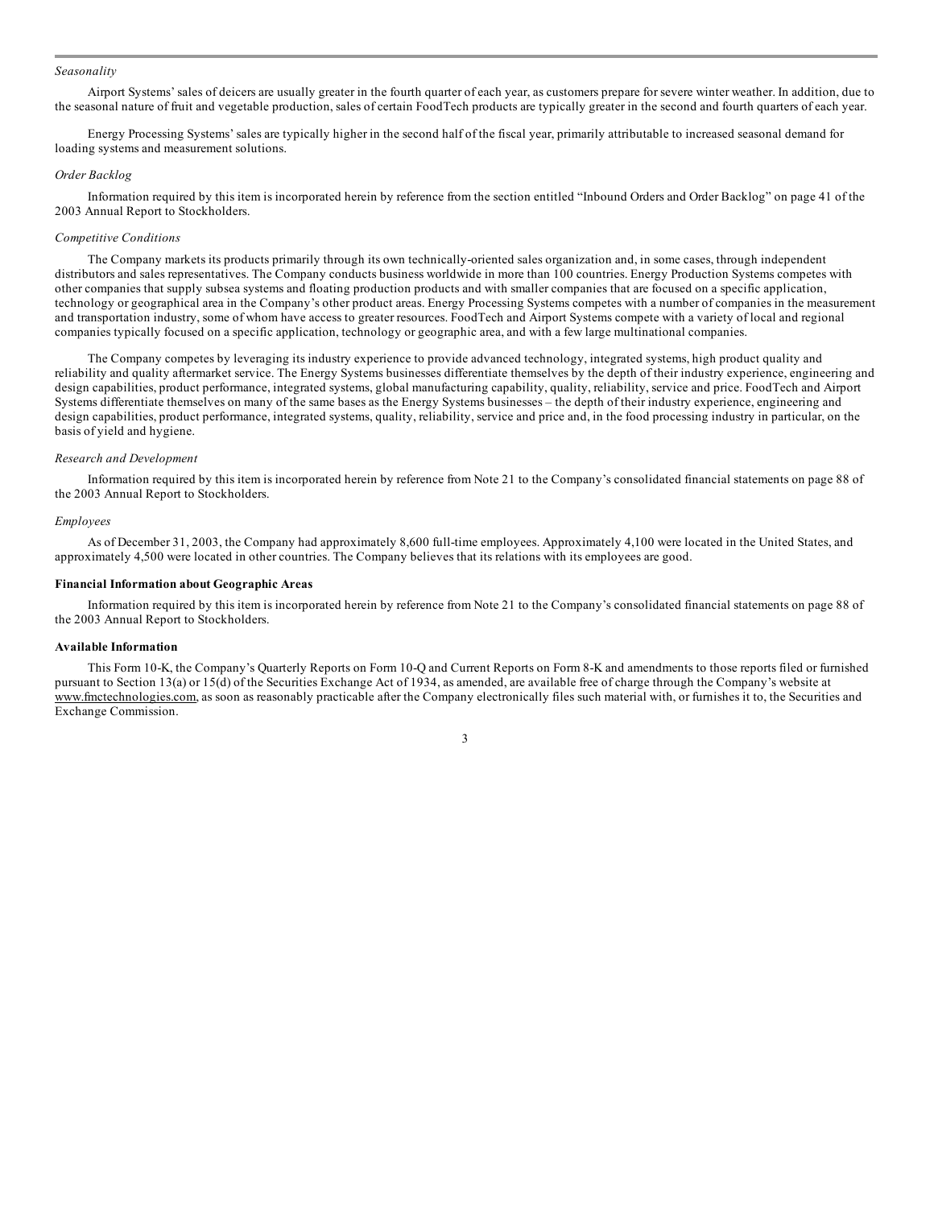*Seasonality*

Airport Systems' sales of deicers are usually greater in the fourth quarter of each year, as customers prepare for severe winter weather. In addition, due to the seasonal nature of fruit and vegetable production, sales of certain FoodTech products are typically greater in the second and fourth quarters of each year.

Energy Processing Systems' sales are typically higher in the second half of the fiscal year, primarily attributable to increased seasonal demand for loading systems and measurement solutions.

*Order Backlog*

Information required by this item is incorporated herein by reference from the section entitled "Inbound Orders and Order Backlog" on page 41 of the 2003 Annual Report to Stockholders.

*Competitive Conditions*

The Company markets its products primarily through its own technically-oriented sales organization and, in some cases, through independent distributors and sales representatives. The Company conducts business worldwide in more than 100 countries. Energy Production Systems competes with other companies that supply subsea systems and floating production products and with smaller companies that are focused on a specific application, technology or geographical area in the Company's other product areas. Energy Processing Systems competes with a number of companies in the measurement and transportation industry, some of whom have access to greater resources. FoodTech and Airport Systems compete with a variety of local and regional companies typically focused on a specific application, technology or geographic area, and with a few large multinational companies.

The Company competes by leveraging its industry experience to provide advanced technology, integrated systems, high product quality and reliability and quality aftermarket service. The Energy Systems businesses differentiate themselves by the depth of their industry experience, engineering and design capabilities, product performance, integrated systems, global manufacturing capability, quality, reliability, service and price. FoodTech and Airport Systems differentiate themselves on many of the same bases as the Energy Systems businesses – the depth of their industry experience, engineering and design capabilities, product performance, integrated systems, quality, reliability, service and price and, in the food processing industry in particular, on the basis of yield and hygiene.

*Research and Development*

Information required by this item is incorporated herein by reference from Note 21 to the Company's consolidated financial statements on page 88 of the 2003 Annual Report to Stockholders.

*Employees*

As of December 31, 2003, the Company had approximately 8,600 full-time employees. Approximately 4,100 were located in the United States, and approximately 4,500 were located in other countries. The Company believes that its relations with its employees are good.

**Financial Information about Geographic Areas**

Information required by this item is incorporated herein by reference from Note 21 to the Company's consolidated financial statements on page 88 of the 2003 Annual Report to Stockholders.

**Available Information**

This Form 10-K, the Company's Quarterly Reports on Form 10-Q and Current Reports on Form 8-K and amendments to those reports filed or furnished pursuant to Section 13(a) or 15(d) of the Securities Exchange Act of 1934, as amended, are available free of charge through the Company's website at www.fmctechnologies.com, as soon as reasonably practicable after the Company electronically files such material with, or furnishes it to, the Securities and Exchange Commission.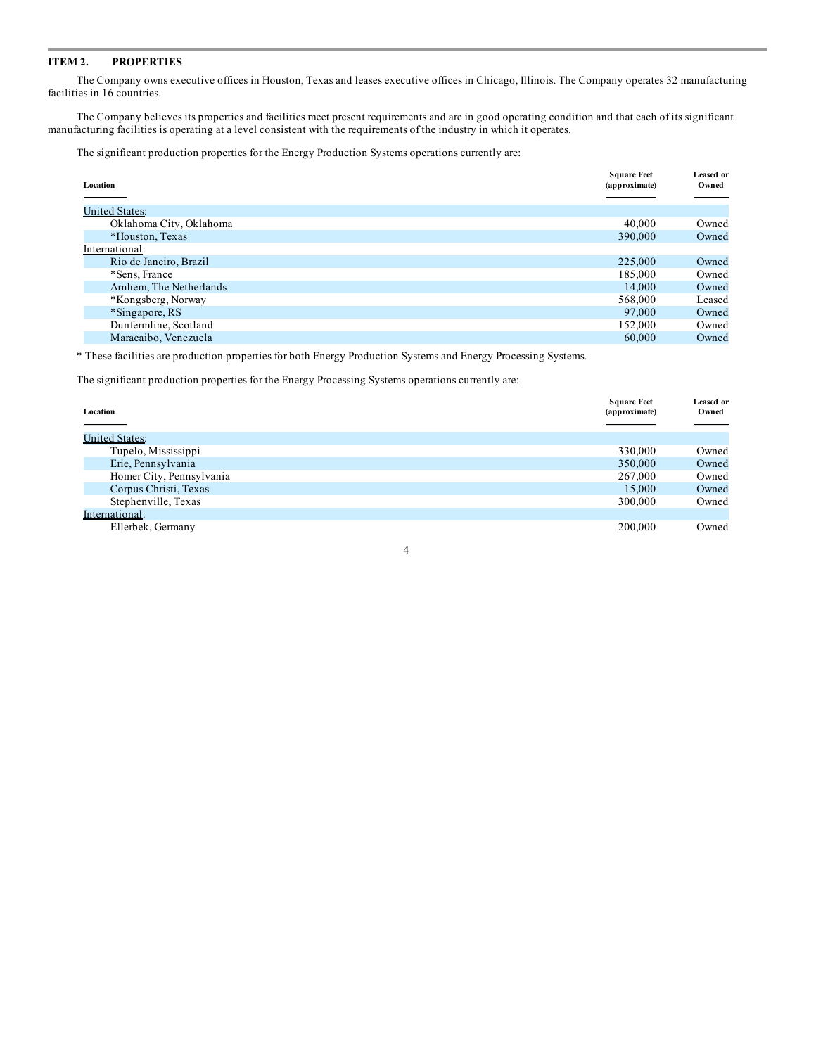## ITEM 2. PROPERTIES

The Company owns executive offices in Houston, Texas and leases executive offices in Chicago, Illinois. The Company operates 32 manufacturing facilities in 16 countries.

The Company believes its properties and facilities meet present requirements and are in good operating condition and that each of its significant manufacturing facilities is operating at a level consistent with the requirements of the industry in which it operates.

The significant production properties for the Energy Production Systems operations currently are:

| Location | Square Feet (approximate) | Leased or Owned |
|---|---|---|
| United States: | | |
| Oklahoma City, Oklahoma | 40,000 | Owned |
| *Houston, Texas | 390,000 | Owned |
| International: | | |
| Rio de Janeiro, Brazil | 225,000 | Owned |
| *Sens, France | 185,000 | Owned |
| Arnhem, The Netherlands | 14,000 | Owned |
| *Kongsberg, Norway | 568,000 | Leased |
| *Singapore, RS | 97,000 | Owned |
| Dunfermline, Scotland | 152,000 | Owned |
| Maracaibo, Venezuela | 60,000 | Owned |

* These facilities are production properties for both Energy Production Systems and Energy Processing Systems.

The significant production properties for the Energy Processing Systems operations currently are:

| Location | Square Feet (approximate) | Leased or Owned |
|---|---|---|
| United States: | | |
| Tupelo, Mississippi | 330,000 | Owned |
| Erie, Pennsylvania | 350,000 | Owned |
| Homer City, Pennsylvania | 267,000 | Owned |
| Corpus Christi, Texas | 15,000 | Owned |
| Stephenville, Texas | 300,000 | Owned |
| International: | | |
| Ellerbek, Germany | 200,000 | Owned |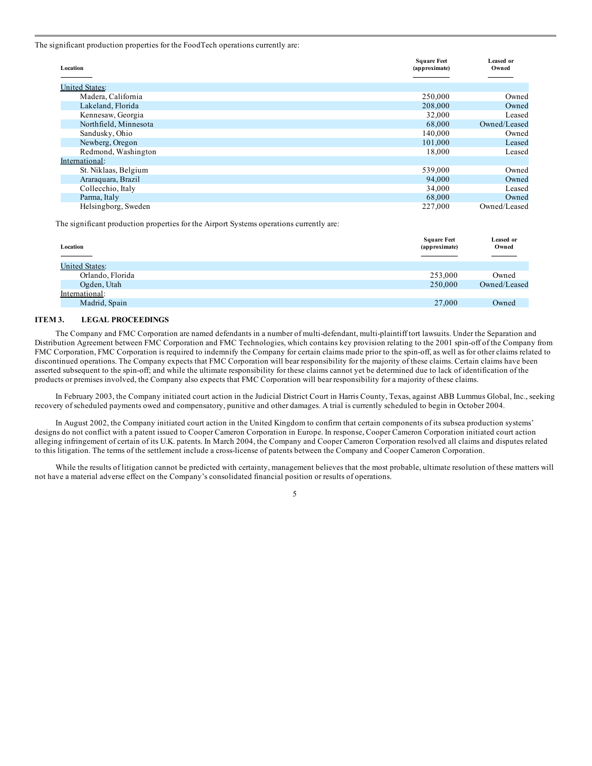The significant production properties for the FoodTech operations currently are:

| Location | Square Feet (approximate) | Leased or Owned |
|---|---|---|
| United States: | | |
| Madera, California | 250,000 | Owned |
| Lakeland, Florida | 208,000 | Owned |
| Kennesaw, Georgia | 32,000 | Leased |
| Northfield, Minnesota | 68,000 | Owned/Leased |
| Sandusky, Ohio | 140,000 | Owned |
| Newberg, Oregon | 101,000 | Leased |
| Redmond, Washington | 18,000 | Leased |
| International: | | |
| St. Niklaas, Belgium | 539,000 | Owned |
| Araraquara, Brazil | 94,000 | Owned |
| Collecchio, Italy | 34,000 | Leased |
| Parma, Italy | 68,000 | Owned |
| Helsingborg, Sweden | 227,000 | Owned/Leased |

The significant production properties for the Airport Systems operations currently are:

| Location | Square Feet (approximate) | Leased or Owned |
|---|---|---|
| United States: | | |
| Orlando, Florida | 253,000 | Owned |
| Ogden, Utah | 250,000 | Owned/Leased |
| International: | | |
| Madrid, Spain | 27,000 | Owned |

## ITEM 3. LEGAL PROCEEDINGS

The Company and FMC Corporation are named defendants in a number of multi-defendant, multi-plaintiff tort lawsuits. Under the Separation and Distribution Agreement between FMC Corporation and FMC Technologies, which contains key provision relating to the 2001 spin-off of the Company from FMC Corporation, FMC Corporation is required to indemnify the Company for certain claims made prior to the spin-off, as well as for other claims related to discontinued operations. The Company expects that FMC Corporation will bear responsibility for the majority of these claims. Certain claims have been asserted subsequent to the spin-off; and while the ultimate responsibility for these claims cannot yet be determined due to lack of identification of the products or premises involved, the Company also expects that FMC Corporation will bear responsibility for a majority of these claims.

In February 2003, the Company initiated court action in the Judicial District Court in Harris County, Texas, against ABB Lummus Global, Inc., seeking recovery of scheduled payments owed and compensatory, punitive and other damages. A trial is currently scheduled to begin in October 2004.

In August 2002, the Company initiated court action in the United Kingdom to confirm that certain components of its subsea production systems' designs do not conflict with a patent issued to Cooper Cameron Corporation in Europe. In response, Cooper Cameron Corporation initiated court action alleging infringement of certain of its U.K. patents. In March 2004, the Company and Cooper Cameron Corporation resolved all claims and disputes related to this litigation. The terms of the settlement include a cross-license of patents between the Company and Cooper Cameron Corporation.

While the results of litigation cannot be predicted with certainty, management believes that the most probable, ultimate resolution of these matters will not have a material adverse effect on the Company's consolidated financial position or results of operations.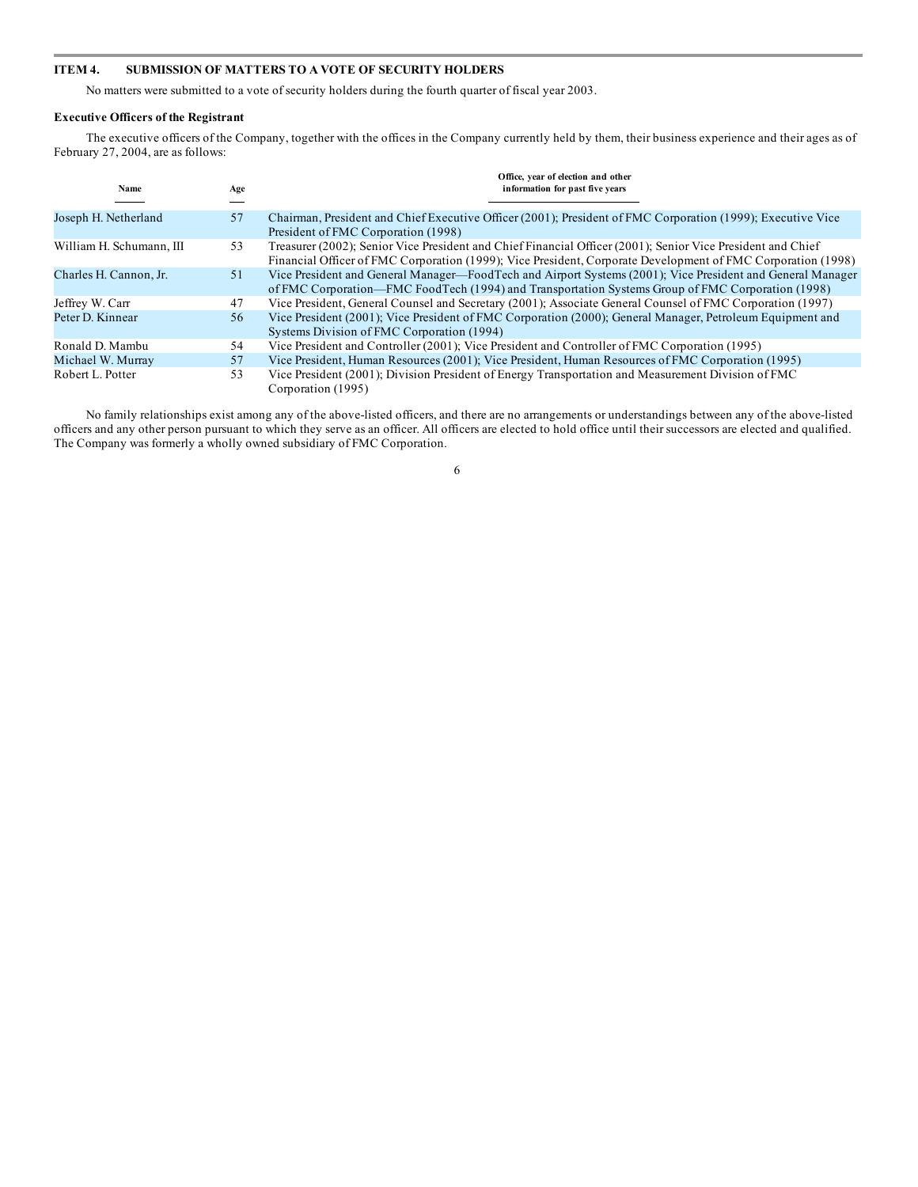## ITEM 4. SUBMISSION OF MATTERS TO A VOTE OF SECURITY HOLDERS

No matters were submitted to a vote of security holders during the fourth quarter of fiscal year 2003.

### Executive Officers of the Registrant

The executive officers of the Company, together with the offices in the Company currently held by them, their business experience and their ages as of February 27, 2004, are as follows:

| Name | Age | Office, year of election and other information for past five years |
|---|---|---|
| Joseph H. Netherland | 57 | Chairman, President and Chief Executive Officer (2001); President of FMC Corporation (1999); Executive Vice President of FMC Corporation (1998) |
| William H. Schumann, III | 53 | Treasurer (2002); Senior Vice President and Chief Financial Officer (2001); Senior Vice President and Chief Financial Officer of FMC Corporation (1999); Vice President, Corporate Development of FMC Corporation (1998) |
| Charles H. Cannon, Jr. | 51 | Vice President and General Manager—FoodTech and Airport Systems (2001); Vice President and General Manager of FMC Corporation—FMC FoodTech (1994) and Transportation Systems Group of FMC Corporation (1998) |
| Jeffrey W. Carr | 47 | Vice President, General Counsel and Secretary (2001); Associate General Counsel of FMC Corporation (1997) |
| Peter D. Kinnear | 56 | Vice President (2001); Vice President of FMC Corporation (2000); General Manager, Petroleum Equipment and Systems Division of FMC Corporation (1994) |
| Ronald D. Mambu | 54 | Vice President and Controller (2001); Vice President and Controller of FMC Corporation (1995) |
| Michael W. Murray | 57 | Vice President, Human Resources (2001); Vice President, Human Resources of FMC Corporation (1995) |
| Robert L. Potter | 53 | Vice President (2001); Division President of Energy Transportation and Measurement Division of FMC Corporation (1995) |

No family relationships exist among any of the above-listed officers, and there are no arrangements or understandings between any of the above-listed officers and any other person pursuant to which they serve as an officer. All officers are elected to hold office until their successors are elected and qualified. The Company was formerly a wholly owned subsidiary of FMC Corporation.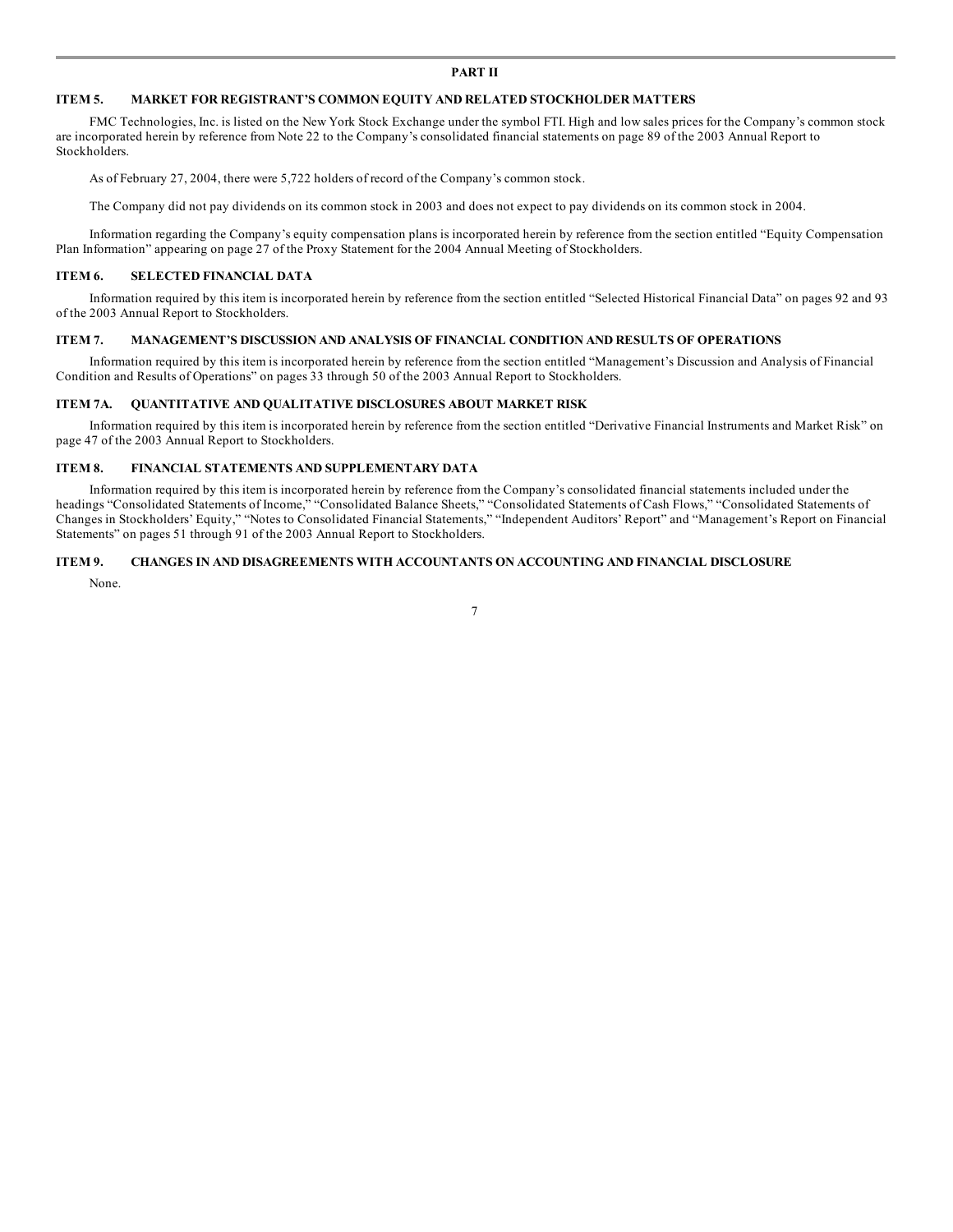## PART II

### ITEM 5. MARKET FOR REGISTRANT'S COMMON EQUITY AND RELATED STOCKHOLDER MATTERS

FMC Technologies, Inc. is listed on the New York Stock Exchange under the symbol FTI. High and low sales prices for the Company's common stock are incorporated herein by reference from Note 22 to the Company's consolidated financial statements on page 89 of the 2003 Annual Report to Stockholders.

As of February 27, 2004, there were 5,722 holders of record of the Company's common stock.

The Company did not pay dividends on its common stock in 2003 and does not expect to pay dividends on its common stock in 2004.

Information regarding the Company's equity compensation plans is incorporated herein by reference from the section entitled "Equity Compensation Plan Information" appearing on page 27 of the Proxy Statement for the 2004 Annual Meeting of Stockholders.

### ITEM 6. SELECTED FINANCIAL DATA

Information required by this item is incorporated herein by reference from the section entitled "Selected Historical Financial Data" on pages 92 and 93 of the 2003 Annual Report to Stockholders.

### ITEM 7. MANAGEMENT'S DISCUSSION AND ANALYSIS OF FINANCIAL CONDITION AND RESULTS OF OPERATIONS

Information required by this item is incorporated herein by reference from the section entitled "Management's Discussion and Analysis of Financial Condition and Results of Operations" on pages 33 through 50 of the 2003 Annual Report to Stockholders.

### ITEM 7A. QUANTITATIVE AND QUALITATIVE DISCLOSURES ABOUT MARKET RISK

Information required by this item is incorporated herein by reference from the section entitled "Derivative Financial Instruments and Market Risk" on page 47 of the 2003 Annual Report to Stockholders.

### ITEM 8. FINANCIAL STATEMENTS AND SUPPLEMENTARY DATA

Information required by this item is incorporated herein by reference from the Company's consolidated financial statements included under the headings "Consolidated Statements of Income," "Consolidated Balance Sheets," "Consolidated Statements of Cash Flows," "Consolidated Statements of Changes in Stockholders' Equity," "Notes to Consolidated Financial Statements," "Independent Auditors' Report" and "Management's Report on Financial Statements" on pages 51 through 91 of the 2003 Annual Report to Stockholders.

### ITEM 9. CHANGES IN AND DISAGREEMENTS WITH ACCOUNTANTS ON ACCOUNTING AND FINANCIAL DISCLOSURE

None.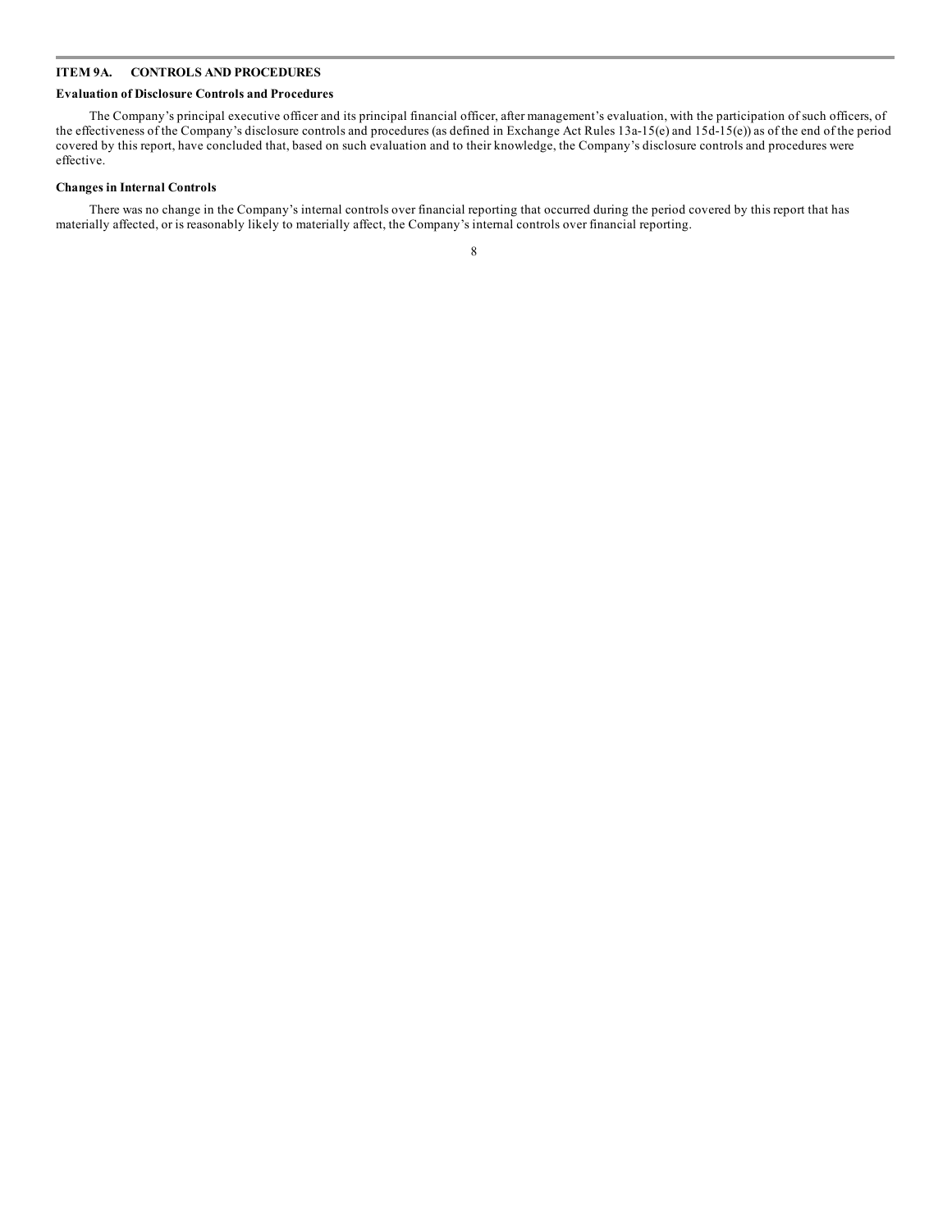## ITEM 9A. CONTROLS AND PROCEDURES

### Evaluation of Disclosure Controls and Procedures

The Company's principal executive officer and its principal financial officer, after management's evaluation, with the participation of such officers, of the effectiveness of the Company's disclosure controls and procedures (as defined in Exchange Act Rules 13a-15(e) and 15d-15(e)) as of the end of the period covered by this report, have concluded that, based on such evaluation and to their knowledge, the Company's disclosure controls and procedures were effective.

### Changes in Internal Controls

There was no change in the Company's internal controls over financial reporting that occurred during the period covered by this report that has materially affected, or is reasonably likely to materially affect, the Company's internal controls over financial reporting.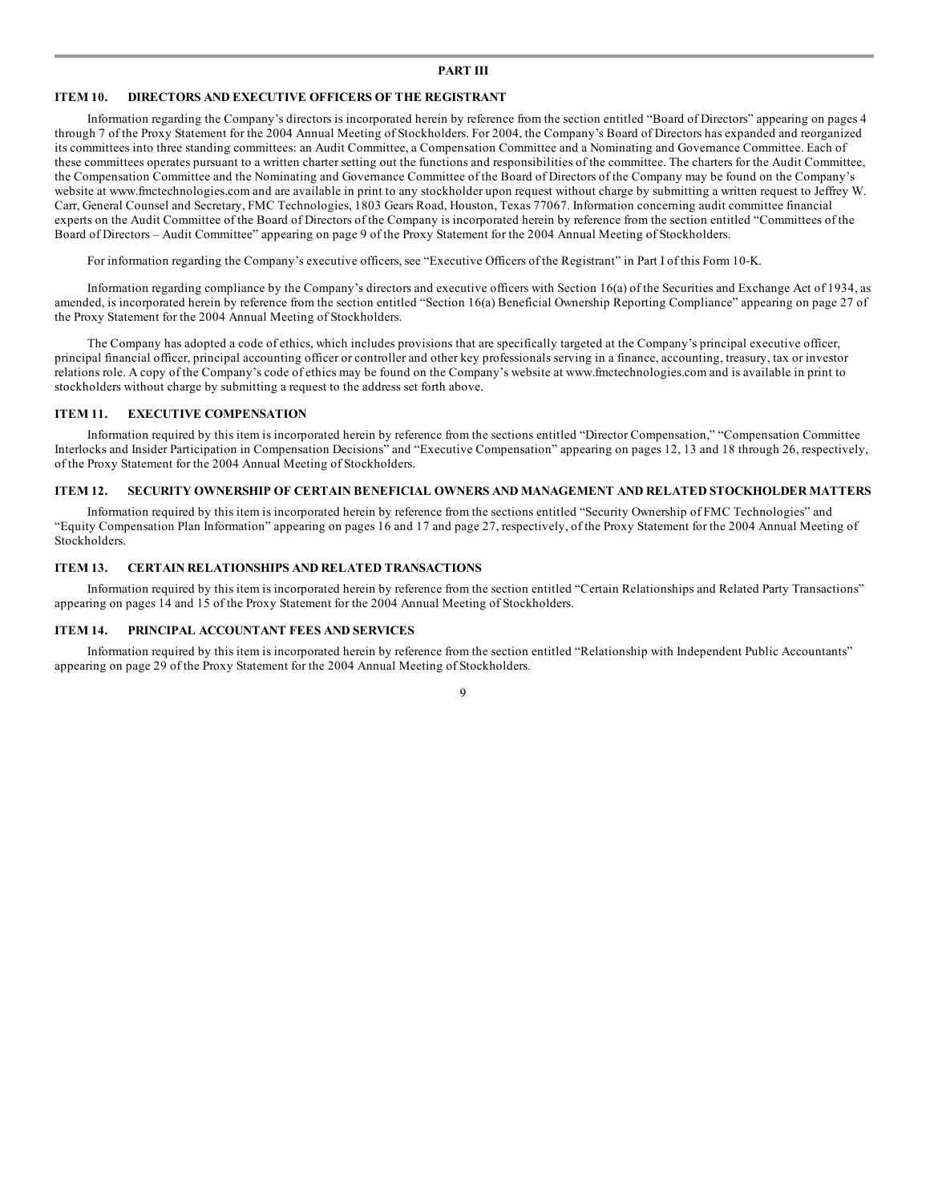# PART III

## ITEM 10. DIRECTORS AND EXECUTIVE OFFICERS OF THE REGISTRANT

Information regarding the Company's directors is incorporated herein by reference from the section entitled "Board of Directors" appearing on pages 4 through 7 of the Proxy Statement for the 2004 Annual Meeting of Stockholders. For 2004, the Company's Board of Directors has expanded and reorganized its committees into three standing committees: an Audit Committee, a Compensation Committee and a Nominating and Governance Committee. Each of these committees operates pursuant to a written charter setting out the functions and responsibilities of the committee. The charters for the Audit Committee, the Compensation Committee and the Nominating and Governance Committee of the Board of Directors of the Company may be found on the Company's website at www.fmctechnologies.com and are available in print to any stockholder upon request without charge by submitting a written request to Jeffrey W. Carr, General Counsel and Secretary, FMC Technologies, 1803 Gears Road, Houston, Texas 77067. Information concerning audit committee financial experts on the Audit Committee of the Board of Directors of the Company is incorporated herein by reference from the section entitled "Committees of the Board of Directors – Audit Committee" appearing on page 9 of the Proxy Statement for the 2004 Annual Meeting of Stockholders.

For information regarding the Company's executive officers, see "Executive Officers of the Registrant" in Part I of this Form 10-K.

Information regarding compliance by the Company's directors and executive officers with Section 16(a) of the Securities and Exchange Act of 1934, as amended, is incorporated herein by reference from the section entitled "Section 16(a) Beneficial Ownership Reporting Compliance" appearing on page 27 of the Proxy Statement for the 2004 Annual Meeting of Stockholders.

The Company has adopted a code of ethics, which includes provisions that are specifically targeted at the Company's principal executive officer, principal financial officer, principal accounting officer or controller and other key professionals serving in a finance, accounting, treasury, tax or investor relations role. A copy of the Company's code of ethics may be found on the Company's website at www.fmctechnologies.com and is available in print to stockholders without charge by submitting a request to the address set forth above.

## ITEM 11. EXECUTIVE COMPENSATION

Information required by this item is incorporated herein by reference from the sections entitled "Director Compensation," "Compensation Committee Interlocks and Insider Participation in Compensation Decisions" and "Executive Compensation" appearing on pages 12, 13 and 18 through 26, respectively, of the Proxy Statement for the 2004 Annual Meeting of Stockholders.

## ITEM 12. SECURITY OWNERSHIP OF CERTAIN BENEFICIAL OWNERS AND MANAGEMENT AND RELATED STOCKHOLDER MATTERS

Information required by this item is incorporated herein by reference from the sections entitled "Security Ownership of FMC Technologies" and "Equity Compensation Plan Information" appearing on pages 16 and 17 and page 27, respectively, of the Proxy Statement for the 2004 Annual Meeting of Stockholders.

## ITEM 13. CERTAIN RELATIONSHIPS AND RELATED TRANSACTIONS

Information required by this item is incorporated herein by reference from the section entitled "Certain Relationships and Related Party Transactions" appearing on pages 14 and 15 of the Proxy Statement for the 2004 Annual Meeting of Stockholders.

## ITEM 14. PRINCIPAL ACCOUNTANT FEES AND SERVICES

Information required by this item is incorporated herein by reference from the section entitled "Relationship with Independent Public Accountants" appearing on page 29 of the Proxy Statement for the 2004 Annual Meeting of Stockholders.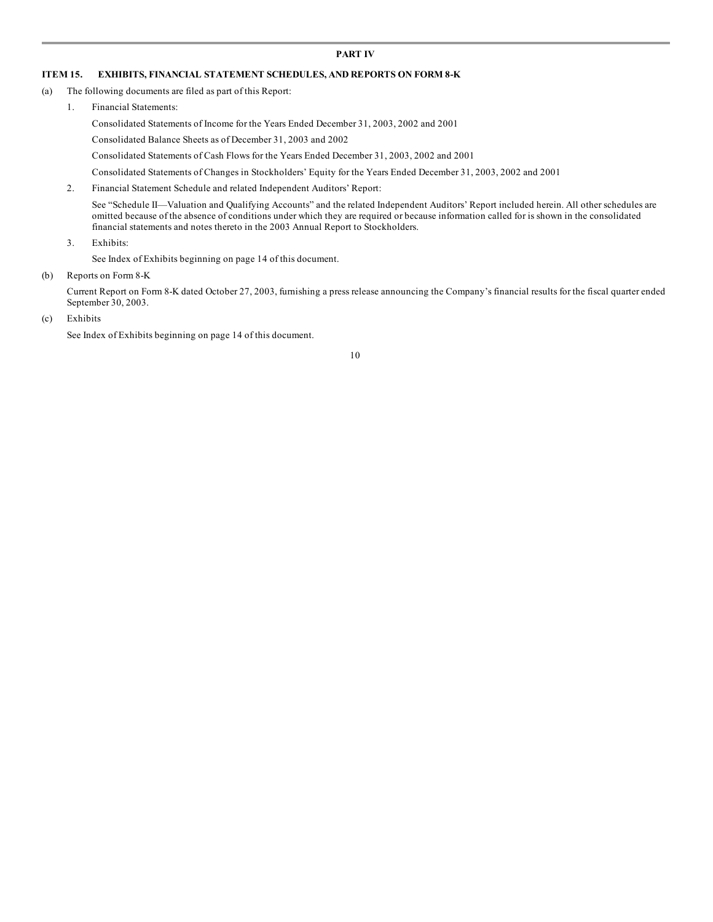## PART IV

### ITEM 15. EXHIBITS, FINANCIAL STATEMENT SCHEDULES, AND REPORTS ON FORM 8-K

(a) The following documents are filed as part of this Report:

1. Financial Statements:

   Consolidated Statements of Income for the Years Ended December 31, 2003, 2002 and 2001

   Consolidated Balance Sheets as of December 31, 2003 and 2002

   Consolidated Statements of Cash Flows for the Years Ended December 31, 2003, 2002 and 2001

   Consolidated Statements of Changes in Stockholders' Equity for the Years Ended December 31, 2003, 2002 and 2001

2. Financial Statement Schedule and related Independent Auditors' Report:

   See "Schedule II—Valuation and Qualifying Accounts" and the related Independent Auditors' Report included herein. All other schedules are omitted because of the absence of conditions under which they are required or because information called for is shown in the consolidated financial statements and notes thereto in the 2003 Annual Report to Stockholders.

3. Exhibits:

   See Index of Exhibits beginning on page 14 of this document.

(b) Reports on Form 8-K

Current Report on Form 8-K dated October 27, 2003, furnishing a press release announcing the Company's financial results for the fiscal quarter ended September 30, 2003.

(c) Exhibits

See Index of Exhibits beginning on page 14 of this document.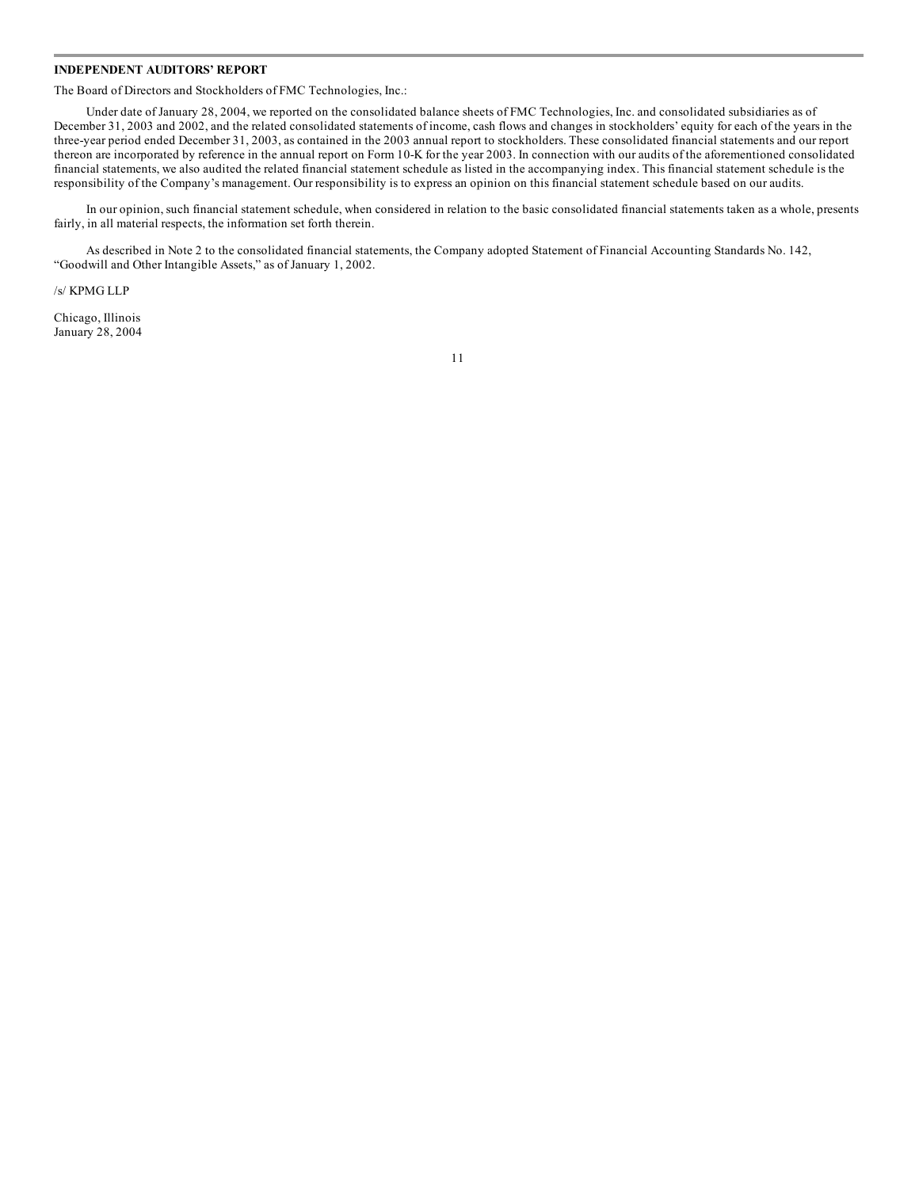## INDEPENDENT AUDITORS' REPORT

The Board of Directors and Stockholders of FMC Technologies, Inc.:

Under date of January 28, 2004, we reported on the consolidated balance sheets of FMC Technologies, Inc. and consolidated subsidiaries as of December 31, 2003 and 2002, and the related consolidated statements of income, cash flows and changes in stockholders' equity for each of the years in the three-year period ended December 31, 2003, as contained in the 2003 annual report to stockholders. These consolidated financial statements and our report thereon are incorporated by reference in the annual report on Form 10-K for the year 2003. In connection with our audits of the aforementioned consolidated financial statements, we also audited the related financial statement schedule as listed in the accompanying index. This financial statement schedule is the responsibility of the Company's management. Our responsibility is to express an opinion on this financial statement schedule based on our audits.

In our opinion, such financial statement schedule, when considered in relation to the basic consolidated financial statements taken as a whole, presents fairly, in all material respects, the information set forth therein.

As described in Note 2 to the consolidated financial statements, the Company adopted Statement of Financial Accounting Standards No. 142, "Goodwill and Other Intangible Assets," as of January 1, 2002.

/s/ KPMG LLP

Chicago, Illinois
January 28, 2004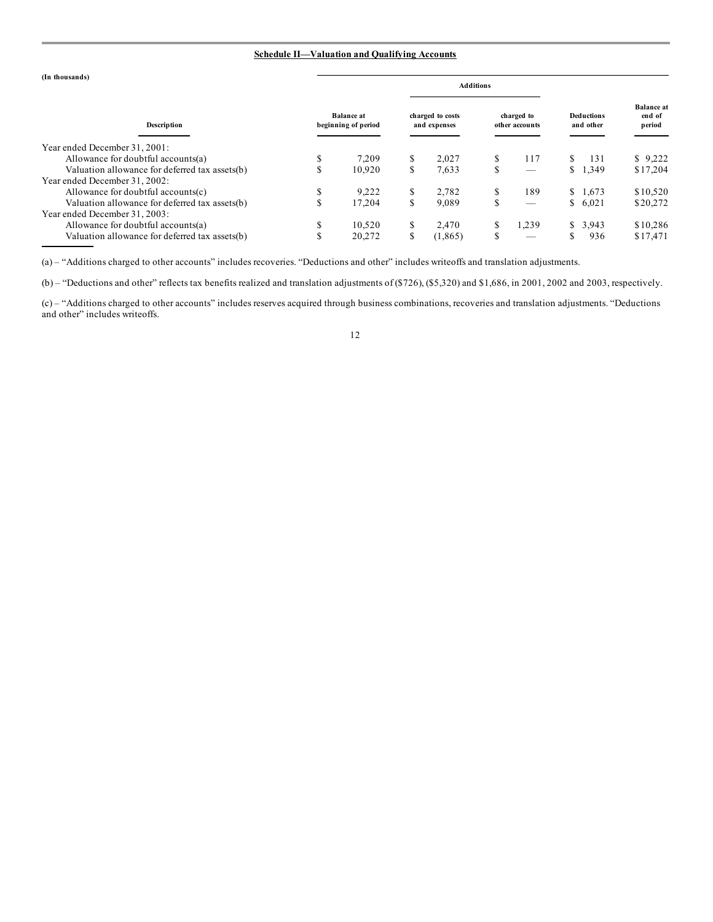## Schedule II—Valuation and Qualifying Accounts

(In thousands)

| Description | Balance at beginning of period | Additions charged to costs and expenses | Additions charged to other accounts | Deductions and other | Balance at end of period |
|---|---|---|---|---|---|
| Year ended December 31, 2001: | | | | | |
| Allowance for doubtful accounts(a) | $ 7,209 | $ 2,027 | $ 117 | $ 131 | $ 9,222 |
| Valuation allowance for deferred tax assets(b) | $ 10,920 | $ 7,633 | $ — | $ 1,349 | $17,204 |
| Year ended December 31, 2002: | | | | | |
| Allowance for doubtful accounts(c) | $ 9,222 | $ 2,782 | $ 189 | $ 1,673 | $10,520 |
| Valuation allowance for deferred tax assets(b) | $ 17,204 | $ 9,089 | $ — | $ 6,021 | $20,272 |
| Year ended December 31, 2003: | | | | | |
| Allowance for doubtful accounts(a) | $ 10,520 | $ 2,470 | $ 1,239 | $ 3,943 | $10,286 |
| Valuation allowance for deferred tax assets(b) | $ 20,272 | $ (1,865) | $ — | $ 936 | $17,471 |

(a) – "Additions charged to other accounts" includes recoveries. "Deductions and other" includes writeoffs and translation adjustments.

(b) – "Deductions and other" reflects tax benefits realized and translation adjustments of ($726), ($5,320) and $1,686, in 2001, 2002 and 2003, respectively.

(c) – "Additions charged to other accounts" includes reserves acquired through business combinations, recoveries and translation adjustments. "Deductions and other" includes writeoffs.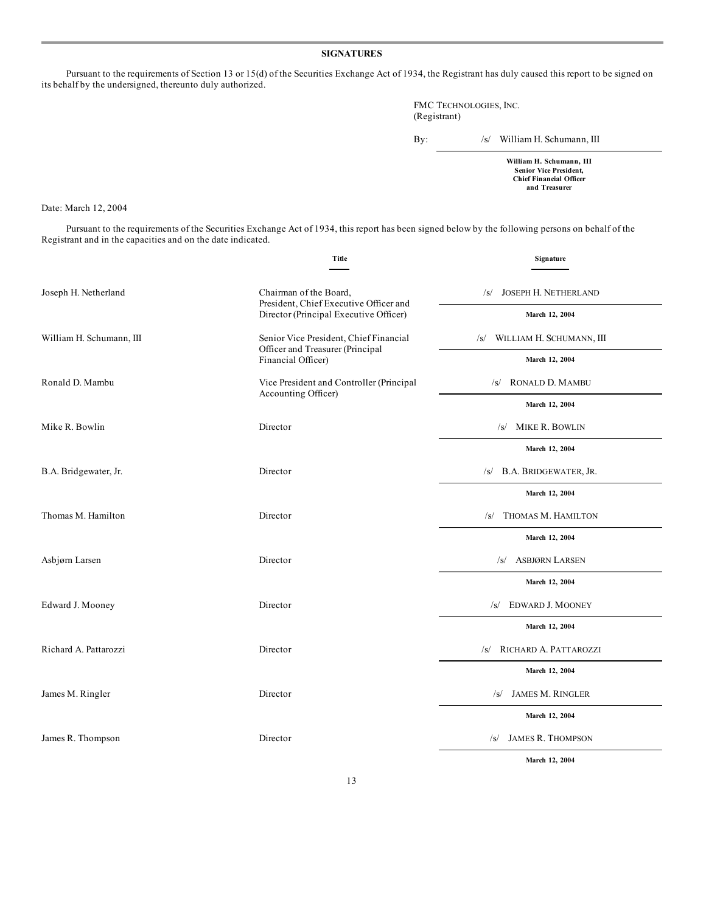## SIGNATURES

Pursuant to the requirements of Section 13 or 15(d) of the Securities Exchange Act of 1934, the Registrant has duly caused this report to be signed on its behalf by the undersigned, thereunto duly authorized.

FMC TECHNOLOGIES, INC.
(Registrant)

By: /s/ William H. Schumann, III

**William H. Schumann, III**
**Senior Vice President,**
**Chief Financial Officer**
**and Treasurer**

Date: March 12, 2004

Pursuant to the requirements of the Securities Exchange Act of 1934, this report has been signed below by the following persons on behalf of the Registrant and in the capacities and on the date indicated.

| | Title | Signature |
|---|---|---|
| Joseph H. Netherland | Chairman of the Board, President, Chief Executive Officer and Director (Principal Executive Officer) | /s/ JOSEPH H. NETHERLAND<br>March 12, 2004 |
| William H. Schumann, III | Senior Vice President, Chief Financial Officer and Treasurer (Principal Financial Officer) | /s/ WILLIAM H. SCHUMANN, III<br>March 12, 2004 |
| Ronald D. Mambu | Vice President and Controller (Principal Accounting Officer) | /s/ RONALD D. MAMBU<br>March 12, 2004 |
| Mike R. Bowlin | Director | /s/ MIKE R. BOWLIN<br>March 12, 2004 |
| B.A. Bridgewater, Jr. | Director | /s/ B.A. BRIDGEWATER, JR.<br>March 12, 2004 |
| Thomas M. Hamilton | Director | /s/ THOMAS M. HAMILTON<br>March 12, 2004 |
| Asbjørn Larsen | Director | /s/ ASBJØRN LARSEN<br>March 12, 2004 |
| Edward J. Mooney | Director | /s/ EDWARD J. MOONEY<br>March 12, 2004 |
| Richard A. Pattarozzi | Director | /s/ RICHARD A. PATTAROZZI<br>March 12, 2004 |
| James M. Ringler | Director | /s/ JAMES M. RINGLER<br>March 12, 2004 |
| James R. Thompson | Director | /s/ JAMES R. THOMPSON<br>March 12, 2004 |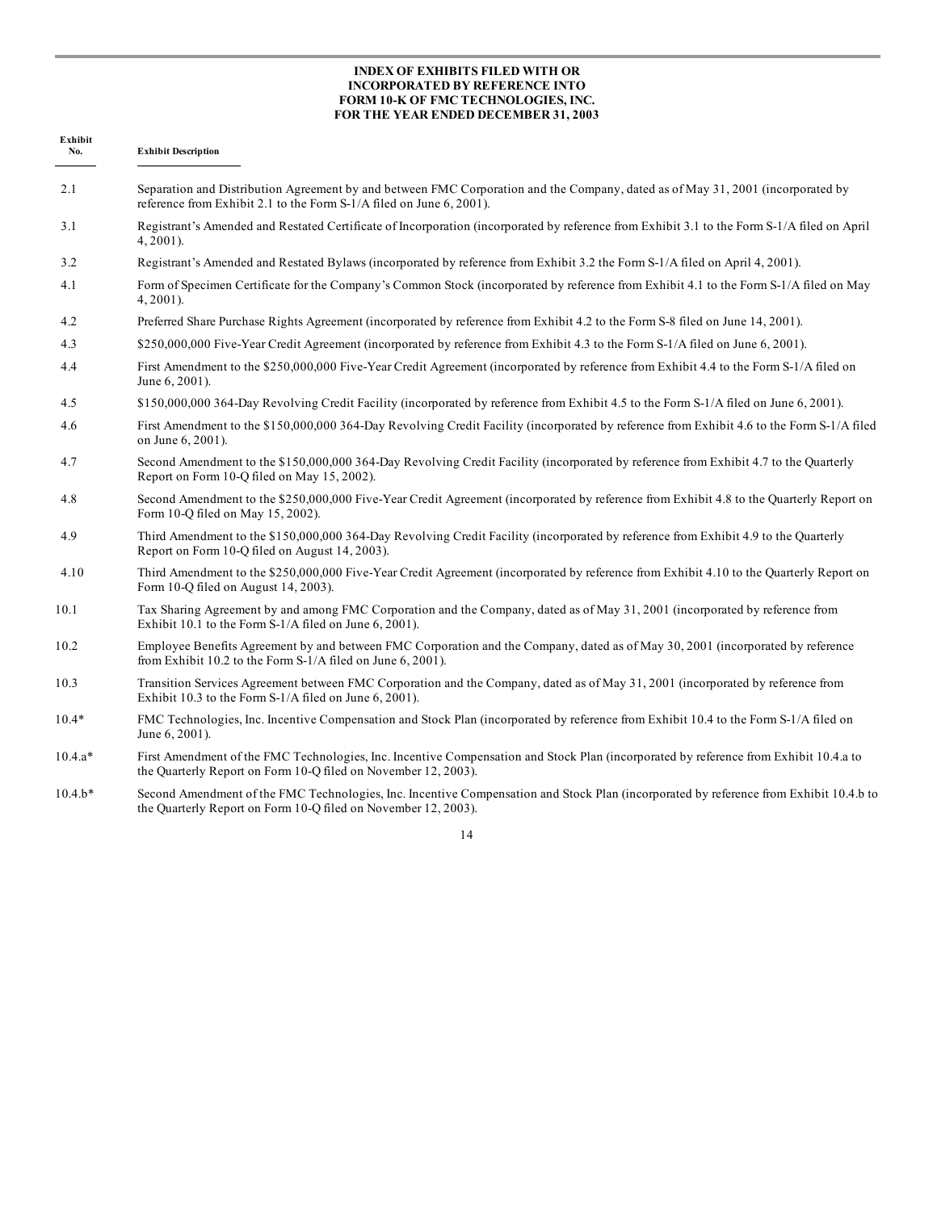**INDEX OF EXHIBITS FILED WITH OR INCORPORATED BY REFERENCE INTO FORM 10-K OF FMC TECHNOLOGIES, INC. FOR THE YEAR ENDED DECEMBER 31, 2003**

| Exhibit No. | Exhibit Description |
| --- | --- |
| 2.1 | Separation and Distribution Agreement by and between FMC Corporation and the Company, dated as of May 31, 2001 (incorporated by reference from Exhibit 2.1 to the Form S-1/A filed on June 6, 2001). |
| 3.1 | Registrant's Amended and Restated Certificate of Incorporation (incorporated by reference from Exhibit 3.1 to the Form S-1/A filed on April 4, 2001). |
| 3.2 | Registrant's Amended and Restated Bylaws (incorporated by reference from Exhibit 3.2 the Form S-1/A filed on April 4, 2001). |
| 4.1 | Form of Specimen Certificate for the Company's Common Stock (incorporated by reference from Exhibit 4.1 to the Form S-1/A filed on May 4, 2001). |
| 4.2 | Preferred Share Purchase Rights Agreement (incorporated by reference from Exhibit 4.2 to the Form S-8 filed on June 14, 2001). |
| 4.3 | $250,000,000 Five-Year Credit Agreement (incorporated by reference from Exhibit 4.3 to the Form S-1/A filed on June 6, 2001). |
| 4.4 | First Amendment to the $250,000,000 Five-Year Credit Agreement (incorporated by reference from Exhibit 4.4 to the Form S-1/A filed on June 6, 2001). |
| 4.5 | $150,000,000 364-Day Revolving Credit Facility (incorporated by reference from Exhibit 4.5 to the Form S-1/A filed on June 6, 2001). |
| 4.6 | First Amendment to the $150,000,000 364-Day Revolving Credit Facility (incorporated by reference from Exhibit 4.6 to the Form S-1/A filed on June 6, 2001). |
| 4.7 | Second Amendment to the $150,000,000 364-Day Revolving Credit Facility (incorporated by reference from Exhibit 4.7 to the Quarterly Report on Form 10-Q filed on May 15, 2002). |
| 4.8 | Second Amendment to the $250,000,000 Five-Year Credit Agreement (incorporated by reference from Exhibit 4.8 to the Quarterly Report on Form 10-Q filed on May 15, 2002). |
| 4.9 | Third Amendment to the $150,000,000 364-Day Revolving Credit Facility (incorporated by reference from Exhibit 4.9 to the Quarterly Report on Form 10-Q filed on August 14, 2003). |
| 4.10 | Third Amendment to the $250,000,000 Five-Year Credit Agreement (incorporated by reference from Exhibit 4.10 to the Quarterly Report on Form 10-Q filed on August 14, 2003). |
| 10.1 | Tax Sharing Agreement by and among FMC Corporation and the Company, dated as of May 31, 2001 (incorporated by reference from Exhibit 10.1 to the Form S-1/A filed on June 6, 2001). |
| 10.2 | Employee Benefits Agreement by and between FMC Corporation and the Company, dated as of May 30, 2001 (incorporated by reference from Exhibit 10.2 to the Form S-1/A filed on June 6, 2001). |
| 10.3 | Transition Services Agreement between FMC Corporation and the Company, dated as of May 31, 2001 (incorporated by reference from Exhibit 10.3 to the Form S-1/A filed on June 6, 2001). |
| 10.4* | FMC Technologies, Inc. Incentive Compensation and Stock Plan (incorporated by reference from Exhibit 10.4 to the Form S-1/A filed on June 6, 2001). |
| 10.4.a* | First Amendment of the FMC Technologies, Inc. Incentive Compensation and Stock Plan (incorporated by reference from Exhibit 10.4.a to the Quarterly Report on Form 10-Q filed on November 12, 2003). |
| 10.4.b* | Second Amendment of the FMC Technologies, Inc. Incentive Compensation and Stock Plan (incorporated by reference from Exhibit 10.4.b to the Quarterly Report on Form 10-Q filed on November 12, 2003). |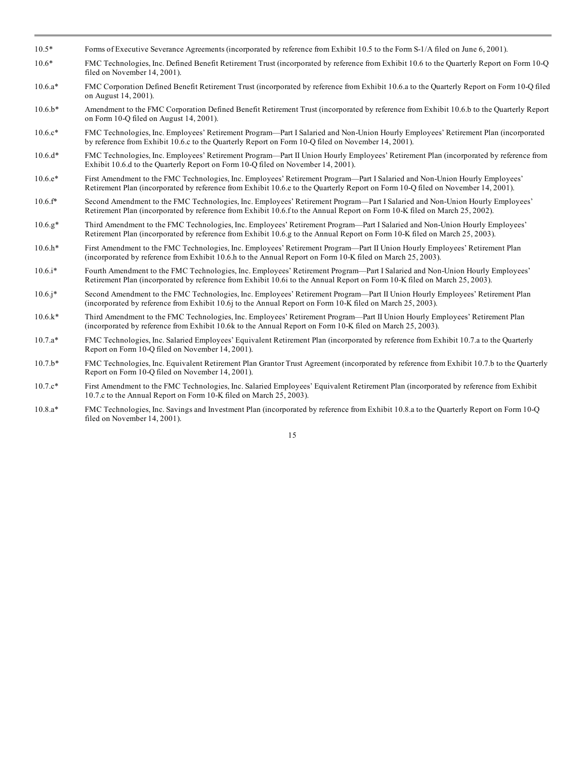| | |
|---|---|
| 10.5* | Forms of Executive Severance Agreements (incorporated by reference from Exhibit 10.5 to the Form S-1/A filed on June 6, 2001). |
| 10.6* | FMC Technologies, Inc. Defined Benefit Retirement Trust (incorporated by reference from Exhibit 10.6 to the Quarterly Report on Form 10-Q filed on November 14, 2001). |
| 10.6.a* | FMC Corporation Defined Benefit Retirement Trust (incorporated by reference from Exhibit 10.6.a to the Quarterly Report on Form 10-Q filed on August 14, 2001). |
| 10.6.b* | Amendment to the FMC Corporation Defined Benefit Retirement Trust (incorporated by reference from Exhibit 10.6.b to the Quarterly Report on Form 10-Q filed on August 14, 2001). |
| 10.6.c* | FMC Technologies, Inc. Employees' Retirement Program—Part I Salaried and Non-Union Hourly Employees' Retirement Plan (incorporated by reference from Exhibit 10.6.c to the Quarterly Report on Form 10-Q filed on November 14, 2001). |
| 10.6.d* | FMC Technologies, Inc. Employees' Retirement Program—Part II Union Hourly Employees' Retirement Plan (incorporated by reference from Exhibit 10.6.d to the Quarterly Report on Form 10-Q filed on November 14, 2001). |
| 10.6.e* | First Amendment to the FMC Technologies, Inc. Employees' Retirement Program—Part I Salaried and Non-Union Hourly Employees' Retirement Plan (incorporated by reference from Exhibit 10.6.e to the Quarterly Report on Form 10-Q filed on November 14, 2001). |
| 10.6.f* | Second Amendment to the FMC Technologies, Inc. Employees' Retirement Program—Part I Salaried and Non-Union Hourly Employees' Retirement Plan (incorporated by reference from Exhibit 10.6.f to the Annual Report on Form 10-K filed on March 25, 2002). |
| 10.6.g* | Third Amendment to the FMC Technologies, Inc. Employees' Retirement Program—Part I Salaried and Non-Union Hourly Employees' Retirement Plan (incorporated by reference from Exhibit 10.6.g to the Annual Report on Form 10-K filed on March 25, 2003). |
| 10.6.h* | First Amendment to the FMC Technologies, Inc. Employees' Retirement Program—Part II Union Hourly Employees' Retirement Plan (incorporated by reference from Exhibit 10.6.h to the Annual Report on Form 10-K filed on March 25, 2003). |
| 10.6.i* | Fourth Amendment to the FMC Technologies, Inc. Employees' Retirement Program—Part I Salaried and Non-Union Hourly Employees' Retirement Plan (incorporated by reference from Exhibit 10.6i to the Annual Report on Form 10-K filed on March 25, 2003). |
| 10.6.j* | Second Amendment to the FMC Technologies, Inc. Employees' Retirement Program—Part II Union Hourly Employees' Retirement Plan (incorporated by reference from Exhibit 10.6j to the Annual Report on Form 10-K filed on March 25, 2003). |
| 10.6.k* | Third Amendment to the FMC Technologies, Inc. Employees' Retirement Program—Part II Union Hourly Employees' Retirement Plan (incorporated by reference from Exhibit 10.6k to the Annual Report on Form 10-K filed on March 25, 2003). |
| 10.7.a* | FMC Technologies, Inc. Salaried Employees' Equivalent Retirement Plan (incorporated by reference from Exhibit 10.7.a to the Quarterly Report on Form 10-Q filed on November 14, 2001). |
| 10.7.b* | FMC Technologies, Inc. Equivalent Retirement Plan Grantor Trust Agreement (incorporated by reference from Exhibit 10.7.b to the Quarterly Report on Form 10-Q filed on November 14, 2001). |
| 10.7.c* | First Amendment to the FMC Technologies, Inc. Salaried Employees' Equivalent Retirement Plan (incorporated by reference from Exhibit 10.7.c to the Annual Report on Form 10-K filed on March 25, 2003). |
| 10.8.a* | FMC Technologies, Inc. Savings and Investment Plan (incorporated by reference from Exhibit 10.8.a to the Quarterly Report on Form 10-Q filed on November 14, 2001). |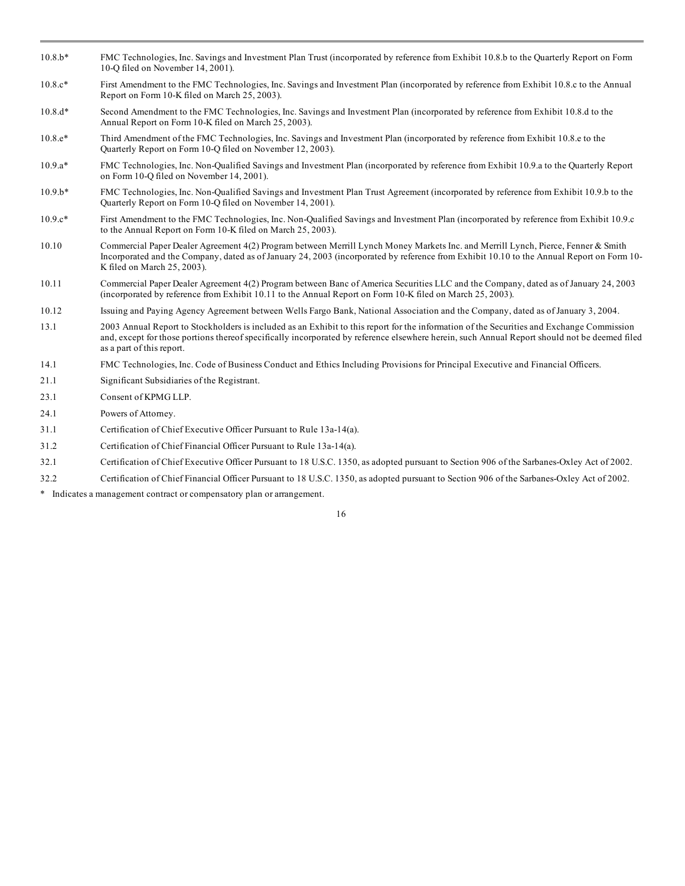| | |
|---|---|
| 10.8.b* | FMC Technologies, Inc. Savings and Investment Plan Trust (incorporated by reference from Exhibit 10.8.b to the Quarterly Report on Form 10-Q filed on November 14, 2001). |
| 10.8.c* | First Amendment to the FMC Technologies, Inc. Savings and Investment Plan (incorporated by reference from Exhibit 10.8.c to the Annual Report on Form 10-K filed on March 25, 2003). |
| 10.8.d* | Second Amendment to the FMC Technologies, Inc. Savings and Investment Plan (incorporated by reference from Exhibit 10.8.d to the Annual Report on Form 10-K filed on March 25, 2003). |
| 10.8.e* | Third Amendment of the FMC Technologies, Inc. Savings and Investment Plan (incorporated by reference from Exhibit 10.8.e to the Quarterly Report on Form 10-Q filed on November 12, 2003). |
| 10.9.a* | FMC Technologies, Inc. Non-Qualified Savings and Investment Plan (incorporated by reference from Exhibit 10.9.a to the Quarterly Report on Form 10-Q filed on November 14, 2001). |
| 10.9.b* | FMC Technologies, Inc. Non-Qualified Savings and Investment Plan Trust Agreement (incorporated by reference from Exhibit 10.9.b to the Quarterly Report on Form 10-Q filed on November 14, 2001). |
| 10.9.c* | First Amendment to the FMC Technologies, Inc. Non-Qualified Savings and Investment Plan (incorporated by reference from Exhibit 10.9.c to the Annual Report on Form 10-K filed on March 25, 2003). |
| 10.10 | Commercial Paper Dealer Agreement 4(2) Program between Merrill Lynch Money Markets Inc. and Merrill Lynch, Pierce, Fenner & Smith Incorporated and the Company, dated as of January 24, 2003 (incorporated by reference from Exhibit 10.10 to the Annual Report on Form 10-K filed on March 25, 2003). |
| 10.11 | Commercial Paper Dealer Agreement 4(2) Program between Banc of America Securities LLC and the Company, dated as of January 24, 2003 (incorporated by reference from Exhibit 10.11 to the Annual Report on Form 10-K filed on March 25, 2003). |
| 10.12 | Issuing and Paying Agency Agreement between Wells Fargo Bank, National Association and the Company, dated as of January 3, 2004. |
| 13.1 | 2003 Annual Report to Stockholders is included as an Exhibit to this report for the information of the Securities and Exchange Commission and, except for those portions thereof specifically incorporated by reference elsewhere herein, such Annual Report should not be deemed filed as a part of this report. |
| 14.1 | FMC Technologies, Inc. Code of Business Conduct and Ethics Including Provisions for Principal Executive and Financial Officers. |
| 21.1 | Significant Subsidiaries of the Registrant. |
| 23.1 | Consent of KPMG LLP. |
| 24.1 | Powers of Attorney. |
| 31.1 | Certification of Chief Executive Officer Pursuant to Rule 13a-14(a). |
| 31.2 | Certification of Chief Financial Officer Pursuant to Rule 13a-14(a). |
| 32.1 | Certification of Chief Executive Officer Pursuant to 18 U.S.C. 1350, as adopted pursuant to Section 906 of the Sarbanes-Oxley Act of 2002. |
| 32.2 | Certification of Chief Financial Officer Pursuant to 18 U.S.C. 1350, as adopted pursuant to Section 906 of the Sarbanes-Oxley Act of 2002. |

* Indicates a management contract or compensatory plan or arrangement.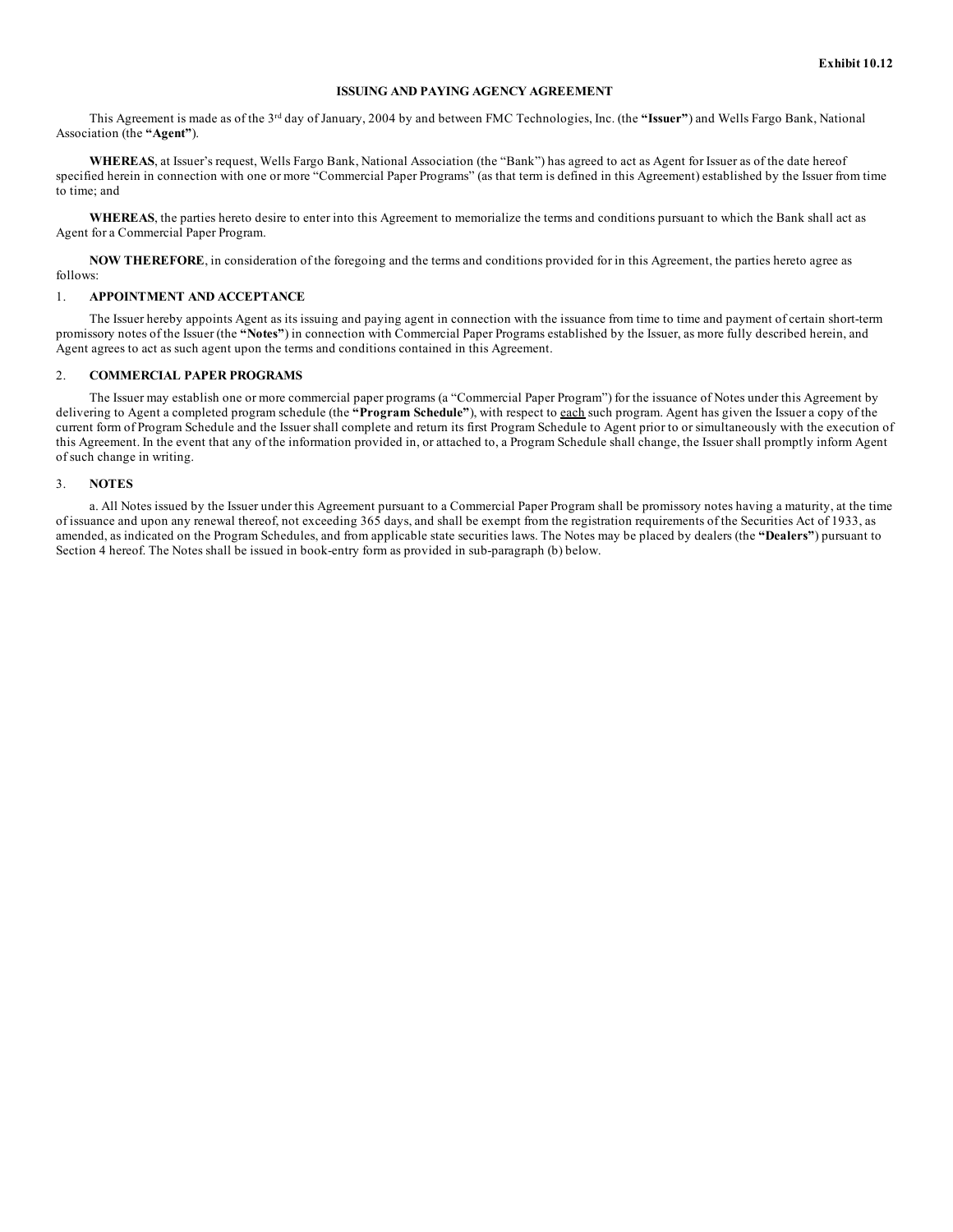Exhibit 10.12

# ISSUING AND PAYING AGENCY AGREEMENT

This Agreement is made as of the 3rd day of January, 2004 by and between FMC Technologies, Inc. (the **"Issuer"**) and Wells Fargo Bank, National Association (the **"Agent"**).

**WHEREAS**, at Issuer's request, Wells Fargo Bank, National Association (the "Bank") has agreed to act as Agent for Issuer as of the date hereof specified herein in connection with one or more "Commercial Paper Programs" (as that term is defined in this Agreement) established by the Issuer from time to time; and

**WHEREAS**, the parties hereto desire to enter into this Agreement to memorialize the terms and conditions pursuant to which the Bank shall act as Agent for a Commercial Paper Program.

**NOW THEREFORE**, in consideration of the foregoing and the terms and conditions provided for in this Agreement, the parties hereto agree as follows:

## 1. APPOINTMENT AND ACCEPTANCE

The Issuer hereby appoints Agent as its issuing and paying agent in connection with the issuance from time to time and payment of certain short-term promissory notes of the Issuer (the **"Notes"**) in connection with Commercial Paper Programs established by the Issuer, as more fully described herein, and Agent agrees to act as such agent upon the terms and conditions contained in this Agreement.

## 2. COMMERCIAL PAPER PROGRAMS

The Issuer may establish one or more commercial paper programs (a "Commercial Paper Program") for the issuance of Notes under this Agreement by delivering to Agent a completed program schedule (the **"Program Schedule"**), with respect to each such program. Agent has given the Issuer a copy of the current form of Program Schedule and the Issuer shall complete and return its first Program Schedule to Agent prior to or simultaneously with the execution of this Agreement. In the event that any of the information provided in, or attached to, a Program Schedule shall change, the Issuer shall promptly inform Agent of such change in writing.

## 3. NOTES

a. All Notes issued by the Issuer under this Agreement pursuant to a Commercial Paper Program shall be promissory notes having a maturity, at the time of issuance and upon any renewal thereof, not exceeding 365 days, and shall be exempt from the registration requirements of the Securities Act of 1933, as amended, as indicated on the Program Schedules, and from applicable state securities laws. The Notes may be placed by dealers (the **"Dealers"**) pursuant to Section 4 hereof. The Notes shall be issued in book-entry form as provided in sub-paragraph (b) below.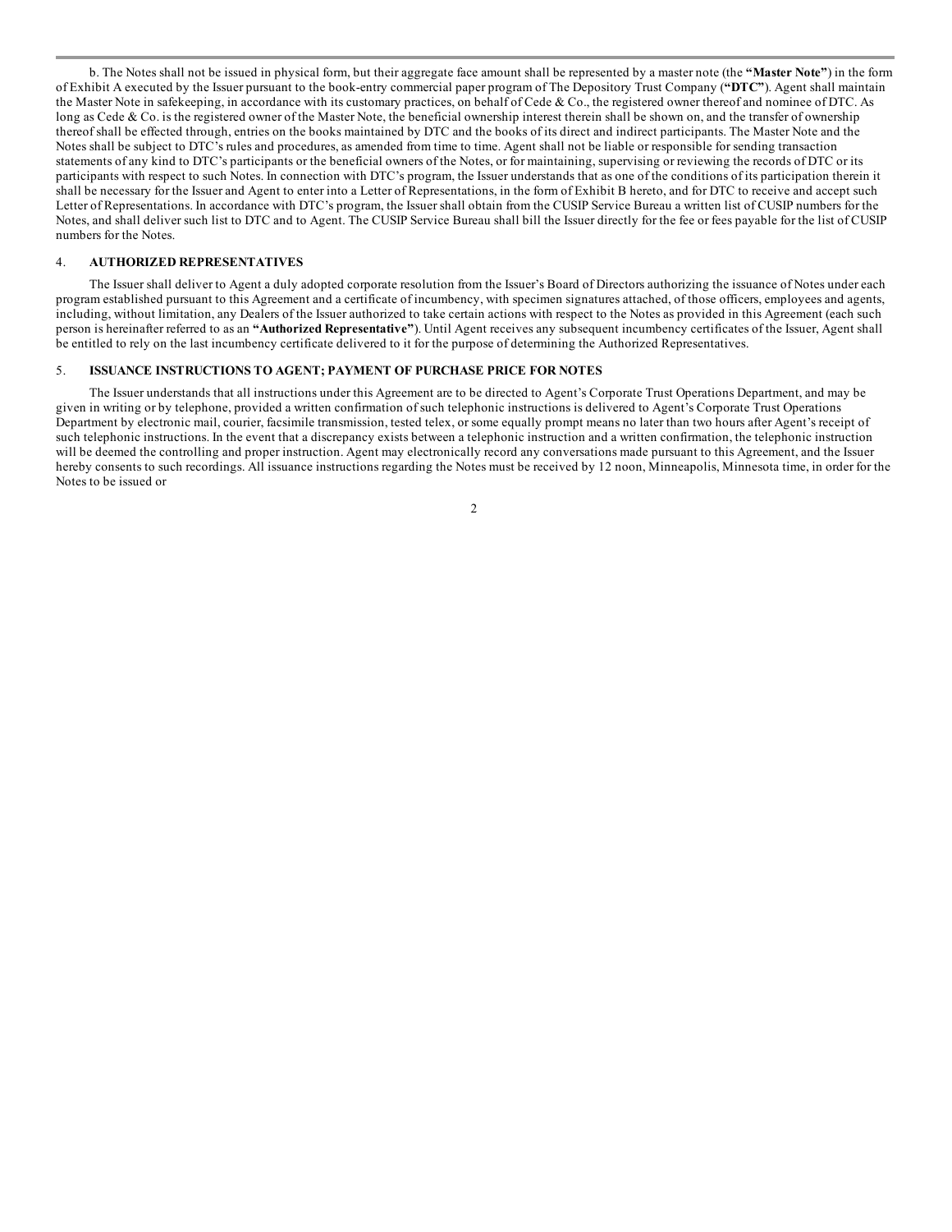b. The Notes shall not be issued in physical form, but their aggregate face amount shall be represented by a master note (the **"Master Note"**) in the form of Exhibit A executed by the Issuer pursuant to the book-entry commercial paper program of The Depository Trust Company (**"DTC"**). Agent shall maintain the Master Note in safekeeping, in accordance with its customary practices, on behalf of Cede & Co., the registered owner thereof and nominee of DTC. As long as Cede & Co. is the registered owner of the Master Note, the beneficial ownership interest therein shall be shown on, and the transfer of ownership thereof shall be effected through, entries on the books maintained by DTC and the books of its direct and indirect participants. The Master Note and the Notes shall be subject to DTC's rules and procedures, as amended from time to time. Agent shall not be liable or responsible for sending transaction statements of any kind to DTC's participants or the beneficial owners of the Notes, or for maintaining, supervising or reviewing the records of DTC or its participants with respect to such Notes. In connection with DTC's program, the Issuer understands that as one of the conditions of its participation therein it shall be necessary for the Issuer and Agent to enter into a Letter of Representations, in the form of Exhibit B hereto, and for DTC to receive and accept such Letter of Representations. In accordance with DTC's program, the Issuer shall obtain from the CUSIP Service Bureau a written list of CUSIP numbers for the Notes, and shall deliver such list to DTC and to Agent. The CUSIP Service Bureau shall bill the Issuer directly for the fee or fees payable for the list of CUSIP numbers for the Notes.

## 4. AUTHORIZED REPRESENTATIVES

The Issuer shall deliver to Agent a duly adopted corporate resolution from the Issuer's Board of Directors authorizing the issuance of Notes under each program established pursuant to this Agreement and a certificate of incumbency, with specimen signatures attached, of those officers, employees and agents, including, without limitation, any Dealers of the Issuer authorized to take certain actions with respect to the Notes as provided in this Agreement (each such person is hereinafter referred to as an **"Authorized Representative"**). Until Agent receives any subsequent incumbency certificates of the Issuer, Agent shall be entitled to rely on the last incumbency certificate delivered to it for the purpose of determining the Authorized Representatives.

## 5. ISSUANCE INSTRUCTIONS TO AGENT; PAYMENT OF PURCHASE PRICE FOR NOTES

The Issuer understands that all instructions under this Agreement are to be directed to Agent's Corporate Trust Operations Department, and may be given in writing or by telephone, provided a written confirmation of such telephonic instructions is delivered to Agent's Corporate Trust Operations Department by electronic mail, courier, facsimile transmission, tested telex, or some equally prompt means no later than two hours after Agent's receipt of such telephonic instructions. In the event that a discrepancy exists between a telephonic instruction and a written confirmation, the telephonic instruction will be deemed the controlling and proper instruction. Agent may electronically record any conversations made pursuant to this Agreement, and the Issuer hereby consents to such recordings. All issuance instructions regarding the Notes must be received by 12 noon, Minneapolis, Minnesota time, in order for the Notes to be issued or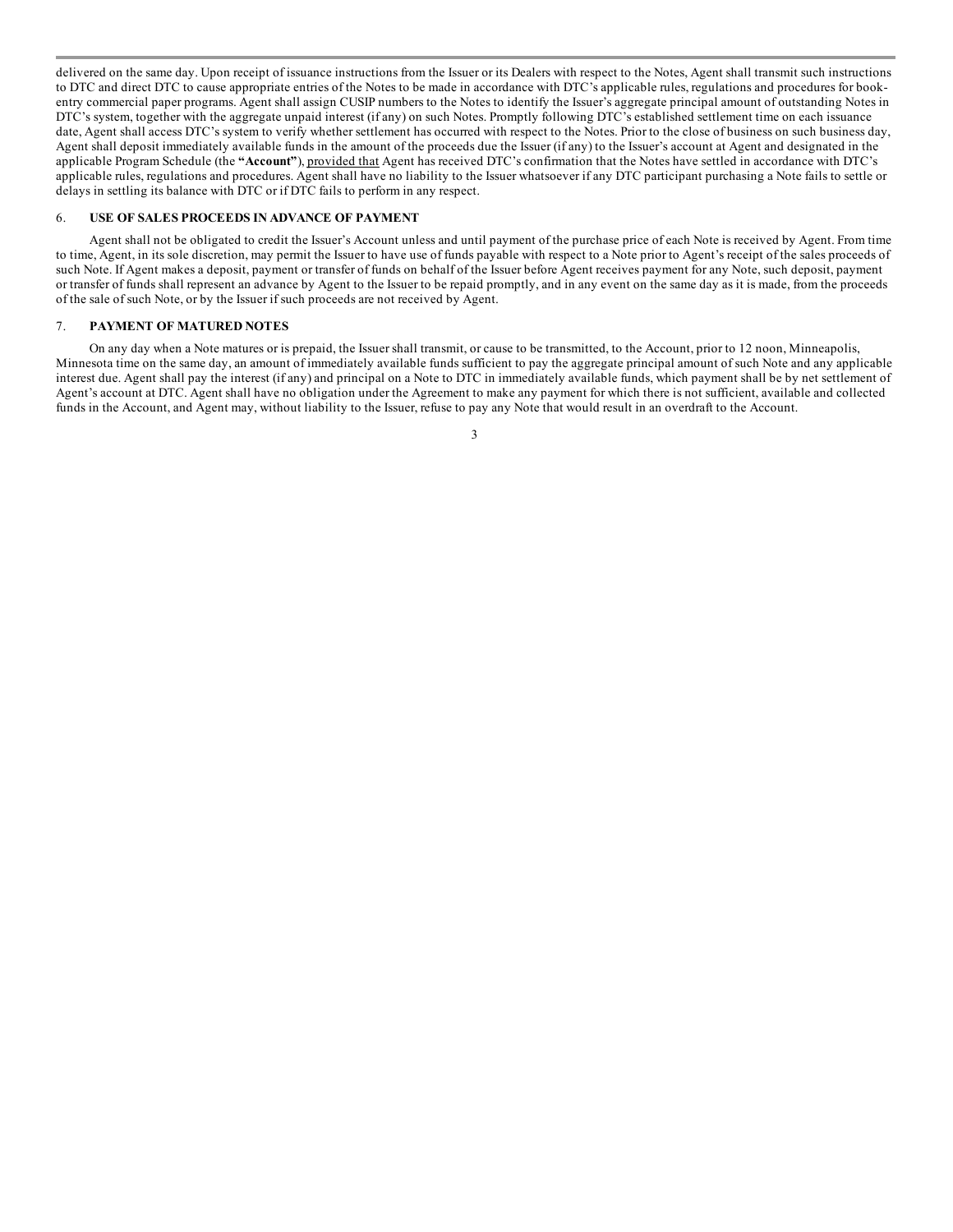delivered on the same day. Upon receipt of issuance instructions from the Issuer or its Dealers with respect to the Notes, Agent shall transmit such instructions to DTC and direct DTC to cause appropriate entries of the Notes to be made in accordance with DTC's applicable rules, regulations and procedures for book-entry commercial paper programs. Agent shall assign CUSIP numbers to the Notes to identify the Issuer's aggregate principal amount of outstanding Notes in DTC's system, together with the aggregate unpaid interest (if any) on such Notes. Promptly following DTC's established settlement time on each issuance date, Agent shall access DTC's system to verify whether settlement has occurred with respect to the Notes. Prior to the close of business on such business day, Agent shall deposit immediately available funds in the amount of the proceeds due the Issuer (if any) to the Issuer's account at Agent and designated in the applicable Program Schedule (the **"Account"**), provided that Agent has received DTC's confirmation that the Notes have settled in accordance with DTC's applicable rules, regulations and procedures. Agent shall have no liability to the Issuer whatsoever if any DTC participant purchasing a Note fails to settle or delays in settling its balance with DTC or if DTC fails to perform in any respect.

## 6. USE OF SALES PROCEEDS IN ADVANCE OF PAYMENT

Agent shall not be obligated to credit the Issuer's Account unless and until payment of the purchase price of each Note is received by Agent. From time to time, Agent, in its sole discretion, may permit the Issuer to have use of funds payable with respect to a Note prior to Agent's receipt of the sales proceeds of such Note. If Agent makes a deposit, payment or transfer of funds on behalf of the Issuer before Agent receives payment for any Note, such deposit, payment or transfer of funds shall represent an advance by Agent to the Issuer to be repaid promptly, and in any event on the same day as it is made, from the proceeds of the sale of such Note, or by the Issuer if such proceeds are not received by Agent.

## 7. PAYMENT OF MATURED NOTES

On any day when a Note matures or is prepaid, the Issuer shall transmit, or cause to be transmitted, to the Account, prior to 12 noon, Minneapolis, Minnesota time on the same day, an amount of immediately available funds sufficient to pay the aggregate principal amount of such Note and any applicable interest due. Agent shall pay the interest (if any) and principal on a Note to DTC in immediately available funds, which payment shall be by net settlement of Agent's account at DTC. Agent shall have no obligation under the Agreement to make any payment for which there is not sufficient, available and collected funds in the Account, and Agent may, without liability to the Issuer, refuse to pay any Note that would result in an overdraft to the Account.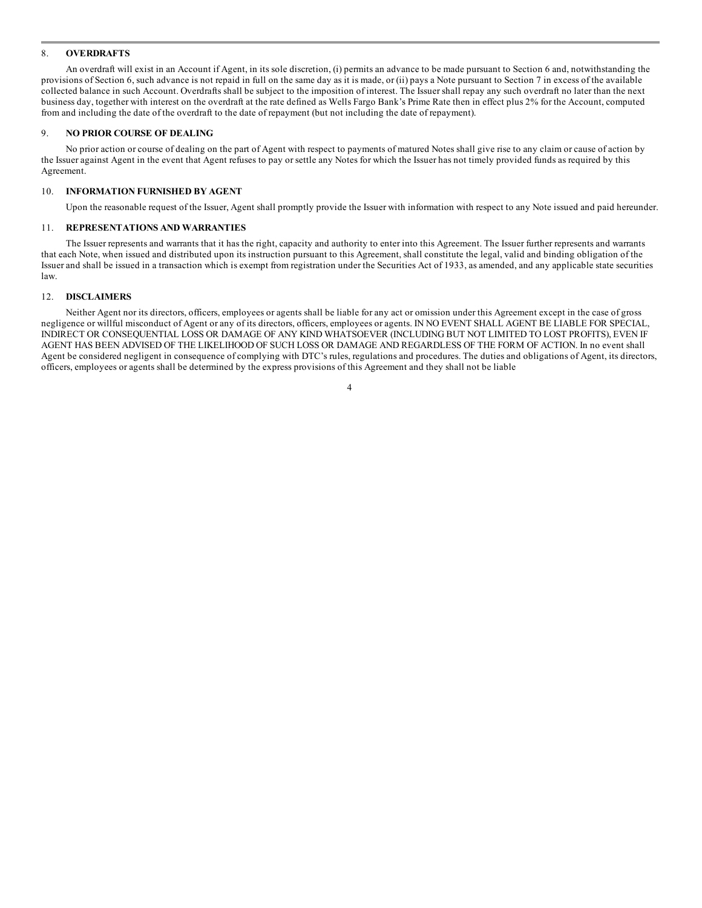## 8. OVERDRAFTS

An overdraft will exist in an Account if Agent, in its sole discretion, (i) permits an advance to be made pursuant to Section 6 and, notwithstanding the provisions of Section 6, such advance is not repaid in full on the same day as it is made, or (ii) pays a Note pursuant to Section 7 in excess of the available collected balance in such Account. Overdrafts shall be subject to the imposition of interest. The Issuer shall repay any such overdraft no later than the next business day, together with interest on the overdraft at the rate defined as Wells Fargo Bank's Prime Rate then in effect plus 2% for the Account, computed from and including the date of the overdraft to the date of repayment (but not including the date of repayment).

## 9. NO PRIOR COURSE OF DEALING

No prior action or course of dealing on the part of Agent with respect to payments of matured Notes shall give rise to any claim or cause of action by the Issuer against Agent in the event that Agent refuses to pay or settle any Notes for which the Issuer has not timely provided funds as required by this Agreement.

## 10. INFORMATION FURNISHED BY AGENT

Upon the reasonable request of the Issuer, Agent shall promptly provide the Issuer with information with respect to any Note issued and paid hereunder.

## 11. REPRESENTATIONS AND WARRANTIES

The Issuer represents and warrants that it has the right, capacity and authority to enter into this Agreement. The Issuer further represents and warrants that each Note, when issued and distributed upon its instruction pursuant to this Agreement, shall constitute the legal, valid and binding obligation of the Issuer and shall be issued in a transaction which is exempt from registration under the Securities Act of 1933, as amended, and any applicable state securities law.

## 12. DISCLAIMERS

Neither Agent nor its directors, officers, employees or agents shall be liable for any act or omission under this Agreement except in the case of gross negligence or willful misconduct of Agent or any of its directors, officers, employees or agents. IN NO EVENT SHALL AGENT BE LIABLE FOR SPECIAL, INDIRECT OR CONSEQUENTIAL LOSS OR DAMAGE OF ANY KIND WHATSOEVER (INCLUDING BUT NOT LIMITED TO LOST PROFITS), EVEN IF AGENT HAS BEEN ADVISED OF THE LIKELIHOOD OF SUCH LOSS OR DAMAGE AND REGARDLESS OF THE FORM OF ACTION. In no event shall Agent be considered negligent in consequence of complying with DTC's rules, regulations and procedures. The duties and obligations of Agent, its directors, officers, employees or agents shall be determined by the express provisions of this Agreement and they shall not be liable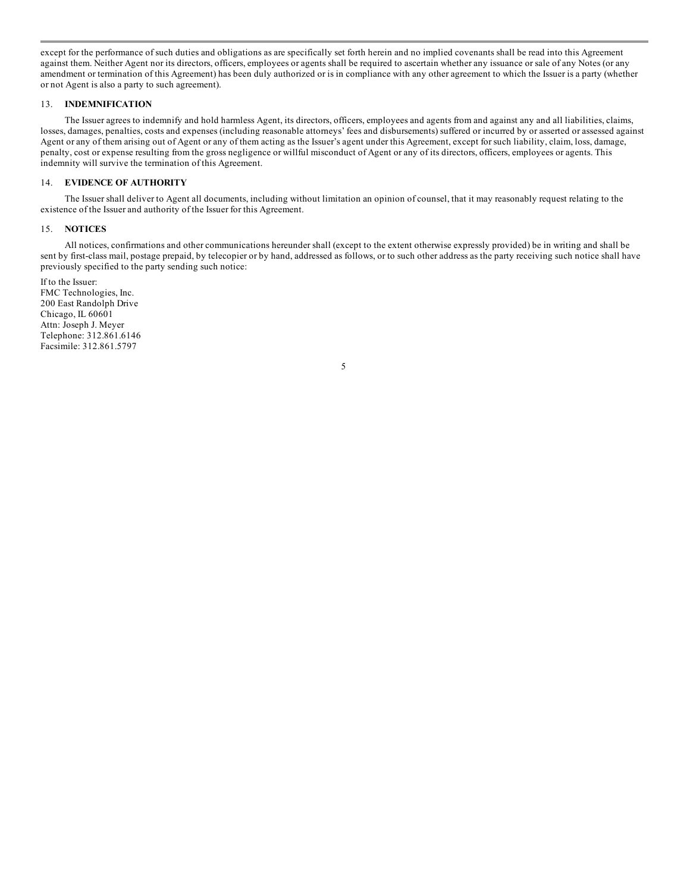except for the performance of such duties and obligations as are specifically set forth herein and no implied covenants shall be read into this Agreement against them. Neither Agent nor its directors, officers, employees or agents shall be required to ascertain whether any issuance or sale of any Notes (or any amendment or termination of this Agreement) has been duly authorized or is in compliance with any other agreement to which the Issuer is a party (whether or not Agent is also a party to such agreement).

13. **INDEMNIFICATION**

The Issuer agrees to indemnify and hold harmless Agent, its directors, officers, employees and agents from and against any and all liabilities, claims, losses, damages, penalties, costs and expenses (including reasonable attorneys' fees and disbursements) suffered or incurred by or asserted or assessed against Agent or any of them arising out of Agent or any of them acting as the Issuer's agent under this Agreement, except for such liability, claim, loss, damage, penalty, cost or expense resulting from the gross negligence or willful misconduct of Agent or any of its directors, officers, employees or agents. This indemnity will survive the termination of this Agreement.

14. **EVIDENCE OF AUTHORITY**

The Issuer shall deliver to Agent all documents, including without limitation an opinion of counsel, that it may reasonably request relating to the existence of the Issuer and authority of the Issuer for this Agreement.

15. **NOTICES**

All notices, confirmations and other communications hereunder shall (except to the extent otherwise expressly provided) be in writing and shall be sent by first-class mail, postage prepaid, by telecopier or by hand, addressed as follows, or to such other address as the party receiving such notice shall have previously specified to the party sending such notice:

If to the Issuer:
FMC Technologies, Inc.
200 East Randolph Drive
Chicago, IL 60601
Attn: Joseph J. Meyer
Telephone: 312.861.6146
Facsimile: 312.861.5797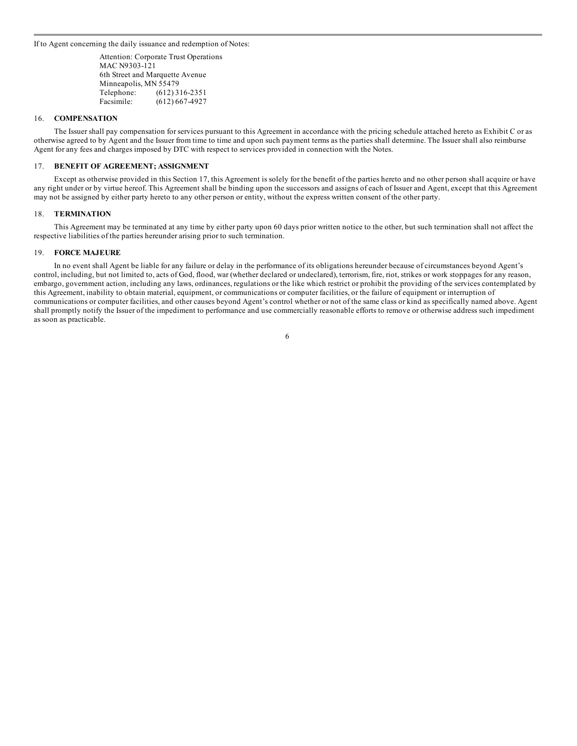If to Agent concerning the daily issuance and redemption of Notes:

Attention: Corporate Trust Operations
MAC N9303-121
6th Street and Marquette Avenue
Minneapolis, MN 55479
Telephone: (612) 316-2351
Facsimile: (612) 667-4927

## 16. COMPENSATION

The Issuer shall pay compensation for services pursuant to this Agreement in accordance with the pricing schedule attached hereto as Exhibit C or as otherwise agreed to by Agent and the Issuer from time to time and upon such payment terms as the parties shall determine. The Issuer shall also reimburse Agent for any fees and charges imposed by DTC with respect to services provided in connection with the Notes.

## 17. BENEFIT OF AGREEMENT; ASSIGNMENT

Except as otherwise provided in this Section 17, this Agreement is solely for the benefit of the parties hereto and no other person shall acquire or have any right under or by virtue hereof. This Agreement shall be binding upon the successors and assigns of each of Issuer and Agent, except that this Agreement may not be assigned by either party hereto to any other person or entity, without the express written consent of the other party.

## 18. TERMINATION

This Agreement may be terminated at any time by either party upon 60 days prior written notice to the other, but such termination shall not affect the respective liabilities of the parties hereunder arising prior to such termination.

## 19. FORCE MAJEURE

In no event shall Agent be liable for any failure or delay in the performance of its obligations hereunder because of circumstances beyond Agent's control, including, but not limited to, acts of God, flood, war (whether declared or undeclared), terrorism, fire, riot, strikes or work stoppages for any reason, embargo, government action, including any laws, ordinances, regulations or the like which restrict or prohibit the providing of the services contemplated by this Agreement, inability to obtain material, equipment, or communications or computer facilities, or the failure of equipment or interruption of communications or computer facilities, and other causes beyond Agent's control whether or not of the same class or kind as specifically named above. Agent shall promptly notify the Issuer of the impediment to performance and use commercially reasonable efforts to remove or otherwise address such impediment as soon as practicable.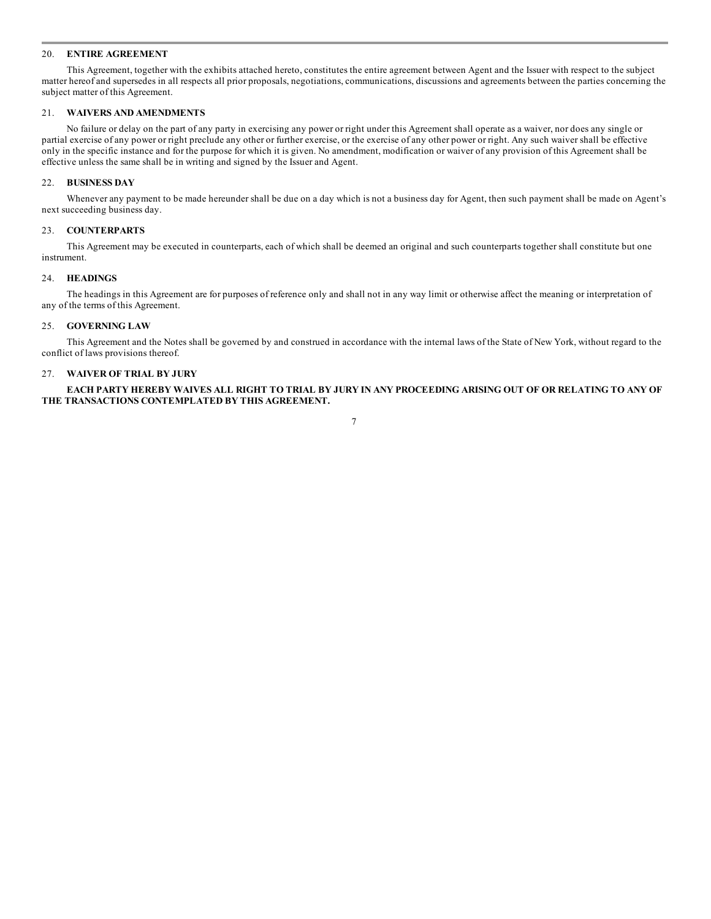## 20. ENTIRE AGREEMENT

This Agreement, together with the exhibits attached hereto, constitutes the entire agreement between Agent and the Issuer with respect to the subject matter hereof and supersedes in all respects all prior proposals, negotiations, communications, discussions and agreements between the parties concerning the subject matter of this Agreement.

## 21. WAIVERS AND AMENDMENTS

No failure or delay on the part of any party in exercising any power or right under this Agreement shall operate as a waiver, nor does any single or partial exercise of any power or right preclude any other or further exercise, or the exercise of any other power or right. Any such waiver shall be effective only in the specific instance and for the purpose for which it is given. No amendment, modification or waiver of any provision of this Agreement shall be effective unless the same shall be in writing and signed by the Issuer and Agent.

## 22. BUSINESS DAY

Whenever any payment to be made hereunder shall be due on a day which is not a business day for Agent, then such payment shall be made on Agent's next succeeding business day.

## 23. COUNTERPARTS

This Agreement may be executed in counterparts, each of which shall be deemed an original and such counterparts together shall constitute but one instrument.

## 24. HEADINGS

The headings in this Agreement are for purposes of reference only and shall not in any way limit or otherwise affect the meaning or interpretation of any of the terms of this Agreement.

## 25. GOVERNING LAW

This Agreement and the Notes shall be governed by and construed in accordance with the internal laws of the State of New York, without regard to the conflict of laws provisions thereof.

## 27. WAIVER OF TRIAL BY JURY

**EACH PARTY HEREBY WAIVES ALL RIGHT TO TRIAL BY JURY IN ANY PROCEEDING ARISING OUT OF OR RELATING TO ANY OF THE TRANSACTIONS CONTEMPLATED BY THIS AGREEMENT.**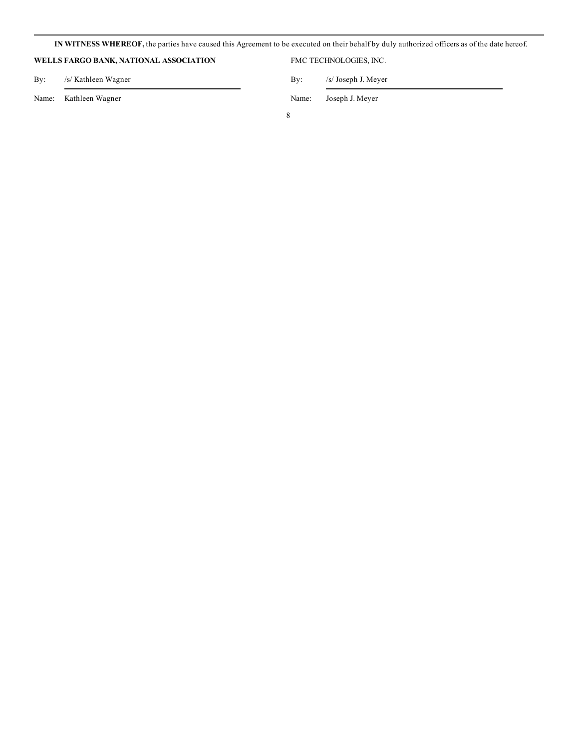**IN WITNESS WHEREOF,** the parties have caused this Agreement to be executed on their behalf by duly authorized officers as of the date hereof.

| **WELLS FARGO BANK, NATIONAL ASSOCIATION** | | FMC TECHNOLOGIES, INC. | |
|---|---|---|---|
| By: | /s/ Kathleen Wagner | By: | /s/ Joseph J. Meyer |
| Name: | Kathleen Wagner | Name: | Joseph J. Meyer |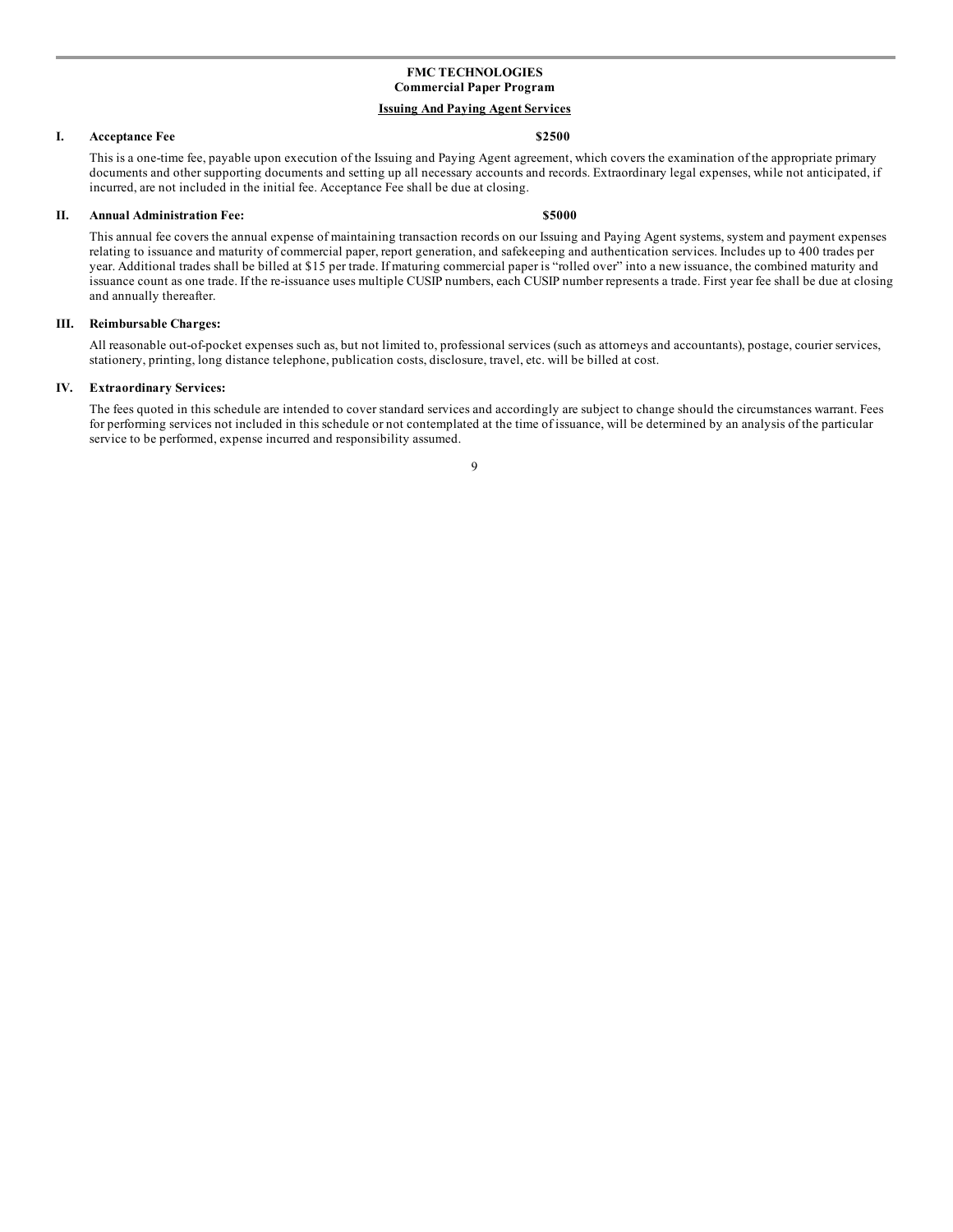**FMC TECHNOLOGIES**
**Commercial Paper Program**

**Issuing And Paying Agent Services**

**I. Acceptance Fee** **$2500**

This is a one-time fee, payable upon execution of the Issuing and Paying Agent agreement, which covers the examination of the appropriate primary documents and other supporting documents and setting up all necessary accounts and records. Extraordinary legal expenses, while not anticipated, if incurred, are not included in the initial fee. Acceptance Fee shall be due at closing.

**II. Annual Administration Fee:** **$5000**

This annual fee covers the annual expense of maintaining transaction records on our Issuing and Paying Agent systems, system and payment expenses relating to issuance and maturity of commercial paper, report generation, and safekeeping and authentication services. Includes up to 400 trades per year. Additional trades shall be billed at $15 per trade. If maturing commercial paper is "rolled over" into a new issuance, the combined maturity and issuance count as one trade. If the re-issuance uses multiple CUSIP numbers, each CUSIP number represents a trade. First year fee shall be due at closing and annually thereafter.

**III. Reimbursable Charges:**

All reasonable out-of-pocket expenses such as, but not limited to, professional services (such as attorneys and accountants), postage, courier services, stationery, printing, long distance telephone, publication costs, disclosure, travel, etc. will be billed at cost.

**IV. Extraordinary Services:**

The fees quoted in this schedule are intended to cover standard services and accordingly are subject to change should the circumstances warrant. Fees for performing services not included in this schedule or not contemplated at the time of issuance, will be determined by an analysis of the particular service to be performed, expense incurred and responsibility assumed.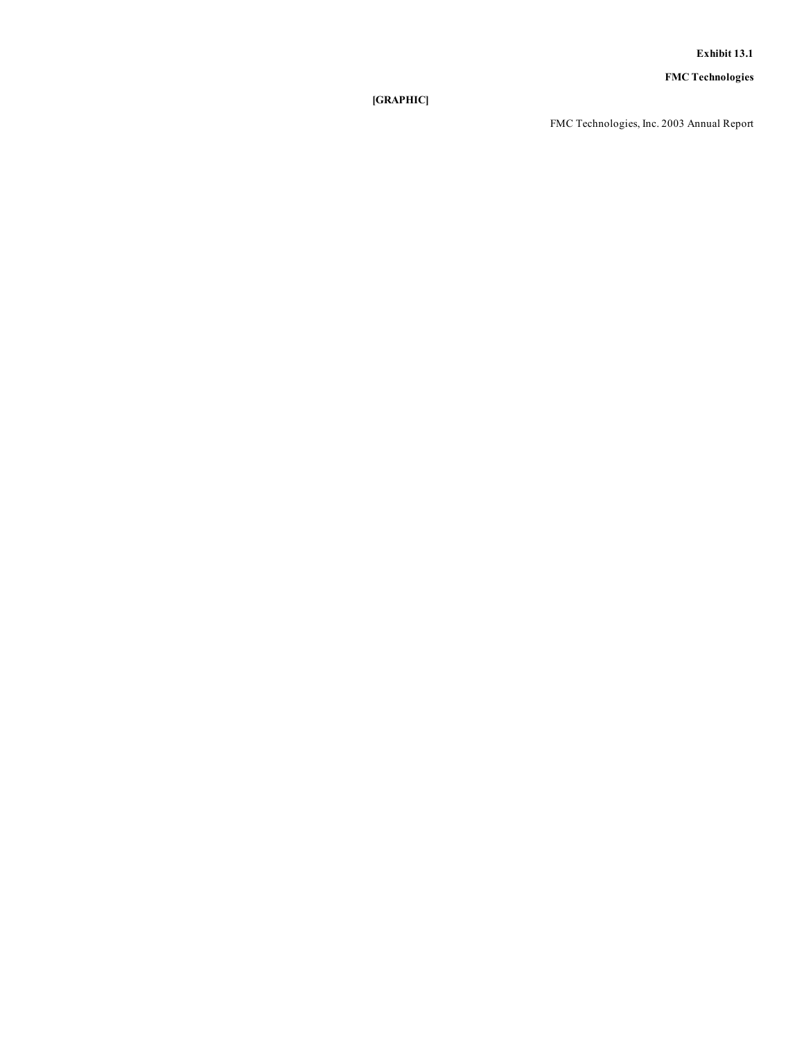**Exhibit 13.1**

**FMC Technologies**

**[GRAPHIC]**

FMC Technologies, Inc. 2003 Annual Report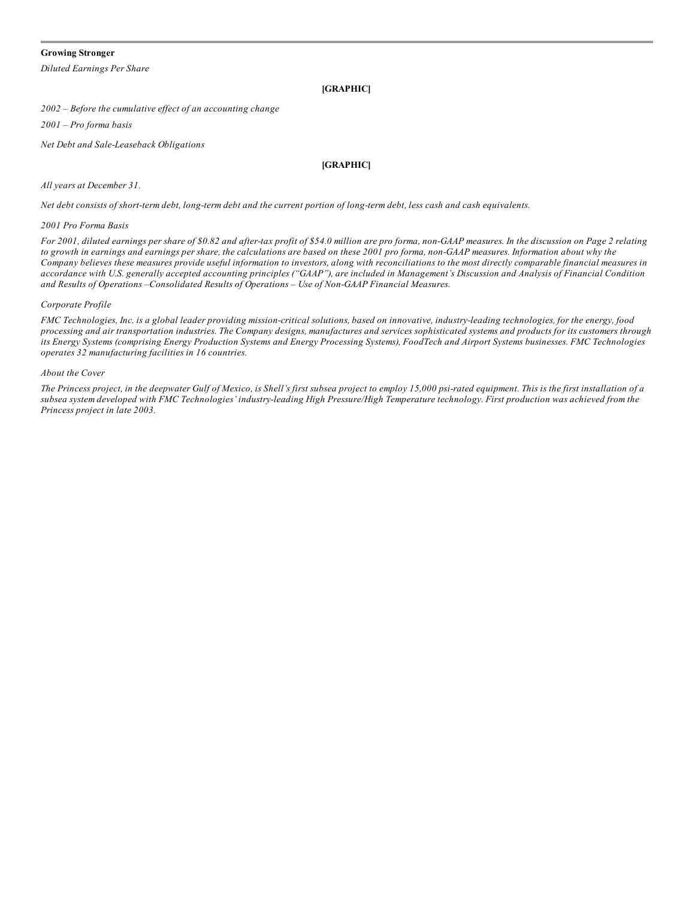**Growing Stronger**

*Diluted Earnings Per Share*

**[GRAPHIC]**

*2002 – Before the cumulative effect of an accounting change*

*2001 – Pro forma basis*

*Net Debt and Sale-Leaseback Obligations*

**[GRAPHIC]**

*All years at December 31.*

*Net debt consists of short-term debt, long-term debt and the current portion of long-term debt, less cash and cash equivalents.*

*2001 Pro Forma Basis*

*For 2001, diluted earnings per share of $0.82 and after-tax profit of $54.0 million are pro forma, non-GAAP measures. In the discussion on Page 2 relating to growth in earnings and earnings per share, the calculations are based on these 2001 pro forma, non-GAAP measures. Information about why the Company believes these measures provide useful information to investors, along with reconciliations to the most directly comparable financial measures in accordance with U.S. generally accepted accounting principles ("GAAP"), are included in Management's Discussion and Analysis of Financial Condition and Results of Operations –Consolidated Results of Operations – Use of Non-GAAP Financial Measures.*

*Corporate Profile*

*FMC Technologies, Inc. is a global leader providing mission-critical solutions, based on innovative, industry-leading technologies, for the energy, food processing and air transportation industries. The Company designs, manufactures and services sophisticated systems and products for its customers through its Energy Systems (comprising Energy Production Systems and Energy Processing Systems), FoodTech and Airport Systems businesses. FMC Technologies operates 32 manufacturing facilities in 16 countries.*

*About the Cover*

*The Princess project, in the deepwater Gulf of Mexico, is Shell's first subsea project to employ 15,000 psi-rated equipment. This is the first installation of a subsea system developed with FMC Technologies' industry-leading High Pressure/High Temperature technology. First production was achieved from the Princess project in late 2003.*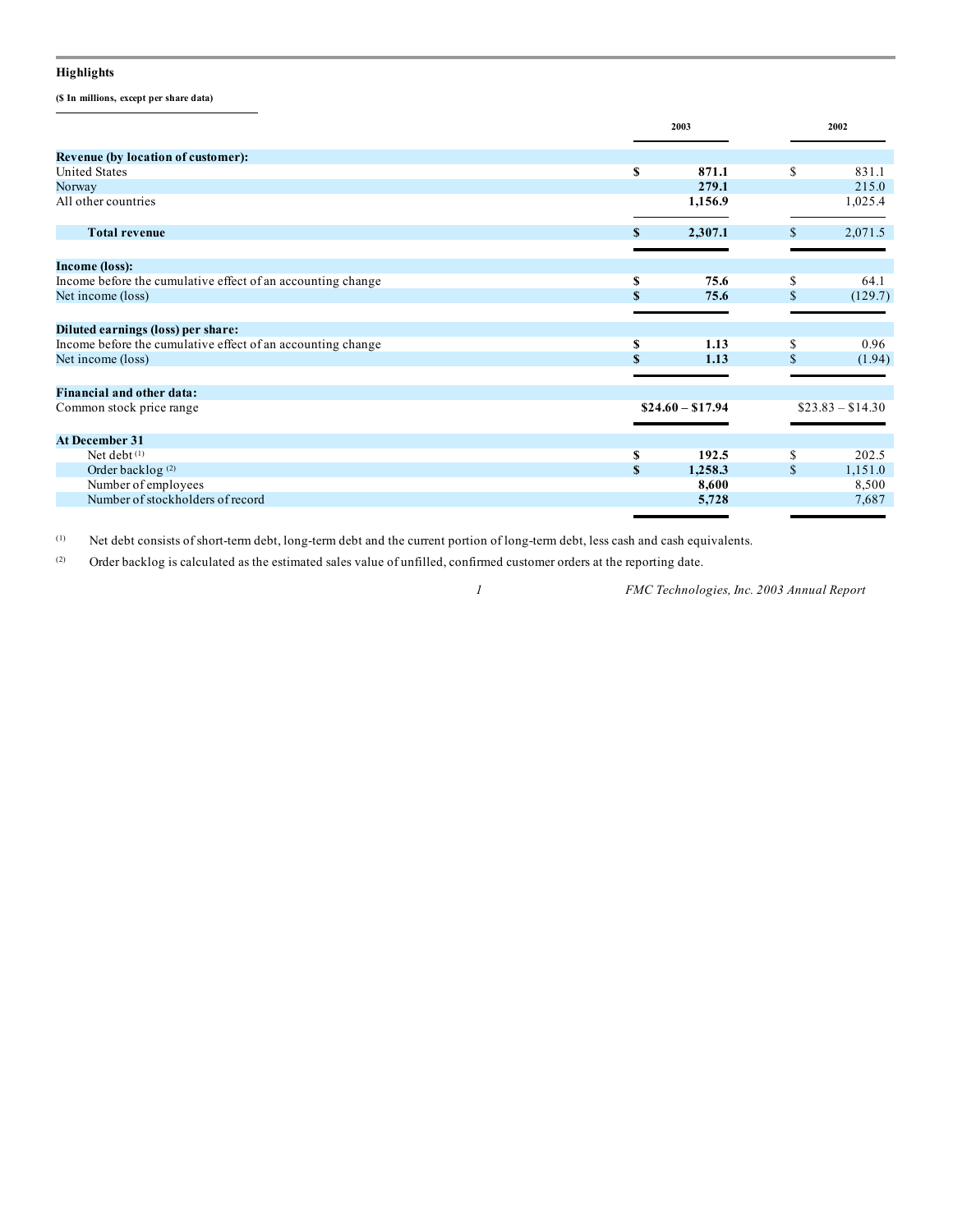## Highlights

**($ In millions, except per share data)**

| | 2003 | 2002 |
|---|---|---|
| **Revenue (by location of customer):** | | |
| United States | $ 871.1 | $ 831.1 |
| Norway | 279.1 | 215.0 |
| All other countries | 1,156.9 | 1,025.4 |
| **Total revenue** | $ 2,307.1 | $ 2,071.5 |
| **Income (loss):** | | |
| Income before the cumulative effect of an accounting change | $ 75.6 | $ 64.1 |
| Net income (loss) | $ 75.6 | $ (129.7) |
| **Diluted earnings (loss) per share:** | | |
| Income before the cumulative effect of an accounting change | $ 1.13 | $ 0.96 |
| Net income (loss) | $ 1.13 | $ (1.94) |
| **Financial and other data:** | | |
| Common stock price range | $24.60 – $17.94 | $23.83 – $14.30 |
| **At December 31** | | |
| Net debt [1] | $ 192.5 | $ 202.5 |
| Order backlog [2] | $ 1,258.3 | $ 1,151.0 |
| Number of employees | 8,600 | 8,500 |
| Number of stockholders of record | 5,728 | 7,687 |

[1] Net debt consists of short-term debt, long-term debt and the current portion of long-term debt, less cash and cash equivalents.

[2] Order backlog is calculated as the estimated sales value of unfilled, confirmed customer orders at the reporting date.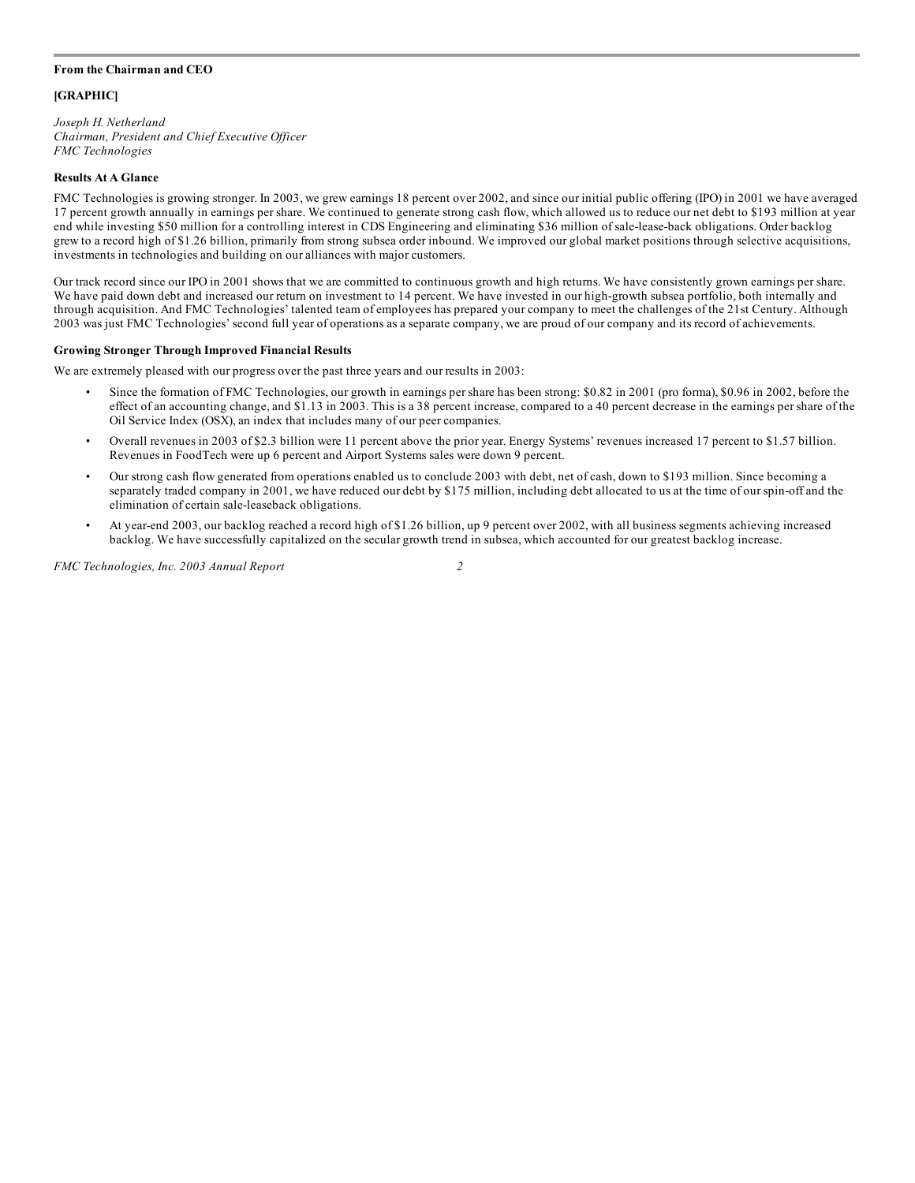**From the Chairman and CEO**

**[GRAPHIC]**

*Joseph H. Netherland*
*Chairman, President and Chief Executive Officer*
*FMC Technologies*

**Results At A Glance**

FMC Technologies is growing stronger. In 2003, we grew earnings 18 percent over 2002, and since our initial public offering (IPO) in 2001 we have averaged 17 percent growth annually in earnings per share. We continued to generate strong cash flow, which allowed us to reduce our net debt to $193 million at year end while investing $50 million for a controlling interest in CDS Engineering and eliminating $36 million of sale-lease-back obligations. Order backlog grew to a record high of $1.26 billion, primarily from strong subsea order inbound. We improved our global market positions through selective acquisitions, investments in technologies and building on our alliances with major customers.

Our track record since our IPO in 2001 shows that we are committed to continuous growth and high returns. We have consistently grown earnings per share. We have paid down debt and increased our return on investment to 14 percent. We have invested in our high-growth subsea portfolio, both internally and through acquisition. And FMC Technologies' talented team of employees has prepared your company to meet the challenges of the 21st Century. Although 2003 was just FMC Technologies' second full year of operations as a separate company, we are proud of our company and its record of achievements.

**Growing Stronger Through Improved Financial Results**

We are extremely pleased with our progress over the past three years and our results in 2003:

- Since the formation of FMC Technologies, our growth in earnings per share has been strong: $0.82 in 2001 (pro forma), $0.96 in 2002, before the effect of an accounting change, and $1.13 in 2003. This is a 38 percent increase, compared to a 40 percent decrease in the earnings per share of the Oil Service Index (OSX), an index that includes many of our peer companies.
- Overall revenues in 2003 of $2.3 billion were 11 percent above the prior year. Energy Systems' revenues increased 17 percent to $1.57 billion. Revenues in FoodTech were up 6 percent and Airport Systems sales were down 9 percent.
- Our strong cash flow generated from operations enabled us to conclude 2003 with debt, net of cash, down to $193 million. Since becoming a separately traded company in 2001, we have reduced our debt by $175 million, including debt allocated to us at the time of our spin-off and the elimination of certain sale-leaseback obligations.
- At year-end 2003, our backlog reached a record high of $1.26 billion, up 9 percent over 2002, with all business segments achieving increased backlog. We have successfully capitalized on the secular growth trend in subsea, which accounted for our greatest backlog increase.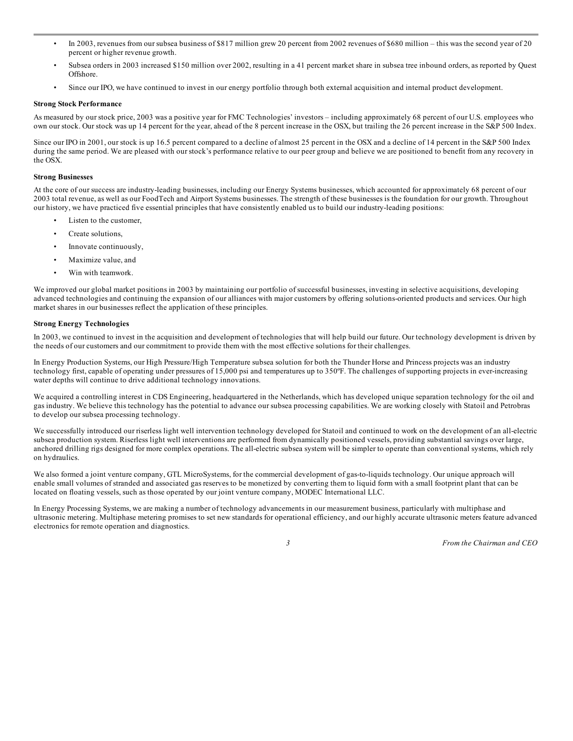- In 2003, revenues from our subsea business of $817 million grew 20 percent from 2002 revenues of $680 million – this was the second year of 20 percent or higher revenue growth.
- Subsea orders in 2003 increased $150 million over 2002, resulting in a 41 percent market share in subsea tree inbound orders, as reported by Quest Offshore.
- Since our IPO, we have continued to invest in our energy portfolio through both external acquisition and internal product development.

**Strong Stock Performance**

As measured by our stock price, 2003 was a positive year for FMC Technologies' investors – including approximately 68 percent of our U.S. employees who own our stock. Our stock was up 14 percent for the year, ahead of the 8 percent increase in the OSX, but trailing the 26 percent increase in the S&P 500 Index.

Since our IPO in 2001, our stock is up 16.5 percent compared to a decline of almost 25 percent in the OSX and a decline of 14 percent in the S&P 500 Index during the same period. We are pleased with our stock's performance relative to our peer group and believe we are positioned to benefit from any recovery in the OSX.

**Strong Businesses**

At the core of our success are industry-leading businesses, including our Energy Systems businesses, which accounted for approximately 68 percent of our 2003 total revenue, as well as our FoodTech and Airport Systems businesses. The strength of these businesses is the foundation for our growth. Throughout our history, we have practiced five essential principles that have consistently enabled us to build our industry-leading positions:

- Listen to the customer,
- Create solutions,
- Innovate continuously,
- Maximize value, and
- Win with teamwork.

We improved our global market positions in 2003 by maintaining our portfolio of successful businesses, investing in selective acquisitions, developing advanced technologies and continuing the expansion of our alliances with major customers by offering solutions-oriented products and services. Our high market shares in our businesses reflect the application of these principles.

**Strong Energy Technologies**

In 2003, we continued to invest in the acquisition and development of technologies that will help build our future. Our technology development is driven by the needs of our customers and our commitment to provide them with the most effective solutions for their challenges.

In Energy Production Systems, our High Pressure/High Temperature subsea solution for both the Thunder Horse and Princess projects was an industry technology first, capable of operating under pressures of 15,000 psi and temperatures up to 350ºF. The challenges of supporting projects in ever-increasing water depths will continue to drive additional technology innovations.

We acquired a controlling interest in CDS Engineering, headquartered in the Netherlands, which has developed unique separation technology for the oil and gas industry. We believe this technology has the potential to advance our subsea processing capabilities. We are working closely with Statoil and Petrobras to develop our subsea processing technology.

We successfully introduced our riserless light well intervention technology developed for Statoil and continued to work on the development of an all-electric subsea production system. Riserless light well interventions are performed from dynamically positioned vessels, providing substantial savings over large, anchored drilling rigs designed for more complex operations. The all-electric subsea system will be simpler to operate than conventional systems, which rely on hydraulics.

We also formed a joint venture company, GTL MicroSystems, for the commercial development of gas-to-liquids technology. Our unique approach will enable small volumes of stranded and associated gas reserves to be monetized by converting them to liquid form with a small footprint plant that can be located on floating vessels, such as those operated by our joint venture company, MODEC International LLC.

In Energy Processing Systems, we are making a number of technology advancements in our measurement business, particularly with multiphase and ultrasonic metering. Multiphase metering promises to set new standards for operational efficiency, and our highly accurate ultrasonic meters feature advanced electronics for remote operation and diagnostics.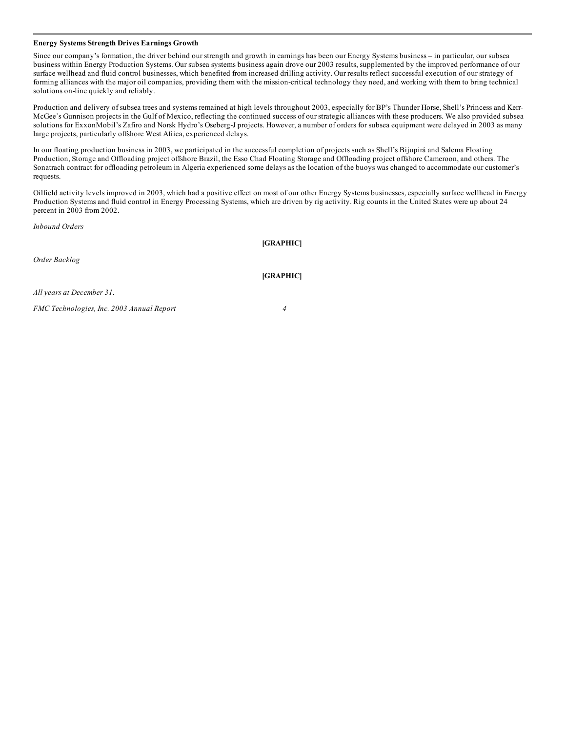**Energy Systems Strength Drives Earnings Growth**

Since our company's formation, the driver behind our strength and growth in earnings has been our Energy Systems business – in particular, our subsea business within Energy Production Systems. Our subsea systems business again drove our 2003 results, supplemented by the improved performance of our surface wellhead and fluid control businesses, which benefited from increased drilling activity. Our results reflect successful execution of our strategy of forming alliances with the major oil companies, providing them with the mission-critical technology they need, and working with them to bring technical solutions on-line quickly and reliably.

Production and delivery of subsea trees and systems remained at high levels throughout 2003, especially for BP's Thunder Horse, Shell's Princess and Kerr-McGee's Gunnison projects in the Gulf of Mexico, reflecting the continued success of our strategic alliances with these producers. We also provided subsea solutions for ExxonMobil's Zafiro and Norsk Hydro's Oseberg-J projects. However, a number of orders for subsea equipment were delayed in 2003 as many large projects, particularly offshore West Africa, experienced delays.

In our floating production business in 2003, we participated in the successful completion of projects such as Shell's Bijupirá and Salema Floating Production, Storage and Offloading project offshore Brazil, the Esso Chad Floating Storage and Offloading project offshore Cameroon, and others. The Sonatrach contract for offloading petroleum in Algeria experienced some delays as the location of the buoys was changed to accommodate our customer's requests.

Oilfield activity levels improved in 2003, which had a positive effect on most of our other Energy Systems businesses, especially surface wellhead in Energy Production Systems and fluid control in Energy Processing Systems, which are driven by rig activity. Rig counts in the United States were up about 24 percent in 2003 from 2002.

*Inbound Orders*

**[GRAPHIC]**

*Order Backlog*

**[GRAPHIC]**

*All years at December 31.*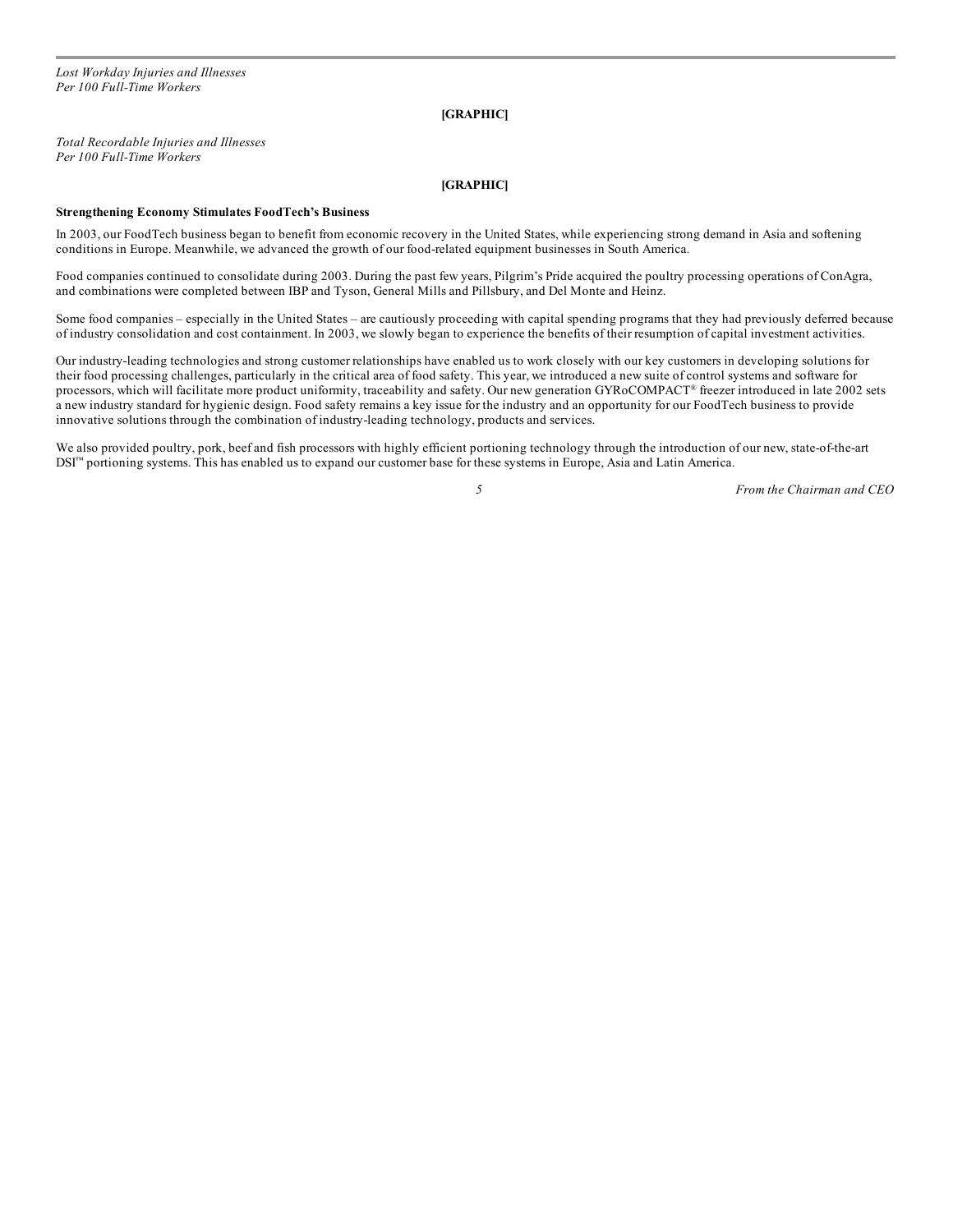*Lost Workday Injuries and Illnesses*
*Per 100 Full-Time Workers*

**[GRAPHIC]**

*Total Recordable Injuries and Illnesses*
*Per 100 Full-Time Workers*

**[GRAPHIC]**

**Strengthening Economy Stimulates FoodTech's Business**

In 2003, our FoodTech business began to benefit from economic recovery in the United States, while experiencing strong demand in Asia and softening conditions in Europe. Meanwhile, we advanced the growth of our food-related equipment businesses in South America.

Food companies continued to consolidate during 2003. During the past few years, Pilgrim's Pride acquired the poultry processing operations of ConAgra, and combinations were completed between IBP and Tyson, General Mills and Pillsbury, and Del Monte and Heinz.

Some food companies – especially in the United States – are cautiously proceeding with capital spending programs that they had previously deferred because of industry consolidation and cost containment. In 2003, we slowly began to experience the benefits of their resumption of capital investment activities.

Our industry-leading technologies and strong customer relationships have enabled us to work closely with our key customers in developing solutions for their food processing challenges, particularly in the critical area of food safety. This year, we introduced a new suite of control systems and software for processors, which will facilitate more product uniformity, traceability and safety. Our new generation GYRoCOMPACT® freezer introduced in late 2002 sets a new industry standard for hygienic design. Food safety remains a key issue for the industry and an opportunity for our FoodTech business to provide innovative solutions through the combination of industry-leading technology, products and services.

We also provided poultry, pork, beef and fish processors with highly efficient portioning technology through the introduction of our new, state-of-the-art DSI™ portioning systems. This has enabled us to expand our customer base for these systems in Europe, Asia and Latin America.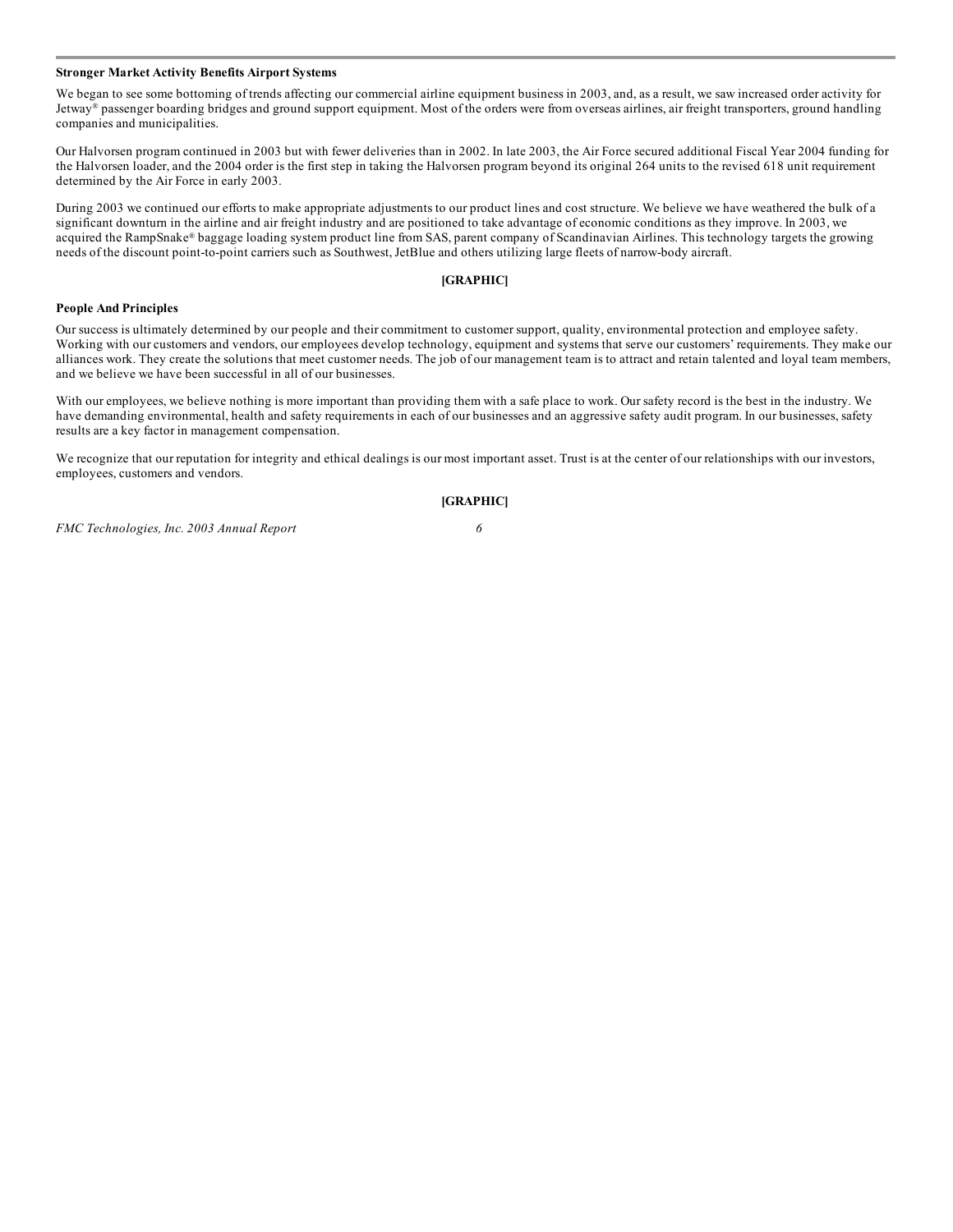**Stronger Market Activity Benefits Airport Systems**

We began to see some bottoming of trends affecting our commercial airline equipment business in 2003, and, as a result, we saw increased order activity for Jetway® passenger boarding bridges and ground support equipment. Most of the orders were from overseas airlines, air freight transporters, ground handling companies and municipalities.

Our Halvorsen program continued in 2003 but with fewer deliveries than in 2002. In late 2003, the Air Force secured additional Fiscal Year 2004 funding for the Halvorsen loader, and the 2004 order is the first step in taking the Halvorsen program beyond its original 264 units to the revised 618 unit requirement determined by the Air Force in early 2003.

During 2003 we continued our efforts to make appropriate adjustments to our product lines and cost structure. We believe we have weathered the bulk of a significant downturn in the airline and air freight industry and are positioned to take advantage of economic conditions as they improve. In 2003, we acquired the RampSnake® baggage loading system product line from SAS, parent company of Scandinavian Airlines. This technology targets the growing needs of the discount point-to-point carriers such as Southwest, JetBlue and others utilizing large fleets of narrow-body aircraft.

**[GRAPHIC]**

**People And Principles**

Our success is ultimately determined by our people and their commitment to customer support, quality, environmental protection and employee safety. Working with our customers and vendors, our employees develop technology, equipment and systems that serve our customers' requirements. They make our alliances work. They create the solutions that meet customer needs. The job of our management team is to attract and retain talented and loyal team members, and we believe we have been successful in all of our businesses.

With our employees, we believe nothing is more important than providing them with a safe place to work. Our safety record is the best in the industry. We have demanding environmental, health and safety requirements in each of our businesses and an aggressive safety audit program. In our businesses, safety results are a key factor in management compensation.

We recognize that our reputation for integrity and ethical dealings is our most important asset. Trust is at the center of our relationships with our investors, employees, customers and vendors.

**[GRAPHIC]**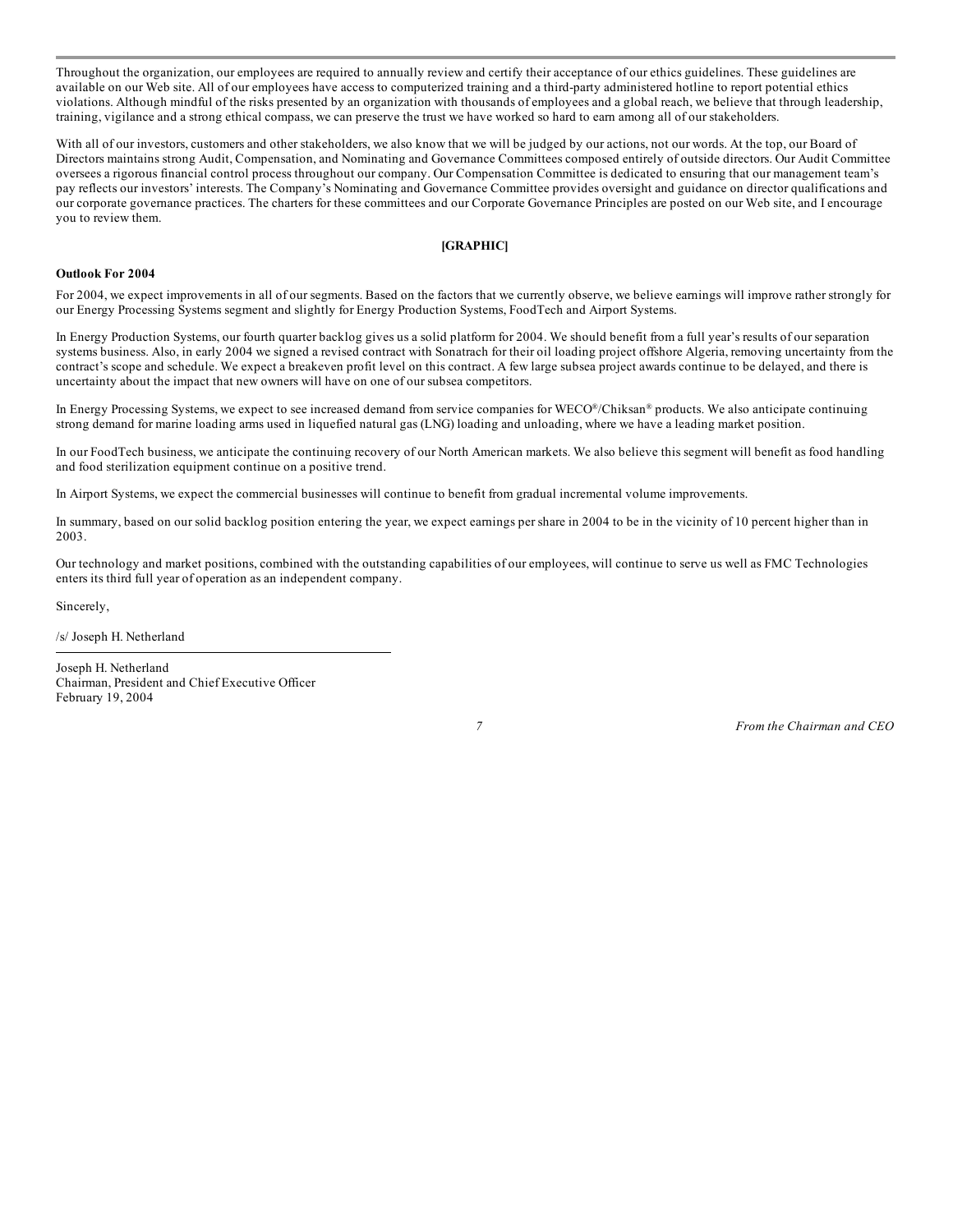Throughout the organization, our employees are required to annually review and certify their acceptance of our ethics guidelines. These guidelines are available on our Web site. All of our employees have access to computerized training and a third-party administered hotline to report potential ethics violations. Although mindful of the risks presented by an organization with thousands of employees and a global reach, we believe that through leadership, training, vigilance and a strong ethical compass, we can preserve the trust we have worked so hard to earn among all of our stakeholders.

With all of our investors, customers and other stakeholders, we also know that we will be judged by our actions, not our words. At the top, our Board of Directors maintains strong Audit, Compensation, and Nominating and Governance Committees composed entirely of outside directors. Our Audit Committee oversees a rigorous financial control process throughout our company. Our Compensation Committee is dedicated to ensuring that our management team's pay reflects our investors' interests. The Company's Nominating and Governance Committee provides oversight and guidance on director qualifications and our corporate governance practices. The charters for these committees and our Corporate Governance Principles are posted on our Web site, and I encourage you to review them.

**[GRAPHIC]**

**Outlook For 2004**

For 2004, we expect improvements in all of our segments. Based on the factors that we currently observe, we believe earnings will improve rather strongly for our Energy Processing Systems segment and slightly for Energy Production Systems, FoodTech and Airport Systems.

In Energy Production Systems, our fourth quarter backlog gives us a solid platform for 2004. We should benefit from a full year's results of our separation systems business. Also, in early 2004 we signed a revised contract with Sonatrach for their oil loading project offshore Algeria, removing uncertainty from the contract's scope and schedule. We expect a breakeven profit level on this contract. A few large subsea project awards continue to be delayed, and there is uncertainty about the impact that new owners will have on one of our subsea competitors.

In Energy Processing Systems, we expect to see increased demand from service companies for WECO®/Chiksan® products. We also anticipate continuing strong demand for marine loading arms used in liquefied natural gas (LNG) loading and unloading, where we have a leading market position.

In our FoodTech business, we anticipate the continuing recovery of our North American markets. We also believe this segment will benefit as food handling and food sterilization equipment continue on a positive trend.

In Airport Systems, we expect the commercial businesses will continue to benefit from gradual incremental volume improvements.

In summary, based on our solid backlog position entering the year, we expect earnings per share in 2004 to be in the vicinity of 10 percent higher than in 2003.

Our technology and market positions, combined with the outstanding capabilities of our employees, will continue to serve us well as FMC Technologies enters its third full year of operation as an independent company.

Sincerely,

/s/ Joseph H. Netherland

Joseph H. Netherland
Chairman, President and Chief Executive Officer
February 19, 2004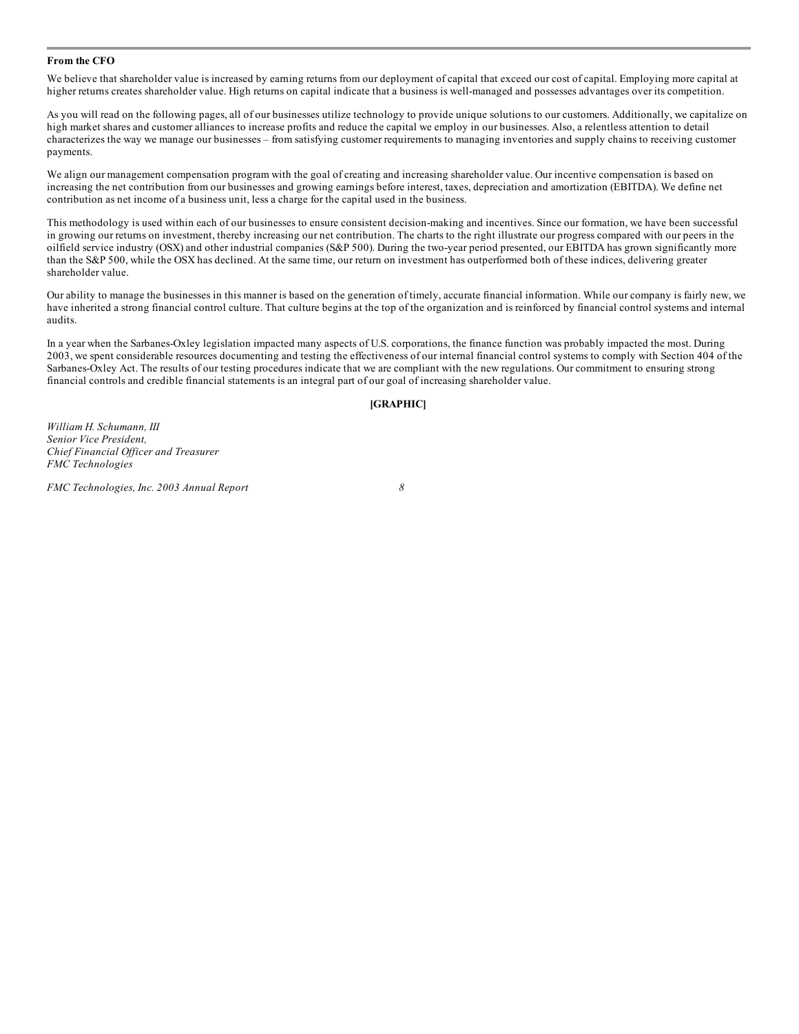**From the CFO**

We believe that shareholder value is increased by earning returns from our deployment of capital that exceed our cost of capital. Employing more capital at higher returns creates shareholder value. High returns on capital indicate that a business is well-managed and possesses advantages over its competition.

As you will read on the following pages, all of our businesses utilize technology to provide unique solutions to our customers. Additionally, we capitalize on high market shares and customer alliances to increase profits and reduce the capital we employ in our businesses. Also, a relentless attention to detail characterizes the way we manage our businesses – from satisfying customer requirements to managing inventories and supply chains to receiving customer payments.

We align our management compensation program with the goal of creating and increasing shareholder value. Our incentive compensation is based on increasing the net contribution from our businesses and growing earnings before interest, taxes, depreciation and amortization (EBITDA). We define net contribution as net income of a business unit, less a charge for the capital used in the business.

This methodology is used within each of our businesses to ensure consistent decision-making and incentives. Since our formation, we have been successful in growing our returns on investment, thereby increasing our net contribution. The charts to the right illustrate our progress compared with our peers in the oilfield service industry (OSX) and other industrial companies (S&P 500). During the two-year period presented, our EBITDA has grown significantly more than the S&P 500, while the OSX has declined. At the same time, our return on investment has outperformed both of these indices, delivering greater shareholder value.

Our ability to manage the businesses in this manner is based on the generation of timely, accurate financial information. While our company is fairly new, we have inherited a strong financial control culture. That culture begins at the top of the organization and is reinforced by financial control systems and internal audits.

In a year when the Sarbanes-Oxley legislation impacted many aspects of U.S. corporations, the finance function was probably impacted the most. During 2003, we spent considerable resources documenting and testing the effectiveness of our internal financial control systems to comply with Section 404 of the Sarbanes-Oxley Act. The results of our testing procedures indicate that we are compliant with the new regulations. Our commitment to ensuring strong financial controls and credible financial statements is an integral part of our goal of increasing shareholder value.

**[GRAPHIC]**

*William H. Schumann, III*
*Senior Vice President,*
*Chief Financial Officer and Treasurer*
*FMC Technologies*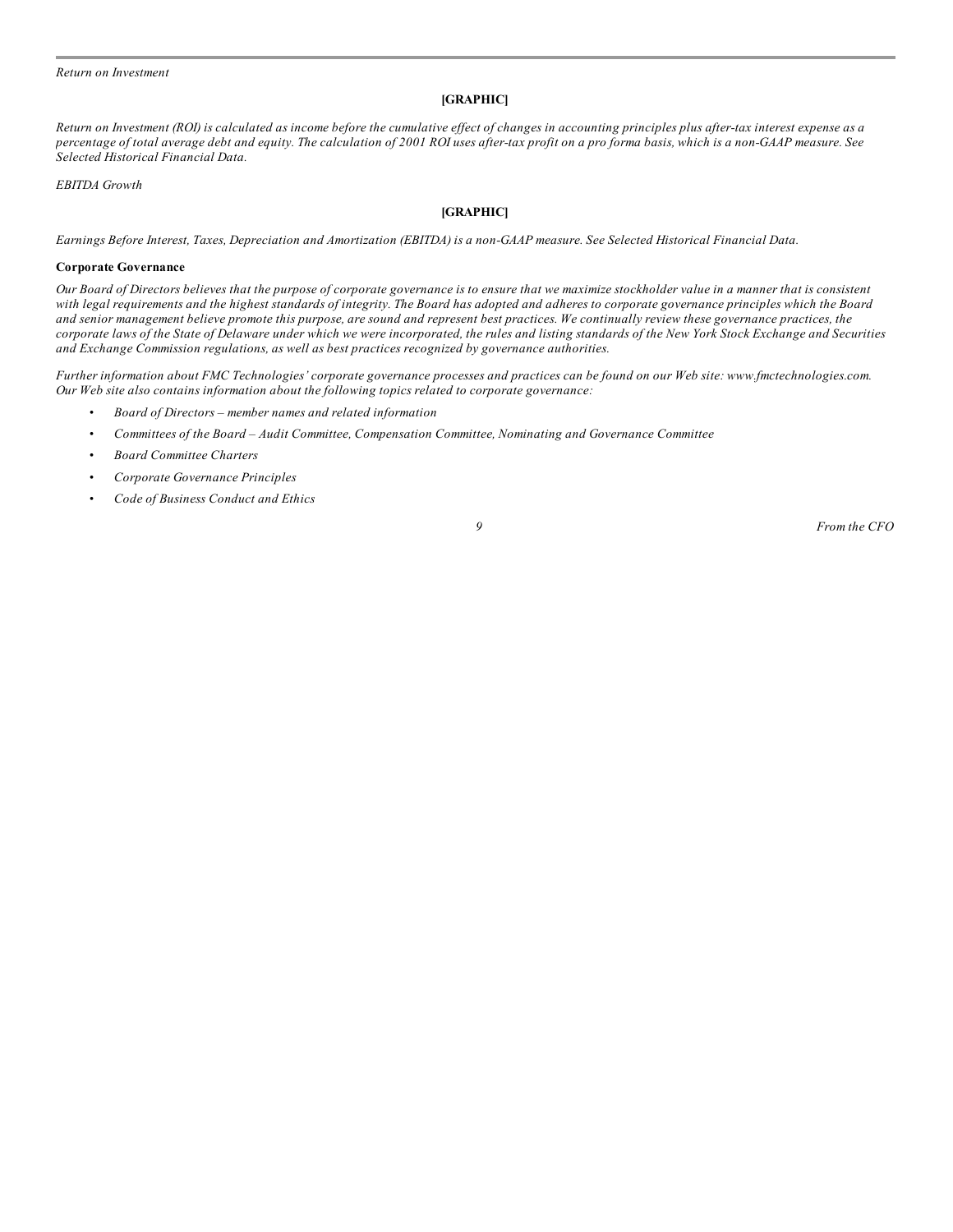*Return on Investment*

**[GRAPHIC]**

*Return on Investment (ROI) is calculated as income before the cumulative effect of changes in accounting principles plus after-tax interest expense as a percentage of total average debt and equity. The calculation of 2001 ROI uses after-tax profit on a pro forma basis, which is a non-GAAP measure. See Selected Historical Financial Data.*

*EBITDA Growth*

**[GRAPHIC]**

*Earnings Before Interest, Taxes, Depreciation and Amortization (EBITDA) is a non-GAAP measure. See Selected Historical Financial Data.*

**Corporate Governance**

*Our Board of Directors believes that the purpose of corporate governance is to ensure that we maximize stockholder value in a manner that is consistent with legal requirements and the highest standards of integrity. The Board has adopted and adheres to corporate governance principles which the Board and senior management believe promote this purpose, are sound and represent best practices. We continually review these governance practices, the corporate laws of the State of Delaware under which we were incorporated, the rules and listing standards of the New York Stock Exchange and Securities and Exchange Commission regulations, as well as best practices recognized by governance authorities.*

*Further information about FMC Technologies' corporate governance processes and practices can be found on our Web site: www.fmctechnologies.com. Our Web site also contains information about the following topics related to corporate governance:*

- *Board of Directors – member names and related information*
- *Committees of the Board – Audit Committee, Compensation Committee, Nominating and Governance Committee*
- *Board Committee Charters*
- *Corporate Governance Principles*
- *Code of Business Conduct and Ethics*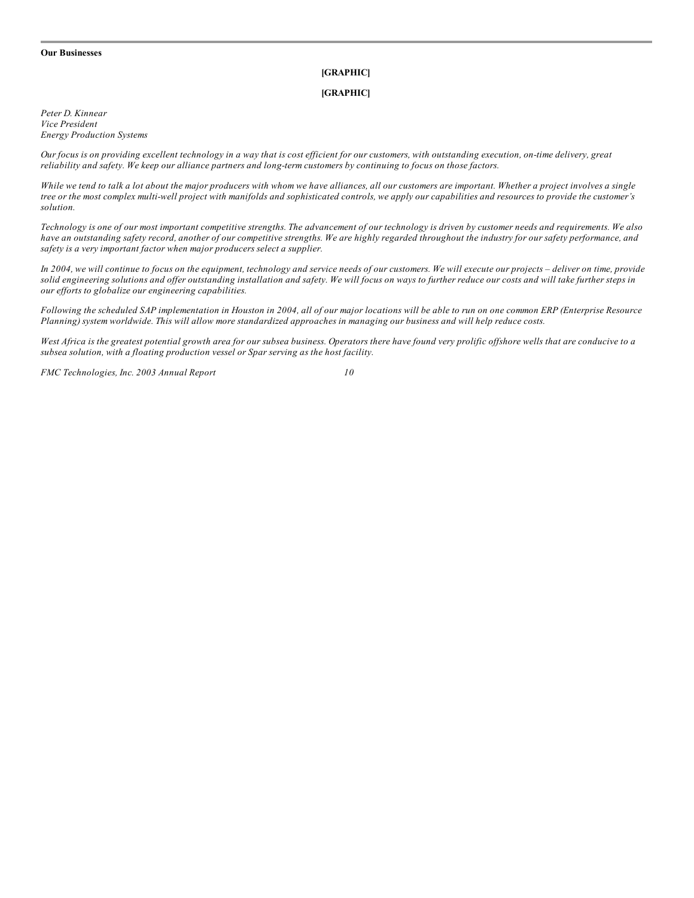**Our Businesses**

**[GRAPHIC]**

**[GRAPHIC]**

*Peter D. Kinnear*
*Vice President*
*Energy Production Systems*

*Our focus is on providing excellent technology in a way that is cost efficient for our customers, with outstanding execution, on-time delivery, great reliability and safety. We keep our alliance partners and long-term customers by continuing to focus on those factors.*

*While we tend to talk a lot about the major producers with whom we have alliances, all our customers are important. Whether a project involves a single tree or the most complex multi-well project with manifolds and sophisticated controls, we apply our capabilities and resources to provide the customer's solution.*

*Technology is one of our most important competitive strengths. The advancement of our technology is driven by customer needs and requirements. We also have an outstanding safety record, another of our competitive strengths. We are highly regarded throughout the industry for our safety performance, and safety is a very important factor when major producers select a supplier.*

*In 2004, we will continue to focus on the equipment, technology and service needs of our customers. We will execute our projects – deliver on time, provide solid engineering solutions and offer outstanding installation and safety. We will focus on ways to further reduce our costs and will take further steps in our efforts to globalize our engineering capabilities.*

*Following the scheduled SAP implementation in Houston in 2004, all of our major locations will be able to run on one common ERP (Enterprise Resource Planning) system worldwide. This will allow more standardized approaches in managing our business and will help reduce costs.*

*West Africa is the greatest potential growth area for our subsea business. Operators there have found very prolific offshore wells that are conducive to a subsea solution, with a floating production vessel or Spar serving as the host facility.*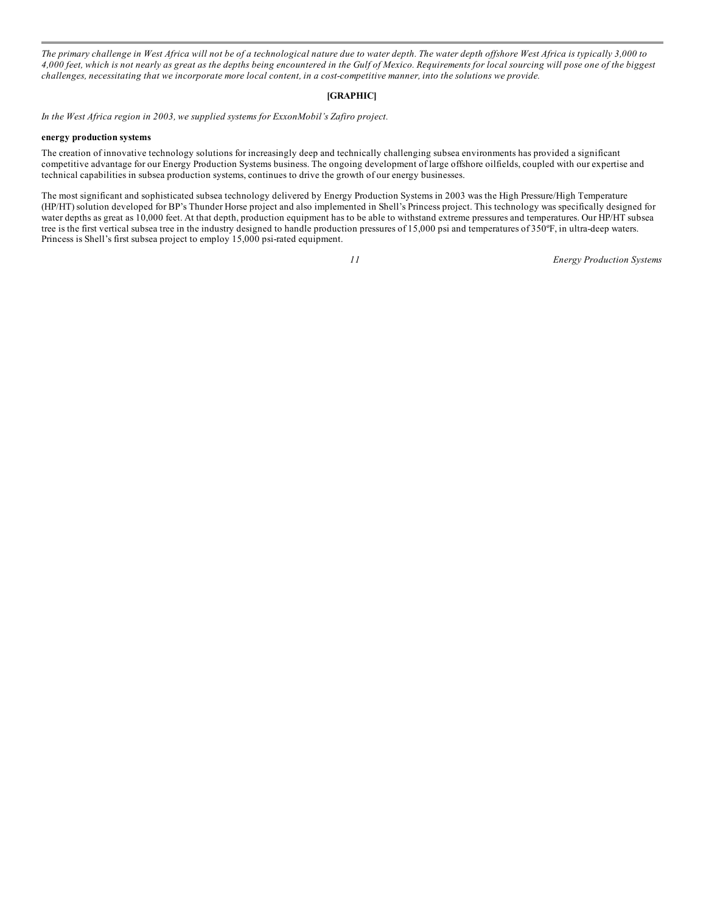*The primary challenge in West Africa will not be of a technological nature due to water depth. The water depth offshore West Africa is typically 3,000 to 4,000 feet, which is not nearly as great as the depths being encountered in the Gulf of Mexico. Requirements for local sourcing will pose one of the biggest challenges, necessitating that we incorporate more local content, in a cost-competitive manner, into the solutions we provide.*

**[GRAPHIC]**

*In the West Africa region in 2003, we supplied systems for ExxonMobil's Zafiro project.*

**energy production systems**

The creation of innovative technology solutions for increasingly deep and technically challenging subsea environments has provided a significant competitive advantage for our Energy Production Systems business. The ongoing development of large offshore oilfields, coupled with our expertise and technical capabilities in subsea production systems, continues to drive the growth of our energy businesses.

The most significant and sophisticated subsea technology delivered by Energy Production Systems in 2003 was the High Pressure/High Temperature (HP/HT) solution developed for BP's Thunder Horse project and also implemented in Shell's Princess project. This technology was specifically designed for water depths as great as 10,000 feet. At that depth, production equipment has to be able to withstand extreme pressures and temperatures. Our HP/HT subsea tree is the first vertical subsea tree in the industry designed to handle production pressures of 15,000 psi and temperatures of 350ºF, in ultra-deep waters. Princess is Shell's first subsea project to employ 15,000 psi-rated equipment.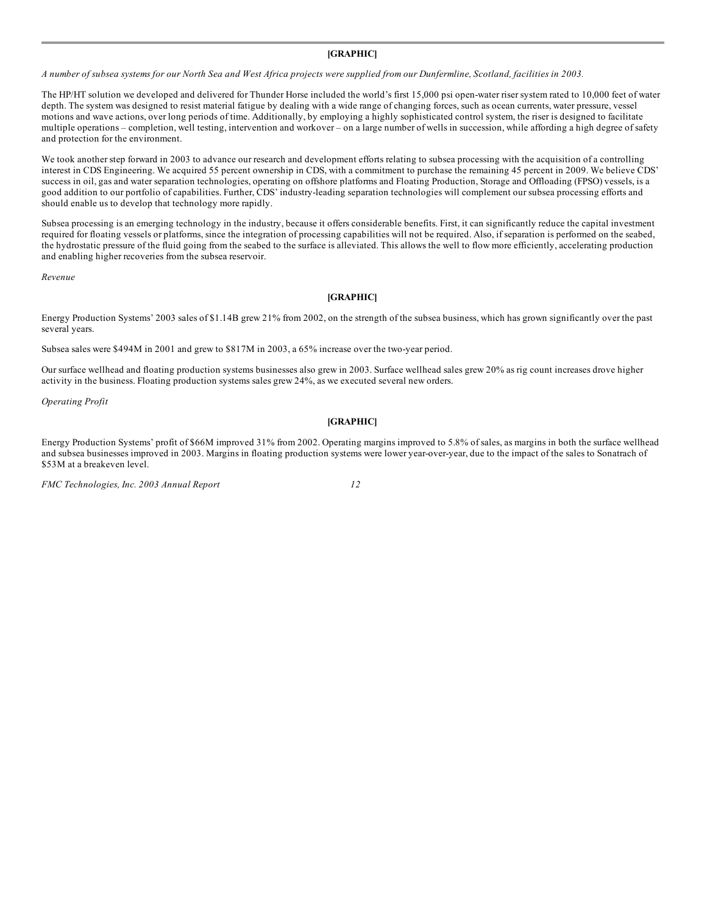**[GRAPHIC]**

*A number of subsea systems for our North Sea and West Africa projects were supplied from our Dunfermline, Scotland, facilities in 2003.*

The HP/HT solution we developed and delivered for Thunder Horse included the world's first 15,000 psi open-water riser system rated to 10,000 feet of water depth. The system was designed to resist material fatigue by dealing with a wide range of changing forces, such as ocean currents, water pressure, vessel motions and wave actions, over long periods of time. Additionally, by employing a highly sophisticated control system, the riser is designed to facilitate multiple operations – completion, well testing, intervention and workover – on a large number of wells in succession, while affording a high degree of safety and protection for the environment.

We took another step forward in 2003 to advance our research and development efforts relating to subsea processing with the acquisition of a controlling interest in CDS Engineering. We acquired 55 percent ownership in CDS, with a commitment to purchase the remaining 45 percent in 2009. We believe CDS' success in oil, gas and water separation technologies, operating on offshore platforms and Floating Production, Storage and Offloading (FPSO) vessels, is a good addition to our portfolio of capabilities. Further, CDS' industry-leading separation technologies will complement our subsea processing efforts and should enable us to develop that technology more rapidly.

Subsea processing is an emerging technology in the industry, because it offers considerable benefits. First, it can significantly reduce the capital investment required for floating vessels or platforms, since the integration of processing capabilities will not be required. Also, if separation is performed on the seabed, the hydrostatic pressure of the fluid going from the seabed to the surface is alleviated. This allows the well to flow more efficiently, accelerating production and enabling higher recoveries from the subsea reservoir.

*Revenue*

**[GRAPHIC]**

Energy Production Systems' 2003 sales of $1.14B grew 21% from 2002, on the strength of the subsea business, which has grown significantly over the past several years.

Subsea sales were $494M in 2001 and grew to $817M in 2003, a 65% increase over the two-year period.

Our surface wellhead and floating production systems businesses also grew in 2003. Surface wellhead sales grew 20% as rig count increases drove higher activity in the business. Floating production systems sales grew 24%, as we executed several new orders.

*Operating Profit*

**[GRAPHIC]**

Energy Production Systems' profit of $66M improved 31% from 2002. Operating margins improved to 5.8% of sales, as margins in both the surface wellhead and subsea businesses improved in 2003. Margins in floating production systems were lower year-over-year, due to the impact of the sales to Sonatrach of $53M at a breakeven level.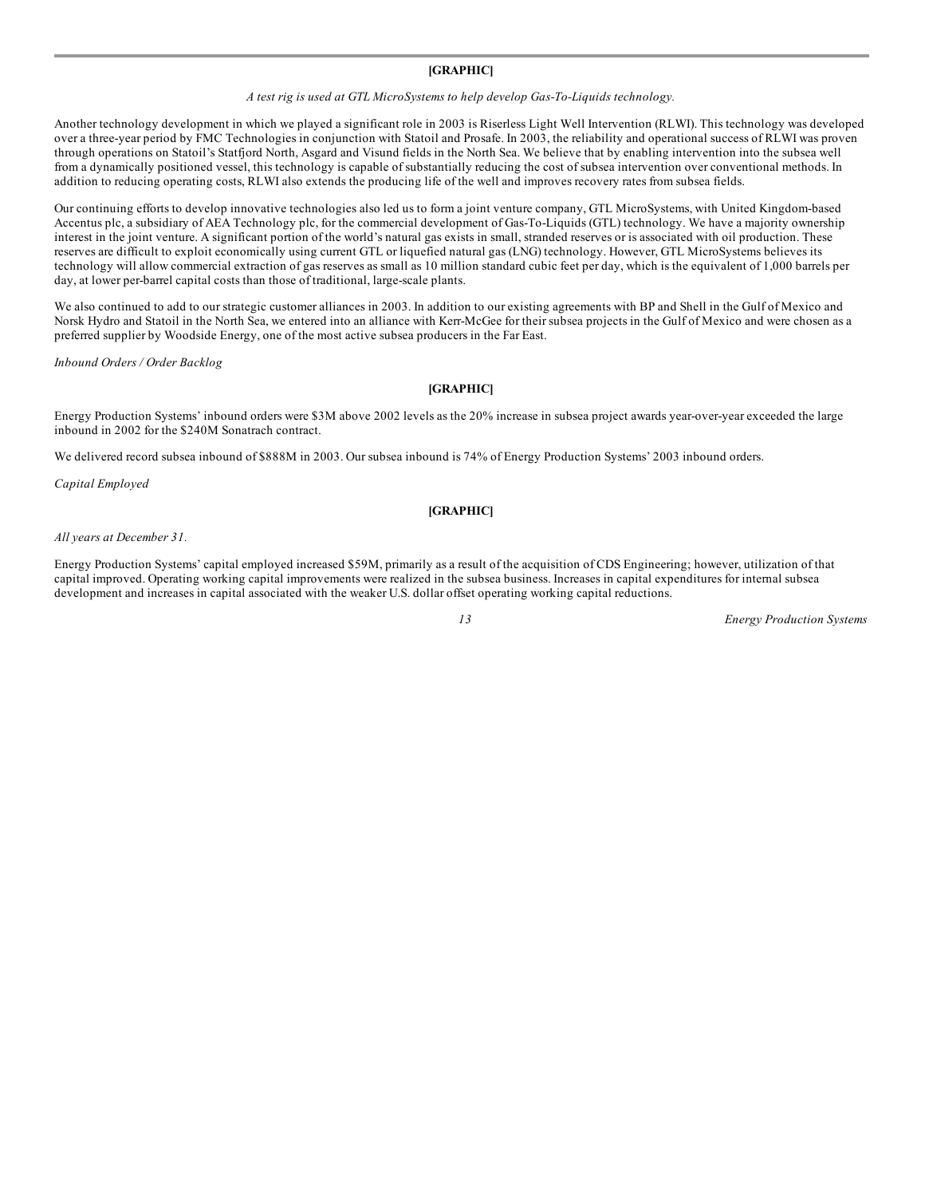**[GRAPHIC]**

*A test rig is used at GTL MicroSystems to help develop Gas-To-Liquids technology.*

Another technology development in which we played a significant role in 2003 is Riserless Light Well Intervention (RLWI). This technology was developed over a three-year period by FMC Technologies in conjunction with Statoil and Prosafe. In 2003, the reliability and operational success of RLWI was proven through operations on Statoil's Statfjord North, Asgard and Visund fields in the North Sea. We believe that by enabling intervention into the subsea well from a dynamically positioned vessel, this technology is capable of substantially reducing the cost of subsea intervention over conventional methods. In addition to reducing operating costs, RLWI also extends the producing life of the well and improves recovery rates from subsea fields.

Our continuing efforts to develop innovative technologies also led us to form a joint venture company, GTL MicroSystems, with United Kingdom-based Accentus plc, a subsidiary of AEA Technology plc, for the commercial development of Gas-To-Liquids (GTL) technology. We have a majority ownership interest in the joint venture. A significant portion of the world's natural gas exists in small, stranded reserves or is associated with oil production. These reserves are difficult to exploit economically using current GTL or liquefied natural gas (LNG) technology. However, GTL MicroSystems believes its technology will allow commercial extraction of gas reserves as small as 10 million standard cubic feet per day, which is the equivalent of 1,000 barrels per day, at lower per-barrel capital costs than those of traditional, large-scale plants.

We also continued to add to our strategic customer alliances in 2003. In addition to our existing agreements with BP and Shell in the Gulf of Mexico and Norsk Hydro and Statoil in the North Sea, we entered into an alliance with Kerr-McGee for their subsea projects in the Gulf of Mexico and were chosen as a preferred supplier by Woodside Energy, one of the most active subsea producers in the Far East.

*Inbound Orders / Order Backlog*

**[GRAPHIC]**

Energy Production Systems' inbound orders were $3M above 2002 levels as the 20% increase in subsea project awards year-over-year exceeded the large inbound in 2002 for the $240M Sonatrach contract.

We delivered record subsea inbound of $888M in 2003. Our subsea inbound is 74% of Energy Production Systems' 2003 inbound orders.

*Capital Employed*

**[GRAPHIC]**

*All years at December 31.*

Energy Production Systems' capital employed increased $59M, primarily as a result of the acquisition of CDS Engineering; however, utilization of that capital improved. Operating working capital improvements were realized in the subsea business. Increases in capital expenditures for internal subsea development and increases in capital associated with the weaker U.S. dollar offset operating working capital reductions.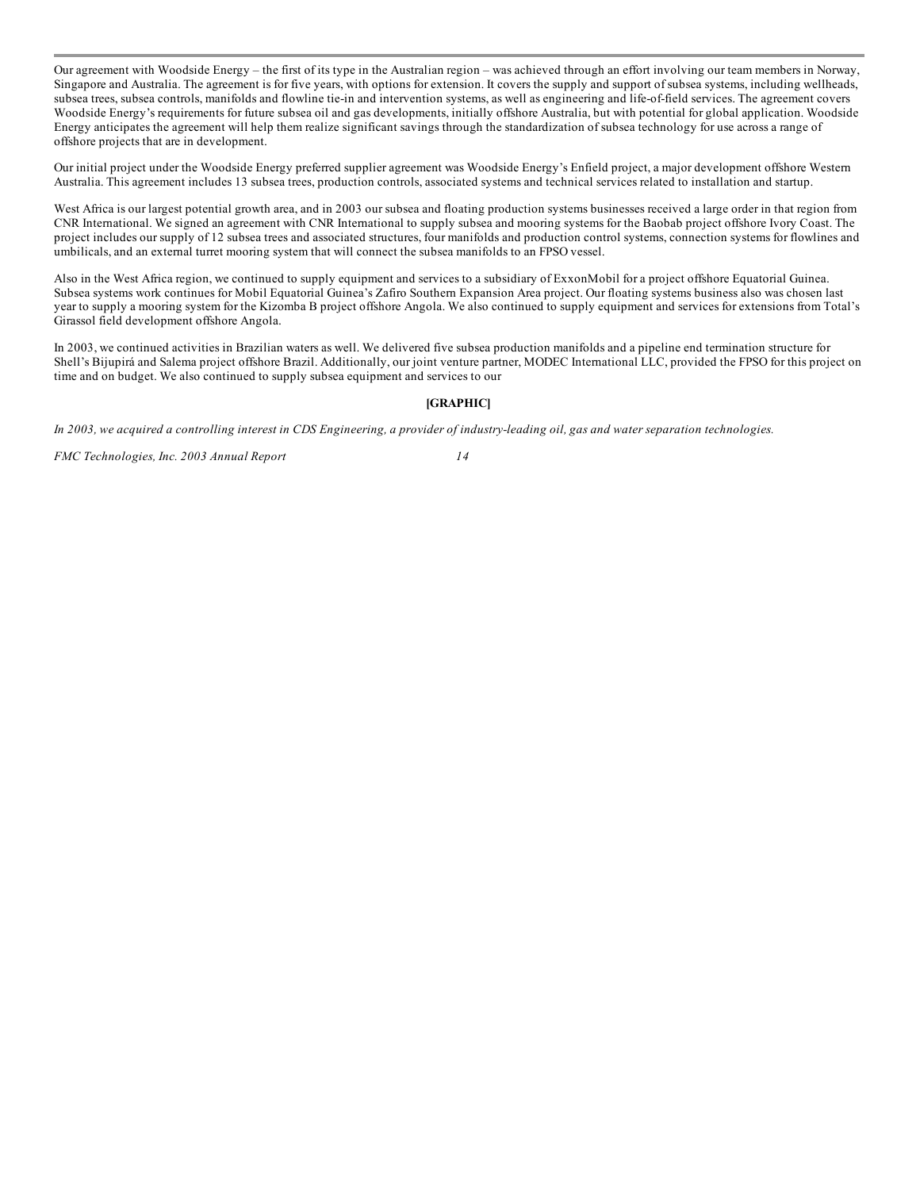Our agreement with Woodside Energy – the first of its type in the Australian region – was achieved through an effort involving our team members in Norway, Singapore and Australia. The agreement is for five years, with options for extension. It covers the supply and support of subsea systems, including wellheads, subsea trees, subsea controls, manifolds and flowline tie-in and intervention systems, as well as engineering and life-of-field services. The agreement covers Woodside Energy's requirements for future subsea oil and gas developments, initially offshore Australia, but with potential for global application. Woodside Energy anticipates the agreement will help them realize significant savings through the standardization of subsea technology for use across a range of offshore projects that are in development.

Our initial project under the Woodside Energy preferred supplier agreement was Woodside Energy's Enfield project, a major development offshore Western Australia. This agreement includes 13 subsea trees, production controls, associated systems and technical services related to installation and startup.

West Africa is our largest potential growth area, and in 2003 our subsea and floating production systems businesses received a large order in that region from CNR International. We signed an agreement with CNR International to supply subsea and mooring systems for the Baobab project offshore Ivory Coast. The project includes our supply of 12 subsea trees and associated structures, four manifolds and production control systems, connection systems for flowlines and umbilicals, and an external turret mooring system that will connect the subsea manifolds to an FPSO vessel.

Also in the West Africa region, we continued to supply equipment and services to a subsidiary of ExxonMobil for a project offshore Equatorial Guinea. Subsea systems work continues for Mobil Equatorial Guinea's Zafiro Southern Expansion Area project. Our floating systems business also was chosen last year to supply a mooring system for the Kizomba B project offshore Angola. We also continued to supply equipment and services for extensions from Total's Girassol field development offshore Angola.

In 2003, we continued activities in Brazilian waters as well. We delivered five subsea production manifolds and a pipeline end termination structure for Shell's Bijupirá and Salema project offshore Brazil. Additionally, our joint venture partner, MODEC International LLC, provided the FPSO for this project on time and on budget. We also continued to supply subsea equipment and services to our

**[GRAPHIC]**

*In 2003, we acquired a controlling interest in CDS Engineering, a provider of industry-leading oil, gas and water separation technologies.*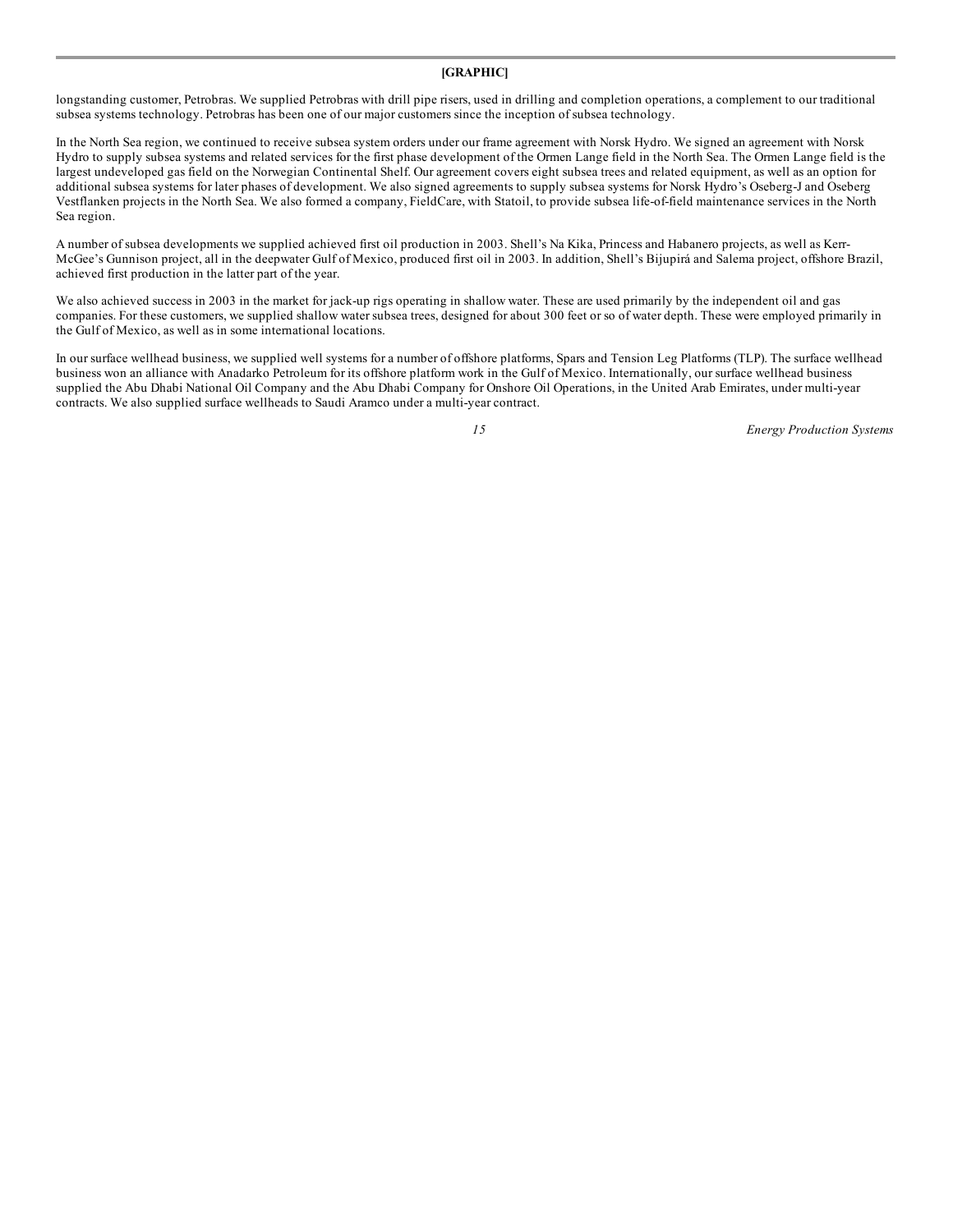**[GRAPHIC]**

longstanding customer, Petrobras. We supplied Petrobras with drill pipe risers, used in drilling and completion operations, a complement to our traditional subsea systems technology. Petrobras has been one of our major customers since the inception of subsea technology.

In the North Sea region, we continued to receive subsea system orders under our frame agreement with Norsk Hydro. We signed an agreement with Norsk Hydro to supply subsea systems and related services for the first phase development of the Ormen Lange field in the North Sea. The Ormen Lange field is the largest undeveloped gas field on the Norwegian Continental Shelf. Our agreement covers eight subsea trees and related equipment, as well as an option for additional subsea systems for later phases of development. We also signed agreements to supply subsea systems for Norsk Hydro's Oseberg-J and Oseberg Vestflanken projects in the North Sea. We also formed a company, FieldCare, with Statoil, to provide subsea life-of-field maintenance services in the North Sea region.

A number of subsea developments we supplied achieved first oil production in 2003. Shell's Na Kika, Princess and Habanero projects, as well as Kerr-McGee's Gunnison project, all in the deepwater Gulf of Mexico, produced first oil in 2003. In addition, Shell's Bijupirá and Salema project, offshore Brazil, achieved first production in the latter part of the year.

We also achieved success in 2003 in the market for jack-up rigs operating in shallow water. These are used primarily by the independent oil and gas companies. For these customers, we supplied shallow water subsea trees, designed for about 300 feet or so of water depth. These were employed primarily in the Gulf of Mexico, as well as in some international locations.

In our surface wellhead business, we supplied well systems for a number of offshore platforms, Spars and Tension Leg Platforms (TLP). The surface wellhead business won an alliance with Anadarko Petroleum for its offshore platform work in the Gulf of Mexico. Internationally, our surface wellhead business supplied the Abu Dhabi National Oil Company and the Abu Dhabi Company for Onshore Oil Operations, in the United Arab Emirates, under multi-year contracts. We also supplied surface wellheads to Saudi Aramco under a multi-year contract.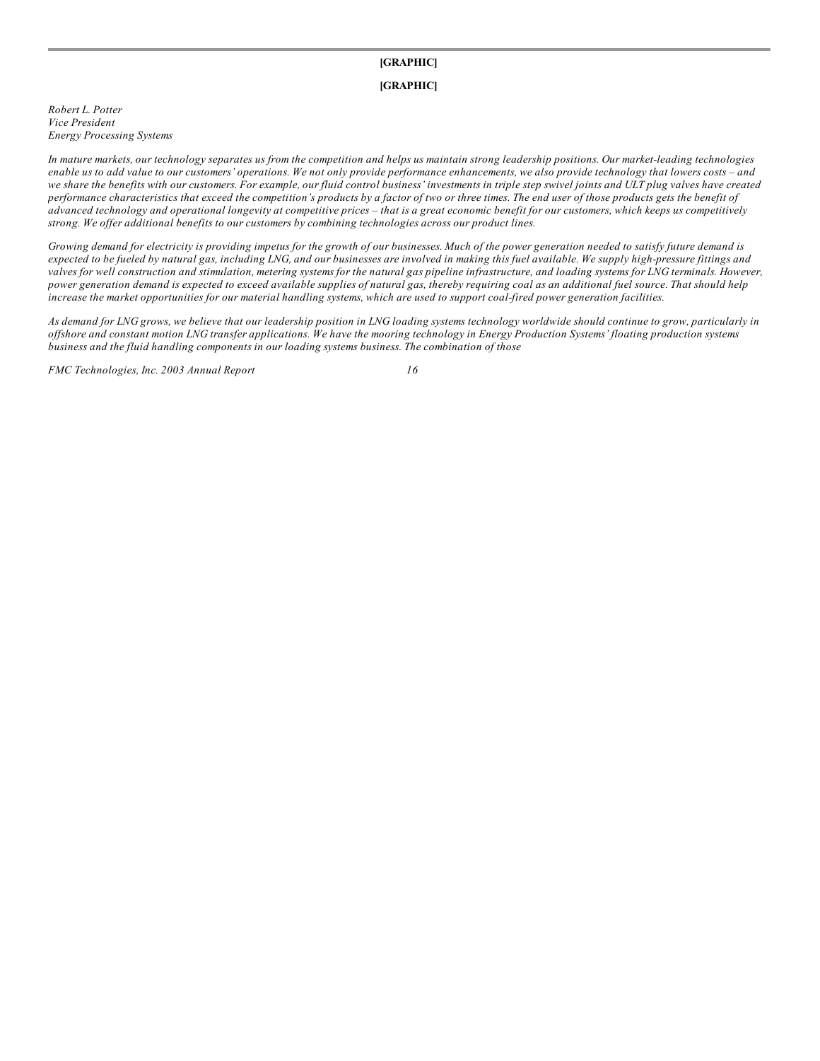**[GRAPHIC]**

**[GRAPHIC]**

*Robert L. Potter*
*Vice President*
*Energy Processing Systems*

*In mature markets, our technology separates us from the competition and helps us maintain strong leadership positions. Our market-leading technologies enable us to add value to our customers' operations. We not only provide performance enhancements, we also provide technology that lowers costs – and we share the benefits with our customers. For example, our fluid control business' investments in triple step swivel joints and ULT plug valves have created performance characteristics that exceed the competition's products by a factor of two or three times. The end user of those products gets the benefit of advanced technology and operational longevity at competitive prices – that is a great economic benefit for our customers, which keeps us competitively strong. We offer additional benefits to our customers by combining technologies across our product lines.*

*Growing demand for electricity is providing impetus for the growth of our businesses. Much of the power generation needed to satisfy future demand is expected to be fueled by natural gas, including LNG, and our businesses are involved in making this fuel available. We supply high-pressure fittings and valves for well construction and stimulation, metering systems for the natural gas pipeline infrastructure, and loading systems for LNG terminals. However, power generation demand is expected to exceed available supplies of natural gas, thereby requiring coal as an additional fuel source. That should help increase the market opportunities for our material handling systems, which are used to support coal-fired power generation facilities.*

*As demand for LNG grows, we believe that our leadership position in LNG loading systems technology worldwide should continue to grow, particularly in offshore and constant motion LNG transfer applications. We have the mooring technology in Energy Production Systems' floating production systems business and the fluid handling components in our loading systems business. The combination of those*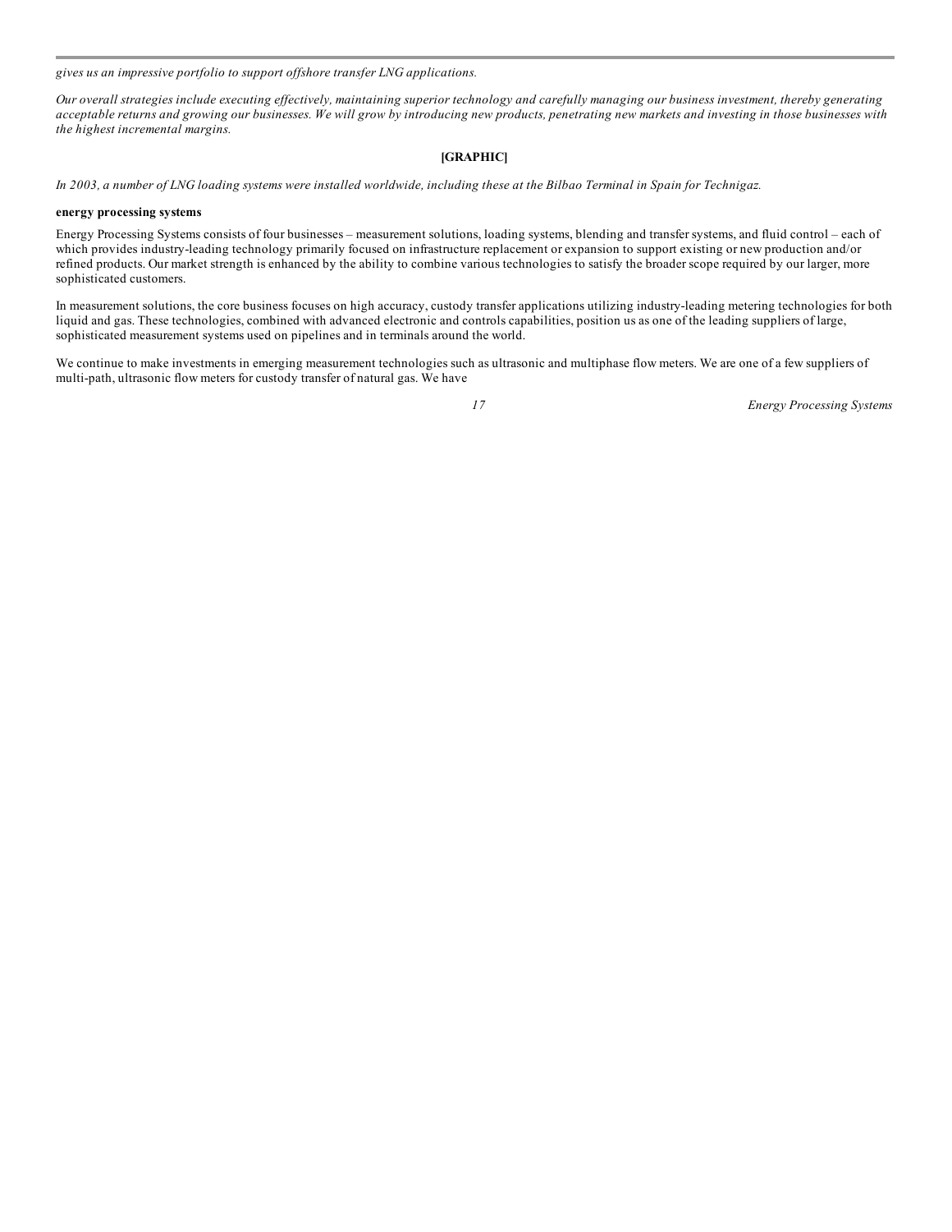*gives us an impressive portfolio to support offshore transfer LNG applications.*

*Our overall strategies include executing effectively, maintaining superior technology and carefully managing our business investment, thereby generating acceptable returns and growing our businesses. We will grow by introducing new products, penetrating new markets and investing in those businesses with the highest incremental margins.*

**[GRAPHIC]**

*In 2003, a number of LNG loading systems were installed worldwide, including these at the Bilbao Terminal in Spain for Technigaz.*

**energy processing systems**

Energy Processing Systems consists of four businesses – measurement solutions, loading systems, blending and transfer systems, and fluid control – each of which provides industry-leading technology primarily focused on infrastructure replacement or expansion to support existing or new production and/or refined products. Our market strength is enhanced by the ability to combine various technologies to satisfy the broader scope required by our larger, more sophisticated customers.

In measurement solutions, the core business focuses on high accuracy, custody transfer applications utilizing industry-leading metering technologies for both liquid and gas. These technologies, combined with advanced electronic and controls capabilities, position us as one of the leading suppliers of large, sophisticated measurement systems used on pipelines and in terminals around the world.

We continue to make investments in emerging measurement technologies such as ultrasonic and multiphase flow meters. We are one of a few suppliers of multi-path, ultrasonic flow meters for custody transfer of natural gas. We have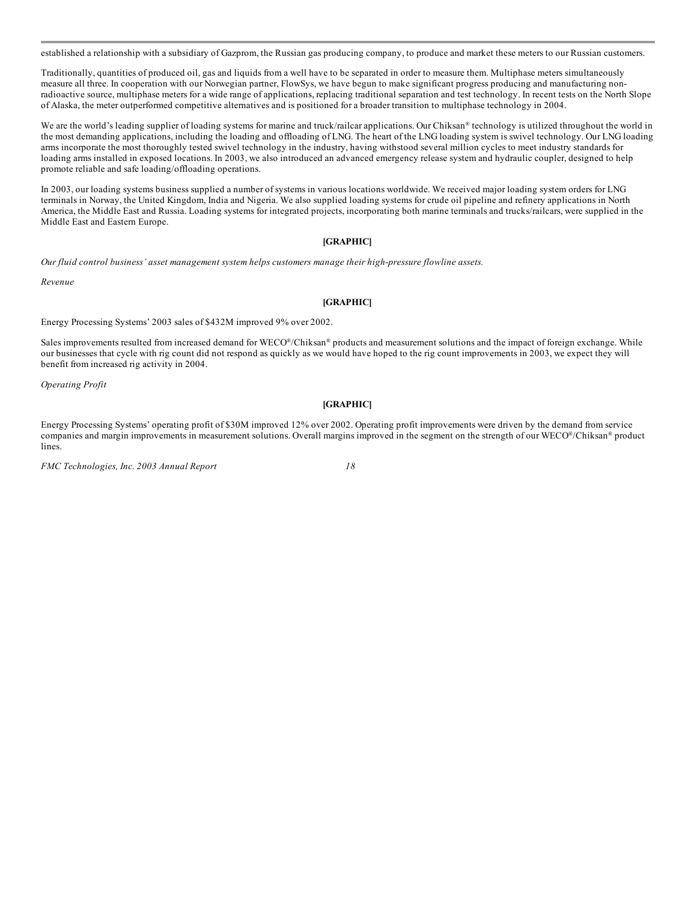established a relationship with a subsidiary of Gazprom, the Russian gas producing company, to produce and market these meters to our Russian customers.

Traditionally, quantities of produced oil, gas and liquids from a well have to be separated in order to measure them. Multiphase meters simultaneously measure all three. In cooperation with our Norwegian partner, FlowSys, we have begun to make significant progress producing and manufacturing non-radioactive source, multiphase meters for a wide range of applications, replacing traditional separation and test technology. In recent tests on the North Slope of Alaska, the meter outperformed competitive alternatives and is positioned for a broader transition to multiphase technology in 2004.

We are the world's leading supplier of loading systems for marine and truck/railcar applications. Our Chiksan® technology is utilized throughout the world in the most demanding applications, including the loading and offloading of LNG. The heart of the LNG loading system is swivel technology. Our LNG loading arms incorporate the most thoroughly tested swivel technology in the industry, having withstood several million cycles to meet industry standards for loading arms installed in exposed locations. In 2003, we also introduced an advanced emergency release system and hydraulic coupler, designed to help promote reliable and safe loading/offloading operations.

In 2003, our loading systems business supplied a number of systems in various locations worldwide. We received major loading system orders for LNG terminals in Norway, the United Kingdom, India and Nigeria. We also supplied loading systems for crude oil pipeline and refinery applications in North America, the Middle East and Russia. Loading systems for integrated projects, incorporating both marine terminals and trucks/railcars, were supplied in the Middle East and Eastern Europe.

**[GRAPHIC]**

*Our fluid control business' asset management system helps customers manage their high-pressure flowline assets.*

*Revenue*

**[GRAPHIC]**

Energy Processing Systems' 2003 sales of $432M improved 9% over 2002.

Sales improvements resulted from increased demand for WECO®/Chiksan® products and measurement solutions and the impact of foreign exchange. While our businesses that cycle with rig count did not respond as quickly as we would have hoped to the rig count improvements in 2003, we expect they will benefit from increased rig activity in 2004.

*Operating Profit*

**[GRAPHIC]**

Energy Processing Systems' operating profit of $30M improved 12% over 2002. Operating profit improvements were driven by the demand from service companies and margin improvements in measurement solutions. Overall margins improved in the segment on the strength of our WECO®/Chiksan® product lines.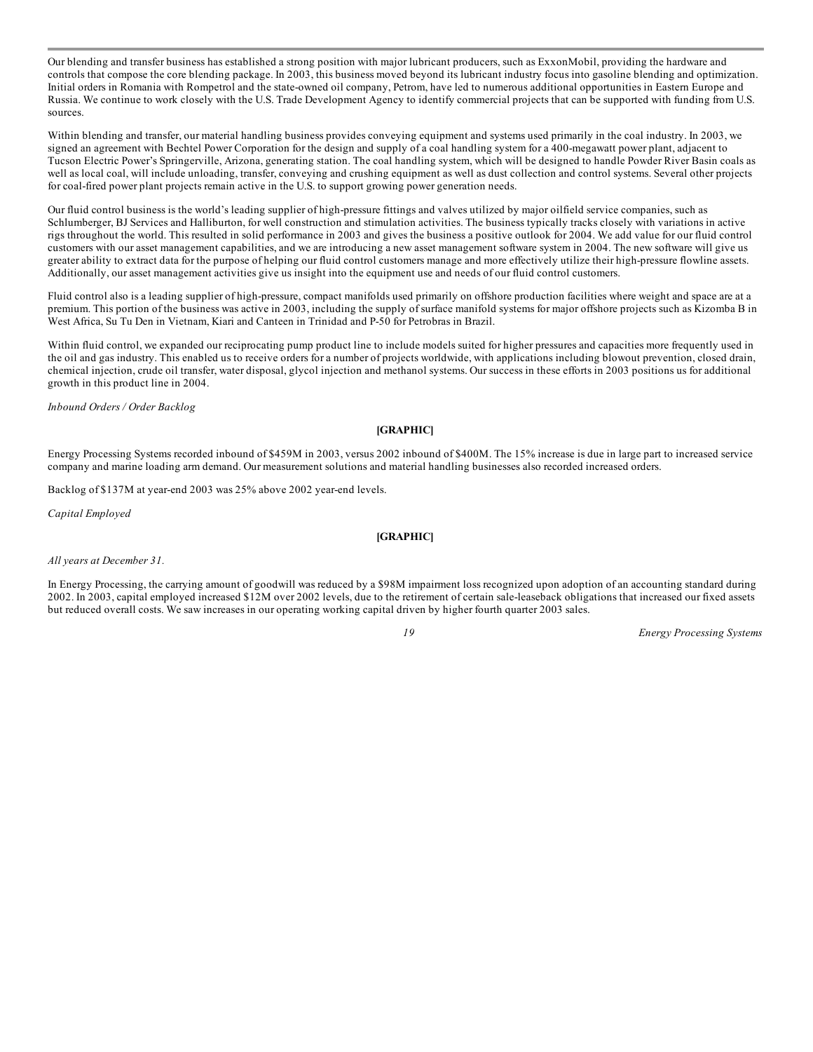Our blending and transfer business has established a strong position with major lubricant producers, such as ExxonMobil, providing the hardware and controls that compose the core blending package. In 2003, this business moved beyond its lubricant industry focus into gasoline blending and optimization. Initial orders in Romania with Rompetrol and the state-owned oil company, Petrom, have led to numerous additional opportunities in Eastern Europe and Russia. We continue to work closely with the U.S. Trade Development Agency to identify commercial projects that can be supported with funding from U.S. sources.

Within blending and transfer, our material handling business provides conveying equipment and systems used primarily in the coal industry. In 2003, we signed an agreement with Bechtel Power Corporation for the design and supply of a coal handling system for a 400-megawatt power plant, adjacent to Tucson Electric Power's Springerville, Arizona, generating station. The coal handling system, which will be designed to handle Powder River Basin coals as well as local coal, will include unloading, transfer, conveying and crushing equipment as well as dust collection and control systems. Several other projects for coal-fired power plant projects remain active in the U.S. to support growing power generation needs.

Our fluid control business is the world's leading supplier of high-pressure fittings and valves utilized by major oilfield service companies, such as Schlumberger, BJ Services and Halliburton, for well construction and stimulation activities. The business typically tracks closely with variations in active rigs throughout the world. This resulted in solid performance in 2003 and gives the business a positive outlook for 2004. We add value for our fluid control customers with our asset management capabilities, and we are introducing a new asset management software system in 2004. The new software will give us greater ability to extract data for the purpose of helping our fluid control customers manage and more effectively utilize their high-pressure flowline assets. Additionally, our asset management activities give us insight into the equipment use and needs of our fluid control customers.

Fluid control also is a leading supplier of high-pressure, compact manifolds used primarily on offshore production facilities where weight and space are at a premium. This portion of the business was active in 2003, including the supply of surface manifold systems for major offshore projects such as Kizomba B in West Africa, Su Tu Den in Vietnam, Kiari and Canteen in Trinidad and P-50 for Petrobras in Brazil.

Within fluid control, we expanded our reciprocating pump product line to include models suited for higher pressures and capacities more frequently used in the oil and gas industry. This enabled us to receive orders for a number of projects worldwide, with applications including blowout prevention, closed drain, chemical injection, crude oil transfer, water disposal, glycol injection and methanol systems. Our success in these efforts in 2003 positions us for additional growth in this product line in 2004.

*Inbound Orders / Order Backlog*

**[GRAPHIC]**

Energy Processing Systems recorded inbound of $459M in 2003, versus 2002 inbound of $400M. The 15% increase is due in large part to increased service company and marine loading arm demand. Our measurement solutions and material handling businesses also recorded increased orders.

Backlog of $137M at year-end 2003 was 25% above 2002 year-end levels.

*Capital Employed*

**[GRAPHIC]**

*All years at December 31.*

In Energy Processing, the carrying amount of goodwill was reduced by a $98M impairment loss recognized upon adoption of an accounting standard during 2002. In 2003, capital employed increased $12M over 2002 levels, due to the retirement of certain sale-leaseback obligations that increased our fixed assets but reduced overall costs. We saw increases in our operating working capital driven by higher fourth quarter 2003 sales.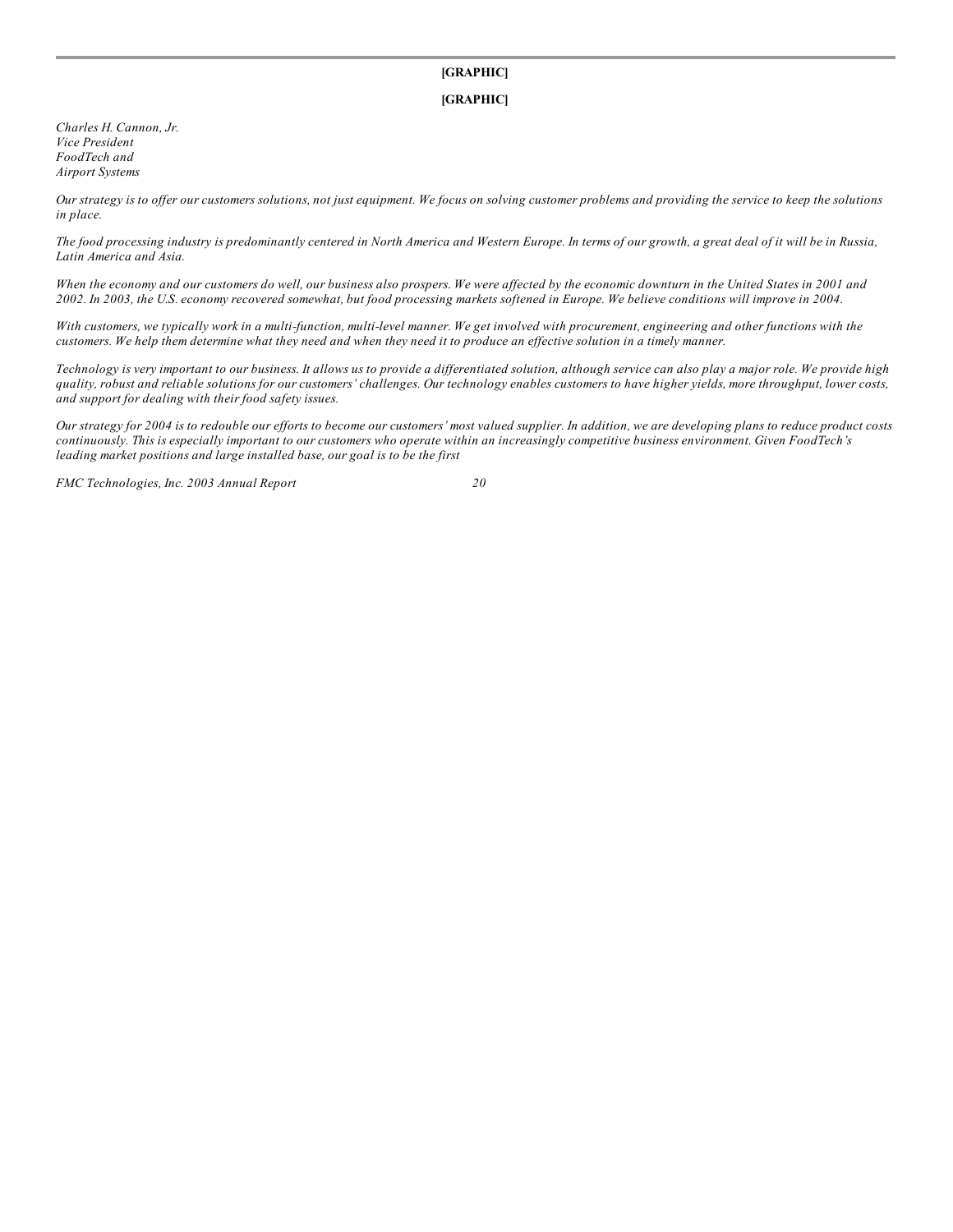**[GRAPHIC]**

**[GRAPHIC]**

*Charles H. Cannon, Jr.*
*Vice President*
*FoodTech and*
*Airport Systems*

*Our strategy is to offer our customers solutions, not just equipment. We focus on solving customer problems and providing the service to keep the solutions in place.*

*The food processing industry is predominantly centered in North America and Western Europe. In terms of our growth, a great deal of it will be in Russia, Latin America and Asia.*

*When the economy and our customers do well, our business also prospers. We were affected by the economic downturn in the United States in 2001 and 2002. In 2003, the U.S. economy recovered somewhat, but food processing markets softened in Europe. We believe conditions will improve in 2004.*

*With customers, we typically work in a multi-function, multi-level manner. We get involved with procurement, engineering and other functions with the customers. We help them determine what they need and when they need it to produce an effective solution in a timely manner.*

*Technology is very important to our business. It allows us to provide a differentiated solution, although service can also play a major role. We provide high quality, robust and reliable solutions for our customers' challenges. Our technology enables customers to have higher yields, more throughput, lower costs, and support for dealing with their food safety issues.*

*Our strategy for 2004 is to redouble our efforts to become our customers' most valued supplier. In addition, we are developing plans to reduce product costs continuously. This is especially important to our customers who operate within an increasingly competitive business environment. Given FoodTech's leading market positions and large installed base, our goal is to be the first*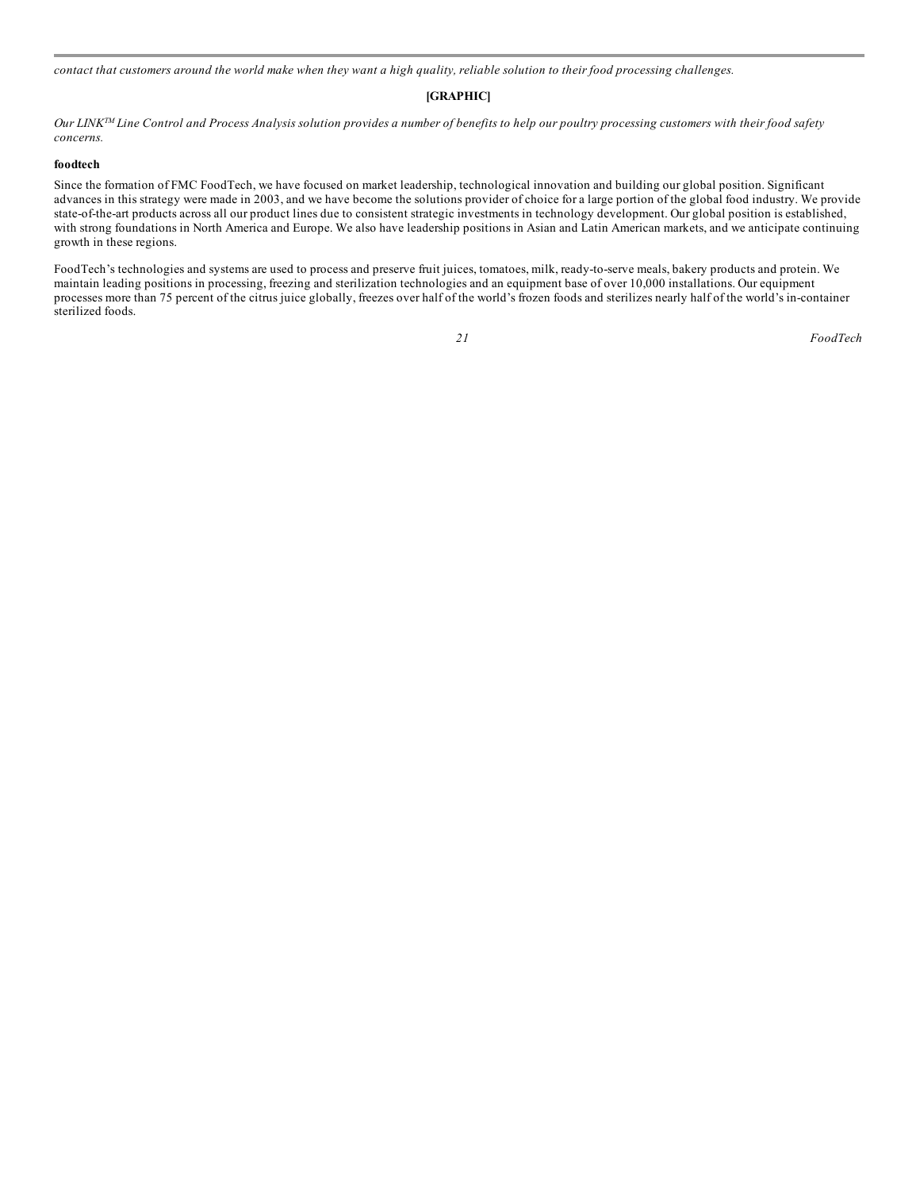*contact that customers around the world make when they want a high quality, reliable solution to their food processing challenges.*

**[GRAPHIC]**

*Our LINK™ Line Control and Process Analysis solution provides a number of benefits to help our poultry processing customers with their food safety concerns.*

**foodtech**

Since the formation of FMC FoodTech, we have focused on market leadership, technological innovation and building our global position. Significant advances in this strategy were made in 2003, and we have become the solutions provider of choice for a large portion of the global food industry. We provide state-of-the-art products across all our product lines due to consistent strategic investments in technology development. Our global position is established, with strong foundations in North America and Europe. We also have leadership positions in Asian and Latin American markets, and we anticipate continuing growth in these regions.

FoodTech's technologies and systems are used to process and preserve fruit juices, tomatoes, milk, ready-to-serve meals, bakery products and protein. We maintain leading positions in processing, freezing and sterilization technologies and an equipment base of over 10,000 installations. Our equipment processes more than 75 percent of the citrus juice globally, freezes over half of the world's frozen foods and sterilizes nearly half of the world's in-container sterilized foods.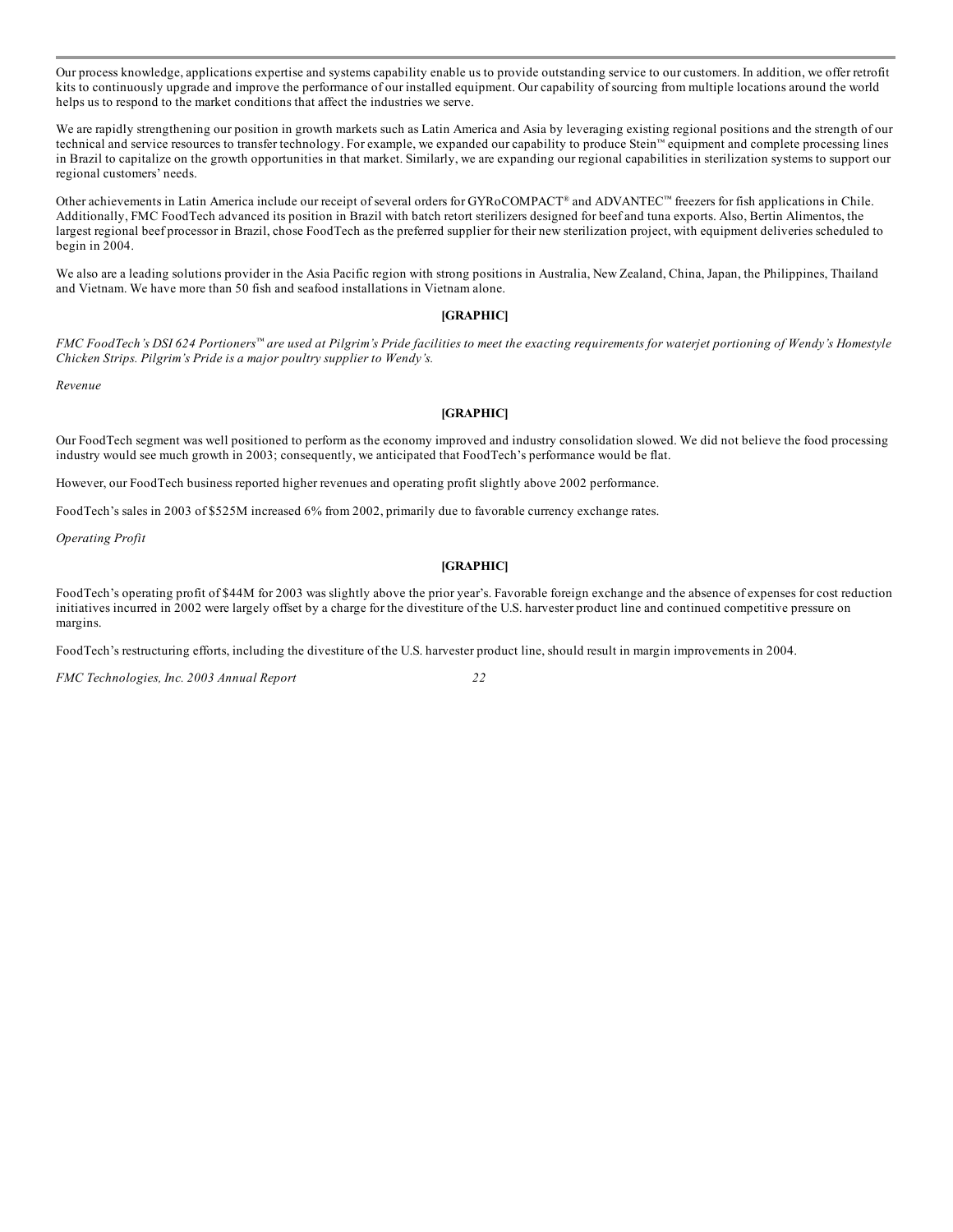Our process knowledge, applications expertise and systems capability enable us to provide outstanding service to our customers. In addition, we offer retrofit kits to continuously upgrade and improve the performance of our installed equipment. Our capability of sourcing from multiple locations around the world helps us to respond to the market conditions that affect the industries we serve.

We are rapidly strengthening our position in growth markets such as Latin America and Asia by leveraging existing regional positions and the strength of our technical and service resources to transfer technology. For example, we expanded our capability to produce Stein™ equipment and complete processing lines in Brazil to capitalize on the growth opportunities in that market. Similarly, we are expanding our regional capabilities in sterilization systems to support our regional customers' needs.

Other achievements in Latin America include our receipt of several orders for GYRoCOMPACT® and ADVANTEC™ freezers for fish applications in Chile. Additionally, FMC FoodTech advanced its position in Brazil with batch retort sterilizers designed for beef and tuna exports. Also, Bertin Alimentos, the largest regional beef processor in Brazil, chose FoodTech as the preferred supplier for their new sterilization project, with equipment deliveries scheduled to begin in 2004.

We also are a leading solutions provider in the Asia Pacific region with strong positions in Australia, New Zealand, China, Japan, the Philippines, Thailand and Vietnam. We have more than 50 fish and seafood installations in Vietnam alone.

**[GRAPHIC]**

*FMC FoodTech's DSI 624 Portioners™ are used at Pilgrim's Pride facilities to meet the exacting requirements for waterjet portioning of Wendy's Homestyle Chicken Strips. Pilgrim's Pride is a major poultry supplier to Wendy's.*

*Revenue*

**[GRAPHIC]**

Our FoodTech segment was well positioned to perform as the economy improved and industry consolidation slowed. We did not believe the food processing industry would see much growth in 2003; consequently, we anticipated that FoodTech's performance would be flat.

However, our FoodTech business reported higher revenues and operating profit slightly above 2002 performance.

FoodTech's sales in 2003 of $525M increased 6% from 2002, primarily due to favorable currency exchange rates.

*Operating Profit*

**[GRAPHIC]**

FoodTech's operating profit of $44M for 2003 was slightly above the prior year's. Favorable foreign exchange and the absence of expenses for cost reduction initiatives incurred in 2002 were largely offset by a charge for the divestiture of the U.S. harvester product line and continued competitive pressure on margins.

FoodTech's restructuring efforts, including the divestiture of the U.S. harvester product line, should result in margin improvements in 2004.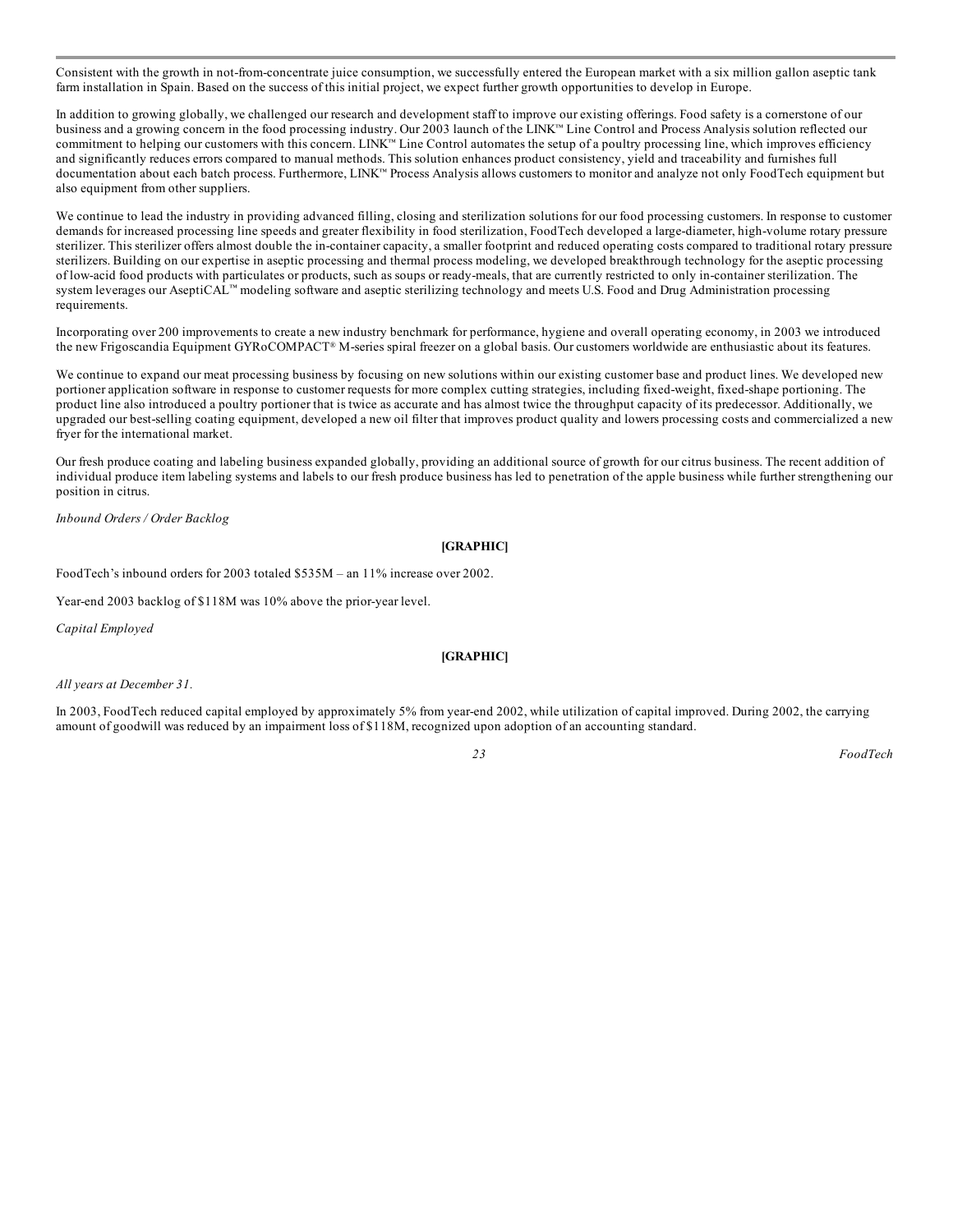Consistent with the growth in not-from-concentrate juice consumption, we successfully entered the European market with a six million gallon aseptic tank farm installation in Spain. Based on the success of this initial project, we expect further growth opportunities to develop in Europe.

In addition to growing globally, we challenged our research and development staff to improve our existing offerings. Food safety is a cornerstone of our business and a growing concern in the food processing industry. Our 2003 launch of the LINK™ Line Control and Process Analysis solution reflected our commitment to helping our customers with this concern. LINK™ Line Control automates the setup of a poultry processing line, which improves efficiency and significantly reduces errors compared to manual methods. This solution enhances product consistency, yield and traceability and furnishes full documentation about each batch process. Furthermore, LINK™ Process Analysis allows customers to monitor and analyze not only FoodTech equipment but also equipment from other suppliers.

We continue to lead the industry in providing advanced filling, closing and sterilization solutions for our food processing customers. In response to customer demands for increased processing line speeds and greater flexibility in food sterilization, FoodTech developed a large-diameter, high-volume rotary pressure sterilizer. This sterilizer offers almost double the in-container capacity, a smaller footprint and reduced operating costs compared to traditional rotary pressure sterilizers. Building on our expertise in aseptic processing and thermal process modeling, we developed breakthrough technology for the aseptic processing of low-acid food products with particulates or products, such as soups or ready-meals, that are currently restricted to only in-container sterilization. The system leverages our AseptiCAL™ modeling software and aseptic sterilizing technology and meets U.S. Food and Drug Administration processing requirements.

Incorporating over 200 improvements to create a new industry benchmark for performance, hygiene and overall operating economy, in 2003 we introduced the new Frigoscandia Equipment GYRoCOMPACT® M-series spiral freezer on a global basis. Our customers worldwide are enthusiastic about its features.

We continue to expand our meat processing business by focusing on new solutions within our existing customer base and product lines. We developed new portioner application software in response to customer requests for more complex cutting strategies, including fixed-weight, fixed-shape portioning. The product line also introduced a poultry portioner that is twice as accurate and has almost twice the throughput capacity of its predecessor. Additionally, we upgraded our best-selling coating equipment, developed a new oil filter that improves product quality and lowers processing costs and commercialized a new fryer for the international market.

Our fresh produce coating and labeling business expanded globally, providing an additional source of growth for our citrus business. The recent addition of individual produce item labeling systems and labels to our fresh produce business has led to penetration of the apple business while further strengthening our position in citrus.

*Inbound Orders / Order Backlog*

**[GRAPHIC]**

FoodTech's inbound orders for 2003 totaled $535M – an 11% increase over 2002.

Year-end 2003 backlog of $118M was 10% above the prior-year level.

*Capital Employed*

**[GRAPHIC]**

*All years at December 31.*

In 2003, FoodTech reduced capital employed by approximately 5% from year-end 2002, while utilization of capital improved. During 2002, the carrying amount of goodwill was reduced by an impairment loss of $118M, recognized upon adoption of an accounting standard.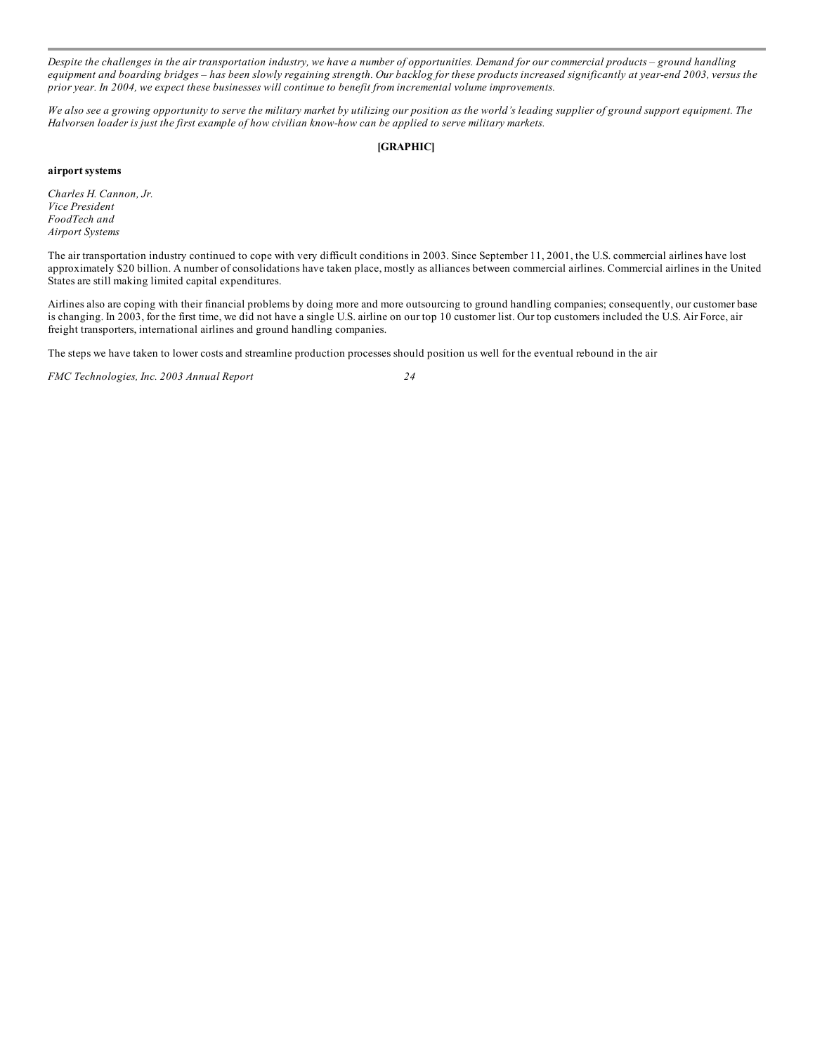*Despite the challenges in the air transportation industry, we have a number of opportunities. Demand for our commercial products – ground handling equipment and boarding bridges – has been slowly regaining strength. Our backlog for these products increased significantly at year-end 2003, versus the prior year. In 2004, we expect these businesses will continue to benefit from incremental volume improvements.*

*We also see a growing opportunity to serve the military market by utilizing our position as the world's leading supplier of ground support equipment. The Halvorsen loader is just the first example of how civilian know-how can be applied to serve military markets.*

**[GRAPHIC]**

**airport systems**

*Charles H. Cannon, Jr.*
*Vice President*
*FoodTech and*
*Airport Systems*

The air transportation industry continued to cope with very difficult conditions in 2003. Since September 11, 2001, the U.S. commercial airlines have lost approximately $20 billion. A number of consolidations have taken place, mostly as alliances between commercial airlines. Commercial airlines in the United States are still making limited capital expenditures.

Airlines also are coping with their financial problems by doing more and more outsourcing to ground handling companies; consequently, our customer base is changing. In 2003, for the first time, we did not have a single U.S. airline on our top 10 customer list. Our top customers included the U.S. Air Force, air freight transporters, international airlines and ground handling companies.

The steps we have taken to lower costs and streamline production processes should position us well for the eventual rebound in the air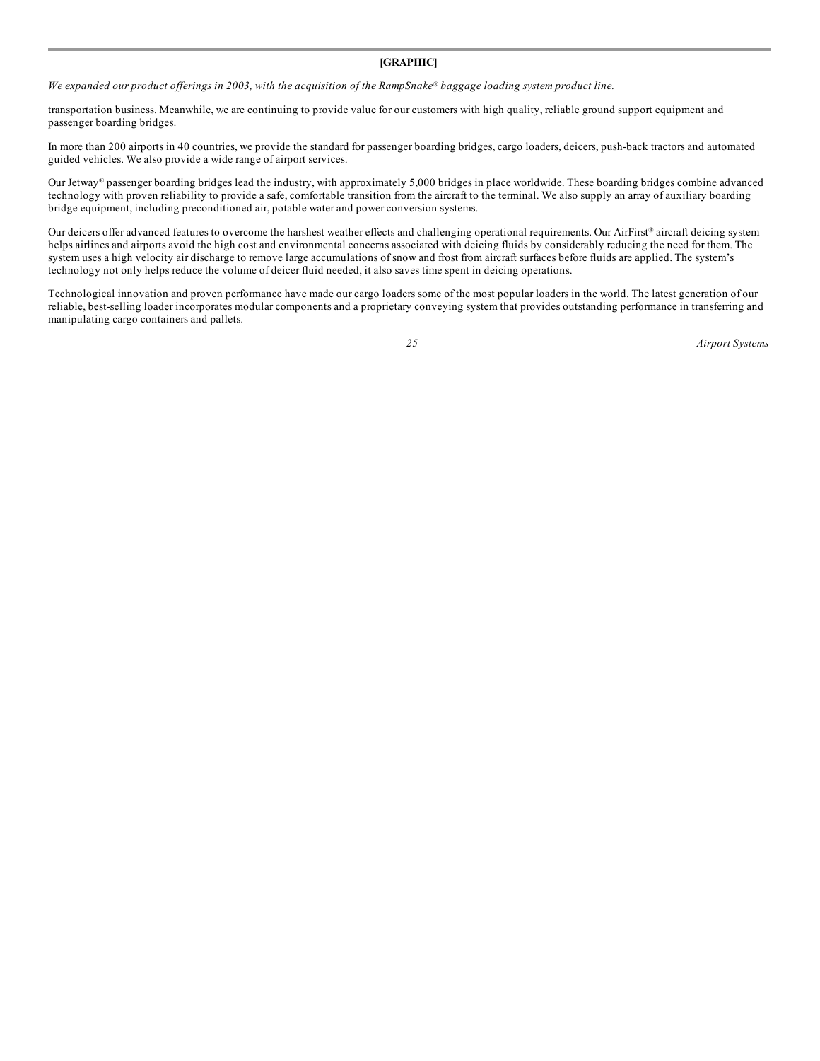**[GRAPHIC]**

*We expanded our product offerings in 2003, with the acquisition of the RampSnake® baggage loading system product line.*

transportation business. Meanwhile, we are continuing to provide value for our customers with high quality, reliable ground support equipment and passenger boarding bridges.

In more than 200 airports in 40 countries, we provide the standard for passenger boarding bridges, cargo loaders, deicers, push-back tractors and automated guided vehicles. We also provide a wide range of airport services.

Our Jetway® passenger boarding bridges lead the industry, with approximately 5,000 bridges in place worldwide. These boarding bridges combine advanced technology with proven reliability to provide a safe, comfortable transition from the aircraft to the terminal. We also supply an array of auxiliary boarding bridge equipment, including preconditioned air, potable water and power conversion systems.

Our deicers offer advanced features to overcome the harshest weather effects and challenging operational requirements. Our AirFirst® aircraft deicing system helps airlines and airports avoid the high cost and environmental concerns associated with deicing fluids by considerably reducing the need for them. The system uses a high velocity air discharge to remove large accumulations of snow and frost from aircraft surfaces before fluids are applied. The system's technology not only helps reduce the volume of deicer fluid needed, it also saves time spent in deicing operations.

Technological innovation and proven performance have made our cargo loaders some of the most popular loaders in the world. The latest generation of our reliable, best-selling loader incorporates modular components and a proprietary conveying system that provides outstanding performance in transferring and manipulating cargo containers and pallets.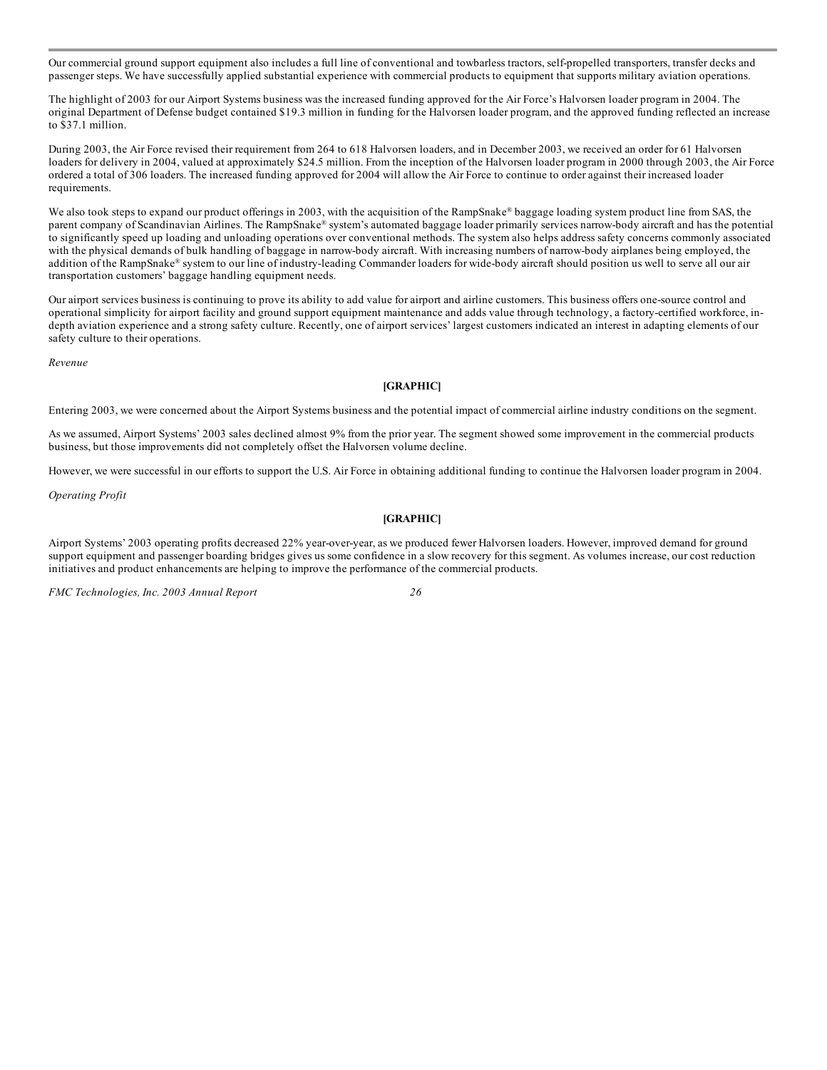Our commercial ground support equipment also includes a full line of conventional and towbarless tractors, self-propelled transporters, transfer decks and passenger steps. We have successfully applied substantial experience with commercial products to equipment that supports military aviation operations.

The highlight of 2003 for our Airport Systems business was the increased funding approved for the Air Force's Halvorsen loader program in 2004. The original Department of Defense budget contained $19.3 million in funding for the Halvorsen loader program, and the approved funding reflected an increase to $37.1 million.

During 2003, the Air Force revised their requirement from 264 to 618 Halvorsen loaders, and in December 2003, we received an order for 61 Halvorsen loaders for delivery in 2004, valued at approximately $24.5 million. From the inception of the Halvorsen loader program in 2000 through 2003, the Air Force ordered a total of 306 loaders. The increased funding approved for 2004 will allow the Air Force to continue to order against their increased loader requirements.

We also took steps to expand our product offerings in 2003, with the acquisition of the RampSnake® baggage loading system product line from SAS, the parent company of Scandinavian Airlines. The RampSnake® system's automated baggage loader primarily services narrow-body aircraft and has the potential to significantly speed up loading and unloading operations over conventional methods. The system also helps address safety concerns commonly associated with the physical demands of bulk handling of baggage in narrow-body aircraft. With increasing numbers of narrow-body airplanes being employed, the addition of the RampSnake® system to our line of industry-leading Commander loaders for wide-body aircraft should position us well to serve all our air transportation customers' baggage handling equipment needs.

Our airport services business is continuing to prove its ability to add value for airport and airline customers. This business offers one-source control and operational simplicity for airport facility and ground support equipment maintenance and adds value through technology, a factory-certified workforce, in-depth aviation experience and a strong safety culture. Recently, one of airport services' largest customers indicated an interest in adapting elements of our safety culture to their operations.

*Revenue*

**[GRAPHIC]**

Entering 2003, we were concerned about the Airport Systems business and the potential impact of commercial airline industry conditions on the segment.

As we assumed, Airport Systems' 2003 sales declined almost 9% from the prior year. The segment showed some improvement in the commercial products business, but those improvements did not completely offset the Halvorsen volume decline.

However, we were successful in our efforts to support the U.S. Air Force in obtaining additional funding to continue the Halvorsen loader program in 2004.

*Operating Profit*

**[GRAPHIC]**

Airport Systems' 2003 operating profits decreased 22% year-over-year, as we produced fewer Halvorsen loaders. However, improved demand for ground support equipment and passenger boarding bridges gives us some confidence in a slow recovery for this segment. As volumes increase, our cost reduction initiatives and product enhancements are helping to improve the performance of the commercial products.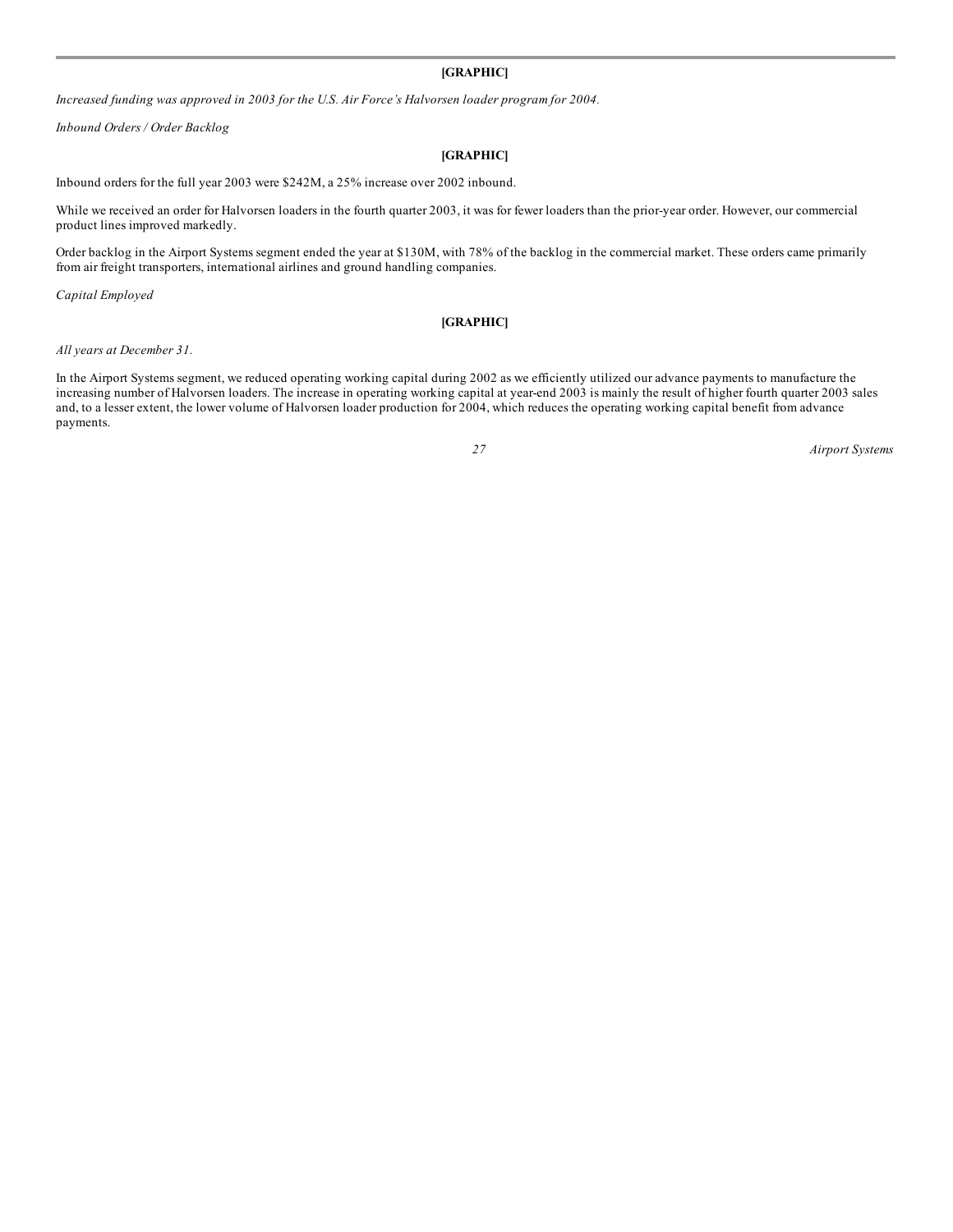**[GRAPHIC]**

*Increased funding was approved in 2003 for the U.S. Air Force's Halvorsen loader program for 2004.*

*Inbound Orders / Order Backlog*

**[GRAPHIC]**

Inbound orders for the full year 2003 were $242M, a 25% increase over 2002 inbound.

While we received an order for Halvorsen loaders in the fourth quarter 2003, it was for fewer loaders than the prior-year order. However, our commercial product lines improved markedly.

Order backlog in the Airport Systems segment ended the year at $130M, with 78% of the backlog in the commercial market. These orders came primarily from air freight transporters, international airlines and ground handling companies.

*Capital Employed*

**[GRAPHIC]**

*All years at December 31.*

In the Airport Systems segment, we reduced operating working capital during 2002 as we efficiently utilized our advance payments to manufacture the increasing number of Halvorsen loaders. The increase in operating working capital at year-end 2003 is mainly the result of higher fourth quarter 2003 sales and, to a lesser extent, the lower volume of Halvorsen loader production for 2004, which reduces the operating working capital benefit from advance payments.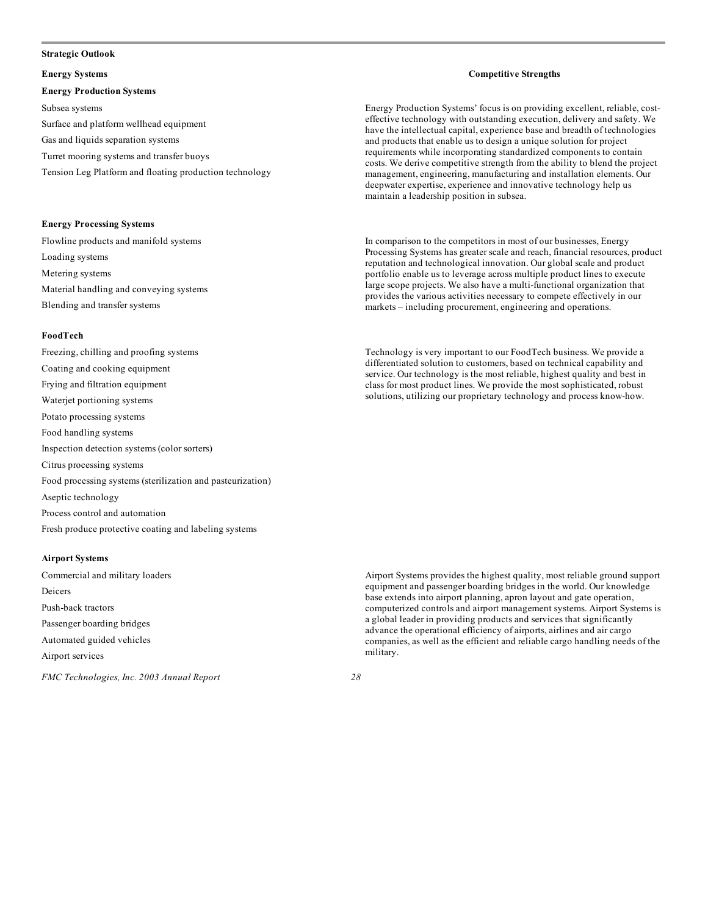**Strategic Outlook**

| Energy Systems | Competitive Strengths |
| --- | --- |
| **Energy Production Systems** | |
| Subsea systems<br>Surface and platform wellhead equipment<br>Gas and liquids separation systems<br>Turret mooring systems and transfer buoys<br>Tension Leg Platform and floating production technology | Energy Production Systems' focus is on providing excellent, reliable, cost-effective technology with outstanding execution, delivery and safety. We have the intellectual capital, experience base and breadth of technologies and products that enable us to design a unique solution for project requirements while incorporating standardized components to contain costs. We derive competitive strength from the ability to blend the project management, engineering, manufacturing and installation elements. Our deepwater expertise, experience and innovative technology help us maintain a leadership position in subsea. |
| **Energy Processing Systems** | |
| Flowline products and manifold systems<br>Loading systems<br>Metering systems<br>Material handling and conveying systems<br>Blending and transfer systems | In comparison to the competitors in most of our businesses, Energy Processing Systems has greater scale and reach, financial resources, product reputation and technological innovation. Our global scale and product portfolio enable us to leverage across multiple product lines to execute large scope projects. We also have a multi-functional organization that provides the various activities necessary to compete effectively in our markets – including procurement, engineering and operations. |
| **FoodTech** | |
| Freezing, chilling and proofing systems<br>Coating and cooking equipment<br>Frying and filtration equipment<br>Waterjet portioning systems<br>Potato processing systems<br>Food handling systems<br>Inspection detection systems (color sorters)<br>Citrus processing systems<br>Food processing systems (sterilization and pasteurization)<br>Aseptic technology<br>Process control and automation<br>Fresh produce protective coating and labeling systems | Technology is very important to our FoodTech business. We provide a differentiated solution to customers, based on technical capability and service. Our technology is the most reliable, highest quality and best in class for most product lines. We provide the most sophisticated, robust solutions, utilizing our proprietary technology and process know-how. |
| **Airport Systems** | |
| Commercial and military loaders<br>Deicers<br>Push-back tractors<br>Passenger boarding bridges<br>Automated guided vehicles<br>Airport services | Airport Systems provides the highest quality, most reliable ground support equipment and passenger boarding bridges in the world. Our knowledge base extends into airport planning, apron layout and gate operation, computerized controls and airport management systems. Airport Systems is a global leader in providing products and services that significantly advance the operational efficiency of airports, airlines and air cargo companies, as well as the efficient and reliable cargo handling needs of the military. |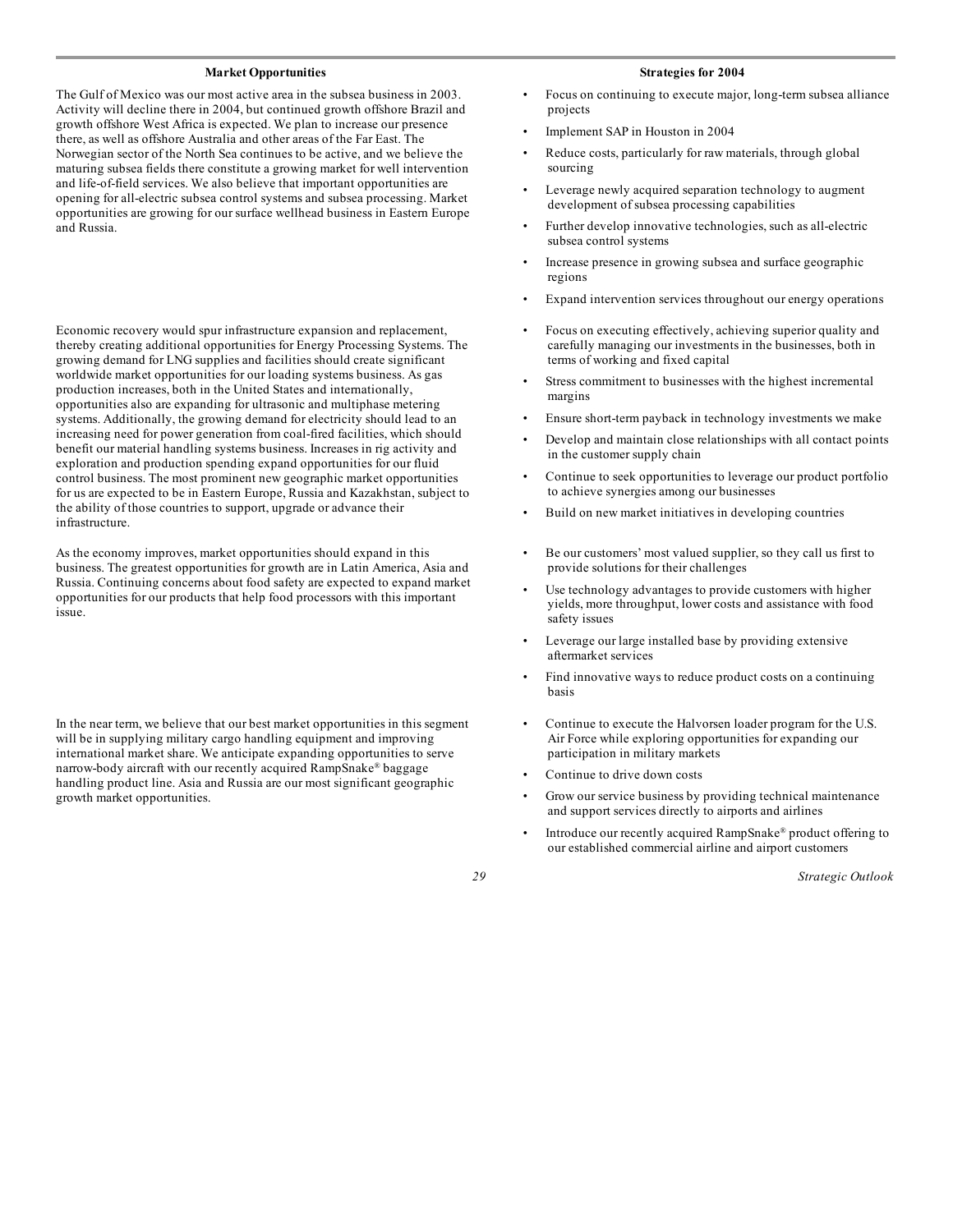| Market Opportunities | Strategies for 2004 |
|---|---|
| The Gulf of Mexico was our most active area in the subsea business in 2003. Activity will decline there in 2004, but continued growth offshore Brazil and growth offshore West Africa is expected. We plan to increase our presence there, as well as offshore Australia and other areas of the Far East. The Norwegian sector of the North Sea continues to be active, and we believe the maturing subsea fields there constitute a growing market for well intervention and life-of-field services. We also believe that important opportunities are opening for all-electric subsea control systems and subsea processing. Market opportunities are growing for our surface wellhead business in Eastern Europe and Russia. | • Focus on continuing to execute major, long-term subsea alliance projects<br>• Implement SAP in Houston in 2004<br>• Reduce costs, particularly for raw materials, through global sourcing<br>• Leverage newly acquired separation technology to augment development of subsea processing capabilities<br>• Further develop innovative technologies, such as all-electric subsea control systems<br>• Increase presence in growing subsea and surface geographic regions<br>• Expand intervention services throughout our energy operations |
| Economic recovery would spur infrastructure expansion and replacement, thereby creating additional opportunities for Energy Processing Systems. The growing demand for LNG supplies and facilities should create significant worldwide market opportunities for our loading systems business. As gas production increases, both in the United States and internationally, opportunities also are expanding for ultrasonic and multiphase metering systems. Additionally, the growing demand for electricity should lead to an increasing need for power generation from coal-fired facilities, which should benefit our material handling systems business. Increases in rig activity and exploration and production spending expand opportunities for our fluid control business. The most prominent new geographic market opportunities for us are expected to be in Eastern Europe, Russia and Kazakhstan, subject to the ability of those countries to support, upgrade or advance their infrastructure. | • Focus on executing effectively, achieving superior quality and carefully managing our investments in the businesses, both in terms of working and fixed capital<br>• Stress commitment to businesses with the highest incremental margins<br>• Ensure short-term payback in technology investments we make<br>• Develop and maintain close relationships with all contact points in the customer supply chain<br>• Continue to seek opportunities to leverage our product portfolio to achieve synergies among our businesses<br>• Build on new market initiatives in developing countries |
| As the economy improves, market opportunities should expand in this business. The greatest opportunities for growth are in Latin America, Asia and Russia. Continuing concerns about food safety are expected to expand market opportunities for our products that help food processors with this important issue. | • Be our customers' most valued supplier, so they call us first to provide solutions for their challenges<br>• Use technology advantages to provide customers with higher yields, more throughput, lower costs and assistance with food safety issues<br>• Leverage our large installed base by providing extensive aftermarket services<br>• Find innovative ways to reduce product costs on a continuing basis |
| In the near term, we believe that our best market opportunities in this segment will be in supplying military cargo handling equipment and improving international market share. We anticipate expanding opportunities to serve narrow-body aircraft with our recently acquired RampSnake® baggage handling product line. Asia and Russia are our most significant geographic growth market opportunities. | • Continue to execute the Halvorsen loader program for the U.S. Air Force while exploring opportunities for expanding our participation in military markets<br>• Continue to drive down costs<br>• Grow our service business by providing technical maintenance and support services directly to airports and airlines<br>• Introduce our recently acquired RampSnake® product offering to our established commercial airline and airport customers |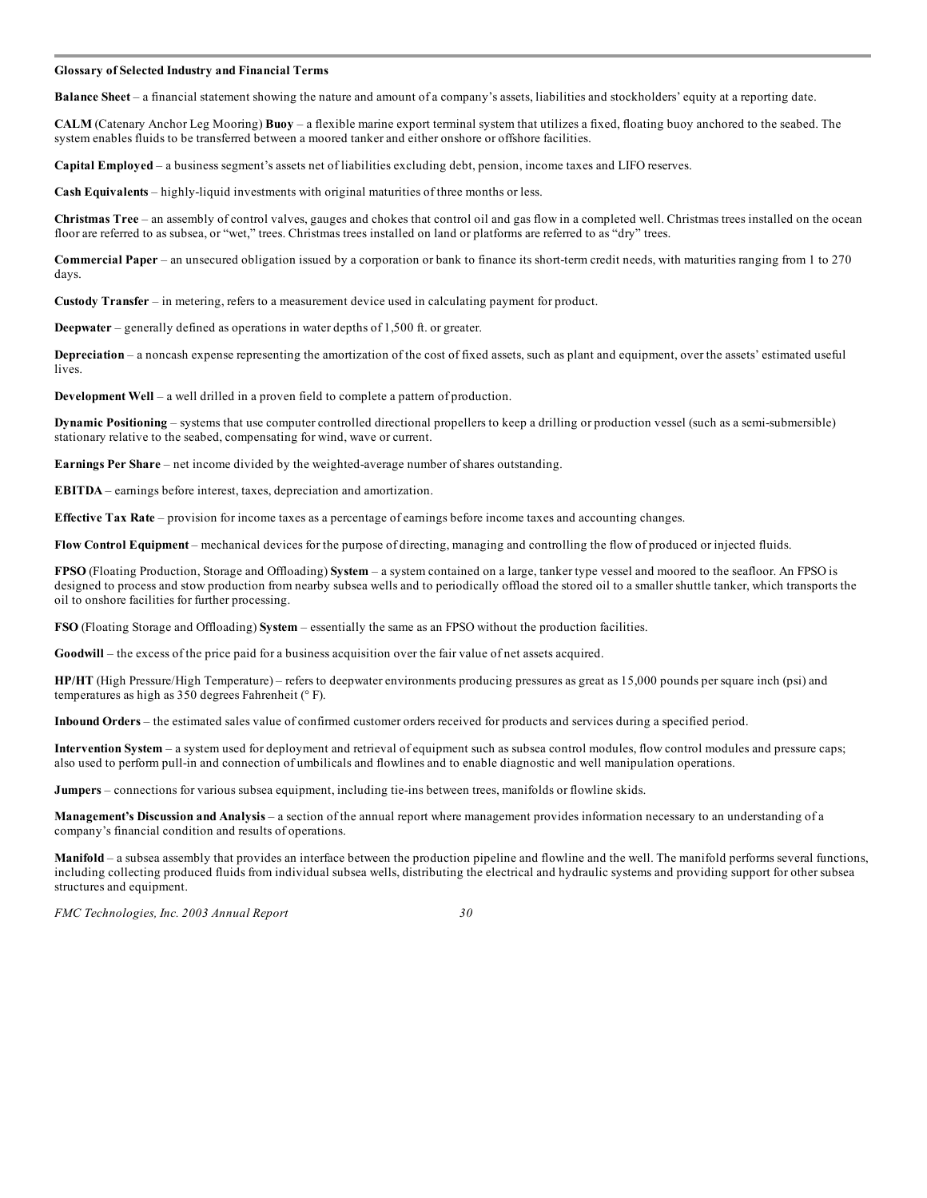**Glossary of Selected Industry and Financial Terms**

**Balance Sheet** – a financial statement showing the nature and amount of a company's assets, liabilities and stockholders' equity at a reporting date.

**CALM** (Catenary Anchor Leg Mooring) **Buoy** – a flexible marine export terminal system that utilizes a fixed, floating buoy anchored to the seabed. The system enables fluids to be transferred between a moored tanker and either onshore or offshore facilities.

**Capital Employed** – a business segment's assets net of liabilities excluding debt, pension, income taxes and LIFO reserves.

**Cash Equivalents** – highly-liquid investments with original maturities of three months or less.

**Christmas Tree** – an assembly of control valves, gauges and chokes that control oil and gas flow in a completed well. Christmas trees installed on the ocean floor are referred to as subsea, or "wet," trees. Christmas trees installed on land or platforms are referred to as "dry" trees.

**Commercial Paper** – an unsecured obligation issued by a corporation or bank to finance its short-term credit needs, with maturities ranging from 1 to 270 days.

**Custody Transfer** – in metering, refers to a measurement device used in calculating payment for product.

**Deepwater** – generally defined as operations in water depths of 1,500 ft. or greater.

**Depreciation** – a noncash expense representing the amortization of the cost of fixed assets, such as plant and equipment, over the assets' estimated useful lives.

**Development Well** – a well drilled in a proven field to complete a pattern of production.

**Dynamic Positioning** – systems that use computer controlled directional propellers to keep a drilling or production vessel (such as a semi-submersible) stationary relative to the seabed, compensating for wind, wave or current.

**Earnings Per Share** – net income divided by the weighted-average number of shares outstanding.

**EBITDA** – earnings before interest, taxes, depreciation and amortization.

**Effective Tax Rate** – provision for income taxes as a percentage of earnings before income taxes and accounting changes.

**Flow Control Equipment** – mechanical devices for the purpose of directing, managing and controlling the flow of produced or injected fluids.

**FPSO** (Floating Production, Storage and Offloading) **System** – a system contained on a large, tanker type vessel and moored to the seafloor. An FPSO is designed to process and stow production from nearby subsea wells and to periodically offload the stored oil to a smaller shuttle tanker, which transports the oil to onshore facilities for further processing.

**FSO** (Floating Storage and Offloading) **System** – essentially the same as an FPSO without the production facilities.

**Goodwill** – the excess of the price paid for a business acquisition over the fair value of net assets acquired.

**HP/HT** (High Pressure/High Temperature) – refers to deepwater environments producing pressures as great as 15,000 pounds per square inch (psi) and temperatures as high as 350 degrees Fahrenheit (° F).

**Inbound Orders** – the estimated sales value of confirmed customer orders received for products and services during a specified period.

**Intervention System** – a system used for deployment and retrieval of equipment such as subsea control modules, flow control modules and pressure caps; also used to perform pull-in and connection of umbilicals and flowlines and to enable diagnostic and well manipulation operations.

**Jumpers** – connections for various subsea equipment, including tie-ins between trees, manifolds or flowline skids.

**Management's Discussion and Analysis** – a section of the annual report where management provides information necessary to an understanding of a company's financial condition and results of operations.

**Manifold** – a subsea assembly that provides an interface between the production pipeline and flowline and the well. The manifold performs several functions, including collecting produced fluids from individual subsea wells, distributing the electrical and hydraulic systems and providing support for other subsea structures and equipment.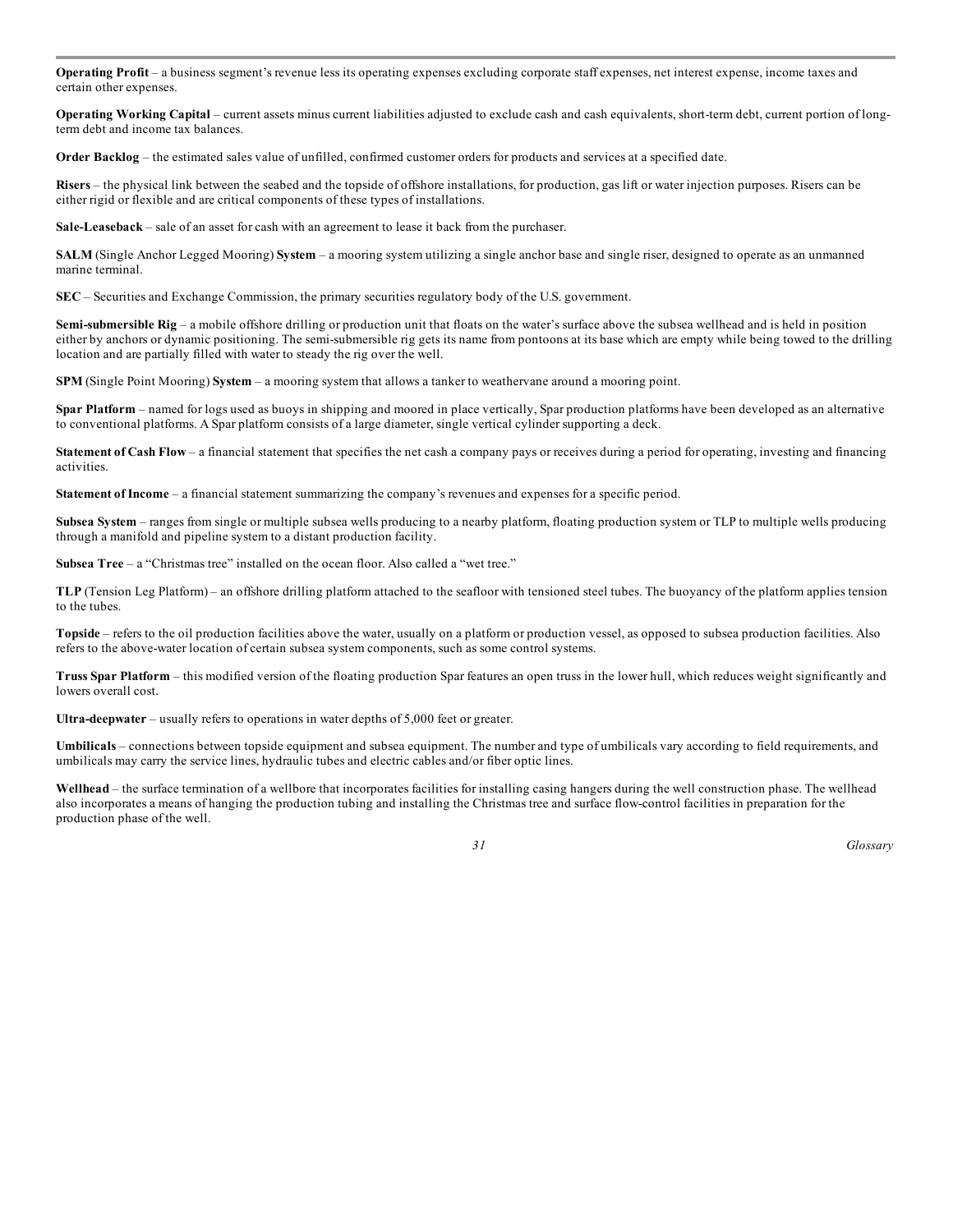**Operating Profit** – a business segment's revenue less its operating expenses excluding corporate staff expenses, net interest expense, income taxes and certain other expenses.

**Operating Working Capital** – current assets minus current liabilities adjusted to exclude cash and cash equivalents, short-term debt, current portion of long-term debt and income tax balances.

**Order Backlog** – the estimated sales value of unfilled, confirmed customer orders for products and services at a specified date.

**Risers** – the physical link between the seabed and the topside of offshore installations, for production, gas lift or water injection purposes. Risers can be either rigid or flexible and are critical components of these types of installations.

**Sale-Leaseback** – sale of an asset for cash with an agreement to lease it back from the purchaser.

**SALM** (Single Anchor Legged Mooring) **System** – a mooring system utilizing a single anchor base and single riser, designed to operate as an unmanned marine terminal.

**SEC** – Securities and Exchange Commission, the primary securities regulatory body of the U.S. government.

**Semi-submersible Rig** – a mobile offshore drilling or production unit that floats on the water's surface above the subsea wellhead and is held in position either by anchors or dynamic positioning. The semi-submersible rig gets its name from pontoons at its base which are empty while being towed to the drilling location and are partially filled with water to steady the rig over the well.

**SPM** (Single Point Mooring) **System** – a mooring system that allows a tanker to weathervane around a mooring point.

**Spar Platform** – named for logs used as buoys in shipping and moored in place vertically, Spar production platforms have been developed as an alternative to conventional platforms. A Spar platform consists of a large diameter, single vertical cylinder supporting a deck.

**Statement of Cash Flow** – a financial statement that specifies the net cash a company pays or receives during a period for operating, investing and financing activities.

**Statement of Income** – a financial statement summarizing the company's revenues and expenses for a specific period.

**Subsea System** – ranges from single or multiple subsea wells producing to a nearby platform, floating production system or TLP to multiple wells producing through a manifold and pipeline system to a distant production facility.

**Subsea Tree** – a "Christmas tree" installed on the ocean floor. Also called a "wet tree."

**TLP** (Tension Leg Platform) – an offshore drilling platform attached to the seafloor with tensioned steel tubes. The buoyancy of the platform applies tension to the tubes.

**Topside** – refers to the oil production facilities above the water, usually on a platform or production vessel, as opposed to subsea production facilities. Also refers to the above-water location of certain subsea system components, such as some control systems.

**Truss Spar Platform** – this modified version of the floating production Spar features an open truss in the lower hull, which reduces weight significantly and lowers overall cost.

**Ultra-deepwater** – usually refers to operations in water depths of 5,000 feet or greater.

**Umbilicals** – connections between topside equipment and subsea equipment. The number and type of umbilicals vary according to field requirements, and umbilicals may carry the service lines, hydraulic tubes and electric cables and/or fiber optic lines.

**Wellhead** – the surface termination of a wellbore that incorporates facilities for installing casing hangers during the well construction phase. The wellhead also incorporates a means of hanging the production tubing and installing the Christmas tree and surface flow-control facilities in preparation for the production phase of the well.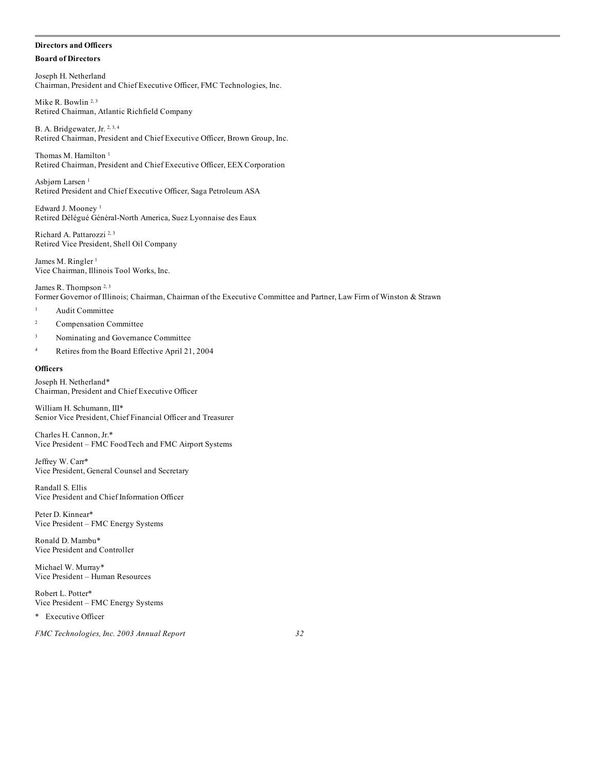## Directors and Officers

### Board of Directors

Joseph H. Netherland
Chairman, President and Chief Executive Officer, FMC Technologies, Inc.

Mike R. Bowlin [2, 3]
Retired Chairman, Atlantic Richfield Company

B. A. Bridgewater, Jr. [2, 3, 4]
Retired Chairman, President and Chief Executive Officer, Brown Group, Inc.

Thomas M. Hamilton [1]
Retired Chairman, President and Chief Executive Officer, EEX Corporation

Asbjørn Larsen [1]
Retired President and Chief Executive Officer, Saga Petroleum ASA

Edward J. Mooney [1]
Retired Délégué Général-North America, Suez Lyonnaise des Eaux

Richard A. Pattarozzi [2, 3]
Retired Vice President, Shell Oil Company

James M. Ringler [1]
Vice Chairman, Illinois Tool Works, Inc.

James R. Thompson [2, 3]
Former Governor of Illinois; Chairman, Chairman of the Executive Committee and Partner, Law Firm of Winston & Strawn

[1] Audit Committee

[2] Compensation Committee

[3] Nominating and Governance Committee

[4] Retires from the Board Effective April 21, 2004

### Officers

Joseph H. Netherland*
Chairman, President and Chief Executive Officer

William H. Schumann, III*
Senior Vice President, Chief Financial Officer and Treasurer

Charles H. Cannon, Jr.*
Vice President – FMC FoodTech and FMC Airport Systems

Jeffrey W. Carr*
Vice President, General Counsel and Secretary

Randall S. Ellis
Vice President and Chief Information Officer

Peter D. Kinnear*
Vice President – FMC Energy Systems

Ronald D. Mambu*
Vice President and Controller

Michael W. Murray*
Vice President – Human Resources

Robert L. Potter*
Vice President – FMC Energy Systems

\* Executive Officer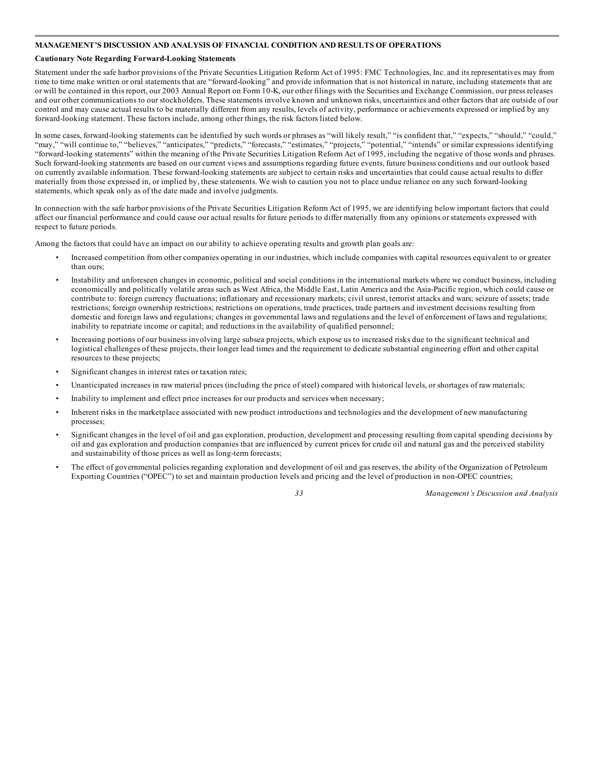## MANAGEMENT'S DISCUSSION AND ANALYSIS OF FINANCIAL CONDITION AND RESULTS OF OPERATIONS

### Cautionary Note Regarding Forward-Looking Statements

Statement under the safe harbor provisions of the Private Securities Litigation Reform Act of 1995: FMC Technologies, Inc. and its representatives may from time to time make written or oral statements that are "forward-looking" and provide information that is not historical in nature, including statements that are or will be contained in this report, our 2003 Annual Report on Form 10-K, our other filings with the Securities and Exchange Commission, our press releases and our other communications to our stockholders. These statements involve known and unknown risks, uncertainties and other factors that are outside of our control and may cause actual results to be materially different from any results, levels of activity, performance or achievements expressed or implied by any forward-looking statement. These factors include, among other things, the risk factors listed below.

In some cases, forward-looking statements can be identified by such words or phrases as "will likely result," "is confident that," "expects," "should," "could," "may," "will continue to," "believes," "anticipates," "predicts," "forecasts," "estimates," "projects," "potential," "intends" or similar expressions identifying "forward-looking statements" within the meaning of the Private Securities Litigation Reform Act of 1995, including the negative of those words and phrases. Such forward-looking statements are based on our current views and assumptions regarding future events, future business conditions and our outlook based on currently available information. These forward-looking statements are subject to certain risks and uncertainties that could cause actual results to differ materially from those expressed in, or implied by, these statements. We wish to caution you not to place undue reliance on any such forward-looking statements, which speak only as of the date made and involve judgments.

In connection with the safe harbor provisions of the Private Securities Litigation Reform Act of 1995, we are identifying below important factors that could affect our financial performance and could cause our actual results for future periods to differ materially from any opinions or statements expressed with respect to future periods.

Among the factors that could have an impact on our ability to achieve operating results and growth plan goals are:

- Increased competition from other companies operating in our industries, which include companies with capital resources equivalent to or greater than ours;
- Instability and unforeseen changes in economic, political and social conditions in the international markets where we conduct business, including economically and politically volatile areas such as West Africa, the Middle East, Latin America and the Asia-Pacific region, which could cause or contribute to: foreign currency fluctuations; inflationary and recessionary markets; civil unrest, terrorist attacks and wars; seizure of assets; trade restrictions; foreign ownership restrictions; restrictions on operations, trade practices, trade partners and investment decisions resulting from domestic and foreign laws and regulations; changes in governmental laws and regulations and the level of enforcement of laws and regulations; inability to repatriate income or capital; and reductions in the availability of qualified personnel;
- Increasing portions of our business involving large subsea projects, which expose us to increased risks due to the significant technical and logistical challenges of these projects, their longer lead times and the requirement to dedicate substantial engineering effort and other capital resources to these projects;
- Significant changes in interest rates or taxation rates;
- Unanticipated increases in raw material prices (including the price of steel) compared with historical levels, or shortages of raw materials;
- Inability to implement and effect price increases for our products and services when necessary;
- Inherent risks in the marketplace associated with new product introductions and technologies and the development of new manufacturing processes;
- Significant changes in the level of oil and gas exploration, production, development and processing resulting from capital spending decisions by oil and gas exploration and production companies that are influenced by current prices for crude oil and natural gas and the perceived stability and sustainability of those prices as well as long-term forecasts;
- The effect of governmental policies regarding exploration and development of oil and gas reserves, the ability of the Organization of Petroleum Exporting Countries ("OPEC") to set and maintain production levels and pricing and the level of production in non-OPEC countries;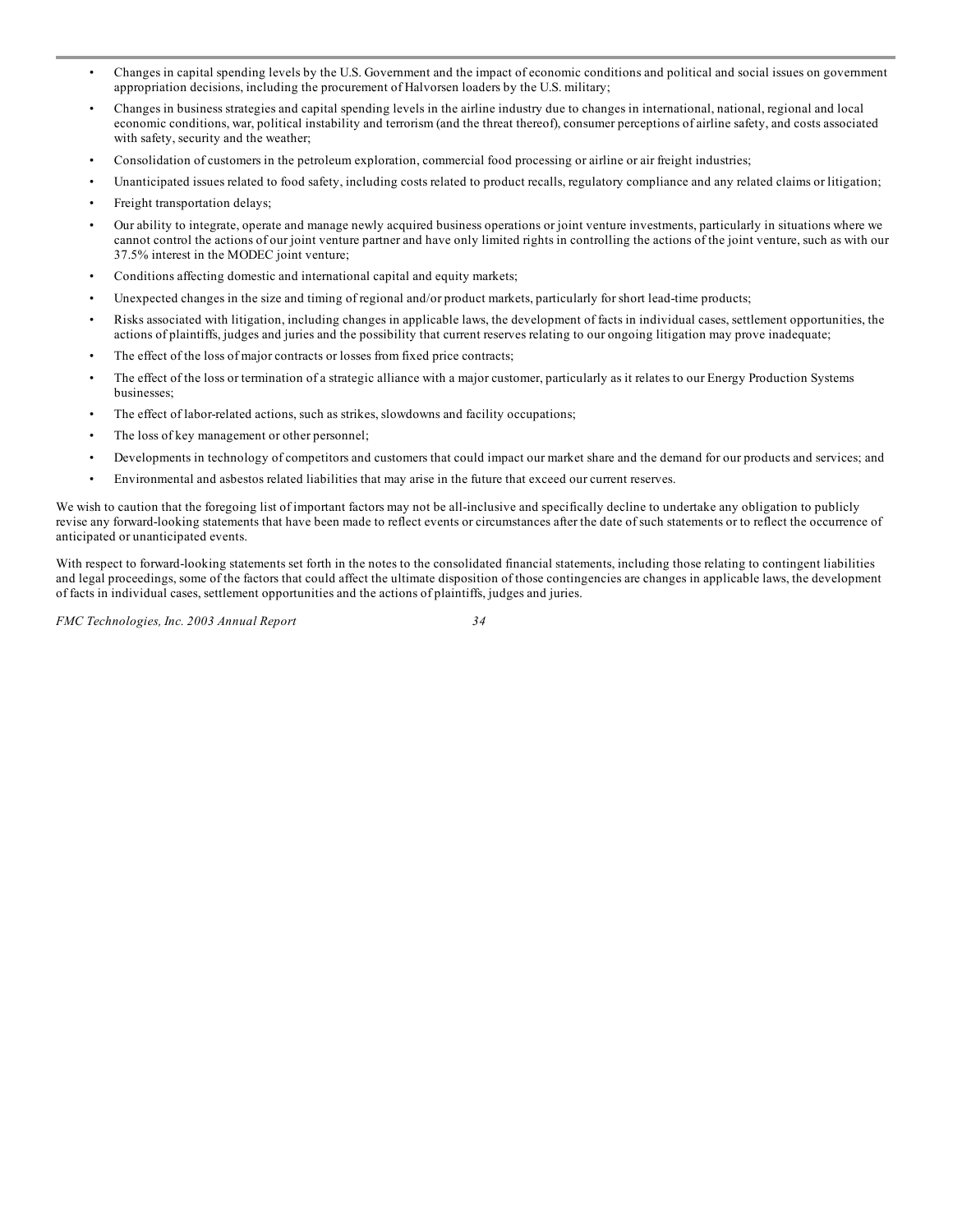- Changes in capital spending levels by the U.S. Government and the impact of economic conditions and political and social issues on government appropriation decisions, including the procurement of Halvorsen loaders by the U.S. military;
- Changes in business strategies and capital spending levels in the airline industry due to changes in international, national, regional and local economic conditions, war, political instability and terrorism (and the threat thereof), consumer perceptions of airline safety, and costs associated with safety, security and the weather;
- Consolidation of customers in the petroleum exploration, commercial food processing or airline or air freight industries;
- Unanticipated issues related to food safety, including costs related to product recalls, regulatory compliance and any related claims or litigation;
- Freight transportation delays;
- Our ability to integrate, operate and manage newly acquired business operations or joint venture investments, particularly in situations where we cannot control the actions of our joint venture partner and have only limited rights in controlling the actions of the joint venture, such as with our 37.5% interest in the MODEC joint venture;
- Conditions affecting domestic and international capital and equity markets;
- Unexpected changes in the size and timing of regional and/or product markets, particularly for short lead-time products;
- Risks associated with litigation, including changes in applicable laws, the development of facts in individual cases, settlement opportunities, the actions of plaintiffs, judges and juries and the possibility that current reserves relating to our ongoing litigation may prove inadequate;
- The effect of the loss of major contracts or losses from fixed price contracts;
- The effect of the loss or termination of a strategic alliance with a major customer, particularly as it relates to our Energy Production Systems businesses;
- The effect of labor-related actions, such as strikes, slowdowns and facility occupations;
- The loss of key management or other personnel;
- Developments in technology of competitors and customers that could impact our market share and the demand for our products and services; and
- Environmental and asbestos related liabilities that may arise in the future that exceed our current reserves.

We wish to caution that the foregoing list of important factors may not be all-inclusive and specifically decline to undertake any obligation to publicly revise any forward-looking statements that have been made to reflect events or circumstances after the date of such statements or to reflect the occurrence of anticipated or unanticipated events.

With respect to forward-looking statements set forth in the notes to the consolidated financial statements, including those relating to contingent liabilities and legal proceedings, some of the factors that could affect the ultimate disposition of those contingencies are changes in applicable laws, the development of facts in individual cases, settlement opportunities and the actions of plaintiffs, judges and juries.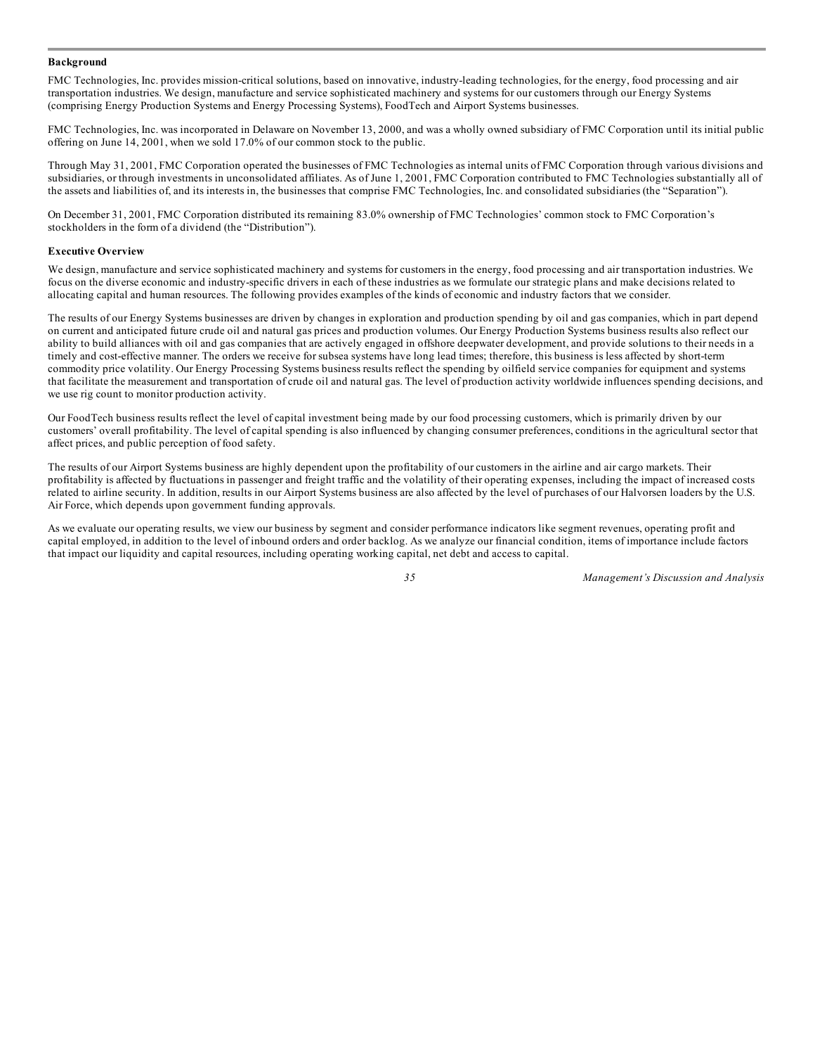**Background**

FMC Technologies, Inc. provides mission-critical solutions, based on innovative, industry-leading technologies, for the energy, food processing and air transportation industries. We design, manufacture and service sophisticated machinery and systems for our customers through our Energy Systems (comprising Energy Production Systems and Energy Processing Systems), FoodTech and Airport Systems businesses.

FMC Technologies, Inc. was incorporated in Delaware on November 13, 2000, and was a wholly owned subsidiary of FMC Corporation until its initial public offering on June 14, 2001, when we sold 17.0% of our common stock to the public.

Through May 31, 2001, FMC Corporation operated the businesses of FMC Technologies as internal units of FMC Corporation through various divisions and subsidiaries, or through investments in unconsolidated affiliates. As of June 1, 2001, FMC Corporation contributed to FMC Technologies substantially all of the assets and liabilities of, and its interests in, the businesses that comprise FMC Technologies, Inc. and consolidated subsidiaries (the "Separation").

On December 31, 2001, FMC Corporation distributed its remaining 83.0% ownership of FMC Technologies' common stock to FMC Corporation's stockholders in the form of a dividend (the "Distribution").

**Executive Overview**

We design, manufacture and service sophisticated machinery and systems for customers in the energy, food processing and air transportation industries. We focus on the diverse economic and industry-specific drivers in each of these industries as we formulate our strategic plans and make decisions related to allocating capital and human resources. The following provides examples of the kinds of economic and industry factors that we consider.

The results of our Energy Systems businesses are driven by changes in exploration and production spending by oil and gas companies, which in part depend on current and anticipated future crude oil and natural gas prices and production volumes. Our Energy Production Systems business results also reflect our ability to build alliances with oil and gas companies that are actively engaged in offshore deepwater development, and provide solutions to their needs in a timely and cost-effective manner. The orders we receive for subsea systems have long lead times; therefore, this business is less affected by short-term commodity price volatility. Our Energy Processing Systems business results reflect the spending by oilfield service companies for equipment and systems that facilitate the measurement and transportation of crude oil and natural gas. The level of production activity worldwide influences spending decisions, and we use rig count to monitor production activity.

Our FoodTech business results reflect the level of capital investment being made by our food processing customers, which is primarily driven by our customers' overall profitability. The level of capital spending is also influenced by changing consumer preferences, conditions in the agricultural sector that affect prices, and public perception of food safety.

The results of our Airport Systems business are highly dependent upon the profitability of our customers in the airline and air cargo markets. Their profitability is affected by fluctuations in passenger and freight traffic and the volatility of their operating expenses, including the impact of increased costs related to airline security. In addition, results in our Airport Systems business are also affected by the level of purchases of our Halvorsen loaders by the U.S. Air Force, which depends upon government funding approvals.

As we evaluate our operating results, we view our business by segment and consider performance indicators like segment revenues, operating profit and capital employed, in addition to the level of inbound orders and order backlog. As we analyze our financial condition, items of importance include factors that impact our liquidity and capital resources, including operating working capital, net debt and access to capital.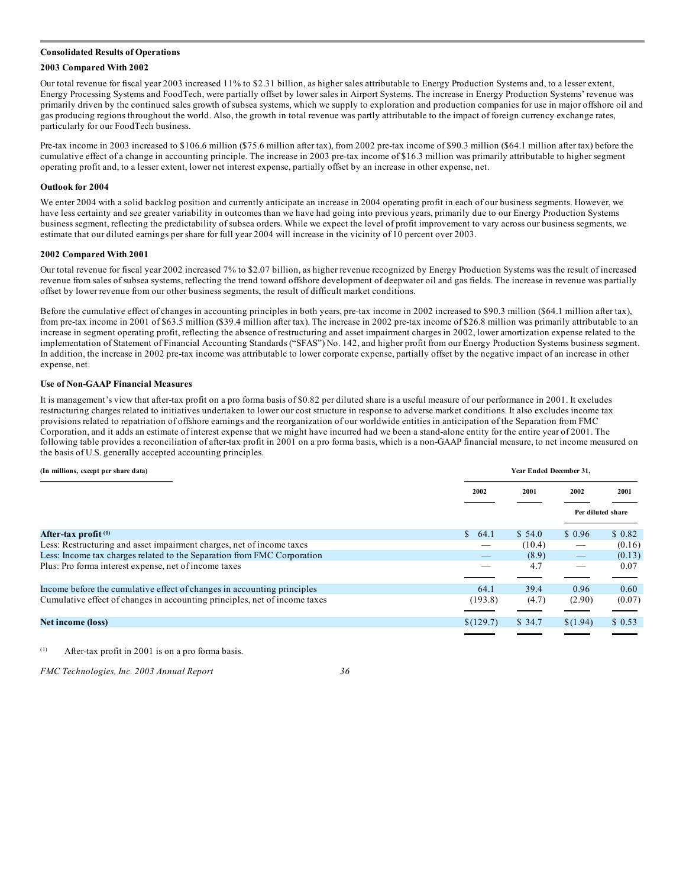## Consolidated Results of Operations

### 2003 Compared With 2002

Our total revenue for fiscal year 2003 increased 11% to $2.31 billion, as higher sales attributable to Energy Production Systems and, to a lesser extent, Energy Processing Systems and FoodTech, were partially offset by lower sales in Airport Systems. The increase in Energy Production Systems' revenue was primarily driven by the continued sales growth of subsea systems, which we supply to exploration and production companies for use in major offshore oil and gas producing regions throughout the world. Also, the growth in total revenue was partly attributable to the impact of foreign currency exchange rates, particularly for our FoodTech business.

Pre-tax income in 2003 increased to $106.6 million ($75.6 million after tax), from 2002 pre-tax income of $90.3 million ($64.1 million after tax) before the cumulative effect of a change in accounting principle. The increase in 2003 pre-tax income of $16.3 million was primarily attributable to higher segment operating profit and, to a lesser extent, lower net interest expense, partially offset by an increase in other expense, net.

### Outlook for 2004

We enter 2004 with a solid backlog position and currently anticipate an increase in 2004 operating profit in each of our business segments. However, we have less certainty and see greater variability in outcomes than we have had going into previous years, primarily due to our Energy Production Systems business segment, reflecting the predictability of subsea orders. While we expect the level of profit improvement to vary across our business segments, we estimate that our diluted earnings per share for full year 2004 will increase in the vicinity of 10 percent over 2003.

### 2002 Compared With 2001

Our total revenue for fiscal year 2002 increased 7% to $2.07 billion, as higher revenue recognized by Energy Production Systems was the result of increased revenue from sales of subsea systems, reflecting the trend toward offshore development of deepwater oil and gas fields. The increase in revenue was partially offset by lower revenue from our other business segments, the result of difficult market conditions.

Before the cumulative effect of changes in accounting principles in both years, pre-tax income in 2002 increased to $90.3 million ($64.1 million after tax), from pre-tax income in 2001 of $63.5 million ($39.4 million after tax). The increase in 2002 pre-tax income of $26.8 million was primarily attributable to an increase in segment operating profit, reflecting the absence of restructuring and asset impairment charges in 2002, lower amortization expense related to the implementation of Statement of Financial Accounting Standards ("SFAS") No. 142, and higher profit from our Energy Production Systems business segment. In addition, the increase in 2002 pre-tax income was attributable to lower corporate expense, partially offset by the negative impact of an increase in other expense, net.

### Use of Non-GAAP Financial Measures

It is management's view that after-tax profit on a pro forma basis of $0.82 per diluted share is a useful measure of our performance in 2001. It excludes restructuring charges related to initiatives undertaken to lower our cost structure in response to adverse market conditions. It also excludes income tax provisions related to repatriation of offshore earnings and the reorganization of our worldwide entities in anticipation of the Separation from FMC Corporation, and it adds an estimate of interest expense that we might have incurred had we been a stand-alone entity for the entire year of 2001. The following table provides a reconciliation of after-tax profit in 2001 on a pro forma basis, which is a non-GAAP financial measure, to net income measured on the basis of U.S. generally accepted accounting principles.

| (In millions, except per share data) | Year Ended December 31, | | | |
|---|---|---|---|---|
| | 2002 | 2001 | 2002 | 2001 |
| | | | Per diluted share | |
| **After-tax profit** [(1)] | $ 64.1 | $ 54.0 | $ 0.96 | $ 0.82 |
| Less: Restructuring and asset impairment charges, net of income taxes | — | (10.4) | — | (0.16) |
| Less: Income tax charges related to the Separation from FMC Corporation | — | (8.9) | — | (0.13) |
| Plus: Pro forma interest expense, net of income taxes | — | 4.7 | — | 0.07 |
| Income before the cumulative effect of changes in accounting principles | 64.1 | 39.4 | 0.96 | 0.60 |
| Cumulative effect of changes in accounting principles, net of income taxes | (193.8) | (4.7) | (2.90) | (0.07) |
| **Net income (loss)** | $(129.7) | $ 34.7 | $(1.94) | $ 0.53 |

(1) After-tax profit in 2001 is on a pro forma basis.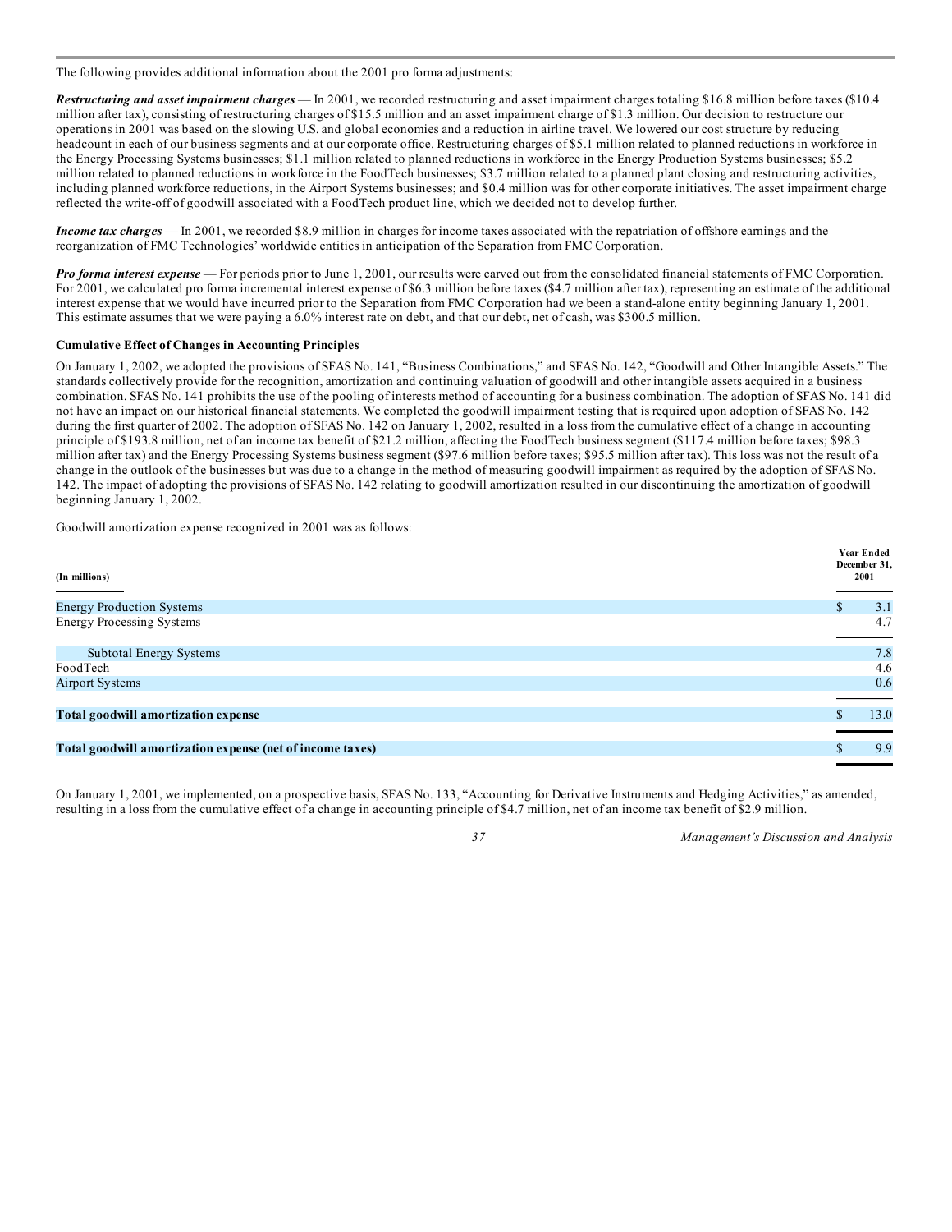The following provides additional information about the 2001 pro forma adjustments:

***Restructuring and asset impairment charges*** — In 2001, we recorded restructuring and asset impairment charges totaling $16.8 million before taxes ($10.4 million after tax), consisting of restructuring charges of $15.5 million and an asset impairment charge of $1.3 million. Our decision to restructure our operations in 2001 was based on the slowing U.S. and global economies and a reduction in airline travel. We lowered our cost structure by reducing headcount in each of our business segments and at our corporate office. Restructuring charges of $5.1 million related to planned reductions in workforce in the Energy Processing Systems businesses; $1.1 million related to planned reductions in workforce in the Energy Production Systems businesses; $5.2 million related to planned reductions in workforce in the FoodTech businesses; $3.7 million related to a planned plant closing and restructuring activities, including planned workforce reductions, in the Airport Systems businesses; and $0.4 million was for other corporate initiatives. The asset impairment charge reflected the write-off of goodwill associated with a FoodTech product line, which we decided not to develop further.

***Income tax charges*** — In 2001, we recorded $8.9 million in charges for income taxes associated with the repatriation of offshore earnings and the reorganization of FMC Technologies' worldwide entities in anticipation of the Separation from FMC Corporation.

***Pro forma interest expense*** — For periods prior to June 1, 2001, our results were carved out from the consolidated financial statements of FMC Corporation. For 2001, we calculated pro forma incremental interest expense of $6.3 million before taxes ($4.7 million after tax), representing an estimate of the additional interest expense that we would have incurred prior to the Separation from FMC Corporation had we been a stand-alone entity beginning January 1, 2001. This estimate assumes that we were paying a 6.0% interest rate on debt, and that our debt, net of cash, was $300.5 million.

**Cumulative Effect of Changes in Accounting Principles**

On January 1, 2002, we adopted the provisions of SFAS No. 141, "Business Combinations," and SFAS No. 142, "Goodwill and Other Intangible Assets." The standards collectively provide for the recognition, amortization and continuing valuation of goodwill and other intangible assets acquired in a business combination. SFAS No. 141 prohibits the use of the pooling of interests method of accounting for a business combination. The adoption of SFAS No. 141 did not have an impact on our historical financial statements. We completed the goodwill impairment testing that is required upon adoption of SFAS No. 142 during the first quarter of 2002. The adoption of SFAS No. 142 on January 1, 2002, resulted in a loss from the cumulative effect of a change in accounting principle of $193.8 million, net of an income tax benefit of $21.2 million, affecting the FoodTech business segment ($117.4 million before taxes; $98.3 million after tax) and the Energy Processing Systems business segment ($97.6 million before taxes; $95.5 million after tax). This loss was not the result of a change in the outlook of the businesses but was due to a change in the method of measuring goodwill impairment as required by the adoption of SFAS No. 142. The impact of adopting the provisions of SFAS No. 142 relating to goodwill amortization resulted in our discontinuing the amortization of goodwill beginning January 1, 2002.

Goodwill amortization expense recognized in 2001 was as follows:

| (In millions) | Year Ended December 31, 2001 |
|---|---|
| Energy Production Systems | $ 3.1 |
| Energy Processing Systems | 4.7 |
| Subtotal Energy Systems | 7.8 |
| FoodTech | 4.6 |
| Airport Systems | 0.6 |
| **Total goodwill amortization expense** | $ 13.0 |
| **Total goodwill amortization expense (net of income taxes)** | $ 9.9 |

On January 1, 2001, we implemented, on a prospective basis, SFAS No. 133, "Accounting for Derivative Instruments and Hedging Activities," as amended, resulting in a loss from the cumulative effect of a change in accounting principle of $4.7 million, net of an income tax benefit of $2.9 million.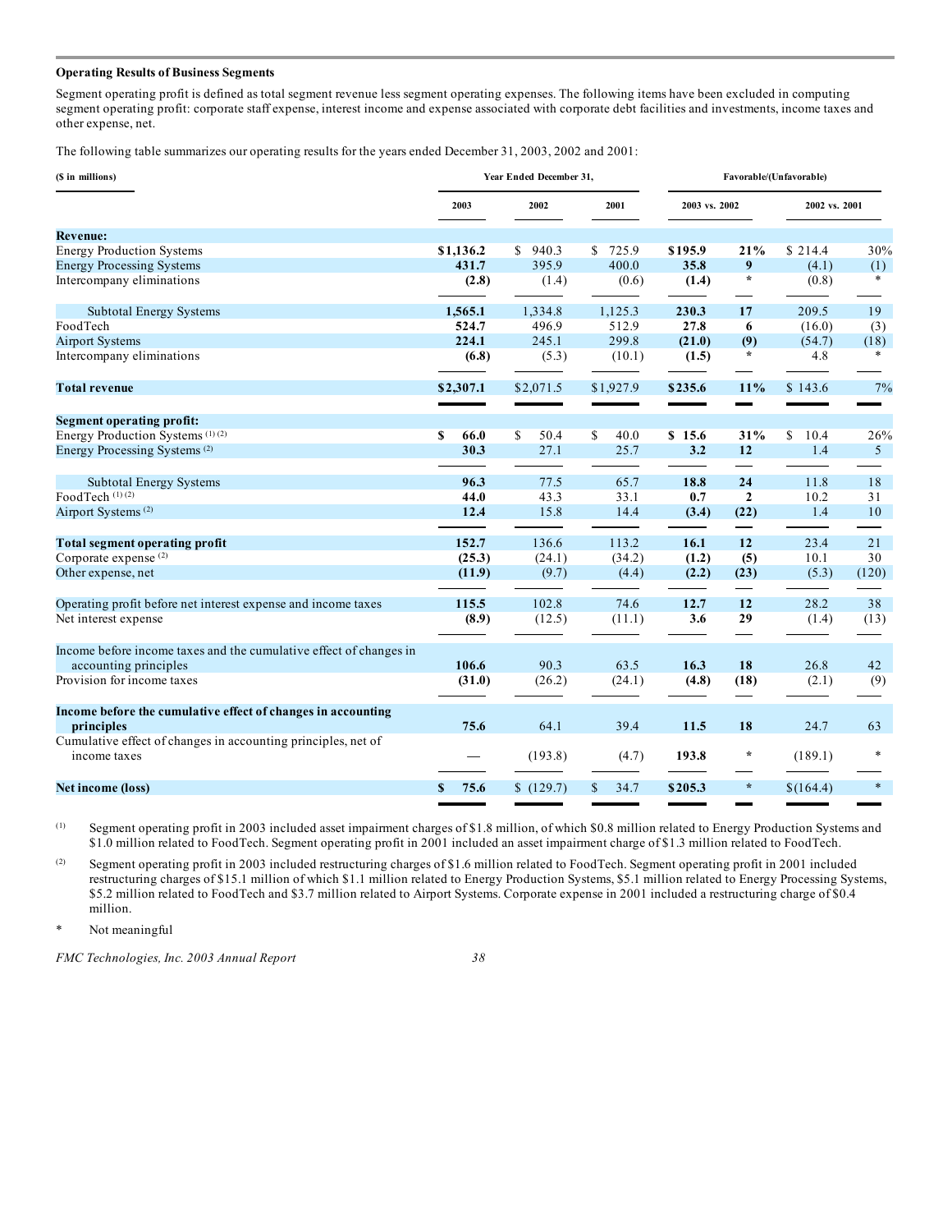**Operating Results of Business Segments**

Segment operating profit is defined as total segment revenue less segment operating expenses. The following items have been excluded in computing segment operating profit: corporate staff expense, interest income and expense associated with corporate debt facilities and investments, income taxes and other expense, net.

The following table summarizes our operating results for the years ended December 31, 2003, 2002 and 2001:

| ($ in millions) | Year Ended December 31, | | | Favorable/(Unfavorable) | | | |
|---|---|---|---|---|---|---|---|
| | 2003 | 2002 | 2001 | 2003 vs. 2002 | | 2002 vs. 2001 | |
| **Revenue:** | | | | | | | |
| Energy Production Systems | **$1,136.2** | $ 940.3 | $ 725.9 | **$195.9** | **21%** | $ 214.4 | 30% |
| Energy Processing Systems | **431.7** | 395.9 | 400.0 | **35.8** | **9** | (4.1) | (1) |
| Intercompany eliminations | **(2.8)** | (1.4) | (0.6) | **(1.4)** | * | (0.8) | * |
| Subtotal Energy Systems | **1,565.1** | 1,334.8 | 1,125.3 | **230.3** | **17** | 209.5 | 19 |
| FoodTech | **524.7** | 496.9 | 512.9 | **27.8** | **6** | (16.0) | (3) |
| Airport Systems | **224.1** | 245.1 | 299.8 | **(21.0)** | **(9)** | (54.7) | (18) |
| Intercompany eliminations | **(6.8)** | (5.3) | (10.1) | **(1.5)** | * | 4.8 | * |
| **Total revenue** | **$2,307.1** | $2,071.5 | $1,927.9 | **$235.6** | **11%** | $ 143.6 | 7% |
| **Segment operating profit:** | | | | | | | |
| Energy Production Systems [(1)(2)] | **$ 66.0** | $ 50.4 | $ 40.0 | **$ 15.6** | **31%** | $ 10.4 | 26% |
| Energy Processing Systems [(2)] | **30.3** | 27.1 | 25.7 | **3.2** | **12** | 1.4 | 5 |
| Subtotal Energy Systems | **96.3** | 77.5 | 65.7 | **18.8** | **24** | 11.8 | 18 |
| FoodTech [(1)(2)] | **44.0** | 43.3 | 33.1 | **0.7** | **2** | 10.2 | 31 |
| Airport Systems [(2)] | **12.4** | 15.8 | 14.4 | **(3.4)** | **(22)** | 1.4 | 10 |
| **Total segment operating profit** | **152.7** | 136.6 | 113.2 | **16.1** | **12** | 23.4 | 21 |
| Corporate expense [(2)] | **(25.3)** | (24.1) | (34.2) | **(1.2)** | **(5)** | 10.1 | 30 |
| Other expense, net | **(11.9)** | (9.7) | (4.4) | **(2.2)** | **(23)** | (5.3) | (120) |
| Operating profit before net interest expense and income taxes | **115.5** | 102.8 | 74.6 | **12.7** | **12** | 28.2 | 38 |
| Net interest expense | **(8.9)** | (12.5) | (11.1) | **3.6** | **29** | (1.4) | (13) |
| Income before income taxes and the cumulative effect of changes in accounting principles | **106.6** | 90.3 | 63.5 | **16.3** | **18** | 26.8 | 42 |
| Provision for income taxes | **(31.0)** | (26.2) | (24.1) | **(4.8)** | **(18)** | (2.1) | (9) |
| **Income before the cumulative effect of changes in accounting principles** | **75.6** | 64.1 | 39.4 | **11.5** | **18** | 24.7 | 63 |
| Cumulative effect of changes in accounting principles, net of income taxes | — | (193.8) | (4.7) | **193.8** | * | (189.1) | * |
| **Net income (loss)** | **$ 75.6** | $ (129.7) | $ 34.7 | **$205.3** | * | $(164.4) | * |

(1) Segment operating profit in 2003 included asset impairment charges of $1.8 million, of which $0.8 million related to Energy Production Systems and $1.0 million related to FoodTech. Segment operating profit in 2001 included an asset impairment charge of $1.3 million related to FoodTech.

(2) Segment operating profit in 2003 included restructuring charges of $1.6 million related to FoodTech. Segment operating profit in 2001 included restructuring charges of $15.1 million of which $1.1 million related to Energy Production Systems, $5.1 million related to Energy Processing Systems, $5.2 million related to FoodTech and $3.7 million related to Airport Systems. Corporate expense in 2001 included a restructuring charge of $0.4 million.

\* Not meaningful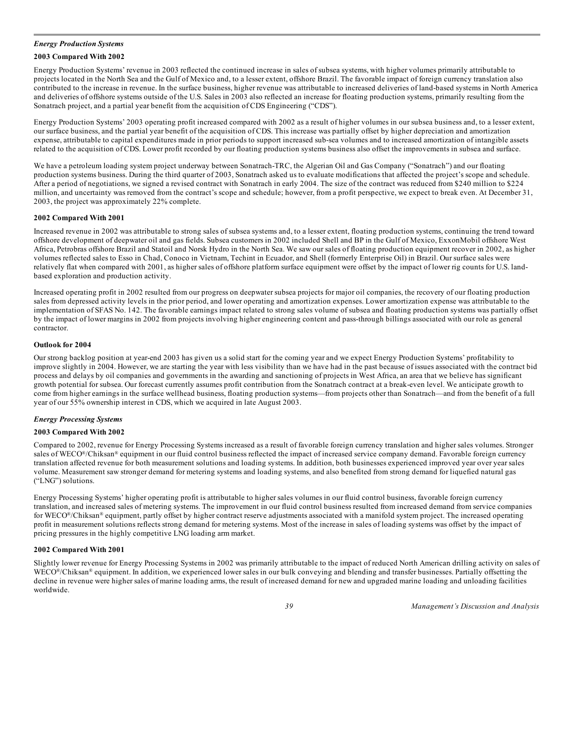*Energy Production Systems*

**2003 Compared With 2002**

Energy Production Systems' revenue in 2003 reflected the continued increase in sales of subsea systems, with higher volumes primarily attributable to projects located in the North Sea and the Gulf of Mexico and, to a lesser extent, offshore Brazil. The favorable impact of foreign currency translation also contributed to the increase in revenue. In the surface business, higher revenue was attributable to increased deliveries of land-based systems in North America and deliveries of offshore systems outside of the U.S. Sales in 2003 also reflected an increase for floating production systems, primarily resulting from the Sonatrach project, and a partial year benefit from the acquisition of CDS Engineering ("CDS").

Energy Production Systems' 2003 operating profit increased compared with 2002 as a result of higher volumes in our subsea business and, to a lesser extent, our surface business, and the partial year benefit of the acquisition of CDS. This increase was partially offset by higher depreciation and amortization expense, attributable to capital expenditures made in prior periods to support increased sub-sea volumes and to increased amortization of intangible assets related to the acquisition of CDS. Lower profit recorded by our floating production systems business also offset the improvements in subsea and surface.

We have a petroleum loading system project underway between Sonatrach-TRC, the Algerian Oil and Gas Company ("Sonatrach") and our floating production systems business. During the third quarter of 2003, Sonatrach asked us to evaluate modifications that affected the project's scope and schedule. After a period of negotiations, we signed a revised contract with Sonatrach in early 2004. The size of the contract was reduced from $240 million to $224 million, and uncertainty was removed from the contract's scope and schedule; however, from a profit perspective, we expect to break even. At December 31, 2003, the project was approximately 22% complete.

**2002 Compared With 2001**

Increased revenue in 2002 was attributable to strong sales of subsea systems and, to a lesser extent, floating production systems, continuing the trend toward offshore development of deepwater oil and gas fields. Subsea customers in 2002 included Shell and BP in the Gulf of Mexico, ExxonMobil offshore West Africa, Petrobras offshore Brazil and Statoil and Norsk Hydro in the North Sea. We saw our sales of floating production equipment recover in 2002, as higher volumes reflected sales to Esso in Chad, Conoco in Vietnam, Techint in Ecuador, and Shell (formerly Enterprise Oil) in Brazil. Our surface sales were relatively flat when compared with 2001, as higher sales of offshore platform surface equipment were offset by the impact of lower rig counts for U.S. land-based exploration and production activity.

Increased operating profit in 2002 resulted from our progress on deepwater subsea projects for major oil companies, the recovery of our floating production sales from depressed activity levels in the prior period, and lower operating and amortization expenses. Lower amortization expense was attributable to the implementation of SFAS No. 142. The favorable earnings impact related to strong sales volume of subsea and floating production systems was partially offset by the impact of lower margins in 2002 from projects involving higher engineering content and pass-through billings associated with our role as general contractor.

**Outlook for 2004**

Our strong backlog position at year-end 2003 has given us a solid start for the coming year and we expect Energy Production Systems' profitability to improve slightly in 2004. However, we are starting the year with less visibility than we have had in the past because of issues associated with the contract bid process and delays by oil companies and governments in the awarding and sanctioning of projects in West Africa, an area that we believe has significant growth potential for subsea. Our forecast currently assumes profit contribution from the Sonatrach contract at a break-even level. We anticipate growth to come from higher earnings in the surface wellhead business, floating production systems—from projects other than Sonatrach—and from the benefit of a full year of our 55% ownership interest in CDS, which we acquired in late August 2003.

*Energy Processing Systems*

**2003 Compared With 2002**

Compared to 2002, revenue for Energy Processing Systems increased as a result of favorable foreign currency translation and higher sales volumes. Stronger sales of WECO®/Chiksan® equipment in our fluid control business reflected the impact of increased service company demand. Favorable foreign currency translation affected revenue for both measurement solutions and loading systems. In addition, both businesses experienced improved year over year sales volume. Measurement saw stronger demand for metering systems and loading systems, and also benefited from strong demand for liquefied natural gas ("LNG") solutions.

Energy Processing Systems' higher operating profit is attributable to higher sales volumes in our fluid control business, favorable foreign currency translation, and increased sales of metering systems. The improvement in our fluid control business resulted from increased demand from service companies for WECO®/Chiksan® equipment, partly offset by higher contract reserve adjustments associated with a manifold system project. The increased operating profit in measurement solutions reflects strong demand for metering systems. Most of the increase in sales of loading systems was offset by the impact of pricing pressures in the highly competitive LNG loading arm market.

**2002 Compared With 2001**

Slightly lower revenue for Energy Processing Systems in 2002 was primarily attributable to the impact of reduced North American drilling activity on sales of WECO®/Chiksan® equipment. In addition, we experienced lower sales in our bulk conveying and blending and transfer businesses. Partially offsetting the decline in revenue were higher sales of marine loading arms, the result of increased demand for new and upgraded marine loading and unloading facilities worldwide.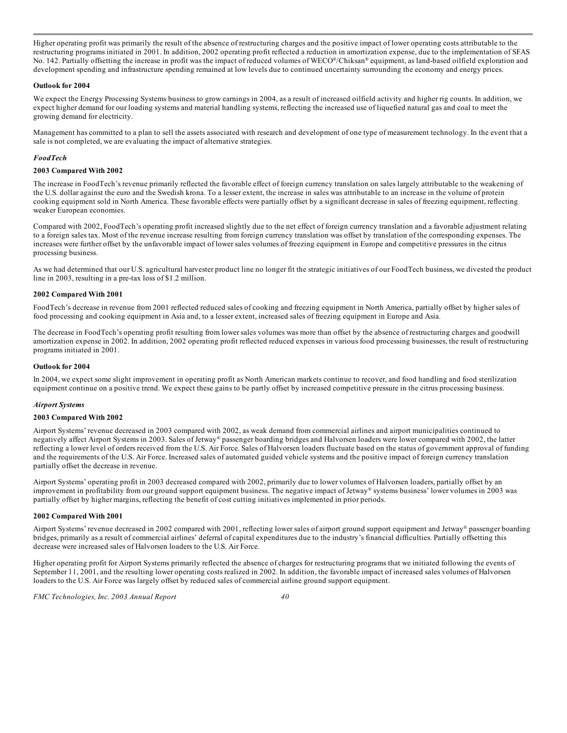Higher operating profit was primarily the result of the absence of restructuring charges and the positive impact of lower operating costs attributable to the restructuring programs initiated in 2001. In addition, 2002 operating profit reflected a reduction in amortization expense, due to the implementation of SFAS No. 142. Partially offsetting the increase in profit was the impact of reduced volumes of WECO®/Chiksan® equipment, as land-based oilfield exploration and development spending and infrastructure spending remained at low levels due to continued uncertainty surrounding the economy and energy prices.

**Outlook for 2004**

We expect the Energy Processing Systems business to grow earnings in 2004, as a result of increased oilfield activity and higher rig counts. In addition, we expect higher demand for our loading systems and material handling systems, reflecting the increased use of liquefied natural gas and coal to meet the growing demand for electricity.

Management has committed to a plan to sell the assets associated with research and development of one type of measurement technology. In the event that a sale is not completed, we are evaluating the impact of alternative strategies.

***FoodTech***

**2003 Compared With 2002**

The increase in FoodTech's revenue primarily reflected the favorable effect of foreign currency translation on sales largely attributable to the weakening of the U.S. dollar against the euro and the Swedish krona. To a lesser extent, the increase in sales was attributable to an increase in the volume of protein cooking equipment sold in North America. These favorable effects were partially offset by a significant decrease in sales of freezing equipment, reflecting weaker European economies.

Compared with 2002, FoodTech's operating profit increased slightly due to the net effect of foreign currency translation and a favorable adjustment relating to a foreign sales tax. Most of the revenue increase resulting from foreign currency translation was offset by translation of the corresponding expenses. The increases were further offset by the unfavorable impact of lower sales volumes of freezing equipment in Europe and competitive pressures in the citrus processing business.

As we had determined that our U.S. agricultural harvester product line no longer fit the strategic initiatives of our FoodTech business, we divested the product line in 2003, resulting in a pre-tax loss of $1.2 million.

**2002 Compared With 2001**

FoodTech's decrease in revenue from 2001 reflected reduced sales of cooking and freezing equipment in North America, partially offset by higher sales of food processing and cooking equipment in Asia and, to a lesser extent, increased sales of freezing equipment in Europe and Asia.

The decrease in FoodTech's operating profit resulting from lower sales volumes was more than offset by the absence of restructuring charges and goodwill amortization expense in 2002. In addition, 2002 operating profit reflected reduced expenses in various food processing businesses, the result of restructuring programs initiated in 2001.

**Outlook for 2004**

In 2004, we expect some slight improvement in operating profit as North American markets continue to recover, and food handling and food sterilization equipment continue on a positive trend. We expect these gains to be partly offset by increased competitive pressure in the citrus processing business.

***Airport Systems***

**2003 Compared With 2002**

Airport Systems' revenue decreased in 2003 compared with 2002, as weak demand from commercial airlines and airport municipalities continued to negatively affect Airport Systems in 2003. Sales of Jetway® passenger boarding bridges and Halvorsen loaders were lower compared with 2002, the latter reflecting a lower level of orders received from the U.S. Air Force. Sales of Halvorsen loaders fluctuate based on the status of government approval of funding and the requirements of the U.S. Air Force. Increased sales of automated guided vehicle systems and the positive impact of foreign currency translation partially offset the decrease in revenue.

Airport Systems' operating profit in 2003 decreased compared with 2002, primarily due to lower volumes of Halvorsen loaders, partially offset by an improvement in profitability from our ground support equipment business. The negative impact of Jetway® systems business' lower volumes in 2003 was partially offset by higher margins, reflecting the benefit of cost cutting initiatives implemented in prior periods.

**2002 Compared With 2001**

Airport Systems' revenue decreased in 2002 compared with 2001, reflecting lower sales of airport ground support equipment and Jetway® passenger boarding bridges, primarily as a result of commercial airlines' deferral of capital expenditures due to the industry's financial difficulties. Partially offsetting this decrease were increased sales of Halvorsen loaders to the U.S. Air Force.

Higher operating profit for Airport Systems primarily reflected the absence of charges for restructuring programs that we initiated following the events of September 11, 2001, and the resulting lower operating costs realized in 2002. In addition, the favorable impact of increased sales volumes of Halvorsen loaders to the U.S. Air Force was largely offset by reduced sales of commercial airline ground support equipment.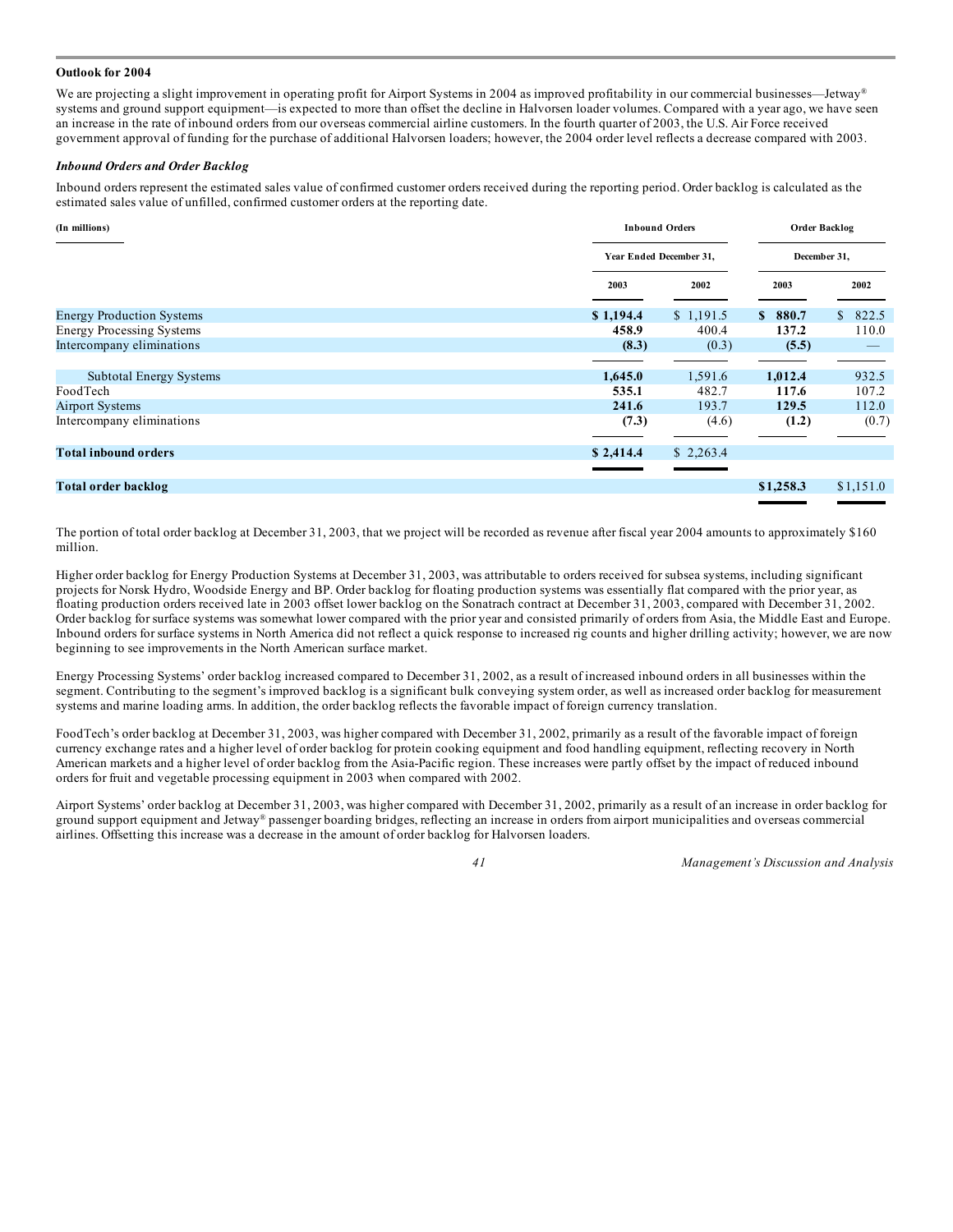**Outlook for 2004**

We are projecting a slight improvement in operating profit for Airport Systems in 2004 as improved profitability in our commercial businesses—Jetway® systems and ground support equipment—is expected to more than offset the decline in Halvorsen loader volumes. Compared with a year ago, we have seen an increase in the rate of inbound orders from our overseas commercial airline customers. In the fourth quarter of 2003, the U.S. Air Force received government approval of funding for the purchase of additional Halvorsen loaders; however, the 2004 order level reflects a decrease compared with 2003.

***Inbound Orders and Order Backlog***

Inbound orders represent the estimated sales value of confirmed customer orders received during the reporting period. Order backlog is calculated as the estimated sales value of unfilled, confirmed customer orders at the reporting date.

| (In millions) | Inbound Orders | | Order Backlog | |
|---|---|---|---|---|
| | Year Ended December 31, | | December 31, | |
| | 2003 | 2002 | 2003 | 2002 |
| Energy Production Systems | **$ 1,194.4** | $ 1,191.5 | **$ 880.7** | $ 822.5 |
| Energy Processing Systems | **458.9** | 400.4 | **137.2** | 110.0 |
| Intercompany eliminations | **(8.3)** | (0.3) | **(5.5)** | — |
| Subtotal Energy Systems | **1,645.0** | 1,591.6 | **1,012.4** | 932.5 |
| FoodTech | **535.1** | 482.7 | **117.6** | 107.2 |
| Airport Systems | **241.6** | 193.7 | **129.5** | 112.0 |
| Intercompany eliminations | **(7.3)** | (4.6) | **(1.2)** | (0.7) |
| **Total inbound orders** | **$ 2,414.4** | $ 2,263.4 | | |
| **Total order backlog** | | | **$1,258.3** | $1,151.0 |

The portion of total order backlog at December 31, 2003, that we project will be recorded as revenue after fiscal year 2004 amounts to approximately $160 million.

Higher order backlog for Energy Production Systems at December 31, 2003, was attributable to orders received for subsea systems, including significant projects for Norsk Hydro, Woodside Energy and BP. Order backlog for floating production systems was essentially flat compared with the prior year, as floating production orders received late in 2003 offset lower backlog on the Sonatrach contract at December 31, 2003, compared with December 31, 2002. Order backlog for surface systems was somewhat lower compared with the prior year and consisted primarily of orders from Asia, the Middle East and Europe. Inbound orders for surface systems in North America did not reflect a quick response to increased rig counts and higher drilling activity; however, we are now beginning to see improvements in the North American surface market.

Energy Processing Systems' order backlog increased compared to December 31, 2002, as a result of increased inbound orders in all businesses within the segment. Contributing to the segment's improved backlog is a significant bulk conveying system order, as well as increased order backlog for measurement systems and marine loading arms. In addition, the order backlog reflects the favorable impact of foreign currency translation.

FoodTech's order backlog at December 31, 2003, was higher compared with December 31, 2002, primarily as a result of the favorable impact of foreign currency exchange rates and a higher level of order backlog for protein cooking equipment and food handling equipment, reflecting recovery in North American markets and a higher level of order backlog from the Asia-Pacific region. These increases were partly offset by the impact of reduced inbound orders for fruit and vegetable processing equipment in 2003 when compared with 2002.

Airport Systems' order backlog at December 31, 2003, was higher compared with December 31, 2002, primarily as a result of an increase in order backlog for ground support equipment and Jetway® passenger boarding bridges, reflecting an increase in orders from airport municipalities and overseas commercial airlines. Offsetting this increase was a decrease in the amount of order backlog for Halvorsen loaders.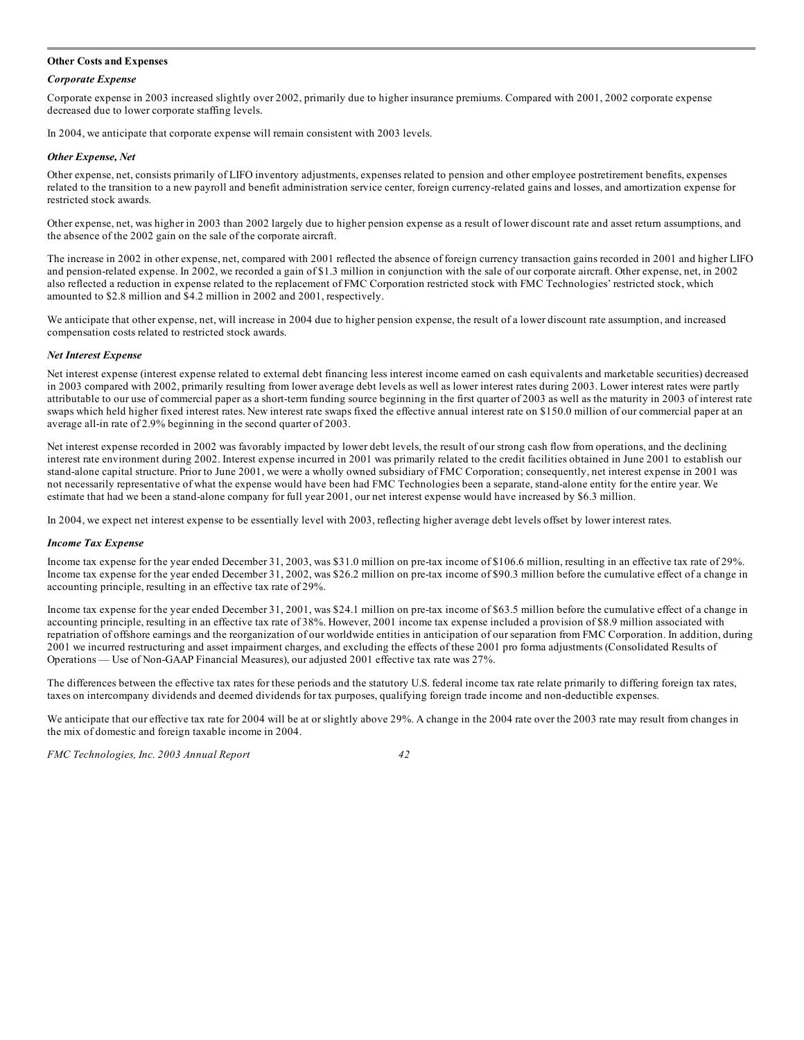### Other Costs and Expenses

#### *Corporate Expense*

Corporate expense in 2003 increased slightly over 2002, primarily due to higher insurance premiums. Compared with 2001, 2002 corporate expense decreased due to lower corporate staffing levels.

In 2004, we anticipate that corporate expense will remain consistent with 2003 levels.

#### *Other Expense, Net*

Other expense, net, consists primarily of LIFO inventory adjustments, expenses related to pension and other employee postretirement benefits, expenses related to the transition to a new payroll and benefit administration service center, foreign currency-related gains and losses, and amortization expense for restricted stock awards.

Other expense, net, was higher in 2003 than 2002 largely due to higher pension expense as a result of lower discount rate and asset return assumptions, and the absence of the 2002 gain on the sale of the corporate aircraft.

The increase in 2002 in other expense, net, compared with 2001 reflected the absence of foreign currency transaction gains recorded in 2001 and higher LIFO and pension-related expense. In 2002, we recorded a gain of $1.3 million in conjunction with the sale of our corporate aircraft. Other expense, net, in 2002 also reflected a reduction in expense related to the replacement of FMC Corporation restricted stock with FMC Technologies' restricted stock, which amounted to $2.8 million and $4.2 million in 2002 and 2001, respectively.

We anticipate that other expense, net, will increase in 2004 due to higher pension expense, the result of a lower discount rate assumption, and increased compensation costs related to restricted stock awards.

#### *Net Interest Expense*

Net interest expense (interest expense related to external debt financing less interest income earned on cash equivalents and marketable securities) decreased in 2003 compared with 2002, primarily resulting from lower average debt levels as well as lower interest rates during 2003. Lower interest rates were partly attributable to our use of commercial paper as a short-term funding source beginning in the first quarter of 2003 as well as the maturity in 2003 of interest rate swaps which held higher fixed interest rates. New interest rate swaps fixed the effective annual interest rate on $150.0 million of our commercial paper at an average all-in rate of 2.9% beginning in the second quarter of 2003.

Net interest expense recorded in 2002 was favorably impacted by lower debt levels, the result of our strong cash flow from operations, and the declining interest rate environment during 2002. Interest expense incurred in 2001 was primarily related to the credit facilities obtained in June 2001 to establish our stand-alone capital structure. Prior to June 2001, we were a wholly owned subsidiary of FMC Corporation; consequently, net interest expense in 2001 was not necessarily representative of what the expense would have been had FMC Technologies been a separate, stand-alone entity for the entire year. We estimate that had we been a stand-alone company for full year 2001, our net interest expense would have increased by $6.3 million.

In 2004, we expect net interest expense to be essentially level with 2003, reflecting higher average debt levels offset by lower interest rates.

#### *Income Tax Expense*

Income tax expense for the year ended December 31, 2003, was $31.0 million on pre-tax income of $106.6 million, resulting in an effective tax rate of 29%. Income tax expense for the year ended December 31, 2002, was $26.2 million on pre-tax income of $90.3 million before the cumulative effect of a change in accounting principle, resulting in an effective tax rate of 29%.

Income tax expense for the year ended December 31, 2001, was $24.1 million on pre-tax income of $63.5 million before the cumulative effect of a change in accounting principle, resulting in an effective tax rate of 38%. However, 2001 income tax expense included a provision of $8.9 million associated with repatriation of offshore earnings and the reorganization of our worldwide entities in anticipation of our separation from FMC Corporation. In addition, during 2001 we incurred restructuring and asset impairment charges, and excluding the effects of these 2001 pro forma adjustments (Consolidated Results of Operations — Use of Non-GAAP Financial Measures), our adjusted 2001 effective tax rate was 27%.

The differences between the effective tax rates for these periods and the statutory U.S. federal income tax rate relate primarily to differing foreign tax rates, taxes on intercompany dividends and deemed dividends for tax purposes, qualifying foreign trade income and non-deductible expenses.

We anticipate that our effective tax rate for 2004 will be at or slightly above 29%. A change in the 2004 rate over the 2003 rate may result from changes in the mix of domestic and foreign taxable income in 2004.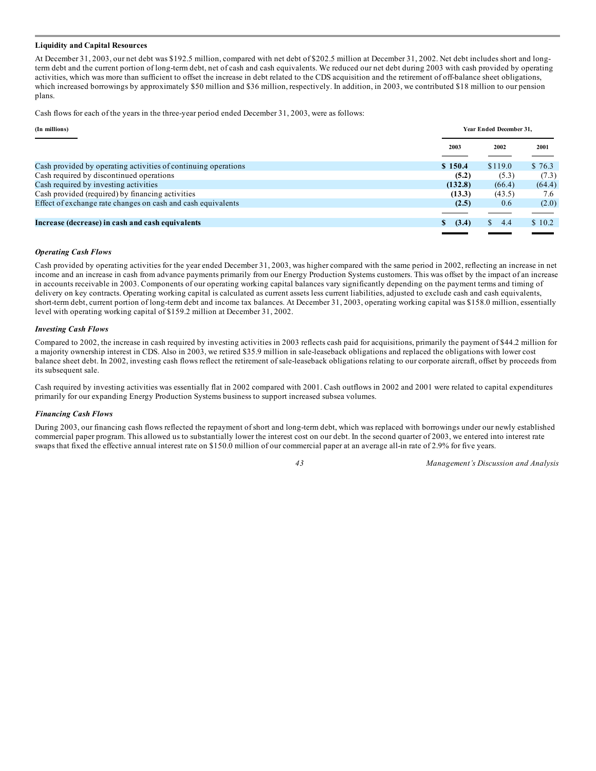**Liquidity and Capital Resources**

At December 31, 2003, our net debt was $192.5 million, compared with net debt of $202.5 million at December 31, 2002. Net debt includes short and long-term debt and the current portion of long-term debt, net of cash and cash equivalents. We reduced our net debt during 2003 with cash provided by operating activities, which was more than sufficient to offset the increase in debt related to the CDS acquisition and the retirement of off-balance sheet obligations, which increased borrowings by approximately $50 million and $36 million, respectively. In addition, in 2003, we contributed $18 million to our pension plans.

Cash flows for each of the years in the three-year period ended December 31, 2003, were as follows:

| (In millions) | Year Ended December 31, | | |
|---|---|---|---|
| | 2003 | 2002 | 2001 |
| Cash provided by operating activities of continuing operations | **$ 150.4** | $119.0 | $ 76.3 |
| Cash required by discontinued operations | **(5.2)** | (5.3) | (7.3) |
| Cash required by investing activities | **(132.8)** | (66.4) | (64.4) |
| Cash provided (required) by financing activities | **(13.3)** | (43.5) | 7.6 |
| Effect of exchange rate changes on cash and cash equivalents | **(2.5)** | 0.6 | (2.0) |
| **Increase (decrease) in cash and cash equivalents** | **$ (3.4)** | $ 4.4 | $ 10.2 |

***Operating Cash Flows***

Cash provided by operating activities for the year ended December 31, 2003, was higher compared with the same period in 2002, reflecting an increase in net income and an increase in cash from advance payments primarily from our Energy Production Systems customers. This was offset by the impact of an increase in accounts receivable in 2003. Components of our operating working capital balances vary significantly depending on the payment terms and timing of delivery on key contracts. Operating working capital is calculated as current assets less current liabilities, adjusted to exclude cash and cash equivalents, short-term debt, current portion of long-term debt and income tax balances. At December 31, 2003, operating working capital was $158.0 million, essentially level with operating working capital of $159.2 million at December 31, 2002.

***Investing Cash Flows***

Compared to 2002, the increase in cash required by investing activities in 2003 reflects cash paid for acquisitions, primarily the payment of $44.2 million for a majority ownership interest in CDS. Also in 2003, we retired $35.9 million in sale-leaseback obligations and replaced the obligations with lower cost balance sheet debt. In 2002, investing cash flows reflect the retirement of sale-leaseback obligations relating to our corporate aircraft, offset by proceeds from its subsequent sale.

Cash required by investing activities was essentially flat in 2002 compared with 2001. Cash outflows in 2002 and 2001 were related to capital expenditures primarily for our expanding Energy Production Systems business to support increased subsea volumes.

***Financing Cash Flows***

During 2003, our financing cash flows reflected the repayment of short and long-term debt, which was replaced with borrowings under our newly established commercial paper program. This allowed us to substantially lower the interest cost on our debt. In the second quarter of 2003, we entered into interest rate swaps that fixed the effective annual interest rate on $150.0 million of our commercial paper at an average all-in rate of 2.9% for five years.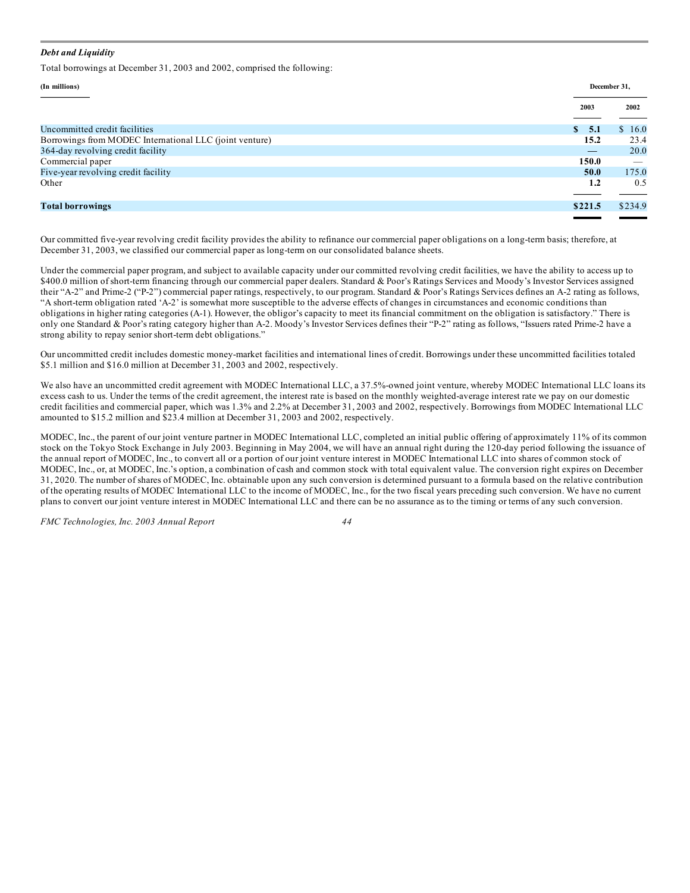***Debt and Liquidity***

Total borrowings at December 31, 2003 and 2002, comprised the following:

| (In millions) | December 31, 2003 | December 31, 2002 |
|---|---|---|
| Uncommitted credit facilities | **$ 5.1** | $ 16.0 |
| Borrowings from MODEC International LLC (joint venture) | **15.2** | 23.4 |
| 364-day revolving credit facility | **—** | 20.0 |
| Commercial paper | **150.0** | — |
| Five-year revolving credit facility | **50.0** | 175.0 |
| Other | **1.2** | 0.5 |
| **Total borrowings** | **$221.5** | $234.9 |

Our committed five-year revolving credit facility provides the ability to refinance our commercial paper obligations on a long-term basis; therefore, at December 31, 2003, we classified our commercial paper as long-term on our consolidated balance sheets.

Under the commercial paper program, and subject to available capacity under our committed revolving credit facilities, we have the ability to access up to $400.0 million of short-term financing through our commercial paper dealers. Standard & Poor's Ratings Services and Moody's Investor Services assigned their "A-2" and Prime-2 ("P-2") commercial paper ratings, respectively, to our program. Standard & Poor's Ratings Services defines an A-2 rating as follows, "A short-term obligation rated 'A-2' is somewhat more susceptible to the adverse effects of changes in circumstances and economic conditions than obligations in higher rating categories (A-1). However, the obligor's capacity to meet its financial commitment on the obligation is satisfactory." There is only one Standard & Poor's rating category higher than A-2. Moody's Investor Services defines their "P-2" rating as follows, "Issuers rated Prime-2 have a strong ability to repay senior short-term debt obligations."

Our uncommitted credit includes domestic money-market facilities and international lines of credit. Borrowings under these uncommitted facilities totaled $5.1 million and $16.0 million at December 31, 2003 and 2002, respectively.

We also have an uncommitted credit agreement with MODEC International LLC, a 37.5%-owned joint venture, whereby MODEC International LLC loans its excess cash to us. Under the terms of the credit agreement, the interest rate is based on the monthly weighted-average interest rate we pay on our domestic credit facilities and commercial paper, which was 1.3% and 2.2% at December 31, 2003 and 2002, respectively. Borrowings from MODEC International LLC amounted to $15.2 million and $23.4 million at December 31, 2003 and 2002, respectively.

MODEC, Inc., the parent of our joint venture partner in MODEC International LLC, completed an initial public offering of approximately 11% of its common stock on the Tokyo Stock Exchange in July 2003. Beginning in May 2004, we will have an annual right during the 120-day period following the issuance of the annual report of MODEC, Inc., to convert all or a portion of our joint venture interest in MODEC International LLC into shares of common stock of MODEC, Inc., or, at MODEC, Inc.'s option, a combination of cash and common stock with total equivalent value. The conversion right expires on December 31, 2020. The number of shares of MODEC, Inc. obtainable upon any such conversion is determined pursuant to a formula based on the relative contribution of the operating results of MODEC International LLC to the income of MODEC, Inc., for the two fiscal years preceding such conversion. We have no current plans to convert our joint venture interest in MODEC International LLC and there can be no assurance as to the timing or terms of any such conversion.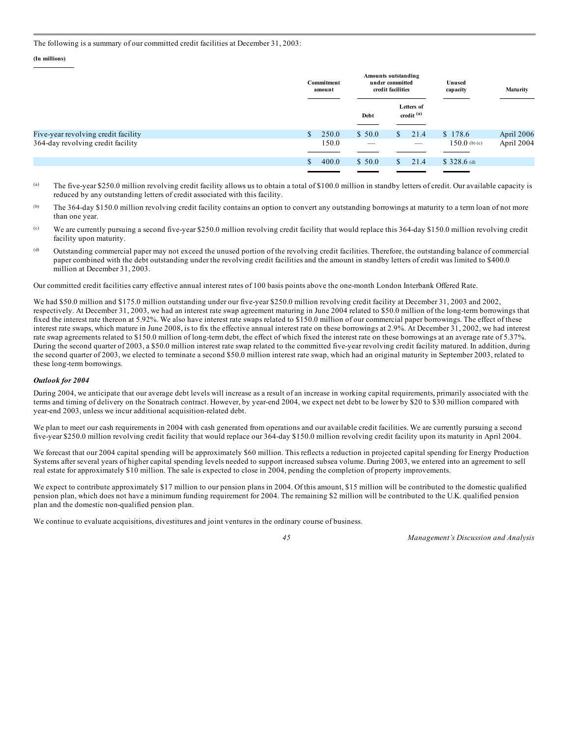The following is a summary of our committed credit facilities at December 31, 2003:

**(In millions)**

| | Commitment amount | Amounts outstanding under committed credit facilities | | Unused capacity | Maturity |
|---|---|---|---|---|---|
| | | Debt | Letters of credit [(a)] | | |
| Five-year revolving credit facility | $ 250.0 | $ 50.0 | $ 21.4 | $ 178.6 | April 2006 |
| 364-day revolving credit facility | 150.0 | — | — | 150.0 [(b) (c)] | April 2004 |
| | $ 400.0 | $ 50.0 | $ 21.4 | $ 328.6 [(d)] | |

(a) The five-year $250.0 million revolving credit facility allows us to obtain a total of $100.0 million in standby letters of credit. Our available capacity is reduced by any outstanding letters of credit associated with this facility.

(b) The 364-day $150.0 million revolving credit facility contains an option to convert any outstanding borrowings at maturity to a term loan of not more than one year.

(c) We are currently pursuing a second five-year $250.0 million revolving credit facility that would replace this 364-day $150.0 million revolving credit facility upon maturity.

(d) Outstanding commercial paper may not exceed the unused portion of the revolving credit facilities. Therefore, the outstanding balance of commercial paper combined with the debt outstanding under the revolving credit facilities and the amount in standby letters of credit was limited to $400.0 million at December 31, 2003.

Our committed credit facilities carry effective annual interest rates of 100 basis points above the one-month London Interbank Offered Rate.

We had $50.0 million and $175.0 million outstanding under our five-year $250.0 million revolving credit facility at December 31, 2003 and 2002, respectively. At December 31, 2003, we had an interest rate swap agreement maturing in June 2004 related to $50.0 million of the long-term borrowings that fixed the interest rate thereon at 5.92%. We also have interest rate swaps related to $150.0 million of our commercial paper borrowings. The effect of these interest rate swaps, which mature in June 2008, is to fix the effective annual interest rate on these borrowings at 2.9%. At December 31, 2002, we had interest rate swap agreements related to $150.0 million of long-term debt, the effect of which fixed the interest rate on these borrowings at an average rate of 5.37%. During the second quarter of 2003, a $50.0 million interest rate swap related to the committed five-year revolving credit facility matured. In addition, during the second quarter of 2003, we elected to terminate a second $50.0 million interest rate swap, which had an original maturity in September 2003, related to these long-term borrowings.

***Outlook for 2004***

During 2004, we anticipate that our average debt levels will increase as a result of an increase in working capital requirements, primarily associated with the terms and timing of delivery on the Sonatrach contract. However, by year-end 2004, we expect net debt to be lower by $20 to $30 million compared with year-end 2003, unless we incur additional acquisition-related debt.

We plan to meet our cash requirements in 2004 with cash generated from operations and our available credit facilities. We are currently pursuing a second five-year $250.0 million revolving credit facility that would replace our 364-day $150.0 million revolving credit facility upon its maturity in April 2004.

We forecast that our 2004 capital spending will be approximately $60 million. This reflects a reduction in projected capital spending for Energy Production Systems after several years of higher capital spending levels needed to support increased subsea volume. During 2003, we entered into an agreement to sell real estate for approximately $10 million. The sale is expected to close in 2004, pending the completion of property improvements.

We expect to contribute approximately $17 million to our pension plans in 2004. Of this amount, $15 million will be contributed to the domestic qualified pension plan, which does not have a minimum funding requirement for 2004. The remaining $2 million will be contributed to the U.K. qualified pension plan and the domestic non-qualified pension plan.

We continue to evaluate acquisitions, divestitures and joint ventures in the ordinary course of business.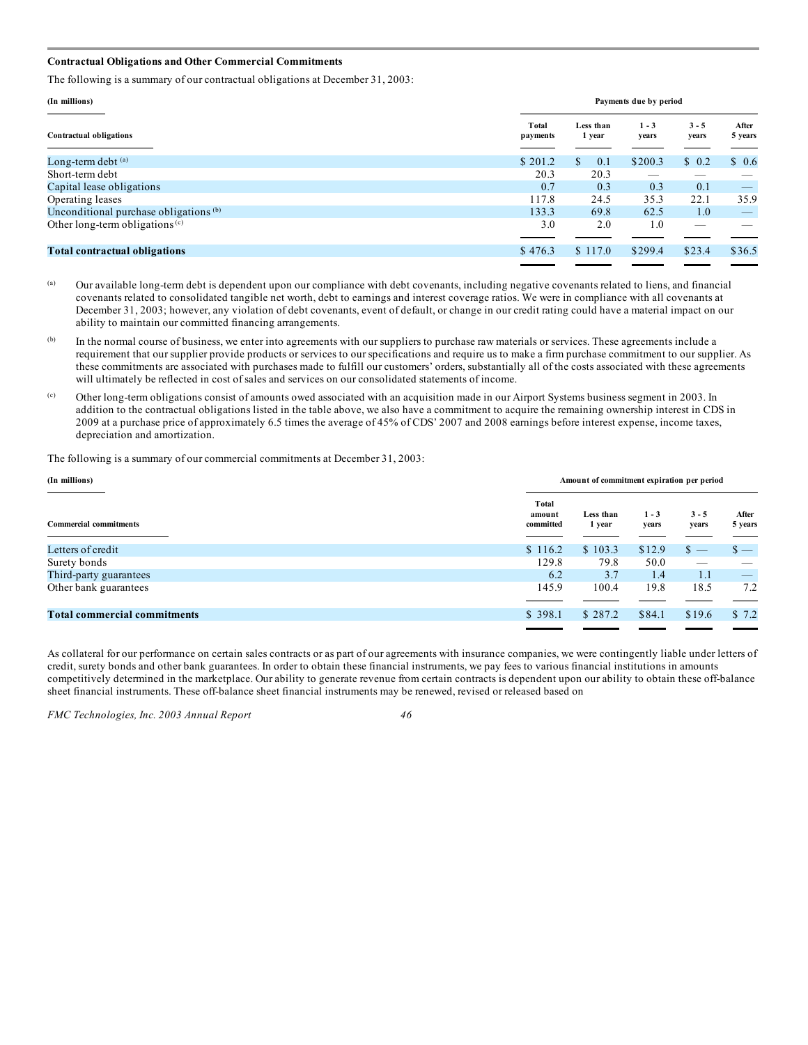**Contractual Obligations and Other Commercial Commitments**

The following is a summary of our contractual obligations at December 31, 2003:

| (In millions) | Payments due by period | | | | |
|---|---|---|---|---|---|
| Contractual obligations | Total payments | Less than 1 year | 1 - 3 years | 3 - 5 years | After 5 years |
| Long-term debt [(a)] | $ 201.2 | $ 0.1 | $200.3 | $ 0.2 | $ 0.6 |
| Short-term debt | 20.3 | 20.3 | — | — | — |
| Capital lease obligations | 0.7 | 0.3 | 0.3 | 0.1 | — |
| Operating leases | 117.8 | 24.5 | 35.3 | 22.1 | 35.9 |
| Unconditional purchase obligations [(b)] | 133.3 | 69.8 | 62.5 | 1.0 | — |
| Other long-term obligations [(c)] | 3.0 | 2.0 | 1.0 | — | — |
| **Total contractual obligations** | $ 476.3 | $ 117.0 | $299.4 | $23.4 | $36.5 |

[(a)] Our available long-term debt is dependent upon our compliance with debt covenants, including negative covenants related to liens, and financial covenants related to consolidated tangible net worth, debt to earnings and interest coverage ratios. We were in compliance with all covenants at December 31, 2003; however, any violation of debt covenants, event of default, or change in our credit rating could have a material impact on our ability to maintain our committed financing arrangements.

[(b)] In the normal course of business, we enter into agreements with our suppliers to purchase raw materials or services. These agreements include a requirement that our supplier provide products or services to our specifications and require us to make a firm purchase commitment to our supplier. As these commitments are associated with purchases made to fulfill our customers' orders, substantially all of the costs associated with these agreements will ultimately be reflected in cost of sales and services on our consolidated statements of income.

[(c)] Other long-term obligations consist of amounts owed associated with an acquisition made in our Airport Systems business segment in 2003. In addition to the contractual obligations listed in the table above, we also have a commitment to acquire the remaining ownership interest in CDS in 2009 at a purchase price of approximately 6.5 times the average of 45% of CDS' 2007 and 2008 earnings before interest expense, income taxes, depreciation and amortization.

The following is a summary of our commercial commitments at December 31, 2003:

| (In millions) | Amount of commitment expiration per period | | | | |
|---|---|---|---|---|---|
| Commercial commitments | Total amount committed | Less than 1 year | 1 - 3 years | 3 - 5 years | After 5 years |
| Letters of credit | $ 116.2 | $ 103.3 | $12.9 | $ — | $ — |
| Surety bonds | 129.8 | 79.8 | 50.0 | — | — |
| Third-party guarantees | 6.2 | 3.7 | 1.4 | 1.1 | — |
| Other bank guarantees | 145.9 | 100.4 | 19.8 | 18.5 | 7.2 |
| **Total commercial commitments** | $ 398.1 | $ 287.2 | $84.1 | $19.6 | $ 7.2 |

As collateral for our performance on certain sales contracts or as part of our agreements with insurance companies, we were contingently liable under letters of credit, surety bonds and other bank guarantees. In order to obtain these financial instruments, we pay fees to various financial institutions in amounts competitively determined in the marketplace. Our ability to generate revenue from certain contracts is dependent upon our ability to obtain these off-balance sheet financial instruments. These off-balance sheet financial instruments may be renewed, revised or released based on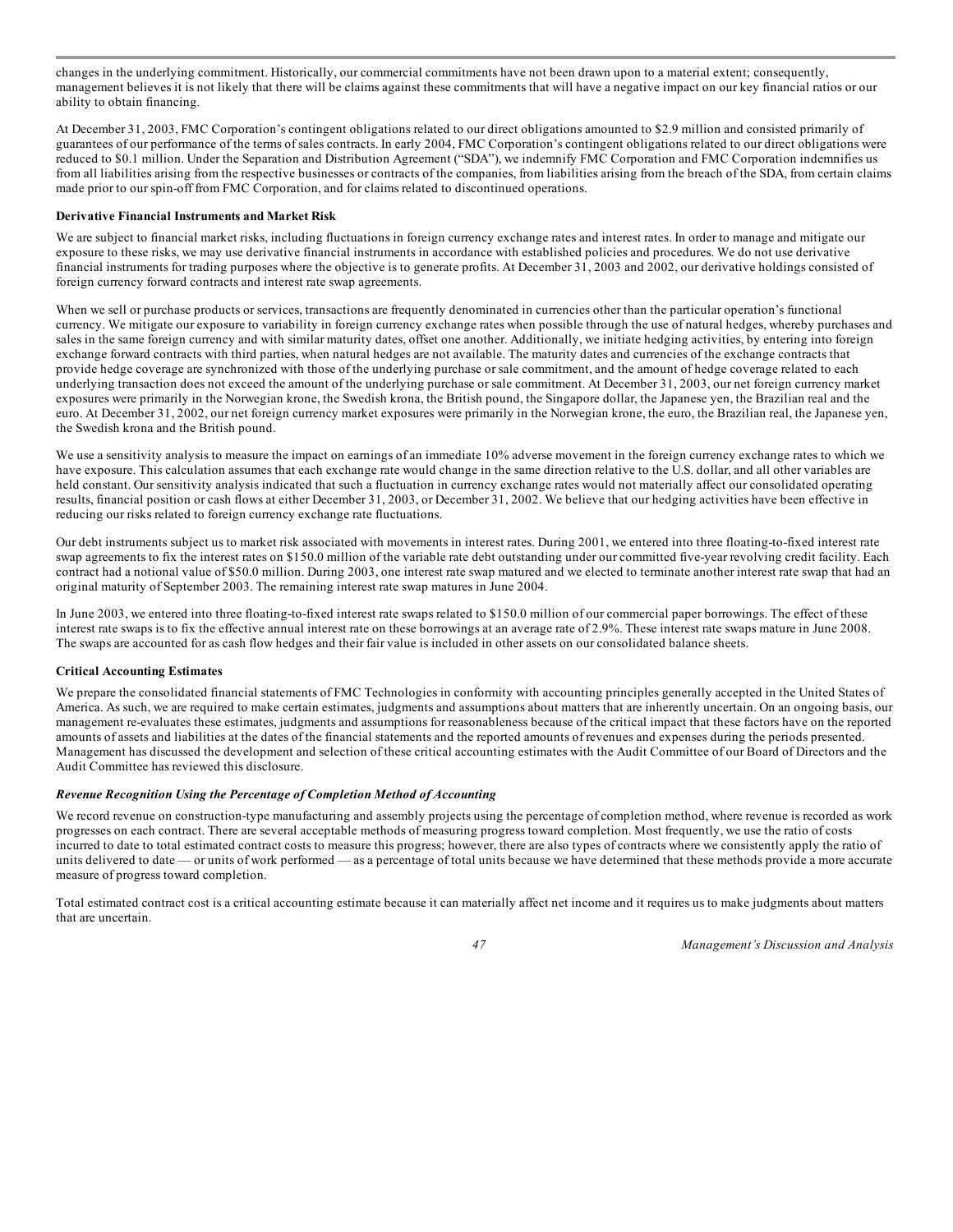changes in the underlying commitment. Historically, our commercial commitments have not been drawn upon to a material extent; consequently, management believes it is not likely that there will be claims against these commitments that will have a negative impact on our key financial ratios or our ability to obtain financing.

At December 31, 2003, FMC Corporation's contingent obligations related to our direct obligations amounted to $2.9 million and consisted primarily of guarantees of our performance of the terms of sales contracts. In early 2004, FMC Corporation's contingent obligations related to our direct obligations were reduced to $0.1 million. Under the Separation and Distribution Agreement ("SDA"), we indemnify FMC Corporation and FMC Corporation indemnifies us from all liabilities arising from the respective businesses or contracts of the companies, from liabilities arising from the breach of the SDA, from certain claims made prior to our spin-off from FMC Corporation, and for claims related to discontinued operations.

**Derivative Financial Instruments and Market Risk**

We are subject to financial market risks, including fluctuations in foreign currency exchange rates and interest rates. In order to manage and mitigate our exposure to these risks, we may use derivative financial instruments in accordance with established policies and procedures. We do not use derivative financial instruments for trading purposes where the objective is to generate profits. At December 31, 2003 and 2002, our derivative holdings consisted of foreign currency forward contracts and interest rate swap agreements.

When we sell or purchase products or services, transactions are frequently denominated in currencies other than the particular operation's functional currency. We mitigate our exposure to variability in foreign currency exchange rates when possible through the use of natural hedges, whereby purchases and sales in the same foreign currency and with similar maturity dates, offset one another. Additionally, we initiate hedging activities, by entering into foreign exchange forward contracts with third parties, when natural hedges are not available. The maturity dates and currencies of the exchange contracts that provide hedge coverage are synchronized with those of the underlying purchase or sale commitment, and the amount of hedge coverage related to each underlying transaction does not exceed the amount of the underlying purchase or sale commitment. At December 31, 2003, our net foreign currency market exposures were primarily in the Norwegian krone, the Swedish krona, the British pound, the Singapore dollar, the Japanese yen, the Brazilian real and the euro. At December 31, 2002, our net foreign currency market exposures were primarily in the Norwegian krone, the euro, the Brazilian real, the Japanese yen, the Swedish krona and the British pound.

We use a sensitivity analysis to measure the impact on earnings of an immediate 10% adverse movement in the foreign currency exchange rates to which we have exposure. This calculation assumes that each exchange rate would change in the same direction relative to the U.S. dollar, and all other variables are held constant. Our sensitivity analysis indicated that such a fluctuation in currency exchange rates would not materially affect our consolidated operating results, financial position or cash flows at either December 31, 2003, or December 31, 2002. We believe that our hedging activities have been effective in reducing our risks related to foreign currency exchange rate fluctuations.

Our debt instruments subject us to market risk associated with movements in interest rates. During 2001, we entered into three floating-to-fixed interest rate swap agreements to fix the interest rates on $150.0 million of the variable rate debt outstanding under our committed five-year revolving credit facility. Each contract had a notional value of $50.0 million. During 2003, one interest rate swap matured and we elected to terminate another interest rate swap that had an original maturity of September 2003. The remaining interest rate swap matures in June 2004.

In June 2003, we entered into three floating-to-fixed interest rate swaps related to $150.0 million of our commercial paper borrowings. The effect of these interest rate swaps is to fix the effective annual interest rate on these borrowings at an average rate of 2.9%. These interest rate swaps mature in June 2008. The swaps are accounted for as cash flow hedges and their fair value is included in other assets on our consolidated balance sheets.

**Critical Accounting Estimates**

We prepare the consolidated financial statements of FMC Technologies in conformity with accounting principles generally accepted in the United States of America. As such, we are required to make certain estimates, judgments and assumptions about matters that are inherently uncertain. On an ongoing basis, our management re-evaluates these estimates, judgments and assumptions for reasonableness because of the critical impact that these factors have on the reported amounts of assets and liabilities at the dates of the financial statements and the reported amounts of revenues and expenses during the periods presented. Management has discussed the development and selection of these critical accounting estimates with the Audit Committee of our Board of Directors and the Audit Committee has reviewed this disclosure.

***Revenue Recognition Using the Percentage of Completion Method of Accounting***

We record revenue on construction-type manufacturing and assembly projects using the percentage of completion method, where revenue is recorded as work progresses on each contract. There are several acceptable methods of measuring progress toward completion. Most frequently, we use the ratio of costs incurred to date to total estimated contract costs to measure this progress; however, there are also types of contracts where we consistently apply the ratio of units delivered to date — or units of work performed — as a percentage of total units because we have determined that these methods provide a more accurate measure of progress toward completion.

Total estimated contract cost is a critical accounting estimate because it can materially affect net income and it requires us to make judgments about matters that are uncertain.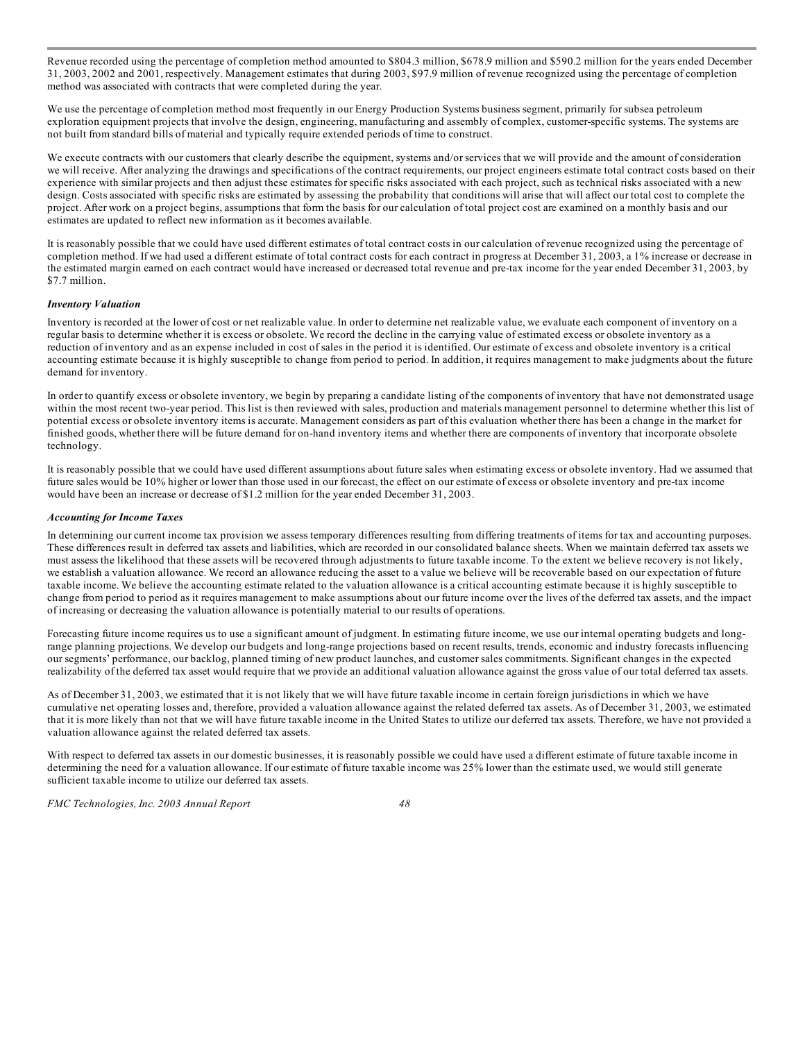Revenue recorded using the percentage of completion method amounted to $804.3 million, $678.9 million and $590.2 million for the years ended December 31, 2003, 2002 and 2001, respectively. Management estimates that during 2003, $97.9 million of revenue recognized using the percentage of completion method was associated with contracts that were completed during the year.

We use the percentage of completion method most frequently in our Energy Production Systems business segment, primarily for subsea petroleum exploration equipment projects that involve the design, engineering, manufacturing and assembly of complex, customer-specific systems. The systems are not built from standard bills of material and typically require extended periods of time to construct.

We execute contracts with our customers that clearly describe the equipment, systems and/or services that we will provide and the amount of consideration we will receive. After analyzing the drawings and specifications of the contract requirements, our project engineers estimate total contract costs based on their experience with similar projects and then adjust these estimates for specific risks associated with each project, such as technical risks associated with a new design. Costs associated with specific risks are estimated by assessing the probability that conditions will arise that will affect our total cost to complete the project. After work on a project begins, assumptions that form the basis for our calculation of total project cost are examined on a monthly basis and our estimates are updated to reflect new information as it becomes available.

It is reasonably possible that we could have used different estimates of total contract costs in our calculation of revenue recognized using the percentage of completion method. If we had used a different estimate of total contract costs for each contract in progress at December 31, 2003, a 1% increase or decrease in the estimated margin earned on each contract would have increased or decreased total revenue and pre-tax income for the year ended December 31, 2003, by $7.7 million.

***Inventory Valuation***

Inventory is recorded at the lower of cost or net realizable value. In order to determine net realizable value, we evaluate each component of inventory on a regular basis to determine whether it is excess or obsolete. We record the decline in the carrying value of estimated excess or obsolete inventory as a reduction of inventory and as an expense included in cost of sales in the period it is identified. Our estimate of excess and obsolete inventory is a critical accounting estimate because it is highly susceptible to change from period to period. In addition, it requires management to make judgments about the future demand for inventory.

In order to quantify excess or obsolete inventory, we begin by preparing a candidate listing of the components of inventory that have not demonstrated usage within the most recent two-year period. This list is then reviewed with sales, production and materials management personnel to determine whether this list of potential excess or obsolete inventory items is accurate. Management considers as part of this evaluation whether there has been a change in the market for finished goods, whether there will be future demand for on-hand inventory items and whether there are components of inventory that incorporate obsolete technology.

It is reasonably possible that we could have used different assumptions about future sales when estimating excess or obsolete inventory. Had we assumed that future sales would be 10% higher or lower than those used in our forecast, the effect on our estimate of excess or obsolete inventory and pre-tax income would have been an increase or decrease of $1.2 million for the year ended December 31, 2003.

***Accounting for Income Taxes***

In determining our current income tax provision we assess temporary differences resulting from differing treatments of items for tax and accounting purposes. These differences result in deferred tax assets and liabilities, which are recorded in our consolidated balance sheets. When we maintain deferred tax assets we must assess the likelihood that these assets will be recovered through adjustments to future taxable income. To the extent we believe recovery is not likely, we establish a valuation allowance. We record an allowance reducing the asset to a value we believe will be recoverable based on our expectation of future taxable income. We believe the accounting estimate related to the valuation allowance is a critical accounting estimate because it is highly susceptible to change from period to period as it requires management to make assumptions about our future income over the lives of the deferred tax assets, and the impact of increasing or decreasing the valuation allowance is potentially material to our results of operations.

Forecasting future income requires us to use a significant amount of judgment. In estimating future income, we use our internal operating budgets and long-range planning projections. We develop our budgets and long-range projections based on recent results, trends, economic and industry forecasts influencing our segments' performance, our backlog, planned timing of new product launches, and customer sales commitments. Significant changes in the expected realizability of the deferred tax asset would require that we provide an additional valuation allowance against the gross value of our total deferred tax assets.

As of December 31, 2003, we estimated that it is not likely that we will have future taxable income in certain foreign jurisdictions in which we have cumulative net operating losses and, therefore, provided a valuation allowance against the related deferred tax assets. As of December 31, 2003, we estimated that it is more likely than not that we will have future taxable income in the United States to utilize our deferred tax assets. Therefore, we have not provided a valuation allowance against the related deferred tax assets.

With respect to deferred tax assets in our domestic businesses, it is reasonably possible we could have used a different estimate of future taxable income in determining the need for a valuation allowance. If our estimate of future taxable income was 25% lower than the estimate used, we would still generate sufficient taxable income to utilize our deferred tax assets.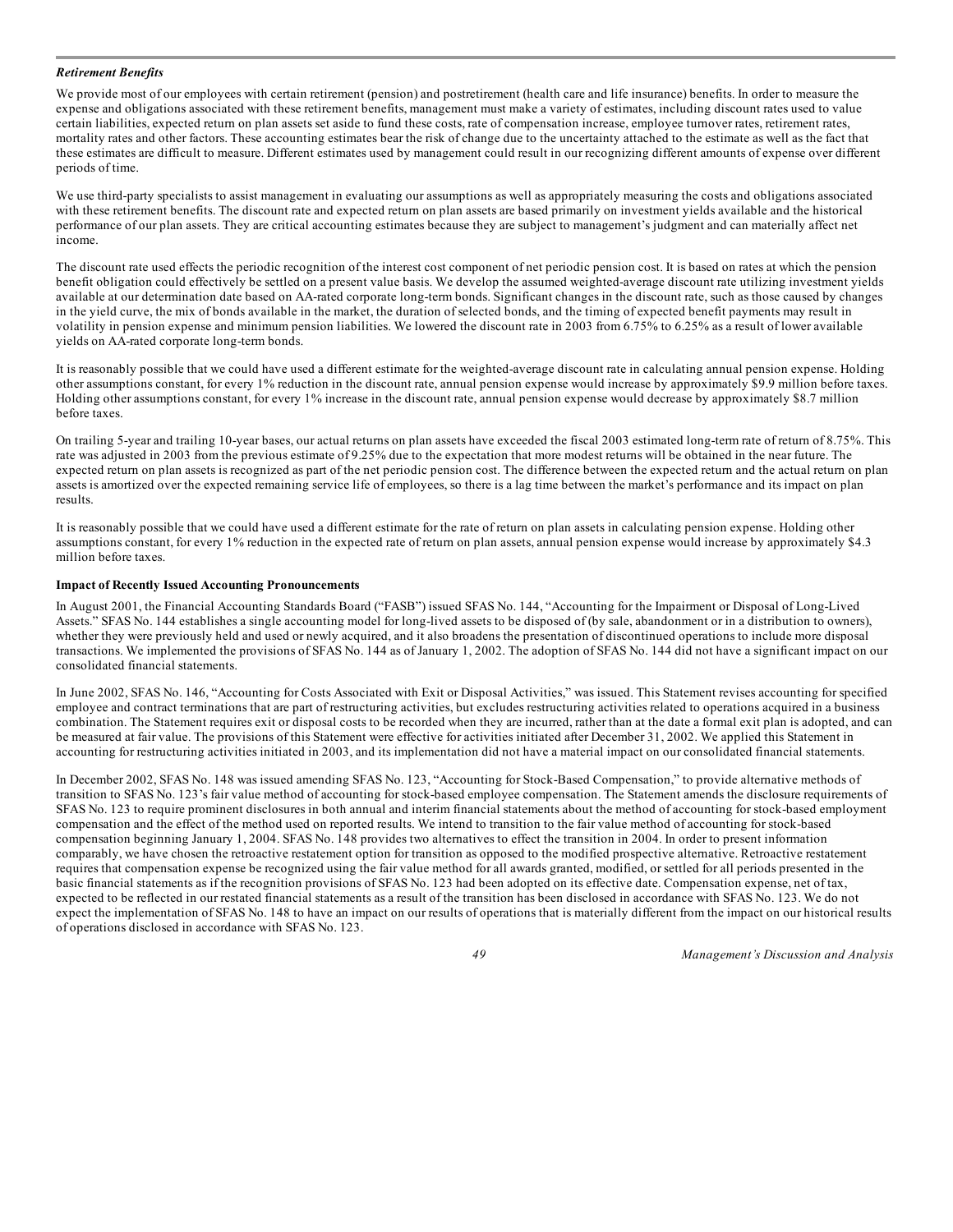***Retirement Benefits***

We provide most of our employees with certain retirement (pension) and postretirement (health care and life insurance) benefits. In order to measure the expense and obligations associated with these retirement benefits, management must make a variety of estimates, including discount rates used to value certain liabilities, expected return on plan assets set aside to fund these costs, rate of compensation increase, employee turnover rates, retirement rates, mortality rates and other factors. These accounting estimates bear the risk of change due to the uncertainty attached to the estimate as well as the fact that these estimates are difficult to measure. Different estimates used by management could result in our recognizing different amounts of expense over different periods of time.

We use third-party specialists to assist management in evaluating our assumptions as well as appropriately measuring the costs and obligations associated with these retirement benefits. The discount rate and expected return on plan assets are based primarily on investment yields available and the historical performance of our plan assets. They are critical accounting estimates because they are subject to management's judgment and can materially affect net income.

The discount rate used effects the periodic recognition of the interest cost component of net periodic pension cost. It is based on rates at which the pension benefit obligation could effectively be settled on a present value basis. We develop the assumed weighted-average discount rate utilizing investment yields available at our determination date based on AA-rated corporate long-term bonds. Significant changes in the discount rate, such as those caused by changes in the yield curve, the mix of bonds available in the market, the duration of selected bonds, and the timing of expected benefit payments may result in volatility in pension expense and minimum pension liabilities. We lowered the discount rate in 2003 from 6.75% to 6.25% as a result of lower available yields on AA-rated corporate long-term bonds.

It is reasonably possible that we could have used a different estimate for the weighted-average discount rate in calculating annual pension expense. Holding other assumptions constant, for every 1% reduction in the discount rate, annual pension expense would increase by approximately $9.9 million before taxes. Holding other assumptions constant, for every 1% increase in the discount rate, annual pension expense would decrease by approximately $8.7 million before taxes.

On trailing 5-year and trailing 10-year bases, our actual returns on plan assets have exceeded the fiscal 2003 estimated long-term rate of return of 8.75%. This rate was adjusted in 2003 from the previous estimate of 9.25% due to the expectation that more modest returns will be obtained in the near future. The expected return on plan assets is recognized as part of the net periodic pension cost. The difference between the expected return and the actual return on plan assets is amortized over the expected remaining service life of employees, so there is a lag time between the market's performance and its impact on plan results.

It is reasonably possible that we could have used a different estimate for the rate of return on plan assets in calculating pension expense. Holding other assumptions constant, for every 1% reduction in the expected rate of return on plan assets, annual pension expense would increase by approximately $4.3 million before taxes.

**Impact of Recently Issued Accounting Pronouncements**

In August 2001, the Financial Accounting Standards Board ("FASB") issued SFAS No. 144, "Accounting for the Impairment or Disposal of Long-Lived Assets." SFAS No. 144 establishes a single accounting model for long-lived assets to be disposed of (by sale, abandonment or in a distribution to owners), whether they were previously held and used or newly acquired, and it also broadens the presentation of discontinued operations to include more disposal transactions. We implemented the provisions of SFAS No. 144 as of January 1, 2002. The adoption of SFAS No. 144 did not have a significant impact on our consolidated financial statements.

In June 2002, SFAS No. 146, "Accounting for Costs Associated with Exit or Disposal Activities," was issued. This Statement revises accounting for specified employee and contract terminations that are part of restructuring activities, but excludes restructuring activities related to operations acquired in a business combination. The Statement requires exit or disposal costs to be recorded when they are incurred, rather than at the date a formal exit plan is adopted, and can be measured at fair value. The provisions of this Statement were effective for activities initiated after December 31, 2002. We applied this Statement in accounting for restructuring activities initiated in 2003, and its implementation did not have a material impact on our consolidated financial statements.

In December 2002, SFAS No. 148 was issued amending SFAS No. 123, "Accounting for Stock-Based Compensation," to provide alternative methods of transition to SFAS No. 123's fair value method of accounting for stock-based employee compensation. The Statement amends the disclosure requirements of SFAS No. 123 to require prominent disclosures in both annual and interim financial statements about the method of accounting for stock-based employment compensation and the effect of the method used on reported results. We intend to transition to the fair value method of accounting for stock-based compensation beginning January 1, 2004. SFAS No. 148 provides two alternatives to effect the transition in 2004. In order to present information comparably, we have chosen the retroactive restatement option for transition as opposed to the modified prospective alternative. Retroactive restatement requires that compensation expense be recognized using the fair value method for all awards granted, modified, or settled for all periods presented in the basic financial statements as if the recognition provisions of SFAS No. 123 had been adopted on its effective date. Compensation expense, net of tax, expected to be reflected in our restated financial statements as a result of the transition has been disclosed in accordance with SFAS No. 123. We do not expect the implementation of SFAS No. 148 to have an impact on our results of operations that is materially different from the impact on our historical results of operations disclosed in accordance with SFAS No. 123.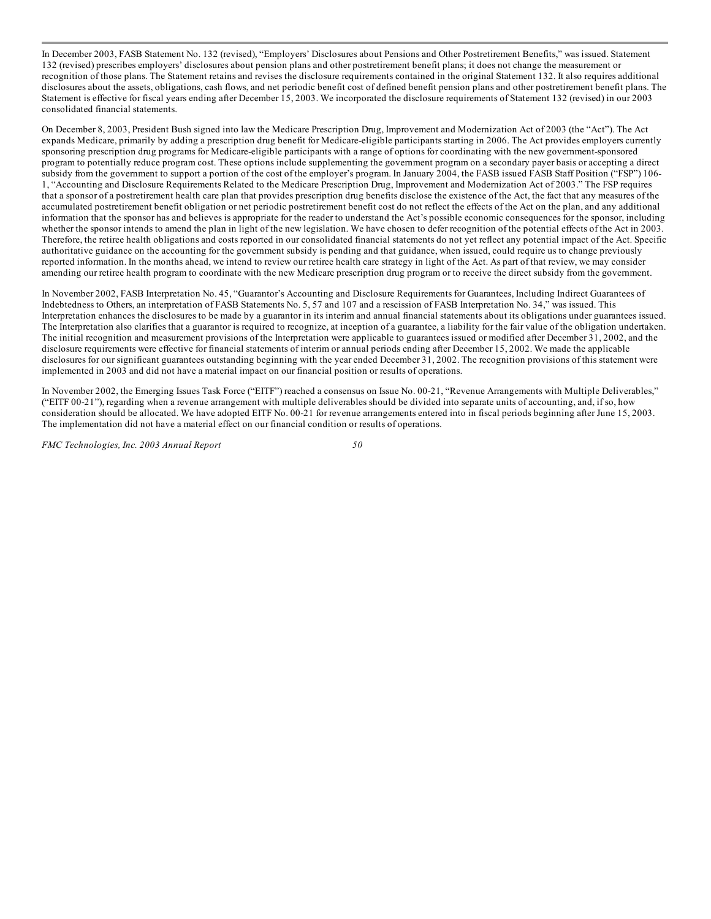In December 2003, FASB Statement No. 132 (revised), "Employers' Disclosures about Pensions and Other Postretirement Benefits," was issued. Statement 132 (revised) prescribes employers' disclosures about pension plans and other postretirement benefit plans; it does not change the measurement or recognition of those plans. The Statement retains and revises the disclosure requirements contained in the original Statement 132. It also requires additional disclosures about the assets, obligations, cash flows, and net periodic benefit cost of defined benefit pension plans and other postretirement benefit plans. The Statement is effective for fiscal years ending after December 15, 2003. We incorporated the disclosure requirements of Statement 132 (revised) in our 2003 consolidated financial statements.

On December 8, 2003, President Bush signed into law the Medicare Prescription Drug, Improvement and Modernization Act of 2003 (the "Act"). The Act expands Medicare, primarily by adding a prescription drug benefit for Medicare-eligible participants starting in 2006. The Act provides employers currently sponsoring prescription drug programs for Medicare-eligible participants with a range of options for coordinating with the new government-sponsored program to potentially reduce program cost. These options include supplementing the government program on a secondary payer basis or accepting a direct subsidy from the government to support a portion of the cost of the employer's program. In January 2004, the FASB issued FASB Staff Position ("FSP") 106-1, "Accounting and Disclosure Requirements Related to the Medicare Prescription Drug, Improvement and Modernization Act of 2003." The FSP requires that a sponsor of a postretirement health care plan that provides prescription drug benefits disclose the existence of the Act, the fact that any measures of the accumulated postretirement benefit obligation or net periodic postretirement benefit cost do not reflect the effects of the Act on the plan, and any additional information that the sponsor has and believes is appropriate for the reader to understand the Act's possible economic consequences for the sponsor, including whether the sponsor intends to amend the plan in light of the new legislation. We have chosen to defer recognition of the potential effects of the Act in 2003. Therefore, the retiree health obligations and costs reported in our consolidated financial statements do not yet reflect any potential impact of the Act. Specific authoritative guidance on the accounting for the government subsidy is pending and that guidance, when issued, could require us to change previously reported information. In the months ahead, we intend to review our retiree health care strategy in light of the Act. As part of that review, we may consider amending our retiree health program to coordinate with the new Medicare prescription drug program or to receive the direct subsidy from the government.

In November 2002, FASB Interpretation No. 45, "Guarantor's Accounting and Disclosure Requirements for Guarantees, Including Indirect Guarantees of Indebtedness to Others, an interpretation of FASB Statements No. 5, 57 and 107 and a rescission of FASB Interpretation No. 34," was issued. This Interpretation enhances the disclosures to be made by a guarantor in its interim and annual financial statements about its obligations under guarantees issued. The Interpretation also clarifies that a guarantor is required to recognize, at inception of a guarantee, a liability for the fair value of the obligation undertaken. The initial recognition and measurement provisions of the Interpretation were applicable to guarantees issued or modified after December 31, 2002, and the disclosure requirements were effective for financial statements of interim or annual periods ending after December 15, 2002. We made the applicable disclosures for our significant guarantees outstanding beginning with the year ended December 31, 2002. The recognition provisions of this statement were implemented in 2003 and did not have a material impact on our financial position or results of operations.

In November 2002, the Emerging Issues Task Force ("EITF") reached a consensus on Issue No. 00-21, "Revenue Arrangements with Multiple Deliverables," ("EITF 00-21"), regarding when a revenue arrangement with multiple deliverables should be divided into separate units of accounting, and, if so, how consideration should be allocated. We have adopted EITF No. 00-21 for revenue arrangements entered into in fiscal periods beginning after June 15, 2003. The implementation did not have a material effect on our financial condition or results of operations.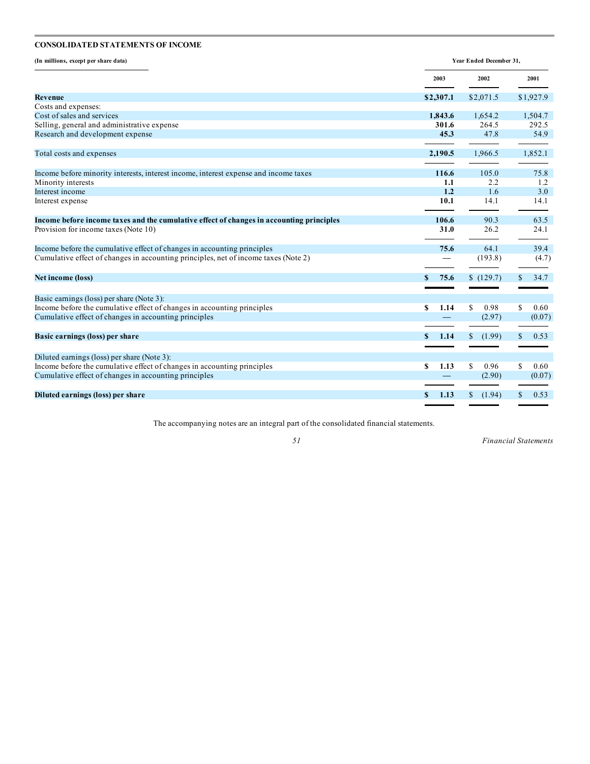## CONSOLIDATED STATEMENTS OF INCOME

| (In millions, except per share data) | Year Ended December 31, | | |
|---|---|---|---|
| | **2003** | **2002** | **2001** |
| **Revenue** | **$2,307.1** | $2,071.5 | $1,927.9 |
| Costs and expenses: | | | |
| Cost of sales and services | **1,843.6** | 1,654.2 | 1,504.7 |
| Selling, general and administrative expense | **301.6** | 264.5 | 292.5 |
| Research and development expense | **45.3** | 47.8 | 54.9 |
| Total costs and expenses | **2,190.5** | 1,966.5 | 1,852.1 |
| Income before minority interests, interest income, interest expense and income taxes | **116.6** | 105.0 | 75.8 |
| Minority interests | **1.1** | 2.2 | 1.2 |
| Interest income | **1.2** | 1.6 | 3.0 |
| Interest expense | **10.1** | 14.1 | 14.1 |
| **Income before income taxes and the cumulative effect of changes in accounting principles** | **106.6** | 90.3 | 63.5 |
| Provision for income taxes (Note 10) | **31.0** | 26.2 | 24.1 |
| Income before the cumulative effect of changes in accounting principles | **75.6** | 64.1 | 39.4 |
| Cumulative effect of changes in accounting principles, net of income taxes (Note 2) | **—** | (193.8) | (4.7) |
| **Net income (loss)** | **$ 75.6** | $ (129.7) | $ 34.7 |
| Basic earnings (loss) per share (Note 3): | | | |
| Income before the cumulative effect of changes in accounting principles | **$ 1.14** | $ 0.98 | $ 0.60 |
| Cumulative effect of changes in accounting principles | **—** | (2.97) | (0.07) |
| **Basic earnings (loss) per share** | **$ 1.14** | $ (1.99) | $ 0.53 |
| Diluted earnings (loss) per share (Note 3): | | | |
| Income before the cumulative effect of changes in accounting principles | **$ 1.13** | $ 0.96 | $ 0.60 |
| Cumulative effect of changes in accounting principles | **—** | (2.90) | (0.07) |
| **Diluted earnings (loss) per share** | **$ 1.13** | $ (1.94) | $ 0.53 |

The accompanying notes are an integral part of the consolidated financial statements.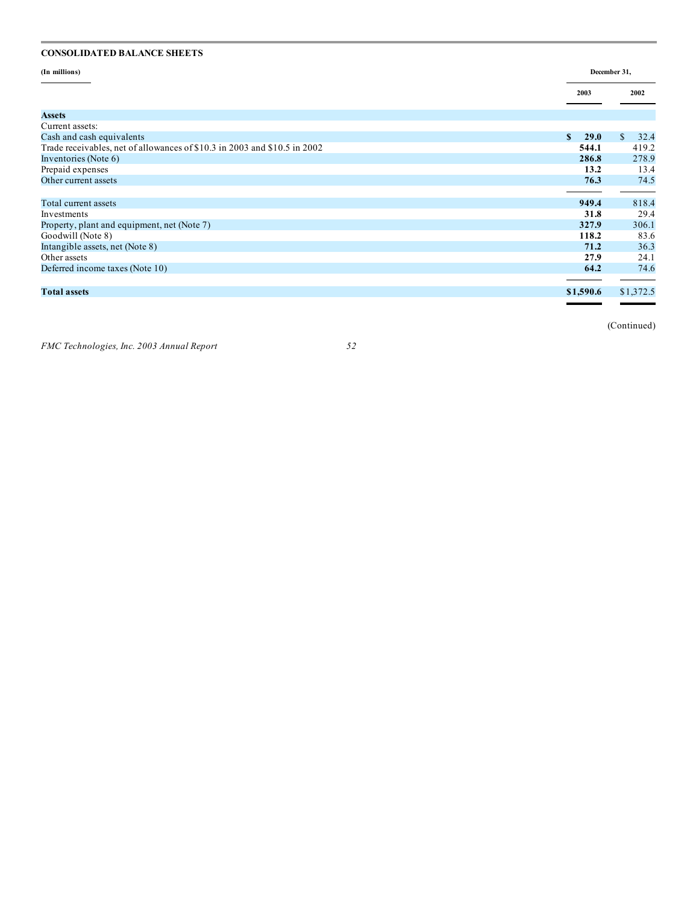## CONSOLIDATED BALANCE SHEETS

| (In millions) | December 31, | |
|---|---|---|
| | 2003 | 2002 |
| **Assets** | | |
| Current assets: | | |
| Cash and cash equivalents | **$ 29.0** | $ 32.4 |
| Trade receivables, net of allowances of $10.3 in 2003 and $10.5 in 2002 | **544.1** | 419.2 |
| Inventories (Note 6) | **286.8** | 278.9 |
| Prepaid expenses | **13.2** | 13.4 |
| Other current assets | **76.3** | 74.5 |
| Total current assets | **949.4** | 818.4 |
| Investments | **31.8** | 29.4 |
| Property, plant and equipment, net (Note 7) | **327.9** | 306.1 |
| Goodwill (Note 8) | **118.2** | 83.6 |
| Intangible assets, net (Note 8) | **71.2** | 36.3 |
| Other assets | **27.9** | 24.1 |
| Deferred income taxes (Note 10) | **64.2** | 74.6 |
| **Total assets** | **$1,590.6** | $1,372.5 |

(Continued)

*FMC Technologies, Inc. 2003 Annual Report*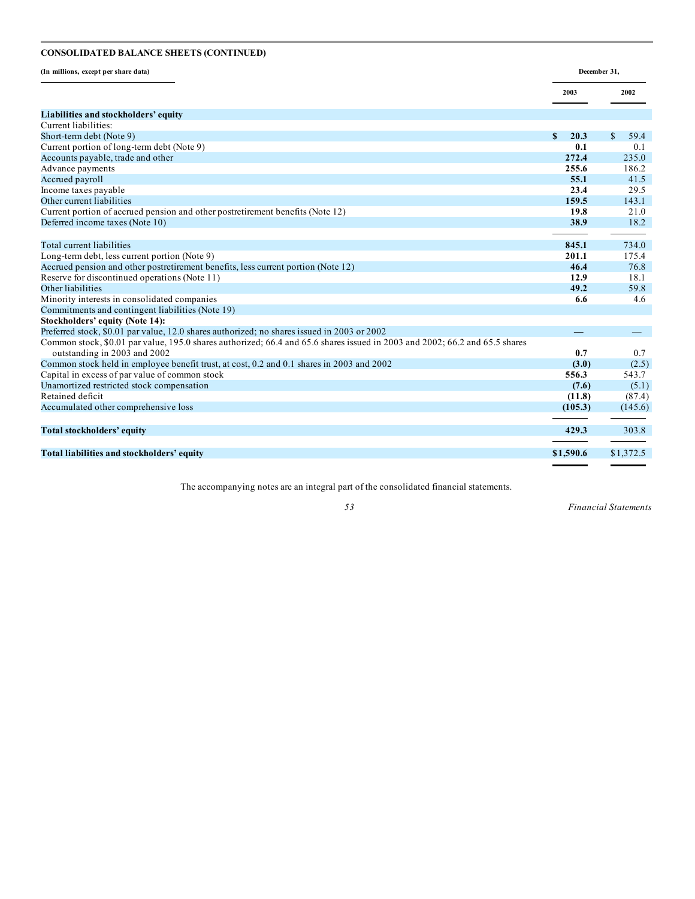## CONSOLIDATED BALANCE SHEETS (CONTINUED)

| (In millions, except per share data) | December 31, | |
|---|---|---|
| | **2003** | **2002** |
| **Liabilities and stockholders' equity** | | |
| Current liabilities: | | |
| Short-term debt (Note 9) | **$ 20.3** | $ 59.4 |
| Current portion of long-term debt (Note 9) | **0.1** | 0.1 |
| Accounts payable, trade and other | **272.4** | 235.0 |
| Advance payments | **255.6** | 186.2 |
| Accrued payroll | **55.1** | 41.5 |
| Income taxes payable | **23.4** | 29.5 |
| Other current liabilities | **159.5** | 143.1 |
| Current portion of accrued pension and other postretirement benefits (Note 12) | **19.8** | 21.0 |
| Deferred income taxes (Note 10) | **38.9** | 18.2 |
| Total current liabilities | **845.1** | 734.0 |
| Long-term debt, less current portion (Note 9) | **201.1** | 175.4 |
| Accrued pension and other postretirement benefits, less current portion (Note 12) | **46.4** | 76.8 |
| Reserve for discontinued operations (Note 11) | **12.9** | 18.1 |
| Other liabilities | **49.2** | 59.8 |
| Minority interests in consolidated companies | **6.6** | 4.6 |
| Commitments and contingent liabilities (Note 19) | | |
| **Stockholders' equity (Note 14):** | | |
| Preferred stock, $0.01 par value, 12.0 shares authorized; no shares issued in 2003 or 2002 | **—** | — |
| Common stock, $0.01 par value, 195.0 shares authorized; 66.4 and 65.6 shares issued in 2003 and 2002; 66.2 and 65.5 shares outstanding in 2003 and 2002 | **0.7** | 0.7 |
| Common stock held in employee benefit trust, at cost, 0.2 and 0.1 shares in 2003 and 2002 | **(3.0)** | (2.5) |
| Capital in excess of par value of common stock | **556.3** | 543.7 |
| Unamortized restricted stock compensation | **(7.6)** | (5.1) |
| Retained deficit | **(11.8)** | (87.4) |
| Accumulated other comprehensive loss | **(105.3)** | (145.6) |
| **Total stockholders' equity** | **429.3** | 303.8 |
| **Total liabilities and stockholders' equity** | **$1,590.6** | $1,372.5 |

The accompanying notes are an integral part of the consolidated financial statements.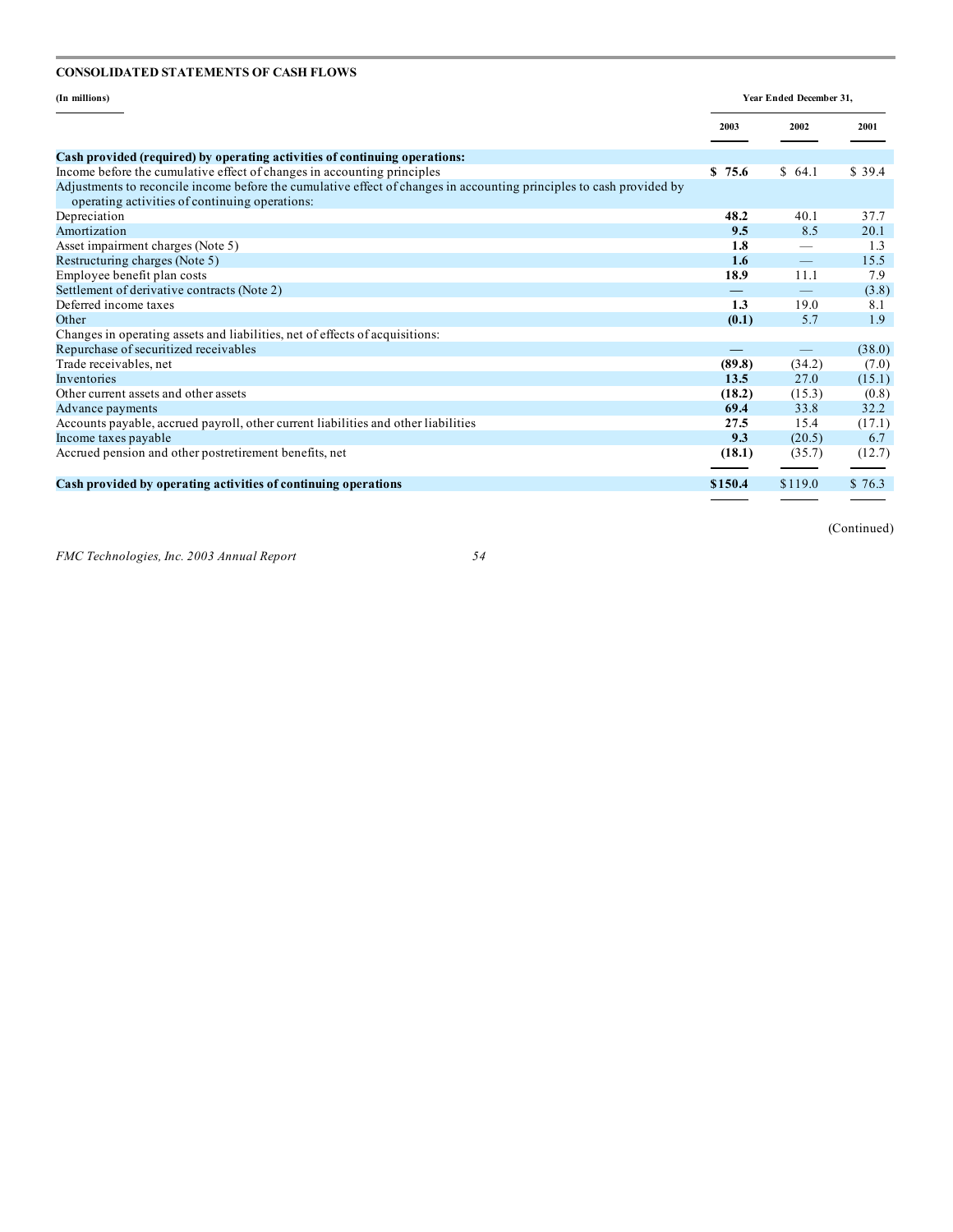**CONSOLIDATED STATEMENTS OF CASH FLOWS**

| (In millions) | Year Ended December 31, | | |
|---|---|---|---|
| | 2003 | 2002 | 2001 |
| **Cash provided (required) by operating activities of continuing operations:** | | | |
| Income before the cumulative effect of changes in accounting principles | **$ 75.6** | $ 64.1 | $ 39.4 |
| Adjustments to reconcile income before the cumulative effect of changes in accounting principles to cash provided by operating activities of continuing operations: | | | |
| Depreciation | **48.2** | 40.1 | 37.7 |
| Amortization | **9.5** | 8.5 | 20.1 |
| Asset impairment charges (Note 5) | **1.8** | — | 1.3 |
| Restructuring charges (Note 5) | **1.6** | — | 15.5 |
| Employee benefit plan costs | **18.9** | 11.1 | 7.9 |
| Settlement of derivative contracts (Note 2) | **—** | — | (3.8) |
| Deferred income taxes | **1.3** | 19.0 | 8.1 |
| Other | **(0.1)** | 5.7 | 1.9 |
| Changes in operating assets and liabilities, net of effects of acquisitions: | | | |
| Repurchase of securitized receivables | **—** | — | (38.0) |
| Trade receivables, net | **(89.8)** | (34.2) | (7.0) |
| Inventories | **13.5** | 27.0 | (15.1) |
| Other current assets and other assets | **(18.2)** | (15.3) | (0.8) |
| Advance payments | **69.4** | 33.8 | 32.2 |
| Accounts payable, accrued payroll, other current liabilities and other liabilities | **27.5** | 15.4 | (17.1) |
| Income taxes payable | **9.3** | (20.5) | 6.7 |
| Accrued pension and other postretirement benefits, net | **(18.1)** | (35.7) | (12.7) |
| **Cash provided by operating activities of continuing operations** | **$150.4** | $119.0 | $ 76.3 |

(Continued)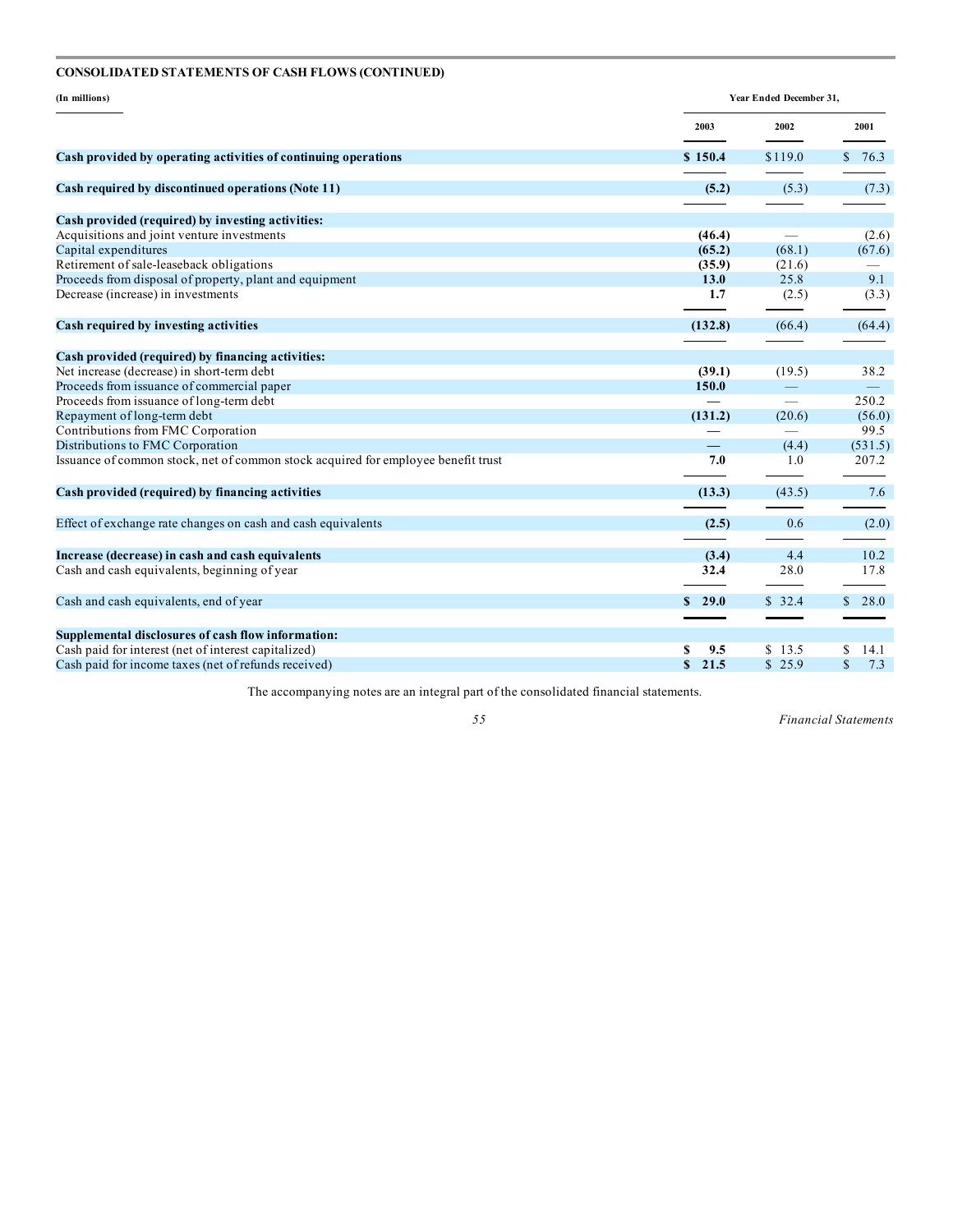## CONSOLIDATED STATEMENTS OF CASH FLOWS (CONTINUED)

| (In millions) | Year Ended December 31, | | |
|---|---|---|---|
| | 2003 | 2002 | 2001 |
| **Cash provided by operating activities of continuing operations** | **$ 150.4** | $119.0 | $ 76.3 |
| **Cash required by discontinued operations (Note 11)** | **(5.2)** | (5.3) | (7.3) |
| **Cash provided (required) by investing activities:** | | | |
| Acquisitions and joint venture investments | **(46.4)** | — | (2.6) |
| Capital expenditures | **(65.2)** | (68.1) | (67.6) |
| Retirement of sale-leaseback obligations | **(35.9)** | (21.6) | — |
| Proceeds from disposal of property, plant and equipment | **13.0** | 25.8 | 9.1 |
| Decrease (increase) in investments | **1.7** | (2.5) | (3.3) |
| **Cash required by investing activities** | **(132.8)** | (66.4) | (64.4) |
| **Cash provided (required) by financing activities:** | | | |
| Net increase (decrease) in short-term debt | **(39.1)** | (19.5) | 38.2 |
| Proceeds from issuance of commercial paper | **150.0** | — | — |
| Proceeds from issuance of long-term debt | — | — | 250.2 |
| Repayment of long-term debt | **(131.2)** | (20.6) | (56.0) |
| Contributions from FMC Corporation | — | — | 99.5 |
| Distributions to FMC Corporation | — | (4.4) | (531.5) |
| Issuance of common stock, net of common stock acquired for employee benefit trust | **7.0** | 1.0 | 207.2 |
| **Cash provided (required) by financing activities** | **(13.3)** | (43.5) | 7.6 |
| Effect of exchange rate changes on cash and cash equivalents | **(2.5)** | 0.6 | (2.0) |
| **Increase (decrease) in cash and cash equivalents** | **(3.4)** | 4.4 | 10.2 |
| Cash and cash equivalents, beginning of year | **32.4** | 28.0 | 17.8 |
| Cash and cash equivalents, end of year | **$ 29.0** | $ 32.4 | $ 28.0 |
| **Supplemental disclosures of cash flow information:** | | | |
| Cash paid for interest (net of interest capitalized) | **$ 9.5** | $ 13.5 | $ 14.1 |
| Cash paid for income taxes (net of refunds received) | **$ 21.5** | $ 25.9 | $ 7.3 |

The accompanying notes are an integral part of the consolidated financial statements.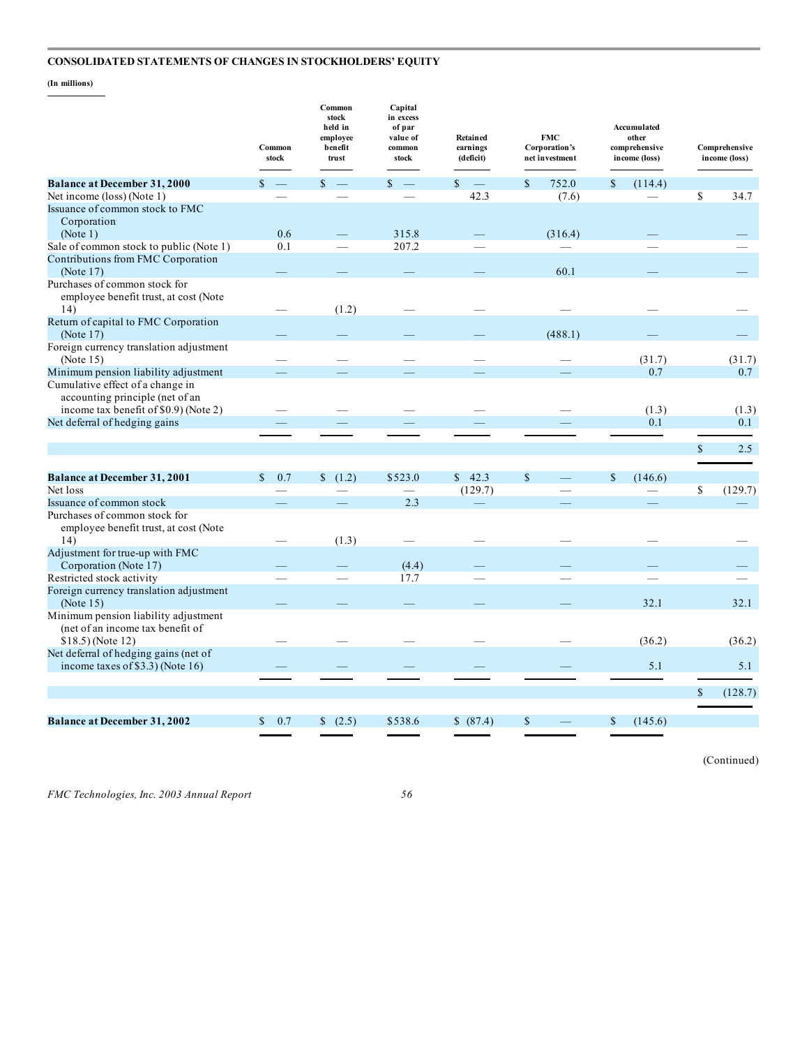## CONSOLIDATED STATEMENTS OF CHANGES IN STOCKHOLDERS' EQUITY

**(In millions)**

| | Common stock | Common stock held in employee benefit trust | Capital in excess of par value of common stock | Retained earnings (deficit) | FMC Corporation's net investment | Accumulated other comprehensive income (loss) | Comprehensive income (loss) |
|---|---|---|---|---|---|---|---|
| **Balance at December 31, 2000** | $ — | $ — | $ — | $ — | $ 752.0 | $ (114.4) | |
| Net income (loss) (Note 1) | — | — | — | 42.3 | (7.6) | — | $ 34.7 |
| Issuance of common stock to FMC Corporation (Note 1) | 0.6 | — | 315.8 | — | (316.4) | — | — |
| Sale of common stock to public (Note 1) | 0.1 | — | 207.2 | — | — | — | — |
| Contributions from FMC Corporation (Note 17) | — | — | — | — | 60.1 | — | — |
| Purchases of common stock for employee benefit trust, at cost (Note 14) | — | (1.2) | — | — | — | — | — |
| Return of capital to FMC Corporation (Note 17) | — | — | — | — | (488.1) | — | — |
| Foreign currency translation adjustment (Note 15) | — | — | — | — | — | (31.7) | (31.7) |
| Minimum pension liability adjustment | — | — | — | — | — | 0.7 | 0.7 |
| Cumulative effect of a change in accounting principle (net of an income tax benefit of $0.9) (Note 2) | — | — | — | — | — | (1.3) | (1.3) |
| Net deferral of hedging gains | — | — | — | — | — | 0.1 | 0.1 |
| | | | | | | | $ 2.5 |
| **Balance at December 31, 2001** | $ 0.7 | $ (1.2) | $523.0 | $ 42.3 | $ — | $ (146.6) | |
| Net loss | — | — | — | (129.7) | — | — | $ (129.7) |
| Issuance of common stock | — | — | 2.3 | — | — | — | — |
| Purchases of common stock for employee benefit trust, at cost (Note 14) | — | (1.3) | — | — | — | — | — |
| Adjustment for true-up with FMC Corporation (Note 17) | — | — | (4.4) | — | — | — | — |
| Restricted stock activity | — | — | 17.7 | — | — | — | — |
| Foreign currency translation adjustment (Note 15) | — | — | — | — | — | 32.1 | 32.1 |
| Minimum pension liability adjustment (net of an income tax benefit of $18.5) (Note 12) | — | — | — | — | — | (36.2) | (36.2) |
| Net deferral of hedging gains (net of income taxes of $3.3) (Note 16) | — | — | — | — | — | 5.1 | 5.1 |
| | | | | | | | $ (128.7) |
| **Balance at December 31, 2002** | $ 0.7 | $ (2.5) | $538.6 | $ (87.4) | $ — | $ (145.6) | |

(Continued)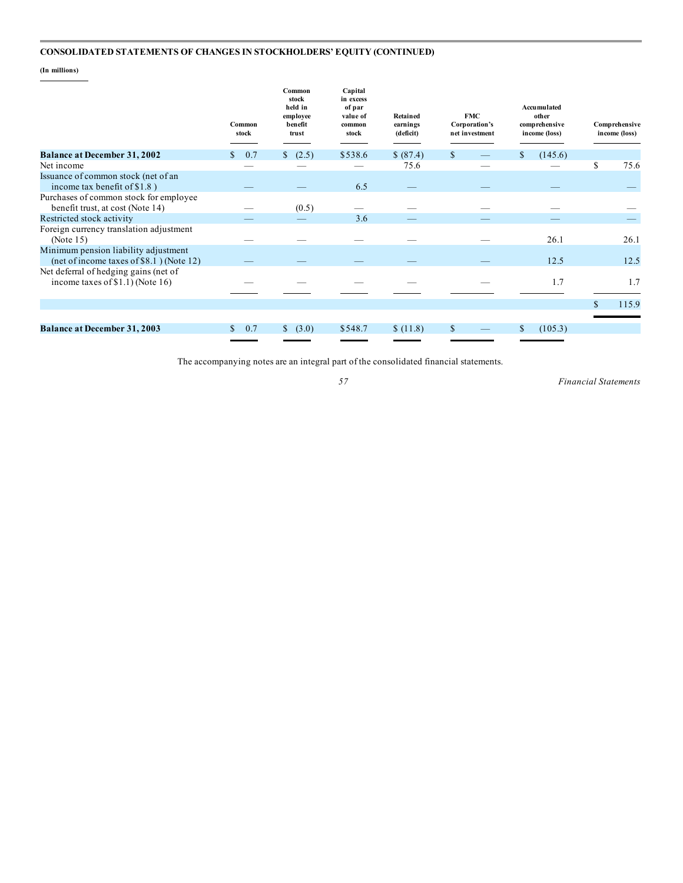## CONSOLIDATED STATEMENTS OF CHANGES IN STOCKHOLDERS' EQUITY (CONTINUED)

**(In millions)**

| | Common stock | Common stock held in employee benefit trust | Capital in excess of par value of common stock | Retained earnings (deficit) | FMC Corporation's net investment | Accumulated other comprehensive income (loss) | Comprehensive income (loss) |
|---|---|---|---|---|---|---|---|
| **Balance at December 31, 2002** | $ 0.7 | $ (2.5) | $538.6 | $ (87.4) | $ — | $ (145.6) | |
| Net income | — | — | — | 75.6 | — | — | $ 75.6 |
| Issuance of common stock (net of an income tax benefit of $1.8 ) | — | — | 6.5 | — | — | — | — |
| Purchases of common stock for employee benefit trust, at cost (Note 14) | — | (0.5) | — | — | — | — | — |
| Restricted stock activity | — | — | 3.6 | — | — | — | — |
| Foreign currency translation adjustment (Note 15) | — | — | — | — | — | 26.1 | 26.1 |
| Minimum pension liability adjustment (net of income taxes of $8.1 ) (Note 12) | — | — | — | — | — | 12.5 | 12.5 |
| Net deferral of hedging gains (net of income taxes of $1.1) (Note 16) | — | — | — | — | — | 1.7 | 1.7 |
| | | | | | | | $ 115.9 |
| **Balance at December 31, 2003** | $ 0.7 | $ (3.0) | $548.7 | $ (11.8) | $ — | $ (105.3) | |

The accompanying notes are an integral part of the consolidated financial statements.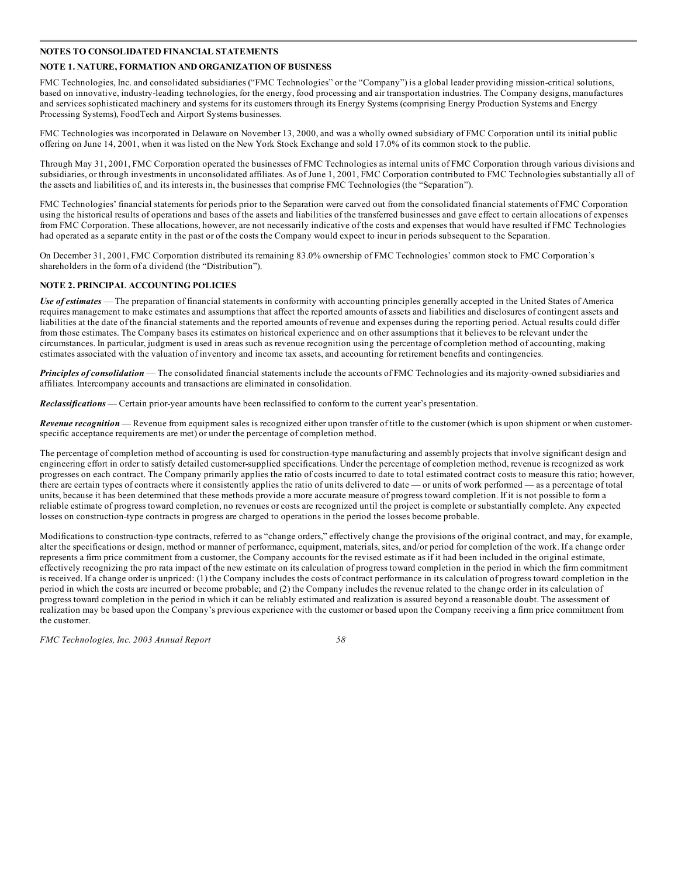## NOTES TO CONSOLIDATED FINANCIAL STATEMENTS

### NOTE 1. NATURE, FORMATION AND ORGANIZATION OF BUSINESS

FMC Technologies, Inc. and consolidated subsidiaries ("FMC Technologies" or the "Company") is a global leader providing mission-critical solutions, based on innovative, industry-leading technologies, for the energy, food processing and air transportation industries. The Company designs, manufactures and services sophisticated machinery and systems for its customers through its Energy Systems (comprising Energy Production Systems and Energy Processing Systems), FoodTech and Airport Systems businesses.

FMC Technologies was incorporated in Delaware on November 13, 2000, and was a wholly owned subsidiary of FMC Corporation until its initial public offering on June 14, 2001, when it was listed on the New York Stock Exchange and sold 17.0% of its common stock to the public.

Through May 31, 2001, FMC Corporation operated the businesses of FMC Technologies as internal units of FMC Corporation through various divisions and subsidiaries, or through investments in unconsolidated affiliates. As of June 1, 2001, FMC Corporation contributed to FMC Technologies substantially all of the assets and liabilities of, and its interests in, the businesses that comprise FMC Technologies (the "Separation").

FMC Technologies' financial statements for periods prior to the Separation were carved out from the consolidated financial statements of FMC Corporation using the historical results of operations and bases of the assets and liabilities of the transferred businesses and gave effect to certain allocations of expenses from FMC Corporation. These allocations, however, are not necessarily indicative of the costs and expenses that would have resulted if FMC Technologies had operated as a separate entity in the past or of the costs the Company would expect to incur in periods subsequent to the Separation.

On December 31, 2001, FMC Corporation distributed its remaining 83.0% ownership of FMC Technologies' common stock to FMC Corporation's shareholders in the form of a dividend (the "Distribution").

### NOTE 2. PRINCIPAL ACCOUNTING POLICIES

***Use of estimates*** — The preparation of financial statements in conformity with accounting principles generally accepted in the United States of America requires management to make estimates and assumptions that affect the reported amounts of assets and liabilities and disclosures of contingent assets and liabilities at the date of the financial statements and the reported amounts of revenue and expenses during the reporting period. Actual results could differ from those estimates. The Company bases its estimates on historical experience and on other assumptions that it believes to be relevant under the circumstances. In particular, judgment is used in areas such as revenue recognition using the percentage of completion method of accounting, making estimates associated with the valuation of inventory and income tax assets, and accounting for retirement benefits and contingencies.

***Principles of consolidation*** — The consolidated financial statements include the accounts of FMC Technologies and its majority-owned subsidiaries and affiliates. Intercompany accounts and transactions are eliminated in consolidation.

***Reclassifications*** — Certain prior-year amounts have been reclassified to conform to the current year's presentation.

***Revenue recognition*** — Revenue from equipment sales is recognized either upon transfer of title to the customer (which is upon shipment or when customer-specific acceptance requirements are met) or under the percentage of completion method.

The percentage of completion method of accounting is used for construction-type manufacturing and assembly projects that involve significant design and engineering effort in order to satisfy detailed customer-supplied specifications. Under the percentage of completion method, revenue is recognized as work progresses on each contract. The Company primarily applies the ratio of costs incurred to date to total estimated contract costs to measure this ratio; however, there are certain types of contracts where it consistently applies the ratio of units delivered to date — or units of work performed — as a percentage of total units, because it has been determined that these methods provide a more accurate measure of progress toward completion. If it is not possible to form a reliable estimate of progress toward completion, no revenues or costs are recognized until the project is complete or substantially complete. Any expected losses on construction-type contracts in progress are charged to operations in the period the losses become probable.

Modifications to construction-type contracts, referred to as "change orders," effectively change the provisions of the original contract, and may, for example, alter the specifications or design, method or manner of performance, equipment, materials, sites, and/or period for completion of the work. If a change order represents a firm price commitment from a customer, the Company accounts for the revised estimate as if it had been included in the original estimate, effectively recognizing the pro rata impact of the new estimate on its calculation of progress toward completion in the period in which the firm commitment is received. If a change order is unpriced: (1) the Company includes the costs of contract performance in its calculation of progress toward completion in the period in which the costs are incurred or become probable; and (2) the Company includes the revenue related to the change order in its calculation of progress toward completion in the period in which it can be reliably estimated and realization is assured beyond a reasonable doubt. The assessment of realization may be based upon the Company's previous experience with the customer or based upon the Company receiving a firm price commitment from the customer.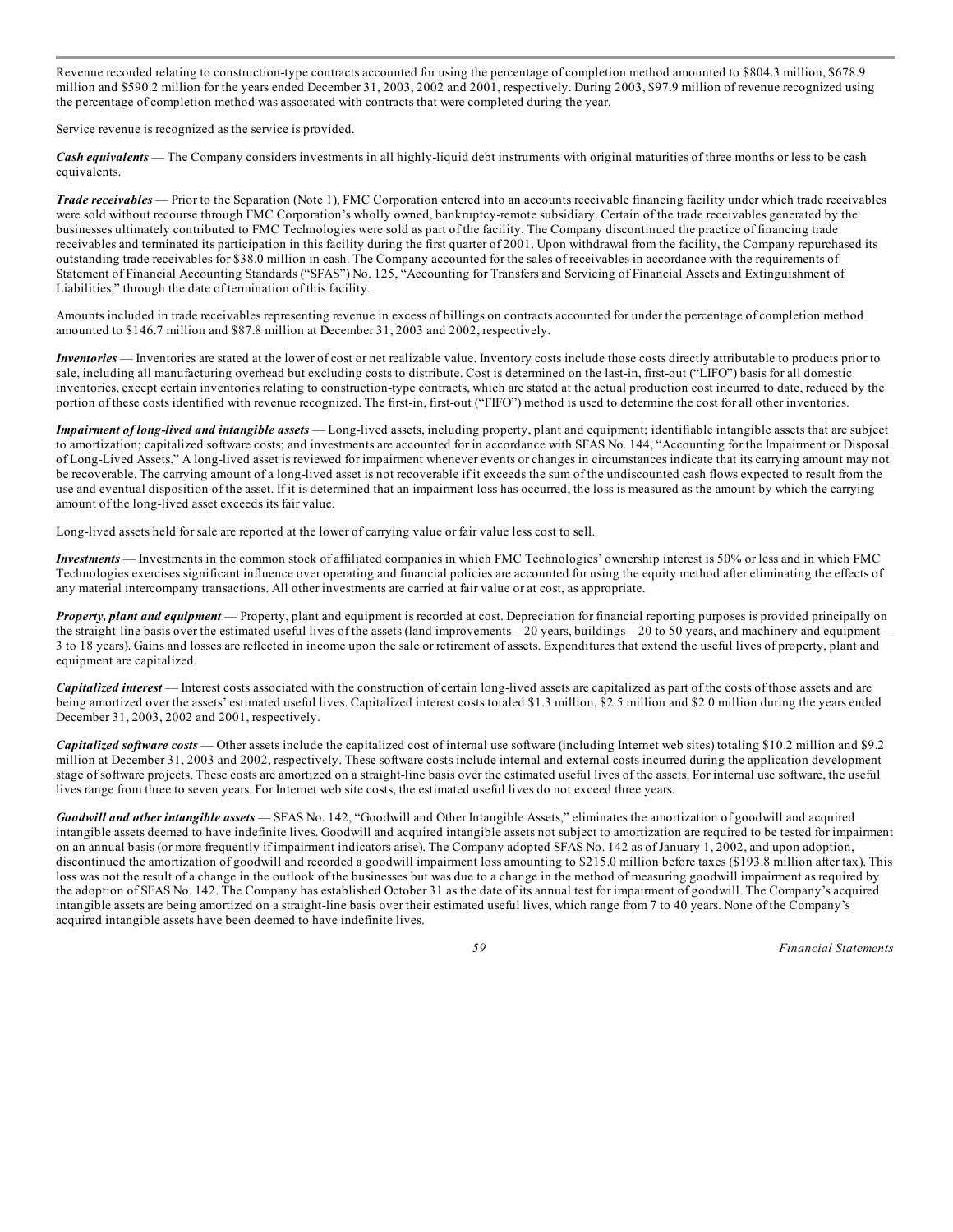Revenue recorded relating to construction-type contracts accounted for using the percentage of completion method amounted to $804.3 million, $678.9 million and $590.2 million for the years ended December 31, 2003, 2002 and 2001, respectively. During 2003, $97.9 million of revenue recognized using the percentage of completion method was associated with contracts that were completed during the year.

Service revenue is recognized as the service is provided.

***Cash equivalents*** — The Company considers investments in all highly-liquid debt instruments with original maturities of three months or less to be cash equivalents.

***Trade receivables*** — Prior to the Separation (Note 1), FMC Corporation entered into an accounts receivable financing facility under which trade receivables were sold without recourse through FMC Corporation's wholly owned, bankruptcy-remote subsidiary. Certain of the trade receivables generated by the businesses ultimately contributed to FMC Technologies were sold as part of the facility. The Company discontinued the practice of financing trade receivables and terminated its participation in this facility during the first quarter of 2001. Upon withdrawal from the facility, the Company repurchased its outstanding trade receivables for $38.0 million in cash. The Company accounted for the sales of receivables in accordance with the requirements of Statement of Financial Accounting Standards ("SFAS") No. 125, "Accounting for Transfers and Servicing of Financial Assets and Extinguishment of Liabilities," through the date of termination of this facility.

Amounts included in trade receivables representing revenue in excess of billings on contracts accounted for under the percentage of completion method amounted to $146.7 million and $87.8 million at December 31, 2003 and 2002, respectively.

***Inventories*** — Inventories are stated at the lower of cost or net realizable value. Inventory costs include those costs directly attributable to products prior to sale, including all manufacturing overhead but excluding costs to distribute. Cost is determined on the last-in, first-out ("LIFO") basis for all domestic inventories, except certain inventories relating to construction-type contracts, which are stated at the actual production cost incurred to date, reduced by the portion of these costs identified with revenue recognized. The first-in, first-out ("FIFO") method is used to determine the cost for all other inventories.

***Impairment of long-lived and intangible assets*** — Long-lived assets, including property, plant and equipment; identifiable intangible assets that are subject to amortization; capitalized software costs; and investments are accounted for in accordance with SFAS No. 144, "Accounting for the Impairment or Disposal of Long-Lived Assets." A long-lived asset is reviewed for impairment whenever events or changes in circumstances indicate that its carrying amount may not be recoverable. The carrying amount of a long-lived asset is not recoverable if it exceeds the sum of the undiscounted cash flows expected to result from the use and eventual disposition of the asset. If it is determined that an impairment loss has occurred, the loss is measured as the amount by which the carrying amount of the long-lived asset exceeds its fair value.

Long-lived assets held for sale are reported at the lower of carrying value or fair value less cost to sell.

***Investments*** — Investments in the common stock of affiliated companies in which FMC Technologies' ownership interest is 50% or less and in which FMC Technologies exercises significant influence over operating and financial policies are accounted for using the equity method after eliminating the effects of any material intercompany transactions. All other investments are carried at fair value or at cost, as appropriate.

***Property, plant and equipment*** — Property, plant and equipment is recorded at cost. Depreciation for financial reporting purposes is provided principally on the straight-line basis over the estimated useful lives of the assets (land improvements – 20 years, buildings – 20 to 50 years, and machinery and equipment – 3 to 18 years). Gains and losses are reflected in income upon the sale or retirement of assets. Expenditures that extend the useful lives of property, plant and equipment are capitalized.

***Capitalized interest*** — Interest costs associated with the construction of certain long-lived assets are capitalized as part of the costs of those assets and are being amortized over the assets' estimated useful lives. Capitalized interest costs totaled $1.3 million, $2.5 million and $2.0 million during the years ended December 31, 2003, 2002 and 2001, respectively.

***Capitalized software costs*** — Other assets include the capitalized cost of internal use software (including Internet web sites) totaling $10.2 million and $9.2 million at December 31, 2003 and 2002, respectively. These software costs include internal and external costs incurred during the application development stage of software projects. These costs are amortized on a straight-line basis over the estimated useful lives of the assets. For internal use software, the useful lives range from three to seven years. For Internet web site costs, the estimated useful lives do not exceed three years.

***Goodwill and other intangible assets*** — SFAS No. 142, "Goodwill and Other Intangible Assets," eliminates the amortization of goodwill and acquired intangible assets deemed to have indefinite lives. Goodwill and acquired intangible assets not subject to amortization are required to be tested for impairment on an annual basis (or more frequently if impairment indicators arise). The Company adopted SFAS No. 142 as of January 1, 2002, and upon adoption, discontinued the amortization of goodwill and recorded a goodwill impairment loss amounting to $215.0 million before taxes ($193.8 million after tax). This loss was not the result of a change in the outlook of the businesses but was due to a change in the method of measuring goodwill impairment as required by the adoption of SFAS No. 142. The Company has established October 31 as the date of its annual test for impairment of goodwill. The Company's acquired intangible assets are being amortized on a straight-line basis over their estimated useful lives, which range from 7 to 40 years. None of the Company's acquired intangible assets have been deemed to have indefinite lives.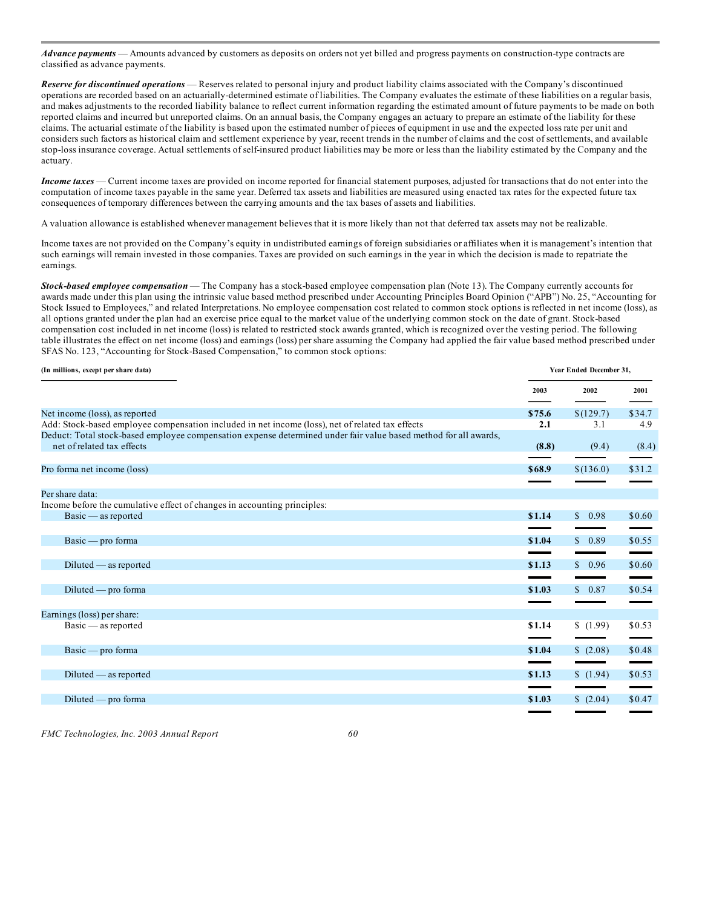***Advance payments*** — Amounts advanced by customers as deposits on orders not yet billed and progress payments on construction-type contracts are classified as advance payments.

***Reserve for discontinued operations*** — Reserves related to personal injury and product liability claims associated with the Company's discontinued operations are recorded based on an actuarially-determined estimate of liabilities. The Company evaluates the estimate of these liabilities on a regular basis, and makes adjustments to the recorded liability balance to reflect current information regarding the estimated amount of future payments to be made on both reported claims and incurred but unreported claims. On an annual basis, the Company engages an actuary to prepare an estimate of the liability for these claims. The actuarial estimate of the liability is based upon the estimated number of pieces of equipment in use and the expected loss rate per unit and considers such factors as historical claim and settlement experience by year, recent trends in the number of claims and the cost of settlements, and available stop-loss insurance coverage. Actual settlements of self-insured product liabilities may be more or less than the liability estimated by the Company and the actuary.

***Income taxes*** — Current income taxes are provided on income reported for financial statement purposes, adjusted for transactions that do not enter into the computation of income taxes payable in the same year. Deferred tax assets and liabilities are measured using enacted tax rates for the expected future tax consequences of temporary differences between the carrying amounts and the tax bases of assets and liabilities.

A valuation allowance is established whenever management believes that it is more likely than not that deferred tax assets may not be realizable.

Income taxes are not provided on the Company's equity in undistributed earnings of foreign subsidiaries or affiliates when it is management's intention that such earnings will remain invested in those companies. Taxes are provided on such earnings in the year in which the decision is made to repatriate the earnings.

***Stock-based employee compensation*** — The Company has a stock-based employee compensation plan (Note 13). The Company currently accounts for awards made under this plan using the intrinsic value based method prescribed under Accounting Principles Board Opinion ("APB") No. 25, "Accounting for Stock Issued to Employees," and related Interpretations. No employee compensation cost related to common stock options is reflected in net income (loss), as all options granted under the plan had an exercise price equal to the market value of the underlying common stock on the date of grant. Stock-based compensation cost included in net income (loss) is related to restricted stock awards granted, which is recognized over the vesting period. The following table illustrates the effect on net income (loss) and earnings (loss) per share assuming the Company had applied the fair value based method prescribed under SFAS No. 123, "Accounting for Stock-Based Compensation," to common stock options:

| (In millions, except per share data) | Year Ended December 31, | | |
|---|---|---|---|
| | 2003 | 2002 | 2001 |
| Net income (loss), as reported | **$75.6** | $(129.7) | $34.7 |
| Add: Stock-based employee compensation included in net income (loss), net of related tax effects | **2.1** | 3.1 | 4.9 |
| Deduct: Total stock-based employee compensation expense determined under fair value based method for all awards, net of related tax effects | **(8.8)** | (9.4) | (8.4) |
| Pro forma net income (loss) | **$68.9** | $(136.0) | $31.2 |
| Per share data: | | | |
| Income before the cumulative effect of changes in accounting principles: | | | |
| Basic — as reported | **$1.14** | $ 0.98 | $0.60 |
| Basic — pro forma | **$1.04** | $ 0.89 | $0.55 |
| Diluted — as reported | **$1.13** | $ 0.96 | $0.60 |
| Diluted — pro forma | **$1.03** | $ 0.87 | $0.54 |
| Earnings (loss) per share: | | | |
| Basic — as reported | **$1.14** | $ (1.99) | $0.53 |
| Basic — pro forma | **$1.04** | $ (2.08) | $0.48 |
| Diluted — as reported | **$1.13** | $ (1.94) | $0.53 |
| Diluted — pro forma | **$1.03** | $ (2.04) | $0.47 |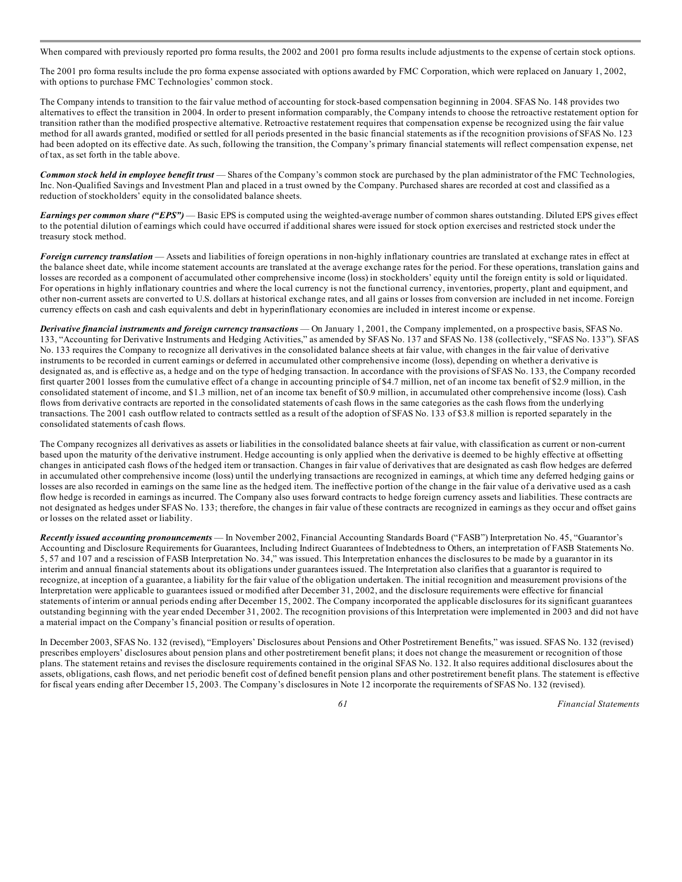When compared with previously reported pro forma results, the 2002 and 2001 pro forma results include adjustments to the expense of certain stock options.

The 2001 pro forma results include the pro forma expense associated with options awarded by FMC Corporation, which were replaced on January 1, 2002, with options to purchase FMC Technologies' common stock.

The Company intends to transition to the fair value method of accounting for stock-based compensation beginning in 2004. SFAS No. 148 provides two alternatives to effect the transition in 2004. In order to present information comparably, the Company intends to choose the retroactive restatement option for transition rather than the modified prospective alternative. Retroactive restatement requires that compensation expense be recognized using the fair value method for all awards granted, modified or settled for all periods presented in the basic financial statements as if the recognition provisions of SFAS No. 123 had been adopted on its effective date. As such, following the transition, the Company's primary financial statements will reflect compensation expense, net of tax, as set forth in the table above.

***Common stock held in employee benefit trust*** — Shares of the Company's common stock are purchased by the plan administrator of the FMC Technologies, Inc. Non-Qualified Savings and Investment Plan and placed in a trust owned by the Company. Purchased shares are recorded at cost and classified as a reduction of stockholders' equity in the consolidated balance sheets.

***Earnings per common share ("EPS")*** — Basic EPS is computed using the weighted-average number of common shares outstanding. Diluted EPS gives effect to the potential dilution of earnings which could have occurred if additional shares were issued for stock option exercises and restricted stock under the treasury stock method.

***Foreign currency translation*** — Assets and liabilities of foreign operations in non-highly inflationary countries are translated at exchange rates in effect at the balance sheet date, while income statement accounts are translated at the average exchange rates for the period. For these operations, translation gains and losses are recorded as a component of accumulated other comprehensive income (loss) in stockholders' equity until the foreign entity is sold or liquidated. For operations in highly inflationary countries and where the local currency is not the functional currency, inventories, property, plant and equipment, and other non-current assets are converted to U.S. dollars at historical exchange rates, and all gains or losses from conversion are included in net income. Foreign currency effects on cash and cash equivalents and debt in hyperinflationary economies are included in interest income or expense.

***Derivative financial instruments and foreign currency transactions*** — On January 1, 2001, the Company implemented, on a prospective basis, SFAS No. 133, "Accounting for Derivative Instruments and Hedging Activities," as amended by SFAS No. 137 and SFAS No. 138 (collectively, "SFAS No. 133"). SFAS No. 133 requires the Company to recognize all derivatives in the consolidated balance sheets at fair value, with changes in the fair value of derivative instruments to be recorded in current earnings or deferred in accumulated other comprehensive income (loss), depending on whether a derivative is designated as, and is effective as, a hedge and on the type of hedging transaction. In accordance with the provisions of SFAS No. 133, the Company recorded first quarter 2001 losses from the cumulative effect of a change in accounting principle of $4.7 million, net of an income tax benefit of $2.9 million, in the consolidated statement of income, and $1.3 million, net of an income tax benefit of $0.9 million, in accumulated other comprehensive income (loss). Cash flows from derivative contracts are reported in the consolidated statements of cash flows in the same categories as the cash flows from the underlying transactions. The 2001 cash outflow related to contracts settled as a result of the adoption of SFAS No. 133 of $3.8 million is reported separately in the consolidated statements of cash flows.

The Company recognizes all derivatives as assets or liabilities in the consolidated balance sheets at fair value, with classification as current or non-current based upon the maturity of the derivative instrument. Hedge accounting is only applied when the derivative is deemed to be highly effective at offsetting changes in anticipated cash flows of the hedged item or transaction. Changes in fair value of derivatives that are designated as cash flow hedges are deferred in accumulated other comprehensive income (loss) until the underlying transactions are recognized in earnings, at which time any deferred hedging gains or losses are also recorded in earnings on the same line as the hedged item. The ineffective portion of the change in the fair value of a derivative used as a cash flow hedge is recorded in earnings as incurred. The Company also uses forward contracts to hedge foreign currency assets and liabilities. These contracts are not designated as hedges under SFAS No. 133; therefore, the changes in fair value of these contracts are recognized in earnings as they occur and offset gains or losses on the related asset or liability.

***Recently issued accounting pronouncements*** — In November 2002, Financial Accounting Standards Board ("FASB") Interpretation No. 45, "Guarantor's Accounting and Disclosure Requirements for Guarantees, Including Indirect Guarantees of Indebtedness to Others, an interpretation of FASB Statements No. 5, 57 and 107 and a rescission of FASB Interpretation No. 34," was issued. This Interpretation enhances the disclosures to be made by a guarantor in its interim and annual financial statements about its obligations under guarantees issued. The Interpretation also clarifies that a guarantor is required to recognize, at inception of a guarantee, a liability for the fair value of the obligation undertaken. The initial recognition and measurement provisions of the Interpretation were applicable to guarantees issued or modified after December 31, 2002, and the disclosure requirements were effective for financial statements of interim or annual periods ending after December 15, 2002. The Company incorporated the applicable disclosures for its significant guarantees outstanding beginning with the year ended December 31, 2002. The recognition provisions of this Interpretation were implemented in 2003 and did not have a material impact on the Company's financial position or results of operation.

In December 2003, SFAS No. 132 (revised), "Employers' Disclosures about Pensions and Other Postretirement Benefits," was issued. SFAS No. 132 (revised) prescribes employers' disclosures about pension plans and other postretirement benefit plans; it does not change the measurement or recognition of those plans. The statement retains and revises the disclosure requirements contained in the original SFAS No. 132. It also requires additional disclosures about the assets, obligations, cash flows, and net periodic benefit cost of defined benefit pension plans and other postretirement benefit plans. The statement is effective for fiscal years ending after December 15, 2003. The Company's disclosures in Note 12 incorporate the requirements of SFAS No. 132 (revised).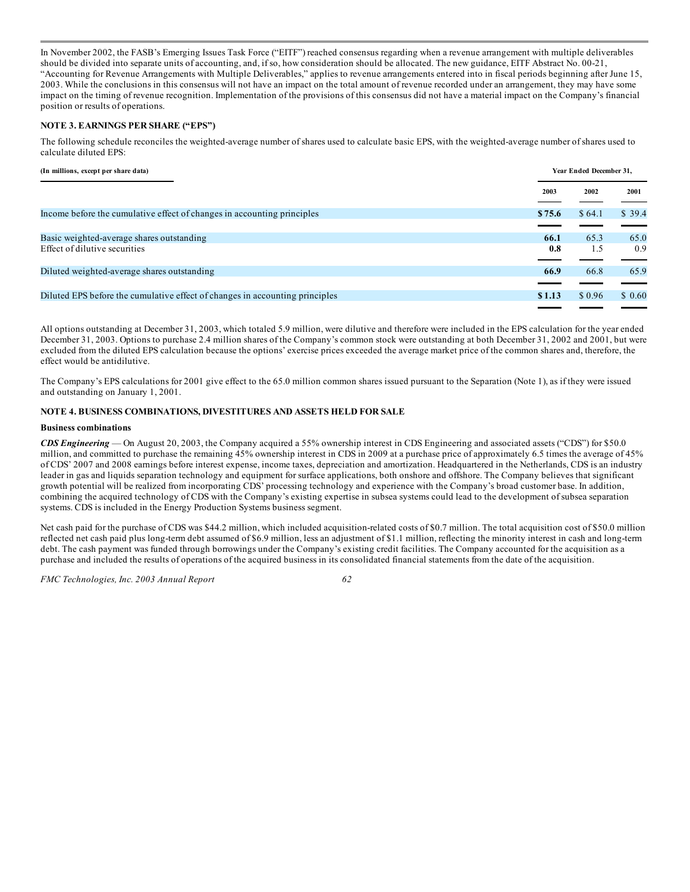In November 2002, the FASB's Emerging Issues Task Force ("EITF") reached consensus regarding when a revenue arrangement with multiple deliverables should be divided into separate units of accounting, and, if so, how consideration should be allocated. The new guidance, EITF Abstract No. 00-21, "Accounting for Revenue Arrangements with Multiple Deliverables," applies to revenue arrangements entered into in fiscal periods beginning after June 15, 2003. While the conclusions in this consensus will not have an impact on the total amount of revenue recorded under an arrangement, they may have some impact on the timing of revenue recognition. Implementation of the provisions of this consensus did not have a material impact on the Company's financial position or results of operations.

## NOTE 3. EARNINGS PER SHARE ("EPS")

The following schedule reconciles the weighted-average number of shares used to calculate basic EPS, with the weighted-average number of shares used to calculate diluted EPS:

| (In millions, except per share data) | Year Ended December 31, | | |
|---|---|---|---|
| | 2003 | 2002 | 2001 |
| Income before the cumulative effect of changes in accounting principles | **$ 75.6** | $ 64.1 | $ 39.4 |
| Basic weighted-average shares outstanding | **66.1** | 65.3 | 65.0 |
| Effect of dilutive securities | **0.8** | 1.5 | 0.9 |
| Diluted weighted-average shares outstanding | **66.9** | 66.8 | 65.9 |
| Diluted EPS before the cumulative effect of changes in accounting principles | **$ 1.13** | $ 0.96 | $ 0.60 |

All options outstanding at December 31, 2003, which totaled 5.9 million, were dilutive and therefore were included in the EPS calculation for the year ended December 31, 2003. Options to purchase 2.4 million shares of the Company's common stock were outstanding at both December 31, 2002 and 2001, but were excluded from the diluted EPS calculation because the options' exercise prices exceeded the average market price of the common shares and, therefore, the effect would be antidilutive.

The Company's EPS calculations for 2001 give effect to the 65.0 million common shares issued pursuant to the Separation (Note 1), as if they were issued and outstanding on January 1, 2001.

## NOTE 4. BUSINESS COMBINATIONS, DIVESTITURES AND ASSETS HELD FOR SALE

### Business combinations

***CDS Engineering*** — On August 20, 2003, the Company acquired a 55% ownership interest in CDS Engineering and associated assets ("CDS") for $50.0 million, and committed to purchase the remaining 45% ownership interest in CDS in 2009 at a purchase price of approximately 6.5 times the average of 45% of CDS' 2007 and 2008 earnings before interest expense, income taxes, depreciation and amortization. Headquartered in the Netherlands, CDS is an industry leader in gas and liquids separation technology and equipment for surface applications, both onshore and offshore. The Company believes that significant growth potential will be realized from incorporating CDS' processing technology and experience with the Company's broad customer base. In addition, combining the acquired technology of CDS with the Company's existing expertise in subsea systems could lead to the development of subsea separation systems. CDS is included in the Energy Production Systems business segment.

Net cash paid for the purchase of CDS was $44.2 million, which included acquisition-related costs of $0.7 million. The total acquisition cost of $50.0 million reflected net cash paid plus long-term debt assumed of $6.9 million, less an adjustment of $1.1 million, reflecting the minority interest in cash and long-term debt. The cash payment was funded through borrowings under the Company's existing credit facilities. The Company accounted for the acquisition as a purchase and included the results of operations of the acquired business in its consolidated financial statements from the date of the acquisition.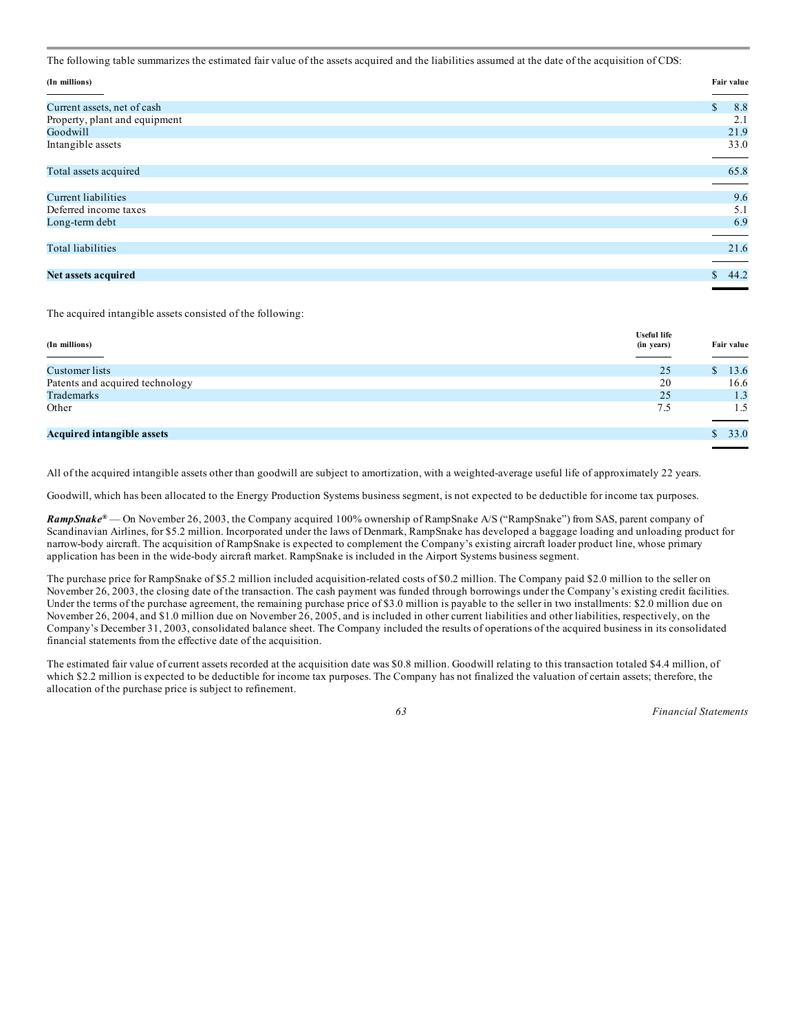The following table summarizes the estimated fair value of the assets acquired and the liabilities assumed at the date of the acquisition of CDS:

| (In millions) | Fair value |
|---|---|
| Current assets, net of cash | $ 8.8 |
| Property, plant and equipment | 2.1 |
| Goodwill | 21.9 |
| Intangible assets | 33.0 |
| Total assets acquired | 65.8 |
| Current liabilities | 9.6 |
| Deferred income taxes | 5.1 |
| Long-term debt | 6.9 |
| Total liabilities | 21.6 |
| **Net assets acquired** | $ 44.2 |

The acquired intangible assets consisted of the following:

| (In millions) | Useful life (in years) | Fair value |
|---|---|---|
| Customer lists | 25 | $ 13.6 |
| Patents and acquired technology | 20 | 16.6 |
| Trademarks | 25 | 1.3 |
| Other | 7.5 | 1.5 |
| **Acquired intangible assets** | | $ 33.0 |

All of the acquired intangible assets other than goodwill are subject to amortization, with a weighted-average useful life of approximately 22 years.

Goodwill, which has been allocated to the Energy Production Systems business segment, is not expected to be deductible for income tax purposes.

***RampSnake®*** — On November 26, 2003, the Company acquired 100% ownership of RampSnake A/S ("RampSnake") from SAS, parent company of Scandinavian Airlines, for $5.2 million. Incorporated under the laws of Denmark, RampSnake has developed a baggage loading and unloading product for narrow-body aircraft. The acquisition of RampSnake is expected to complement the Company's existing aircraft loader product line, whose primary application has been in the wide-body aircraft market. RampSnake is included in the Airport Systems business segment.

The purchase price for RampSnake of $5.2 million included acquisition-related costs of $0.2 million. The Company paid $2.0 million to the seller on November 26, 2003, the closing date of the transaction. The cash payment was funded through borrowings under the Company's existing credit facilities. Under the terms of the purchase agreement, the remaining purchase price of $3.0 million is payable to the seller in two installments: $2.0 million due on November 26, 2004, and $1.0 million due on November 26, 2005, and is included in other current liabilities and other liabilities, respectively, on the Company's December 31, 2003, consolidated balance sheet. The Company included the results of operations of the acquired business in its consolidated financial statements from the effective date of the acquisition.

The estimated fair value of current assets recorded at the acquisition date was $0.8 million. Goodwill relating to this transaction totaled $4.4 million, of which $2.2 million is expected to be deductible for income tax purposes. The Company has not finalized the valuation of certain assets; therefore, the allocation of the purchase price is subject to refinement.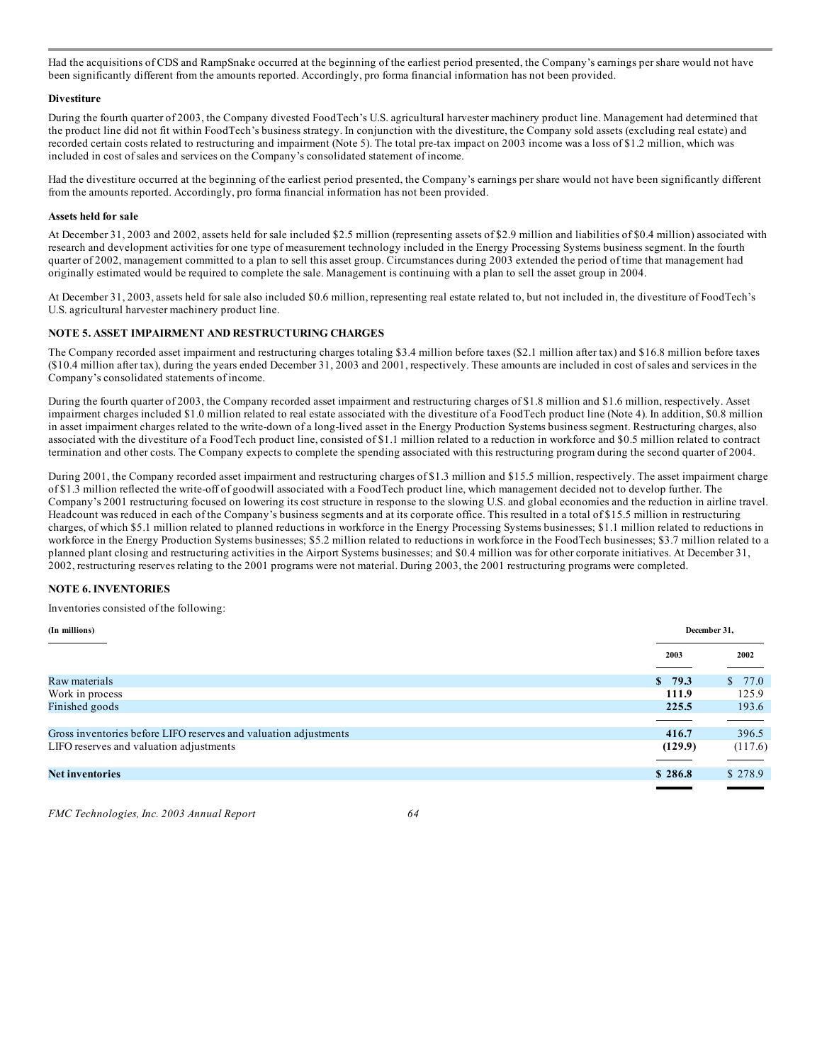Had the acquisitions of CDS and RampSnake occurred at the beginning of the earliest period presented, the Company's earnings per share would not have been significantly different from the amounts reported. Accordingly, pro forma financial information has not been provided.

**Divestiture**

During the fourth quarter of 2003, the Company divested FoodTech's U.S. agricultural harvester machinery product line. Management had determined that the product line did not fit within FoodTech's business strategy. In conjunction with the divestiture, the Company sold assets (excluding real estate) and recorded certain costs related to restructuring and impairment (Note 5). The total pre-tax impact on 2003 income was a loss of $1.2 million, which was included in cost of sales and services on the Company's consolidated statement of income.

Had the divestiture occurred at the beginning of the earliest period presented, the Company's earnings per share would not have been significantly different from the amounts reported. Accordingly, pro forma financial information has not been provided.

**Assets held for sale**

At December 31, 2003 and 2002, assets held for sale included $2.5 million (representing assets of $2.9 million and liabilities of $0.4 million) associated with research and development activities for one type of measurement technology included in the Energy Processing Systems business segment. In the fourth quarter of 2002, management committed to a plan to sell this asset group. Circumstances during 2003 extended the period of time that management had originally estimated would be required to complete the sale. Management is continuing with a plan to sell the asset group in 2004.

At December 31, 2003, assets held for sale also included $0.6 million, representing real estate related to, but not included in, the divestiture of FoodTech's U.S. agricultural harvester machinery product line.

## NOTE 5. ASSET IMPAIRMENT AND RESTRUCTURING CHARGES

The Company recorded asset impairment and restructuring charges totaling $3.4 million before taxes ($2.1 million after tax) and $16.8 million before taxes ($10.4 million after tax), during the years ended December 31, 2003 and 2001, respectively. These amounts are included in cost of sales and services in the Company's consolidated statements of income.

During the fourth quarter of 2003, the Company recorded asset impairment and restructuring charges of $1.8 million and $1.6 million, respectively. Asset impairment charges included $1.0 million related to real estate associated with the divestiture of a FoodTech product line (Note 4). In addition, $0.8 million in asset impairment charges related to the write-down of a long-lived asset in the Energy Production Systems business segment. Restructuring charges, also associated with the divestiture of a FoodTech product line, consisted of $1.1 million related to a reduction in workforce and $0.5 million related to contract termination and other costs. The Company expects to complete the spending associated with this restructuring program during the second quarter of 2004.

During 2001, the Company recorded asset impairment and restructuring charges of $1.3 million and $15.5 million, respectively. The asset impairment charge of $1.3 million reflected the write-off of goodwill associated with a FoodTech product line, which management decided not to develop further. The Company's 2001 restructuring focused on lowering its cost structure in response to the slowing U.S. and global economies and the reduction in airline travel. Headcount was reduced in each of the Company's business segments and at its corporate office. This resulted in a total of $15.5 million in restructuring charges, of which $5.1 million related to planned reductions in workforce in the Energy Processing Systems businesses; $1.1 million related to reductions in workforce in the Energy Production Systems businesses; $5.2 million related to reductions in workforce in the FoodTech businesses; $3.7 million related to a planned plant closing and restructuring activities in the Airport Systems businesses; and $0.4 million was for other corporate initiatives. At December 31, 2002, restructuring reserves relating to the 2001 programs were not material. During 2003, the 2001 restructuring programs were completed.

## NOTE 6. INVENTORIES

Inventories consisted of the following:

| (In millions) | December 31, | |
|---|---|---|
| | **2003** | **2002** |
| Raw materials | **$ 79.3** | $ 77.0 |
| Work in process | **111.9** | 125.9 |
| Finished goods | **225.5** | 193.6 |
| Gross inventories before LIFO reserves and valuation adjustments | **416.7** | 396.5 |
| LIFO reserves and valuation adjustments | **(129.9)** | (117.6) |
| **Net inventories** | **$ 286.8** | $ 278.9 |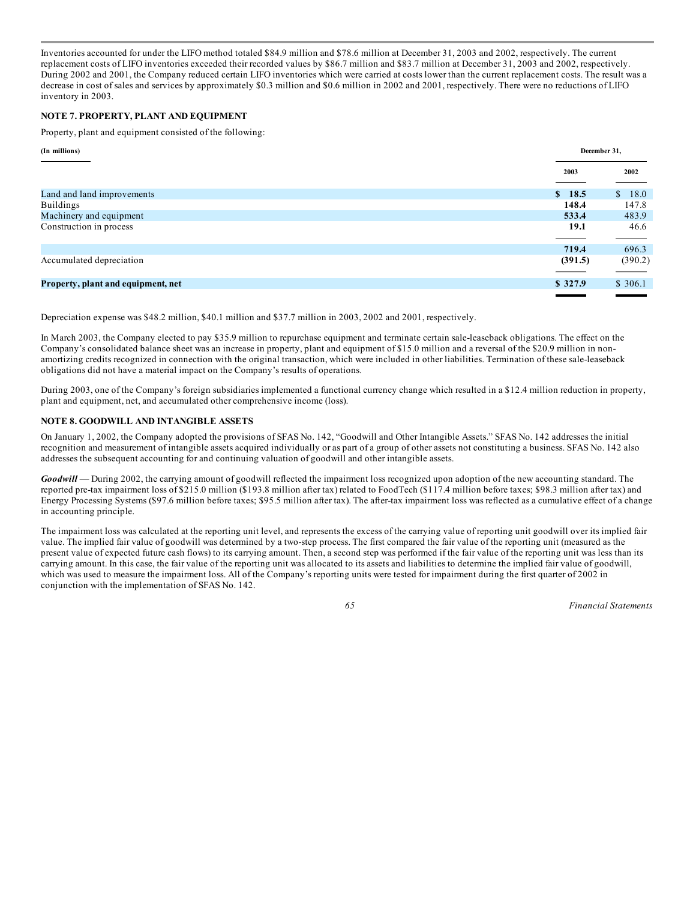Inventories accounted for under the LIFO method totaled $84.9 million and $78.6 million at December 31, 2003 and 2002, respectively. The current replacement costs of LIFO inventories exceeded their recorded values by $86.7 million and $83.7 million at December 31, 2003 and 2002, respectively. During 2002 and 2001, the Company reduced certain LIFO inventories which were carried at costs lower than the current replacement costs. The result was a decrease in cost of sales and services by approximately $0.3 million and $0.6 million in 2002 and 2001, respectively. There were no reductions of LIFO inventory in 2003.

## NOTE 7. PROPERTY, PLANT AND EQUIPMENT

Property, plant and equipment consisted of the following:

| (In millions) | December 31, | |
|---|---|---|
| | **2003** | 2002 |
| Land and land improvements | **$ 18.5** | $ 18.0 |
| Buildings | **148.4** | 147.8 |
| Machinery and equipment | **533.4** | 483.9 |
| Construction in process | **19.1** | 46.6 |
| | **719.4** | 696.3 |
| Accumulated depreciation | **(391.5)** | (390.2) |
| **Property, plant and equipment, net** | **$ 327.9** | $ 306.1 |

Depreciation expense was $48.2 million, $40.1 million and $37.7 million in 2003, 2002 and 2001, respectively.

In March 2003, the Company elected to pay $35.9 million to repurchase equipment and terminate certain sale-leaseback obligations. The effect on the Company's consolidated balance sheet was an increase in property, plant and equipment of $15.0 million and a reversal of the $20.9 million in non-amortizing credits recognized in connection with the original transaction, which were included in other liabilities. Termination of these sale-leaseback obligations did not have a material impact on the Company's results of operations.

During 2003, one of the Company's foreign subsidiaries implemented a functional currency change which resulted in a $12.4 million reduction in property, plant and equipment, net, and accumulated other comprehensive income (loss).

## NOTE 8. GOODWILL AND INTANGIBLE ASSETS

On January 1, 2002, the Company adopted the provisions of SFAS No. 142, "Goodwill and Other Intangible Assets." SFAS No. 142 addresses the initial recognition and measurement of intangible assets acquired individually or as part of a group of other assets not constituting a business. SFAS No. 142 also addresses the subsequent accounting for and continuing valuation of goodwill and other intangible assets.

***Goodwill*** — During 2002, the carrying amount of goodwill reflected the impairment loss recognized upon adoption of the new accounting standard. The reported pre-tax impairment loss of $215.0 million ($193.8 million after tax) related to FoodTech ($117.4 million before taxes; $98.3 million after tax) and Energy Processing Systems ($97.6 million before taxes; $95.5 million after tax). The after-tax impairment loss was reflected as a cumulative effect of a change in accounting principle.

The impairment loss was calculated at the reporting unit level, and represents the excess of the carrying value of reporting unit goodwill over its implied fair value. The implied fair value of goodwill was determined by a two-step process. The first compared the fair value of the reporting unit (measured as the present value of expected future cash flows) to its carrying amount. Then, a second step was performed if the fair value of the reporting unit was less than its carrying amount. In this case, the fair value of the reporting unit was allocated to its assets and liabilities to determine the implied fair value of goodwill, which was used to measure the impairment loss. All of the Company's reporting units were tested for impairment during the first quarter of 2002 in conjunction with the implementation of SFAS No. 142.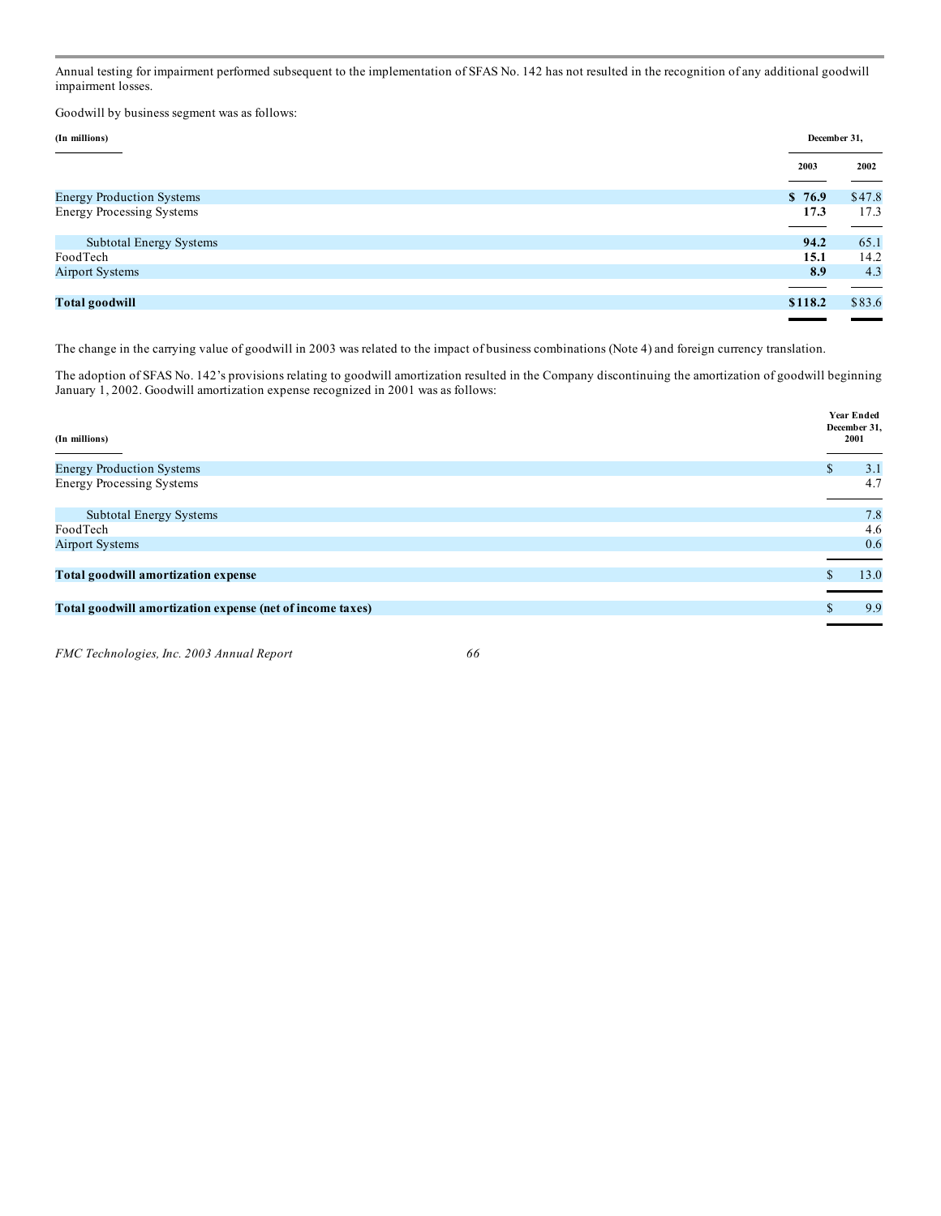Annual testing for impairment performed subsequent to the implementation of SFAS No. 142 has not resulted in the recognition of any additional goodwill impairment losses.

Goodwill by business segment was as follows:

| (In millions) | December 31, | |
|---|---|---|
| | **2003** | **2002** |
| Energy Production Systems | **$ 76.9** | $47.8 |
| Energy Processing Systems | **17.3** | 17.3 |
| Subtotal Energy Systems | **94.2** | 65.1 |
| FoodTech | **15.1** | 14.2 |
| Airport Systems | **8.9** | 4.3 |
| **Total goodwill** | **$118.2** | $83.6 |

The change in the carrying value of goodwill in 2003 was related to the impact of business combinations (Note 4) and foreign currency translation.

The adoption of SFAS No. 142's provisions relating to goodwill amortization resulted in the Company discontinuing the amortization of goodwill beginning January 1, 2002. Goodwill amortization expense recognized in 2001 was as follows:

| (In millions) | Year Ended December 31, 2001 |
|---|---|
| Energy Production Systems | $ 3.1 |
| Energy Processing Systems | 4.7 |
| Subtotal Energy Systems | 7.8 |
| FoodTech | 4.6 |
| Airport Systems | 0.6 |
| **Total goodwill amortization expense** | $ 13.0 |
| **Total goodwill amortization expense (net of income taxes)** | $ 9.9 |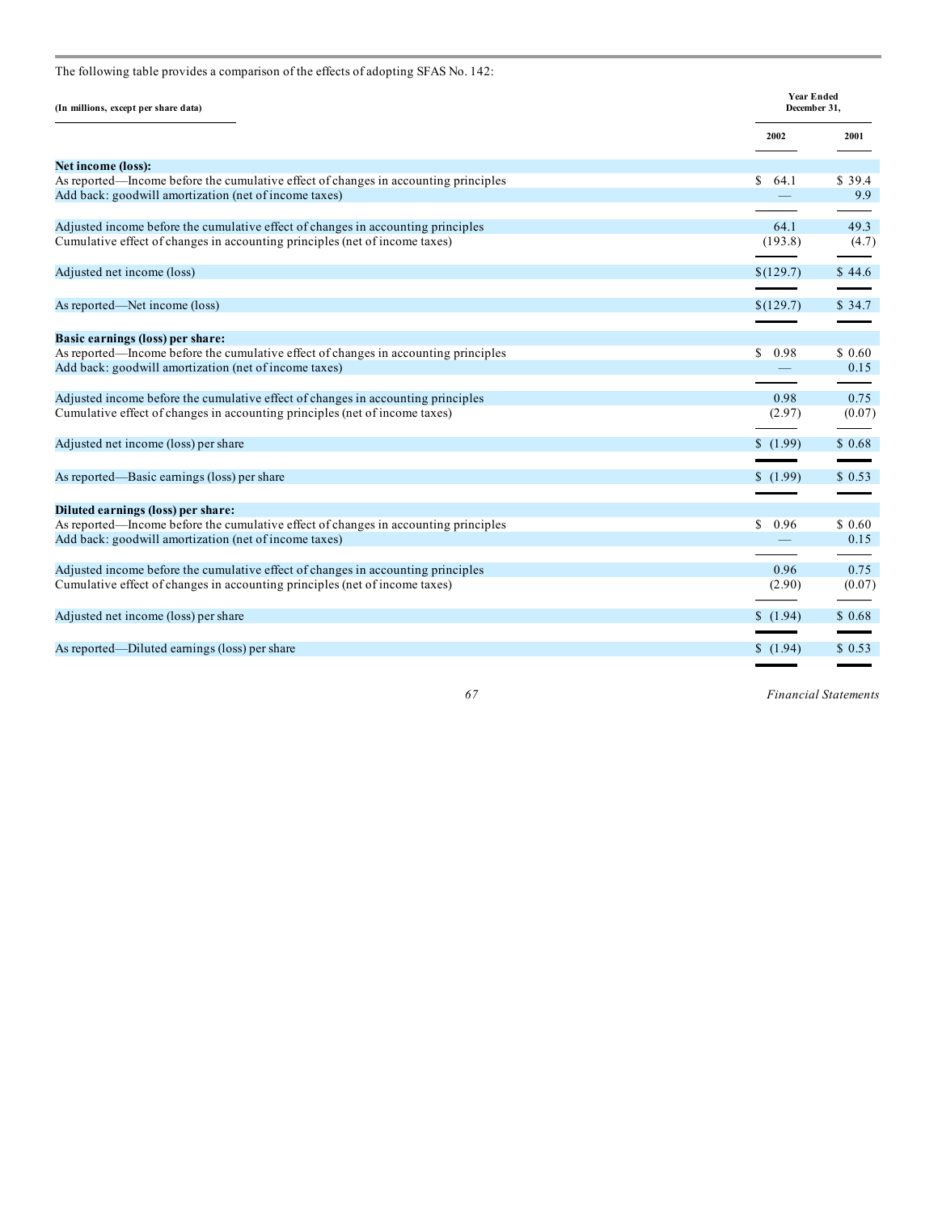The following table provides a comparison of the effects of adopting SFAS No. 142:

| (In millions, except per share data) | Year Ended December 31, | |
|---|---|---|
| | 2002 | 2001 |
| **Net income (loss):** | | |
| As reported—Income before the cumulative effect of changes in accounting principles | $ 64.1 | $ 39.4 |
| Add back: goodwill amortization (net of income taxes) | — | 9.9 |
| Adjusted income before the cumulative effect of changes in accounting principles | 64.1 | 49.3 |
| Cumulative effect of changes in accounting principles (net of income taxes) | (193.8) | (4.7) |
| Adjusted net income (loss) | $(129.7) | $ 44.6 |
| As reported—Net income (loss) | $(129.7) | $ 34.7 |
| **Basic earnings (loss) per share:** | | |
| As reported—Income before the cumulative effect of changes in accounting principles | $ 0.98 | $ 0.60 |
| Add back: goodwill amortization (net of income taxes) | — | 0.15 |
| Adjusted income before the cumulative effect of changes in accounting principles | 0.98 | 0.75 |
| Cumulative effect of changes in accounting principles (net of income taxes) | (2.97) | (0.07) |
| Adjusted net income (loss) per share | $ (1.99) | $ 0.68 |
| As reported—Basic earnings (loss) per share | $ (1.99) | $ 0.53 |
| **Diluted earnings (loss) per share:** | | |
| As reported—Income before the cumulative effect of changes in accounting principles | $ 0.96 | $ 0.60 |
| Add back: goodwill amortization (net of income taxes) | — | 0.15 |
| Adjusted income before the cumulative effect of changes in accounting principles | 0.96 | 0.75 |
| Cumulative effect of changes in accounting principles (net of income taxes) | (2.90) | (0.07) |
| Adjusted net income (loss) per share | $ (1.94) | $ 0.68 |
| As reported—Diluted earnings (loss) per share | $ (1.94) | $ 0.53 |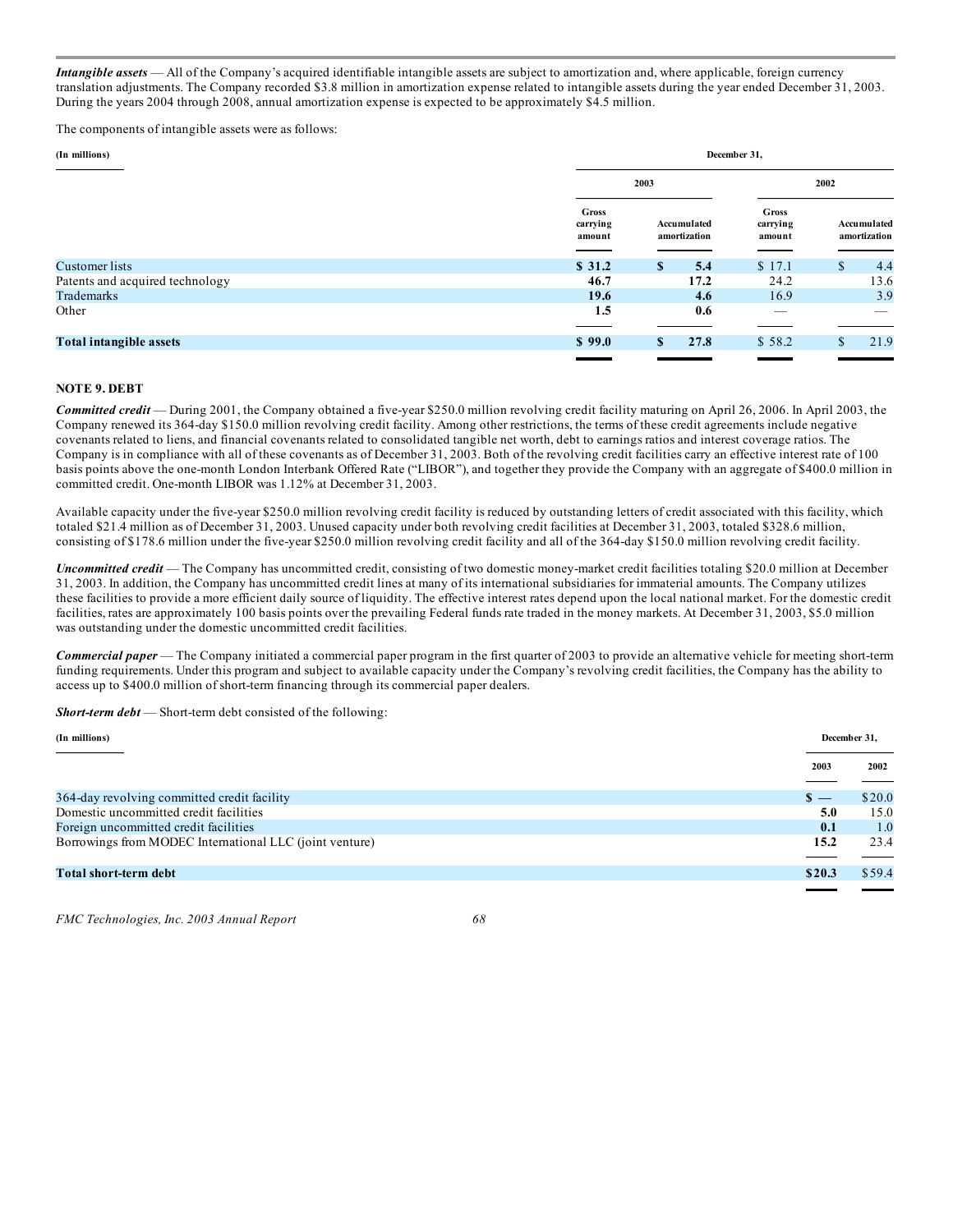***Intangible assets*** — All of the Company's acquired identifiable intangible assets are subject to amortization and, where applicable, foreign currency translation adjustments. The Company recorded $3.8 million in amortization expense related to intangible assets during the year ended December 31, 2003. During the years 2004 through 2008, annual amortization expense is expected to be approximately $4.5 million.

The components of intangible assets were as follows:

| (In millions) | December 31, | | | |
|---|---|---|---|---|
| | 2003 | | 2002 | |
| | Gross carrying amount | Accumulated amortization | Gross carrying amount | Accumulated amortization |
| Customer lists | **$ 31.2** | **$ 5.4** | $ 17.1 | $ 4.4 |
| Patents and acquired technology | **46.7** | **17.2** | 24.2 | 13.6 |
| Trademarks | **19.6** | **4.6** | 16.9 | 3.9 |
| Other | **1.5** | **0.6** | — | — |
| **Total intangible assets** | **$ 99.0** | **$ 27.8** | $ 58.2 | $ 21.9 |

## NOTE 9. DEBT

***Committed credit*** — During 2001, the Company obtained a five-year $250.0 million revolving credit facility maturing on April 26, 2006. In April 2003, the Company renewed its 364-day $150.0 million revolving credit facility. Among other restrictions, the terms of these credit agreements include negative covenants related to liens, and financial covenants related to consolidated tangible net worth, debt to earnings ratios and interest coverage ratios. The Company is in compliance with all of these covenants as of December 31, 2003. Both of the revolving credit facilities carry an effective interest rate of 100 basis points above the one-month London Interbank Offered Rate ("LIBOR"), and together they provide the Company with an aggregate of $400.0 million in committed credit. One-month LIBOR was 1.12% at December 31, 2003.

Available capacity under the five-year $250.0 million revolving credit facility is reduced by outstanding letters of credit associated with this facility, which totaled $21.4 million as of December 31, 2003. Unused capacity under both revolving credit facilities at December 31, 2003, totaled $328.6 million, consisting of $178.6 million under the five-year $250.0 million revolving credit facility and all of the 364-day $150.0 million revolving credit facility.

***Uncommitted credit*** — The Company has uncommitted credit, consisting of two domestic money-market credit facilities totaling $20.0 million at December 31, 2003. In addition, the Company has uncommitted credit lines at many of its international subsidiaries for immaterial amounts. The Company utilizes these facilities to provide a more efficient daily source of liquidity. The effective interest rates depend upon the local national market. For the domestic credit facilities, rates are approximately 100 basis points over the prevailing Federal funds rate traded in the money markets. At December 31, 2003, $5.0 million was outstanding under the domestic uncommitted credit facilities.

***Commercial paper*** — The Company initiated a commercial paper program in the first quarter of 2003 to provide an alternative vehicle for meeting short-term funding requirements. Under this program and subject to available capacity under the Company's revolving credit facilities, the Company has the ability to access up to $400.0 million of short-term financing through its commercial paper dealers.

***Short-term debt*** — Short-term debt consisted of the following:

| (In millions) | December 31, | |
|---|---|---|
| | 2003 | 2002 |
| 364-day revolving committed credit facility | **$ —** | $20.0 |
| Domestic uncommitted credit facilities | **5.0** | 15.0 |
| Foreign uncommitted credit facilities | **0.1** | 1.0 |
| Borrowings from MODEC International LLC (joint venture) | **15.2** | 23.4 |
| **Total short-term debt** | **$20.3** | $59.4 |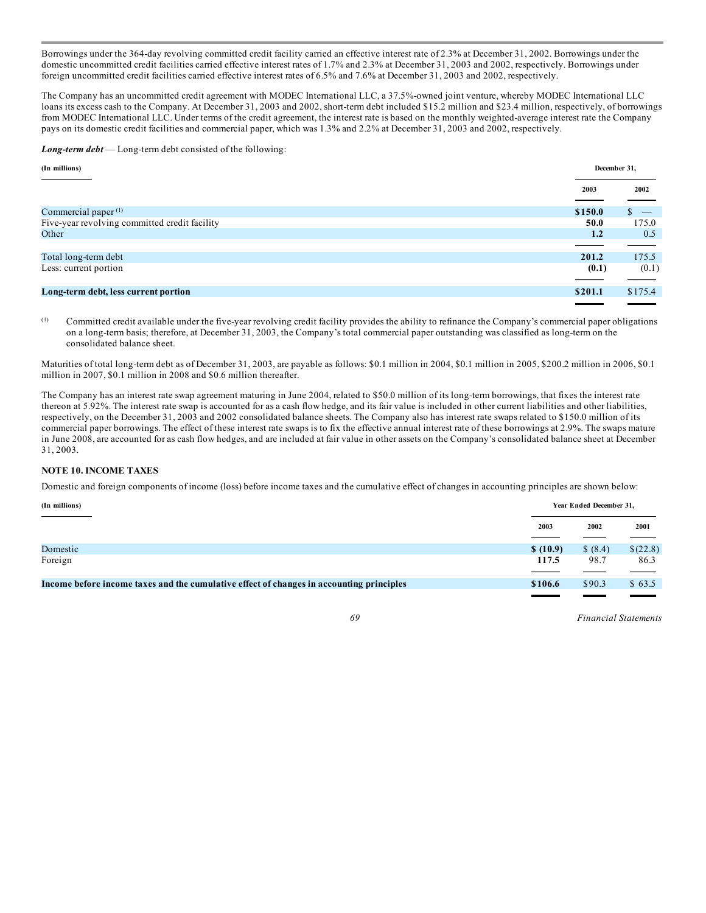Borrowings under the 364-day revolving committed credit facility carried an effective interest rate of 2.3% at December 31, 2002. Borrowings under the domestic uncommitted credit facilities carried effective interest rates of 1.7% and 2.3% at December 31, 2003 and 2002, respectively. Borrowings under foreign uncommitted credit facilities carried effective interest rates of 6.5% and 7.6% at December 31, 2003 and 2002, respectively.

The Company has an uncommitted credit agreement with MODEC International LLC, a 37.5%-owned joint venture, whereby MODEC International LLC loans its excess cash to the Company. At December 31, 2003 and 2002, short-term debt included $15.2 million and $23.4 million, respectively, of borrowings from MODEC International LLC. Under terms of the credit agreement, the interest rate is based on the monthly weighted-average interest rate the Company pays on its domestic credit facilities and commercial paper, which was 1.3% and 2.2% at December 31, 2003 and 2002, respectively.

***Long-term debt*** — Long-term debt consisted of the following:

| (In millions) | December 31, | |
|---|---|---|
| | 2003 | 2002 |
| Commercial paper [1] | **$150.0** | $ — |
| Five-year revolving committed credit facility | **50.0** | 175.0 |
| Other | **1.2** | 0.5 |
| Total long-term debt | **201.2** | 175.5 |
| Less: current portion | **(0.1)** | (0.1) |
| **Long-term debt, less current portion** | **$201.1** | $175.4 |

[1] Committed credit available under the five-year revolving credit facility provides the ability to refinance the Company's commercial paper obligations on a long-term basis; therefore, at December 31, 2003, the Company's total commercial paper outstanding was classified as long-term on the consolidated balance sheet.

Maturities of total long-term debt as of December 31, 2003, are payable as follows: $0.1 million in 2004, $0.1 million in 2005, $200.2 million in 2006, $0.1 million in 2007, $0.1 million in 2008 and $0.6 million thereafter.

The Company has an interest rate swap agreement maturing in June 2004, related to $50.0 million of its long-term borrowings, that fixes the interest rate thereon at 5.92%. The interest rate swap is accounted for as a cash flow hedge, and its fair value is included in other current liabilities and other liabilities, respectively, on the December 31, 2003 and 2002 consolidated balance sheets. The Company also has interest rate swaps related to $150.0 million of its commercial paper borrowings. The effect of these interest rate swaps is to fix the effective annual interest rate of these borrowings at 2.9%. The swaps mature in June 2008, are accounted for as cash flow hedges, and are included at fair value in other assets on the Company's consolidated balance sheet at December 31, 2003.

## NOTE 10. INCOME TAXES

Domestic and foreign components of income (loss) before income taxes and the cumulative effect of changes in accounting principles are shown below:

| (In millions) | Year Ended December 31, | | |
|---|---|---|---|
| | 2003 | 2002 | 2001 |
| Domestic | **$ (10.9)** | $ (8.4) | $(22.8) |
| Foreign | **117.5** | 98.7 | 86.3 |
| **Income before income taxes and the cumulative effect of changes in accounting principles** | **$106.6** | $90.3 | $ 63.5 |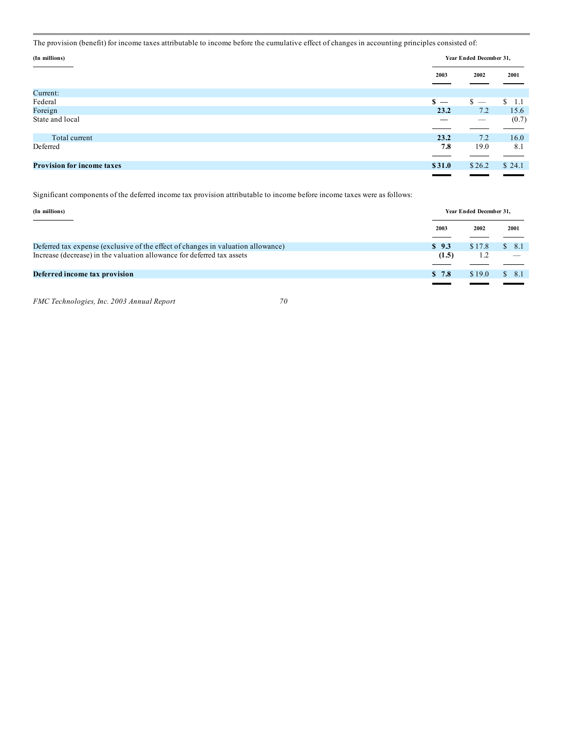The provision (benefit) for income taxes attributable to income before the cumulative effect of changes in accounting principles consisted of:

| (In millions) | Year Ended December 31, | | |
|---|---|---|---|
| | **2003** | **2002** | **2001** |
| Current: | | | |
| Federal | **$ —** | $ — | $ 1.1 |
| Foreign | **23.2** | 7.2 | 15.6 |
| State and local | **—** | — | (0.7) |
| Total current | **23.2** | 7.2 | 16.0 |
| Deferred | **7.8** | 19.0 | 8.1 |
| **Provision for income taxes** | **$ 31.0** | $ 26.2 | $ 24.1 |

Significant components of the deferred income tax provision attributable to income before income taxes were as follows:

| (In millions) | Year Ended December 31, | | |
|---|---|---|---|
| | **2003** | **2002** | **2001** |
| Deferred tax expense (exclusive of the effect of changes in valuation allowance) | **$ 9.3** | $ 17.8 | $ 8.1 |
| Increase (decrease) in the valuation allowance for deferred tax assets | **(1.5)** | 1.2 | — |
| **Deferred income tax provision** | **$ 7.8** | $ 19.0 | $ 8.1 |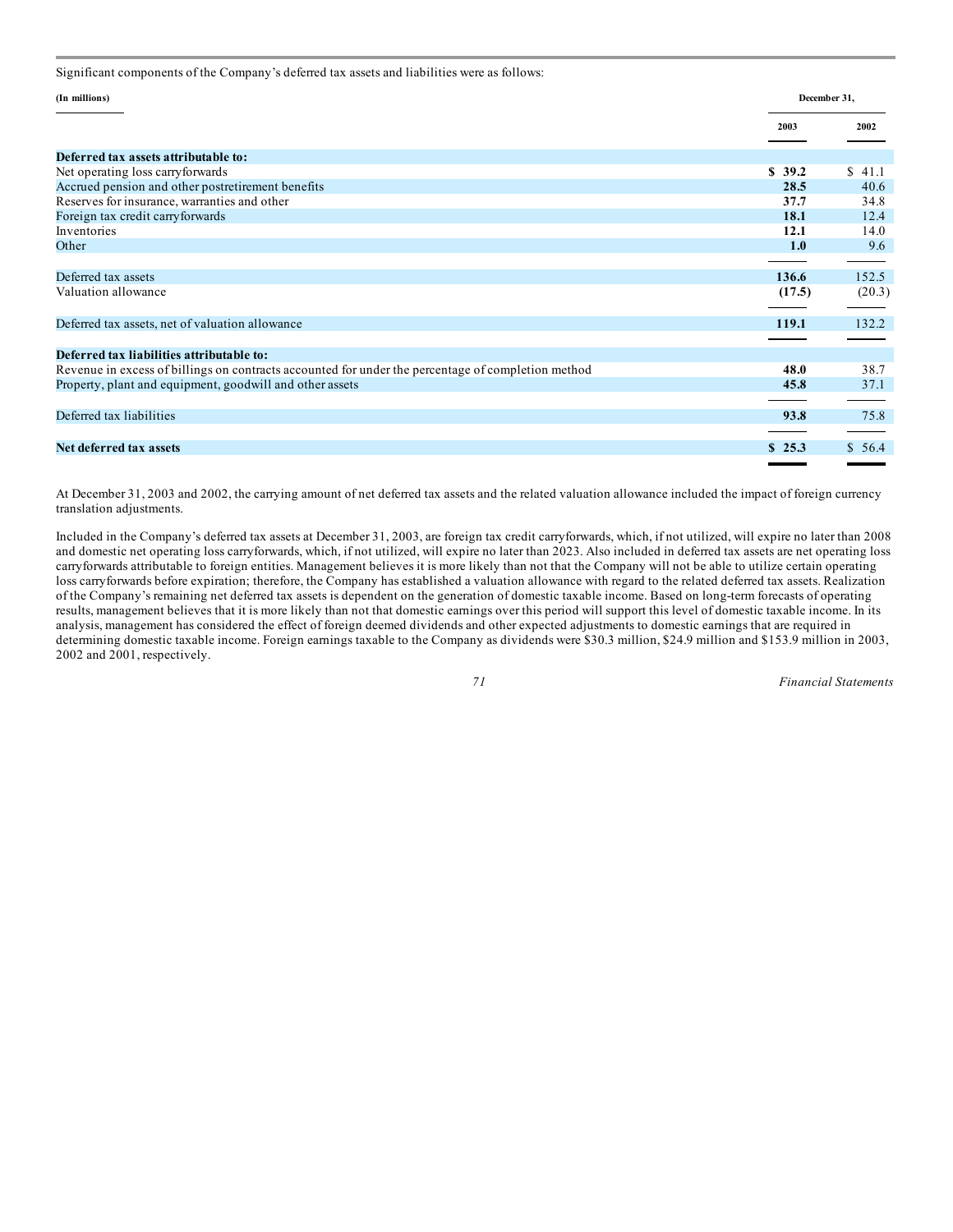Significant components of the Company's deferred tax assets and liabilities were as follows:

| (In millions) | December 31, | |
|---|---|---|
| | 2003 | 2002 |
| **Deferred tax assets attributable to:** | | |
| Net operating loss carryforwards | **$ 39.2** | $ 41.1 |
| Accrued pension and other postretirement benefits | **28.5** | 40.6 |
| Reserves for insurance, warranties and other | **37.7** | 34.8 |
| Foreign tax credit carryforwards | **18.1** | 12.4 |
| Inventories | **12.1** | 14.0 |
| Other | **1.0** | 9.6 |
| Deferred tax assets | **136.6** | 152.5 |
| Valuation allowance | **(17.5)** | (20.3) |
| Deferred tax assets, net of valuation allowance | **119.1** | 132.2 |
| **Deferred tax liabilities attributable to:** | | |
| Revenue in excess of billings on contracts accounted for under the percentage of completion method | **48.0** | 38.7 |
| Property, plant and equipment, goodwill and other assets | **45.8** | 37.1 |
| Deferred tax liabilities | **93.8** | 75.8 |
| **Net deferred tax assets** | **$ 25.3** | $ 56.4 |

At December 31, 2003 and 2002, the carrying amount of net deferred tax assets and the related valuation allowance included the impact of foreign currency translation adjustments.

Included in the Company's deferred tax assets at December 31, 2003, are foreign tax credit carryforwards, which, if not utilized, will expire no later than 2008 and domestic net operating loss carryforwards, which, if not utilized, will expire no later than 2023. Also included in deferred tax assets are net operating loss carryforwards attributable to foreign entities. Management believes it is more likely than not that the Company will not be able to utilize certain operating loss carryforwards before expiration; therefore, the Company has established a valuation allowance with regard to the related deferred tax assets. Realization of the Company's remaining net deferred tax assets is dependent on the generation of domestic taxable income. Based on long-term forecasts of operating results, management believes that it is more likely than not that domestic earnings over this period will support this level of domestic taxable income. In its analysis, management has considered the effect of foreign deemed dividends and other expected adjustments to domestic earnings that are required in determining domestic taxable income. Foreign earnings taxable to the Company as dividends were $30.3 million, $24.9 million and $153.9 million in 2003, 2002 and 2001, respectively.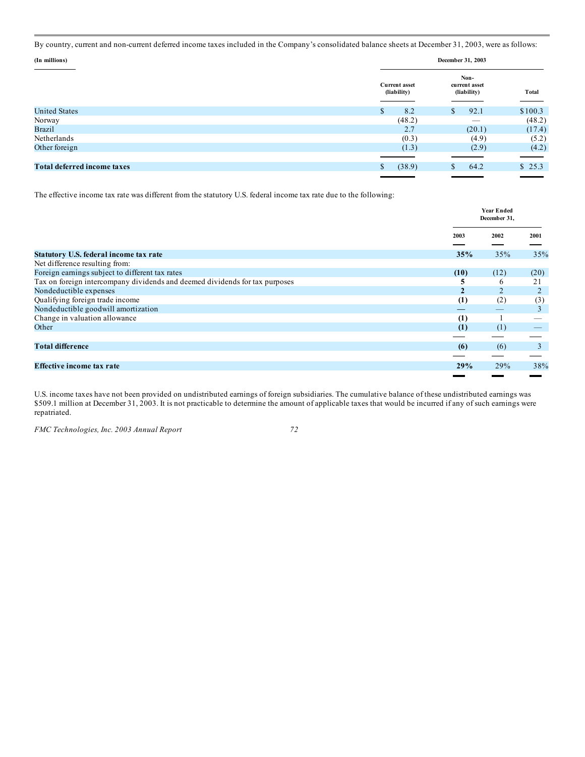By country, current and non-current deferred income taxes included in the Company's consolidated balance sheets at December 31, 2003, were as follows:

| (In millions) | December 31, 2003 | | |
|---|---|---|---|
| | Current asset (liability) | Non-current asset (liability) | Total |
| United States | $ 8.2 | $ 92.1 | $100.3 |
| Norway | (48.2) | — | (48.2) |
| Brazil | 2.7 | (20.1) | (17.4) |
| Netherlands | (0.3) | (4.9) | (5.2) |
| Other foreign | (1.3) | (2.9) | (4.2) |
| **Total deferred income taxes** | $ (38.9) | $ 64.2 | $ 25.3 |

The effective income tax rate was different from the statutory U.S. federal income tax rate due to the following:

| | Year Ended December 31, | | |
|---|---|---|---|
| | 2003 | 2002 | 2001 |
| **Statutory U.S. federal income tax rate** | **35%** | 35% | 35% |
| Net difference resulting from: | | | |
| Foreign earnings subject to different tax rates | **(10)** | (12) | (20) |
| Tax on foreign intercompany dividends and deemed dividends for tax purposes | **5** | 6 | 21 |
| Nondeductible expenses | **2** | 2 | 2 |
| Qualifying foreign trade income | **(1)** | (2) | (3) |
| Nondeductible goodwill amortization | **—** | — | 3 |
| Change in valuation allowance | **(1)** | 1 | — |
| Other | **(1)** | (1) | — |
| **Total difference** | **(6)** | (6) | 3 |
| **Effective income tax rate** | **29%** | 29% | 38% |

U.S. income taxes have not been provided on undistributed earnings of foreign subsidiaries. The cumulative balance of these undistributed earnings was $509.1 million at December 31, 2003. It is not practicable to determine the amount of applicable taxes that would be incurred if any of such earnings were repatriated.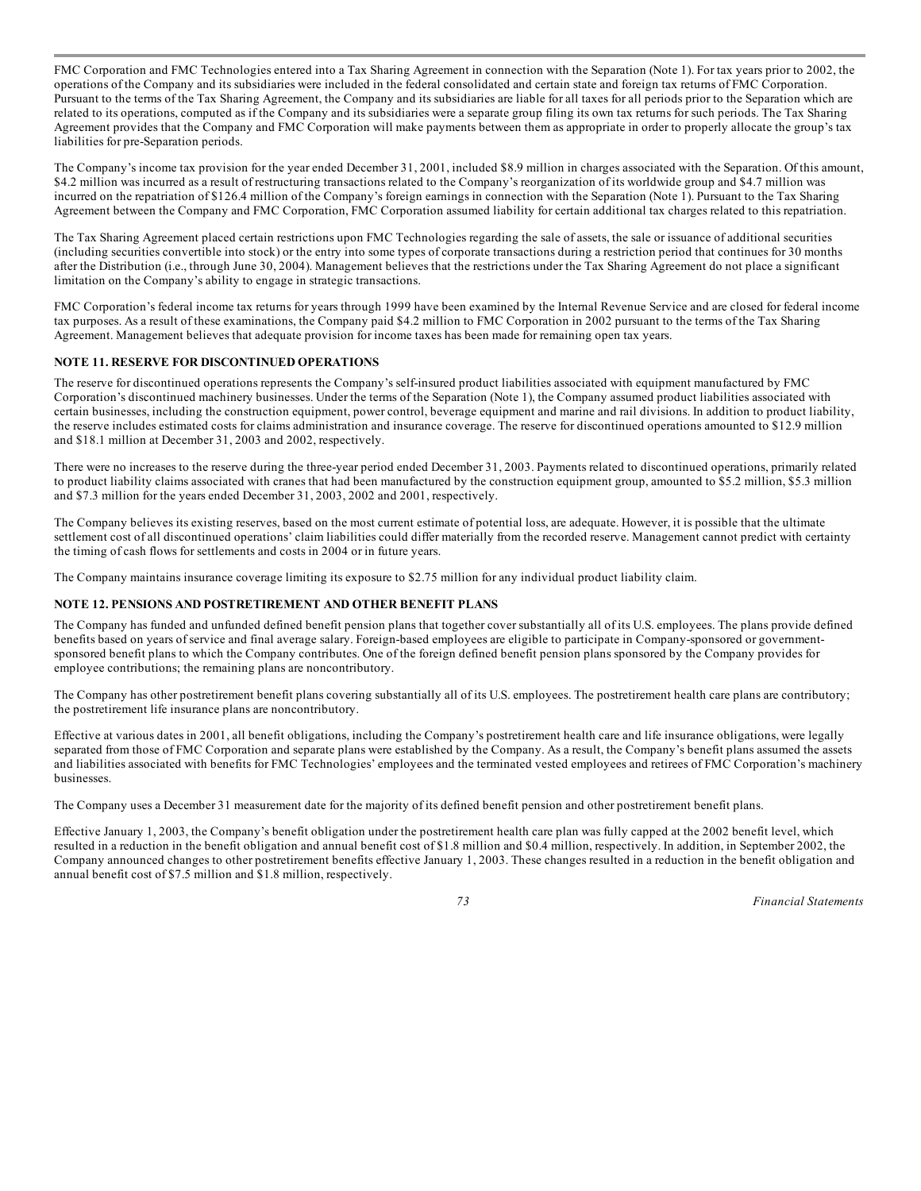FMC Corporation and FMC Technologies entered into a Tax Sharing Agreement in connection with the Separation (Note 1). For tax years prior to 2002, the operations of the Company and its subsidiaries were included in the federal consolidated and certain state and foreign tax returns of FMC Corporation. Pursuant to the terms of the Tax Sharing Agreement, the Company and its subsidiaries are liable for all taxes for all periods prior to the Separation which are related to its operations, computed as if the Company and its subsidiaries were a separate group filing its own tax returns for such periods. The Tax Sharing Agreement provides that the Company and FMC Corporation will make payments between them as appropriate in order to properly allocate the group's tax liabilities for pre-Separation periods.

The Company's income tax provision for the year ended December 31, 2001, included $8.9 million in charges associated with the Separation. Of this amount, $4.2 million was incurred as a result of restructuring transactions related to the Company's reorganization of its worldwide group and $4.7 million was incurred on the repatriation of $126.4 million of the Company's foreign earnings in connection with the Separation (Note 1). Pursuant to the Tax Sharing Agreement between the Company and FMC Corporation, FMC Corporation assumed liability for certain additional tax charges related to this repatriation.

The Tax Sharing Agreement placed certain restrictions upon FMC Technologies regarding the sale of assets, the sale or issuance of additional securities (including securities convertible into stock) or the entry into some types of corporate transactions during a restriction period that continues for 30 months after the Distribution (i.e., through June 30, 2004). Management believes that the restrictions under the Tax Sharing Agreement do not place a significant limitation on the Company's ability to engage in strategic transactions.

FMC Corporation's federal income tax returns for years through 1999 have been examined by the Internal Revenue Service and are closed for federal income tax purposes. As a result of these examinations, the Company paid $4.2 million to FMC Corporation in 2002 pursuant to the terms of the Tax Sharing Agreement. Management believes that adequate provision for income taxes has been made for remaining open tax years.

**NOTE 11. RESERVE FOR DISCONTINUED OPERATIONS**

The reserve for discontinued operations represents the Company's self-insured product liabilities associated with equipment manufactured by FMC Corporation's discontinued machinery businesses. Under the terms of the Separation (Note 1), the Company assumed product liabilities associated with certain businesses, including the construction equipment, power control, beverage equipment and marine and rail divisions. In addition to product liability, the reserve includes estimated costs for claims administration and insurance coverage. The reserve for discontinued operations amounted to $12.9 million and $18.1 million at December 31, 2003 and 2002, respectively.

There were no increases to the reserve during the three-year period ended December 31, 2003. Payments related to discontinued operations, primarily related to product liability claims associated with cranes that had been manufactured by the construction equipment group, amounted to $5.2 million, $5.3 million and $7.3 million for the years ended December 31, 2003, 2002 and 2001, respectively.

The Company believes its existing reserves, based on the most current estimate of potential loss, are adequate. However, it is possible that the ultimate settlement cost of all discontinued operations' claim liabilities could differ materially from the recorded reserve. Management cannot predict with certainty the timing of cash flows for settlements and costs in 2004 or in future years.

The Company maintains insurance coverage limiting its exposure to $2.75 million for any individual product liability claim.

**NOTE 12. PENSIONS AND POSTRETIREMENT AND OTHER BENEFIT PLANS**

The Company has funded and unfunded defined benefit pension plans that together cover substantially all of its U.S. employees. The plans provide defined benefits based on years of service and final average salary. Foreign-based employees are eligible to participate in Company-sponsored or government-sponsored benefit plans to which the Company contributes. One of the foreign defined benefit pension plans sponsored by the Company provides for employee contributions; the remaining plans are noncontributory.

The Company has other postretirement benefit plans covering substantially all of its U.S. employees. The postretirement health care plans are contributory; the postretirement life insurance plans are noncontributory.

Effective at various dates in 2001, all benefit obligations, including the Company's postretirement health care and life insurance obligations, were legally separated from those of FMC Corporation and separate plans were established by the Company. As a result, the Company's benefit plans assumed the assets and liabilities associated with benefits for FMC Technologies' employees and the terminated vested employees and retirees of FMC Corporation's machinery businesses.

The Company uses a December 31 measurement date for the majority of its defined benefit pension and other postretirement benefit plans.

Effective January 1, 2003, the Company's benefit obligation under the postretirement health care plan was fully capped at the 2002 benefit level, which resulted in a reduction in the benefit obligation and annual benefit cost of $1.8 million and $0.4 million, respectively. In addition, in September 2002, the Company announced changes to other postretirement benefits effective January 1, 2003. These changes resulted in a reduction in the benefit obligation and annual benefit cost of $7.5 million and $1.8 million, respectively.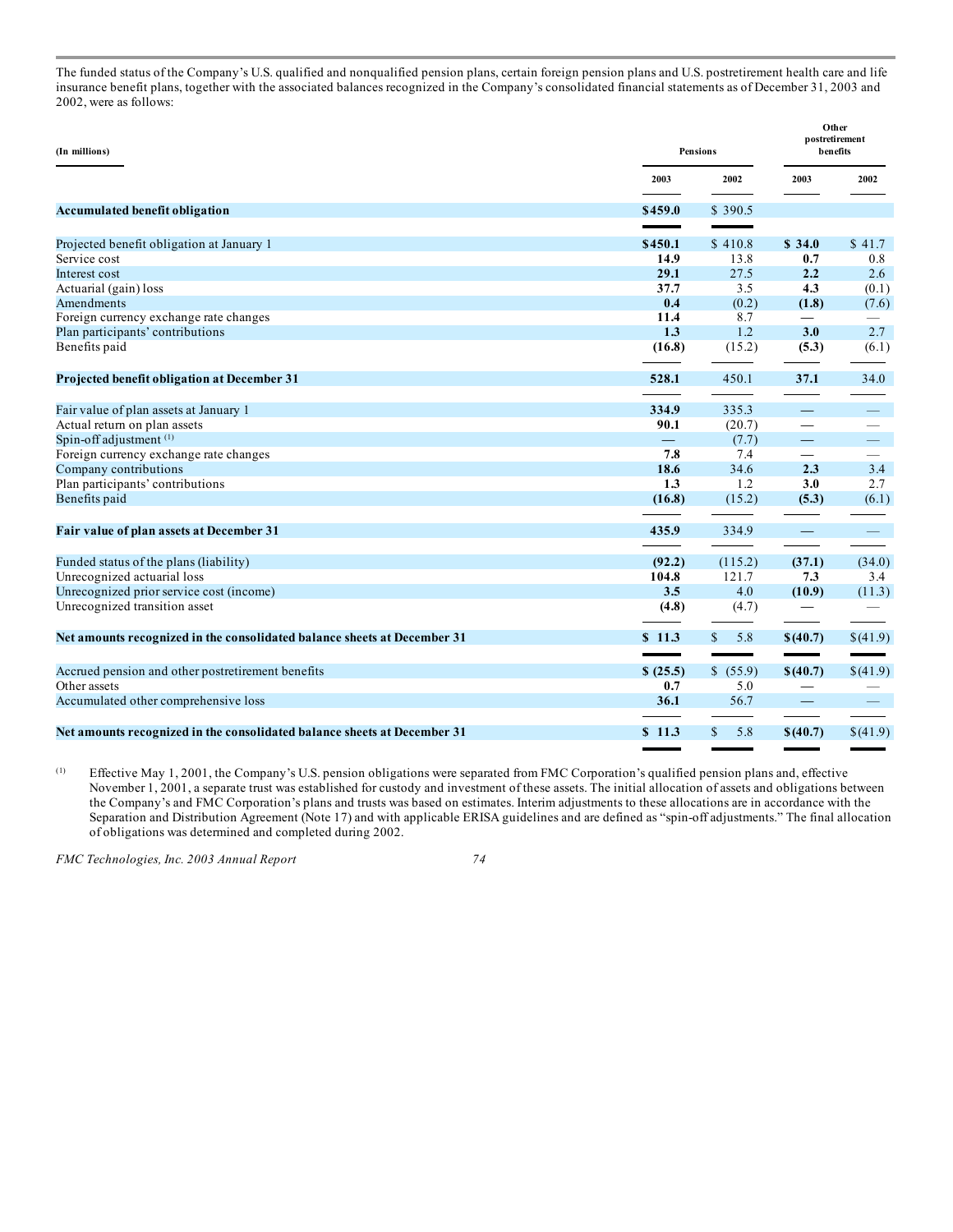The funded status of the Company's U.S. qualified and nonqualified pension plans, certain foreign pension plans and U.S. postretirement health care and life insurance benefit plans, together with the associated balances recognized in the Company's consolidated financial statements as of December 31, 2003 and 2002, were as follows:

| (In millions) | Pensions | | Other postretirement benefits | |
|---|---|---|---|---|
| | 2003 | 2002 | 2003 | 2002 |
| **Accumulated benefit obligation** | **$459.0** | $ 390.5 | | |
| Projected benefit obligation at January 1 | **$450.1** | $ 410.8 | **$ 34.0** | $ 41.7 |
| Service cost | **14.9** | 13.8 | **0.7** | 0.8 |
| Interest cost | **29.1** | 27.5 | **2.2** | 2.6 |
| Actuarial (gain) loss | **37.7** | 3.5 | **4.3** | (0.1) |
| Amendments | **0.4** | (0.2) | **(1.8)** | (7.6) |
| Foreign currency exchange rate changes | **11.4** | 8.7 | **—** | — |
| Plan participants' contributions | **1.3** | 1.2 | **3.0** | 2.7 |
| Benefits paid | **(16.8)** | (15.2) | **(5.3)** | (6.1) |
| **Projected benefit obligation at December 31** | **528.1** | 450.1 | **37.1** | 34.0 |
| Fair value of plan assets at January 1 | **334.9** | 335.3 | **—** | — |
| Actual return on plan assets | **90.1** | (20.7) | **—** | — |
| Spin-off adjustment [(1)] | **—** | (7.7) | **—** | — |
| Foreign currency exchange rate changes | **7.8** | 7.4 | **—** | — |
| Company contributions | **18.6** | 34.6 | **2.3** | 3.4 |
| Plan participants' contributions | **1.3** | 1.2 | **3.0** | 2.7 |
| Benefits paid | **(16.8)** | (15.2) | **(5.3)** | (6.1) |
| **Fair value of plan assets at December 31** | **435.9** | 334.9 | **—** | — |
| Funded status of the plans (liability) | **(92.2)** | (115.2) | **(37.1)** | (34.0) |
| Unrecognized actuarial loss | **104.8** | 121.7 | **7.3** | 3.4 |
| Unrecognized prior service cost (income) | **3.5** | 4.0 | **(10.9)** | (11.3) |
| Unrecognized transition asset | **(4.8)** | (4.7) | **—** | — |
| **Net amounts recognized in the consolidated balance sheets at December 31** | **$ 11.3** | $ 5.8 | **$(40.7)** | $(41.9) |
| Accrued pension and other postretirement benefits | **$ (25.5)** | $ (55.9) | **$(40.7)** | $(41.9) |
| Other assets | **0.7** | 5.0 | **—** | — |
| Accumulated other comprehensive loss | **36.1** | 56.7 | **—** | — |
| **Net amounts recognized in the consolidated balance sheets at December 31** | **$ 11.3** | $ 5.8 | **$(40.7)** | $(41.9) |

(1) Effective May 1, 2001, the Company's U.S. pension obligations were separated from FMC Corporation's qualified pension plans and, effective November 1, 2001, a separate trust was established for custody and investment of these assets. The initial allocation of assets and obligations between the Company's and FMC Corporation's plans and trusts was based on estimates. Interim adjustments to these allocations are in accordance with the Separation and Distribution Agreement (Note 17) and with applicable ERISA guidelines and are defined as "spin-off adjustments." The final allocation of obligations was determined and completed during 2002.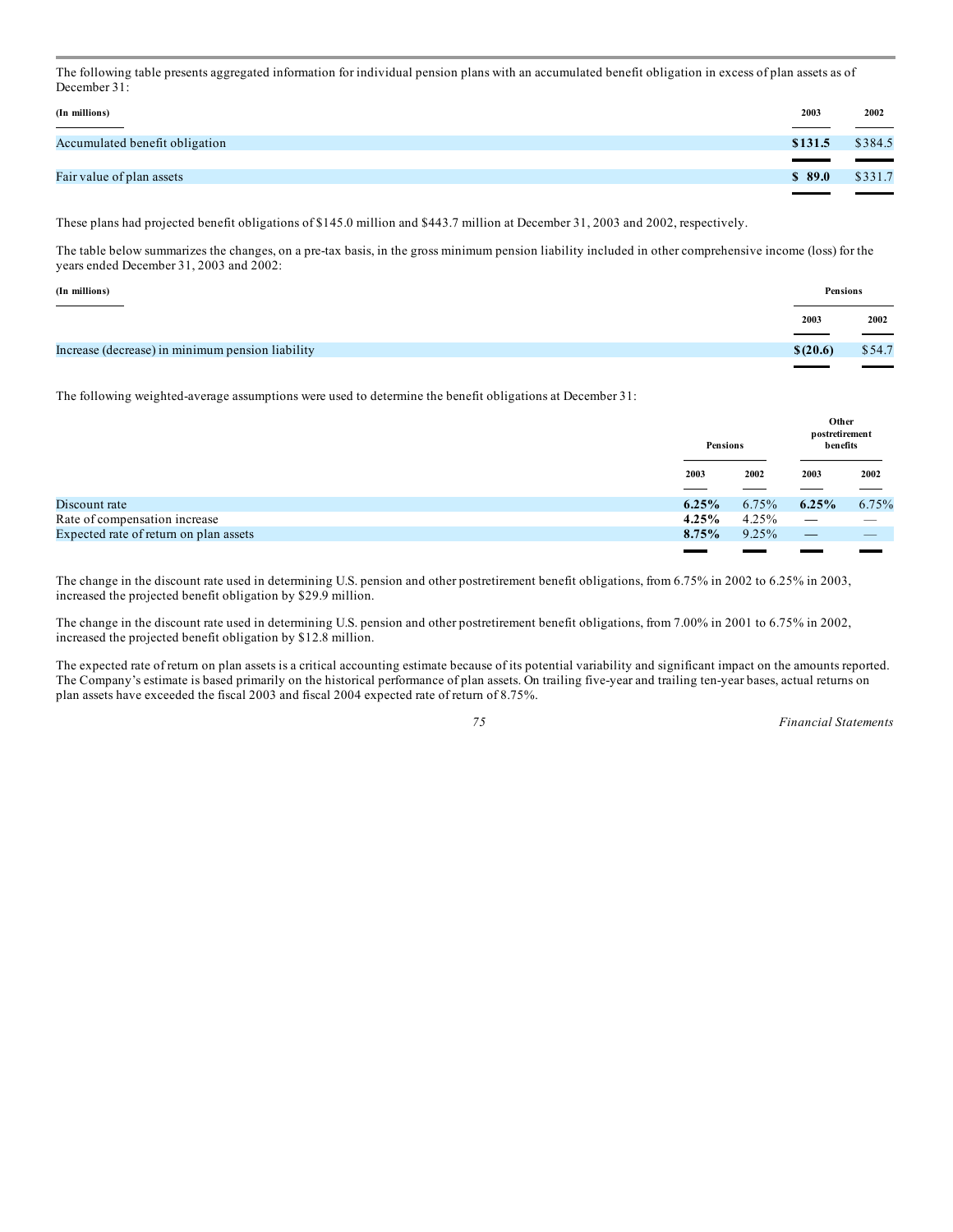The following table presents aggregated information for individual pension plans with an accumulated benefit obligation in excess of plan assets as of December 31:

| (In millions) | 2003 | 2002 |
| --- | --- | --- |
| Accumulated benefit obligation | **$131.5** | $384.5 |
| Fair value of plan assets | **$ 89.0** | $331.7 |

These plans had projected benefit obligations of $145.0 million and $443.7 million at December 31, 2003 and 2002, respectively.

The table below summarizes the changes, on a pre-tax basis, in the gross minimum pension liability included in other comprehensive income (loss) for the years ended December 31, 2003 and 2002:

| (In millions) | Pensions | |
| --- | --- | --- |
| | 2003 | 2002 |
| Increase (decrease) in minimum pension liability | **$(20.6)** | $54.7 |

The following weighted-average assumptions were used to determine the benefit obligations at December 31:

| | Pensions | | Other postretirement benefits | |
| --- | --- | --- | --- | --- |
| | 2003 | 2002 | 2003 | 2002 |
| Discount rate | **6.25%** | 6.75% | **6.25%** | 6.75% |
| Rate of compensation increase | **4.25%** | 4.25% | **—** | — |
| Expected rate of return on plan assets | **8.75%** | 9.25% | **—** | — |

The change in the discount rate used in determining U.S. pension and other postretirement benefit obligations, from 6.75% in 2002 to 6.25% in 2003, increased the projected benefit obligation by $29.9 million.

The change in the discount rate used in determining U.S. pension and other postretirement benefit obligations, from 7.00% in 2001 to 6.75% in 2002, increased the projected benefit obligation by $12.8 million.

The expected rate of return on plan assets is a critical accounting estimate because of its potential variability and significant impact on the amounts reported. The Company's estimate is based primarily on the historical performance of plan assets. On trailing five-year and trailing ten-year bases, actual returns on plan assets have exceeded the fiscal 2003 and fiscal 2004 expected rate of return of 8.75%.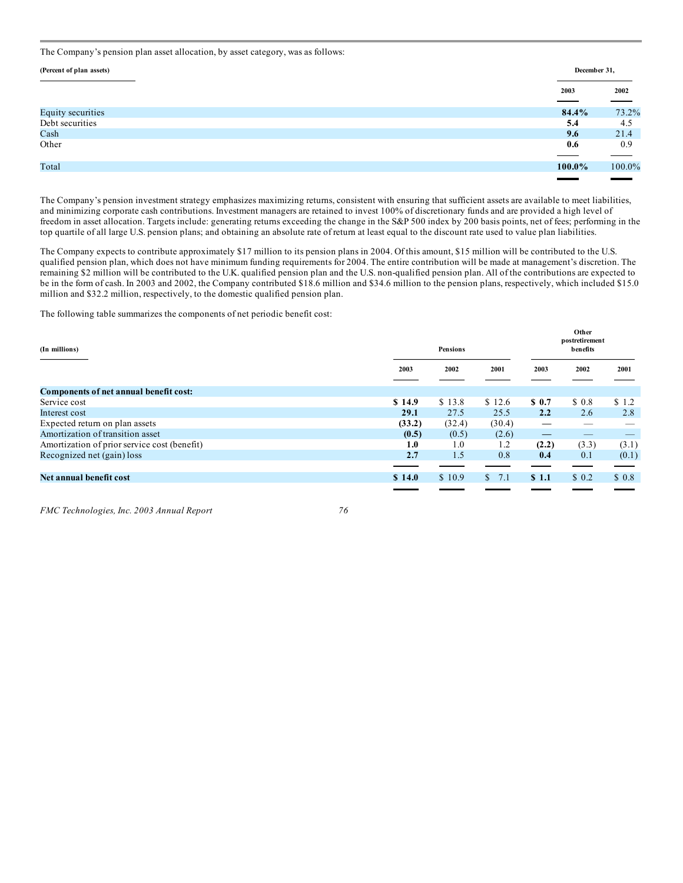The Company's pension plan asset allocation, by asset category, was as follows:

| (Percent of plan assets) | December 31, | |
|---|---|---|
| | 2003 | 2002 |
| Equity securities | **84.4%** | 73.2% |
| Debt securities | **5.4** | 4.5 |
| Cash | **9.6** | 21.4 |
| Other | **0.6** | 0.9 |
| Total | **100.0%** | 100.0% |

The Company's pension investment strategy emphasizes maximizing returns, consistent with ensuring that sufficient assets are available to meet liabilities, and minimizing corporate cash contributions. Investment managers are retained to invest 100% of discretionary funds and are provided a high level of freedom in asset allocation. Targets include: generating returns exceeding the change in the S&P 500 index by 200 basis points, net of fees; performing in the top quartile of all large U.S. pension plans; and obtaining an absolute rate of return at least equal to the discount rate used to value plan liabilities.

The Company expects to contribute approximately $17 million to its pension plans in 2004. Of this amount, $15 million will be contributed to the U.S. qualified pension plan, which does not have minimum funding requirements for 2004. The entire contribution will be made at management's discretion. The remaining $2 million will be contributed to the U.K. qualified pension plan and the U.S. non-qualified pension plan. All of the contributions are expected to be in the form of cash. In 2003 and 2002, the Company contributed $18.6 million and $34.6 million to the pension plans, respectively, which included $15.0 million and $32.2 million, respectively, to the domestic qualified pension plan.

The following table summarizes the components of net periodic benefit cost:

| (In millions) | Pensions | | | Other postretirement benefits | | |
|---|---|---|---|---|---|---|
| | 2003 | 2002 | 2001 | 2003 | 2002 | 2001 |
| **Components of net annual benefit cost:** | | | | | | |
| Service cost | **$ 14.9** | $ 13.8 | $ 12.6 | **$ 0.7** | $ 0.8 | $ 1.2 |
| Interest cost | **29.1** | 27.5 | 25.5 | **2.2** | 2.6 | 2.8 |
| Expected return on plan assets | **(33.2)** | (32.4) | (30.4) | **—** | — | — |
| Amortization of transition asset | **(0.5)** | (0.5) | (2.6) | **—** | — | — |
| Amortization of prior service cost (benefit) | **1.0** | 1.0 | 1.2 | **(2.2)** | (3.3) | (3.1) |
| Recognized net (gain) loss | **2.7** | 1.5 | 0.8 | **0.4** | 0.1 | (0.1) |
| **Net annual benefit cost** | **$ 14.0** | $ 10.9 | $ 7.1 | **$ 1.1** | $ 0.2 | $ 0.8 |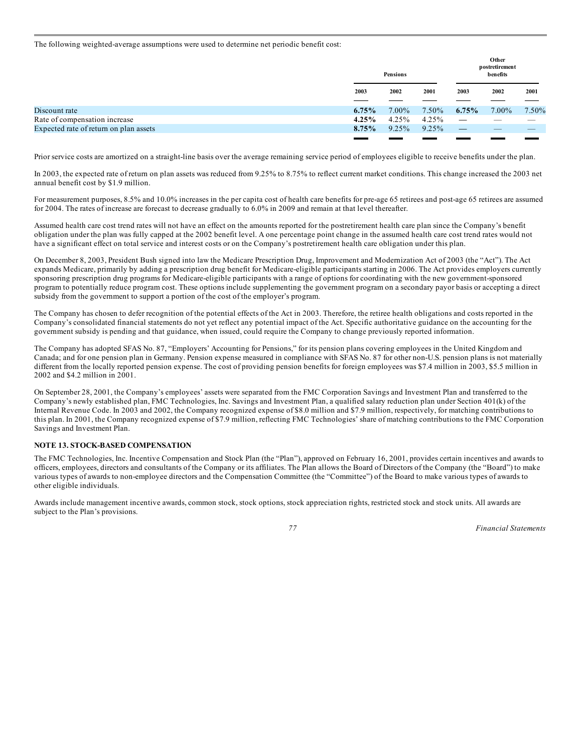The following weighted-average assumptions were used to determine net periodic benefit cost:

| | Pensions | | | Other postretirement benefits | | |
|---|---|---|---|---|---|---|
| | **2003** | **2002** | **2001** | **2003** | **2002** | **2001** |
| Discount rate | **6.75%** | 7.00% | 7.50% | **6.75%** | 7.00% | 7.50% |
| Rate of compensation increase | **4.25%** | 4.25% | 4.25% | **—** | — | — |
| Expected rate of return on plan assets | **8.75%** | 9.25% | 9.25% | **—** | — | — |

Prior service costs are amortized on a straight-line basis over the average remaining service period of employees eligible to receive benefits under the plan.

In 2003, the expected rate of return on plan assets was reduced from 9.25% to 8.75% to reflect current market conditions. This change increased the 2003 net annual benefit cost by $1.9 million.

For measurement purposes, 8.5% and 10.0% increases in the per capita cost of health care benefits for pre-age 65 retirees and post-age 65 retirees are assumed for 2004. The rates of increase are forecast to decrease gradually to 6.0% in 2009 and remain at that level thereafter.

Assumed health care cost trend rates will not have an effect on the amounts reported for the postretirement health care plan since the Company's benefit obligation under the plan was fully capped at the 2002 benefit level. A one percentage point change in the assumed health care cost trend rates would not have a significant effect on total service and interest costs or on the Company's postretirement health care obligation under this plan.

On December 8, 2003, President Bush signed into law the Medicare Prescription Drug, Improvement and Modernization Act of 2003 (the "Act"). The Act expands Medicare, primarily by adding a prescription drug benefit for Medicare-eligible participants starting in 2006. The Act provides employers currently sponsoring prescription drug programs for Medicare-eligible participants with a range of options for coordinating with the new government-sponsored program to potentially reduce program cost. These options include supplementing the government program on a secondary payor basis or accepting a direct subsidy from the government to support a portion of the cost of the employer's program.

The Company has chosen to defer recognition of the potential effects of the Act in 2003. Therefore, the retiree health obligations and costs reported in the Company's consolidated financial statements do not yet reflect any potential impact of the Act. Specific authoritative guidance on the accounting for the government subsidy is pending and that guidance, when issued, could require the Company to change previously reported information.

The Company has adopted SFAS No. 87, "Employers' Accounting for Pensions," for its pension plans covering employees in the United Kingdom and Canada; and for one pension plan in Germany. Pension expense measured in compliance with SFAS No. 87 for other non-U.S. pension plans is not materially different from the locally reported pension expense. The cost of providing pension benefits for foreign employees was $7.4 million in 2003, $5.5 million in 2002 and $4.2 million in 2001.

On September 28, 2001, the Company's employees' assets were separated from the FMC Corporation Savings and Investment Plan and transferred to the Company's newly established plan, FMC Technologies, Inc. Savings and Investment Plan, a qualified salary reduction plan under Section 401(k) of the Internal Revenue Code. In 2003 and 2002, the Company recognized expense of $8.0 million and $7.9 million, respectively, for matching contributions to this plan. In 2001, the Company recognized expense of $7.9 million, reflecting FMC Technologies' share of matching contributions to the FMC Corporation Savings and Investment Plan.

## NOTE 13. STOCK-BASED COMPENSATION

The FMC Technologies, Inc. Incentive Compensation and Stock Plan (the "Plan"), approved on February 16, 2001, provides certain incentives and awards to officers, employees, directors and consultants of the Company or its affiliates. The Plan allows the Board of Directors of the Company (the "Board") to make various types of awards to non-employee directors and the Compensation Committee (the "Committee") of the Board to make various types of awards to other eligible individuals.

Awards include management incentive awards, common stock, stock options, stock appreciation rights, restricted stock and stock units. All awards are subject to the Plan's provisions.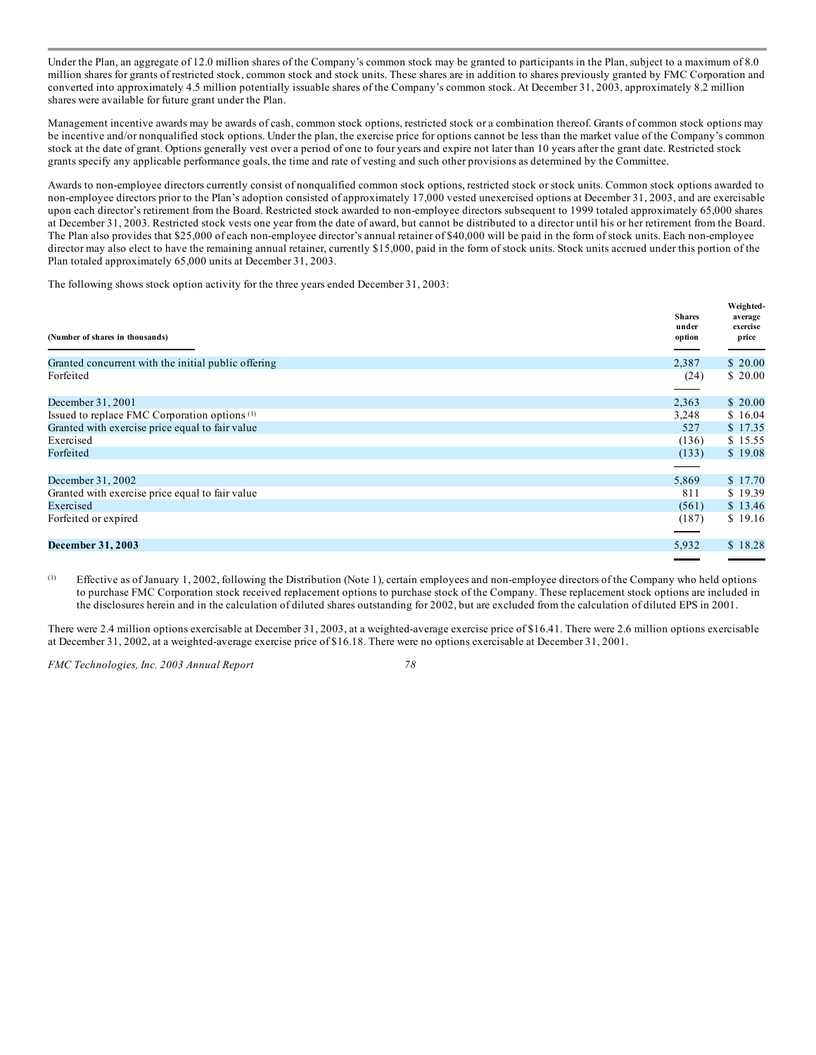Under the Plan, an aggregate of 12.0 million shares of the Company's common stock may be granted to participants in the Plan, subject to a maximum of 8.0 million shares for grants of restricted stock, common stock and stock units. These shares are in addition to shares previously granted by FMC Corporation and converted into approximately 4.5 million potentially issuable shares of the Company's common stock. At December 31, 2003, approximately 8.2 million shares were available for future grant under the Plan.

Management incentive awards may be awards of cash, common stock options, restricted stock or a combination thereof. Grants of common stock options may be incentive and/or nonqualified stock options. Under the plan, the exercise price for options cannot be less than the market value of the Company's common stock at the date of grant. Options generally vest over a period of one to four years and expire not later than 10 years after the grant date. Restricted stock grants specify any applicable performance goals, the time and rate of vesting and such other provisions as determined by the Committee.

Awards to non-employee directors currently consist of nonqualified common stock options, restricted stock or stock units. Common stock options awarded to non-employee directors prior to the Plan's adoption consisted of approximately 17,000 vested unexercised options at December 31, 2003, and are exercisable upon each director's retirement from the Board. Restricted stock awarded to non-employee directors subsequent to 1999 totaled approximately 65,000 shares at December 31, 2003. Restricted stock vests one year from the date of award, but cannot be distributed to a director until his or her retirement from the Board. The Plan also provides that $25,000 of each non-employee director's annual retainer of $40,000 will be paid in the form of stock units. Each non-employee director may also elect to have the remaining annual retainer, currently $15,000, paid in the form of stock units. Stock units accrued under this portion of the Plan totaled approximately 65,000 units at December 31, 2003.

The following shows stock option activity for the three years ended December 31, 2003:

| (Number of shares in thousands) | Shares under option | Weighted-average exercise price |
|---|---|---|
| Granted concurrent with the initial public offering | 2,387 | $ 20.00 |
| Forfeited | (24) | $ 20.00 |
| December 31, 2001 | 2,363 | $ 20.00 |
| Issued to replace FMC Corporation options [(1)] | 3,248 | $ 16.04 |
| Granted with exercise price equal to fair value | 527 | $ 17.35 |
| Exercised | (136) | $ 15.55 |
| Forfeited | (133) | $ 19.08 |
| December 31, 2002 | 5,869 | $ 17.70 |
| Granted with exercise price equal to fair value | 811 | $ 19.39 |
| Exercised | (561) | $ 13.46 |
| Forfeited or expired | (187) | $ 19.16 |
| **December 31, 2003** | 5,932 | $ 18.28 |

(1) Effective as of January 1, 2002, following the Distribution (Note 1), certain employees and non-employee directors of the Company who held options to purchase FMC Corporation stock received replacement options to purchase stock of the Company. These replacement stock options are included in the disclosures herein and in the calculation of diluted shares outstanding for 2002, but are excluded from the calculation of diluted EPS in 2001.

There were 2.4 million options exercisable at December 31, 2003, at a weighted-average exercise price of $16.41. There were 2.6 million options exercisable at December 31, 2002, at a weighted-average exercise price of $16.18. There were no options exercisable at December 31, 2001.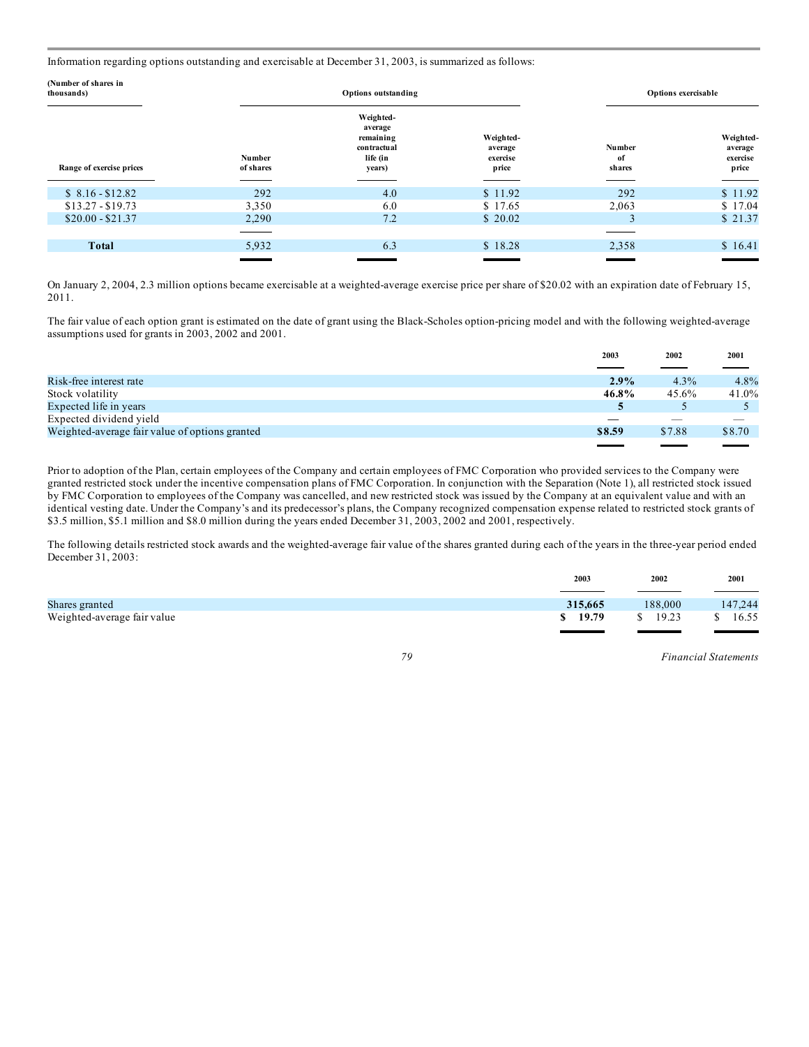Information regarding options outstanding and exercisable at December 31, 2003, is summarized as follows:

| (Number of shares in thousands) | Options outstanding | | | Options exercisable | |
|---|---|---|---|---|---|
| Range of exercise prices | Number of shares | Weighted-average remaining contractual life (in years) | Weighted-average exercise price | Number of shares | Weighted-average exercise price |
| $ 8.16 - $12.82 | 292 | 4.0 | $ 11.92 | 292 | $ 11.92 |
| $13.27 - $19.73 | 3,350 | 6.0 | $ 17.65 | 2,063 | $ 17.04 |
| $20.00 - $21.37 | 2,290 | 7.2 | $ 20.02 | 3 | $ 21.37 |
| **Total** | 5,932 | 6.3 | $ 18.28 | 2,358 | $ 16.41 |

On January 2, 2004, 2.3 million options became exercisable at a weighted-average exercise price per share of $20.02 with an expiration date of February 15, 2011.

The fair value of each option grant is estimated on the date of grant using the Black-Scholes option-pricing model and with the following weighted-average assumptions used for grants in 2003, 2002 and 2001.

| | 2003 | 2002 | 2001 |
|---|---|---|---|
| Risk-free interest rate | **2.9%** | 4.3% | 4.8% |
| Stock volatility | **46.8%** | 45.6% | 41.0% |
| Expected life in years | **5** | 5 | 5 |
| Expected dividend yield | **—** | — | — |
| Weighted-average fair value of options granted | **$8.59** | $7.88 | $8.70 |

Prior to adoption of the Plan, certain employees of the Company and certain employees of FMC Corporation who provided services to the Company were granted restricted stock under the incentive compensation plans of FMC Corporation. In conjunction with the Separation (Note 1), all restricted stock issued by FMC Corporation to employees of the Company was cancelled, and new restricted stock was issued by the Company at an equivalent value and with an identical vesting date. Under the Company's and its predecessor's plans, the Company recognized compensation expense related to restricted stock grants of $3.5 million, $5.1 million and $8.0 million during the years ended December 31, 2003, 2002 and 2001, respectively.

The following details restricted stock awards and the weighted-average fair value of the shares granted during each of the years in the three-year period ended December 31, 2003:

| | 2003 | 2002 | 2001 |
|---|---|---|---|
| Shares granted | **315,665** | 188,000 | 147,244 |
| Weighted-average fair value | **$ 19.79** | $ 19.23 | $ 16.55 |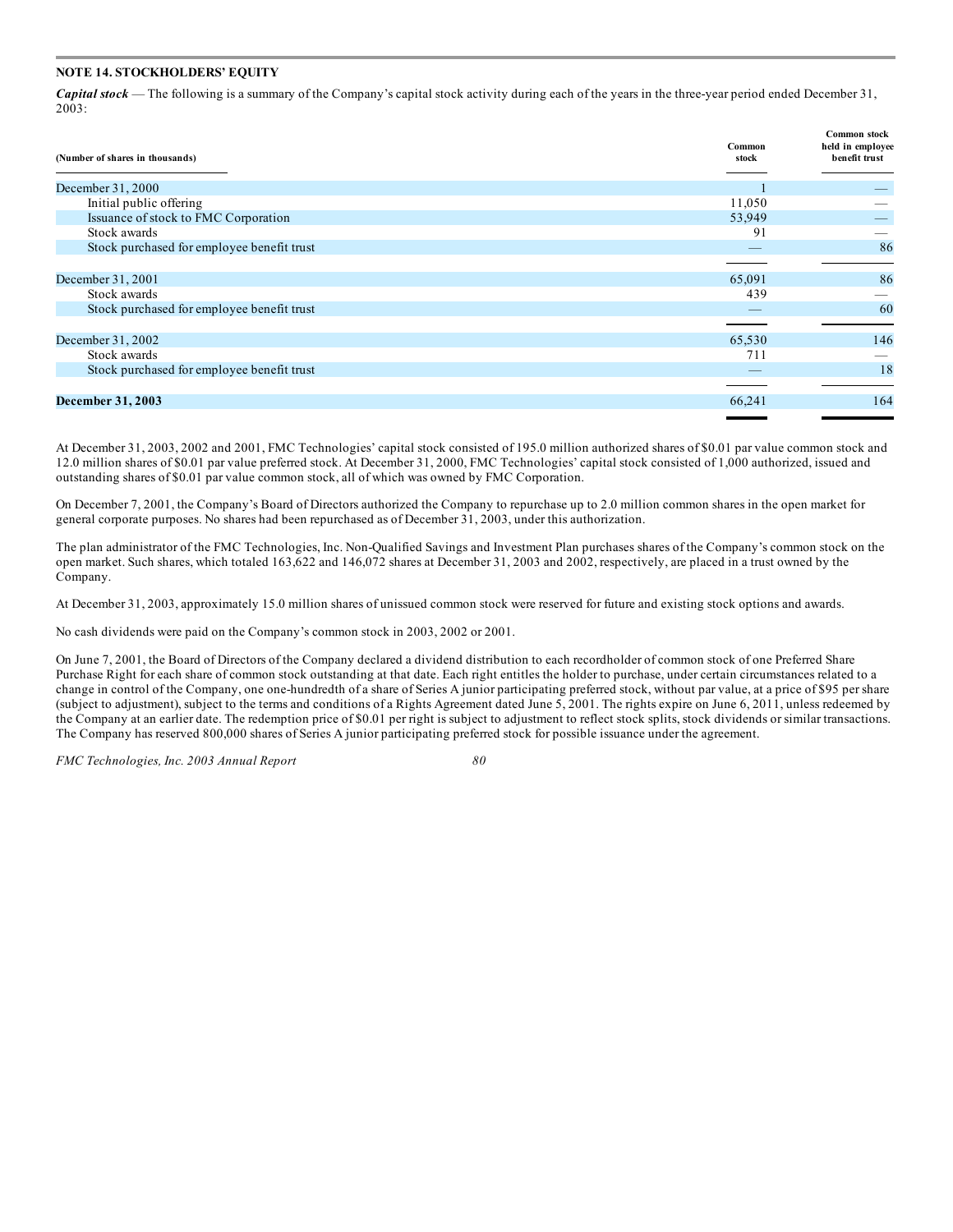## NOTE 14. STOCKHOLDERS' EQUITY

***Capital stock*** — The following is a summary of the Company's capital stock activity during each of the years in the three-year period ended December 31, 2003:

| (Number of shares in thousands) | Common stock | Common stock held in employee benefit trust |
|---|---|---|
| December 31, 2000 | 1 | — |
| Initial public offering | 11,050 | — |
| Issuance of stock to FMC Corporation | 53,949 | — |
| Stock awards | 91 | — |
| Stock purchased for employee benefit trust | — | 86 |
| December 31, 2001 | 65,091 | 86 |
| Stock awards | 439 | — |
| Stock purchased for employee benefit trust | — | 60 |
| December 31, 2002 | 65,530 | 146 |
| Stock awards | 711 | — |
| Stock purchased for employee benefit trust | — | 18 |
| **December 31, 2003** | 66,241 | 164 |

At December 31, 2003, 2002 and 2001, FMC Technologies' capital stock consisted of 195.0 million authorized shares of $0.01 par value common stock and 12.0 million shares of $0.01 par value preferred stock. At December 31, 2000, FMC Technologies' capital stock consisted of 1,000 authorized, issued and outstanding shares of $0.01 par value common stock, all of which was owned by FMC Corporation.

On December 7, 2001, the Company's Board of Directors authorized the Company to repurchase up to 2.0 million common shares in the open market for general corporate purposes. No shares had been repurchased as of December 31, 2003, under this authorization.

The plan administrator of the FMC Technologies, Inc. Non-Qualified Savings and Investment Plan purchases shares of the Company's common stock on the open market. Such shares, which totaled 163,622 and 146,072 shares at December 31, 2003 and 2002, respectively, are placed in a trust owned by the Company.

At December 31, 2003, approximately 15.0 million shares of unissued common stock were reserved for future and existing stock options and awards.

No cash dividends were paid on the Company's common stock in 2003, 2002 or 2001.

On June 7, 2001, the Board of Directors of the Company declared a dividend distribution to each recordholder of common stock of one Preferred Share Purchase Right for each share of common stock outstanding at that date. Each right entitles the holder to purchase, under certain circumstances related to a change in control of the Company, one one-hundredth of a share of Series A junior participating preferred stock, without par value, at a price of $95 per share (subject to adjustment), subject to the terms and conditions of a Rights Agreement dated June 5, 2001. The rights expire on June 6, 2011, unless redeemed by the Company at an earlier date. The redemption price of $0.01 per right is subject to adjustment to reflect stock splits, stock dividends or similar transactions. The Company has reserved 800,000 shares of Series A junior participating preferred stock for possible issuance under the agreement.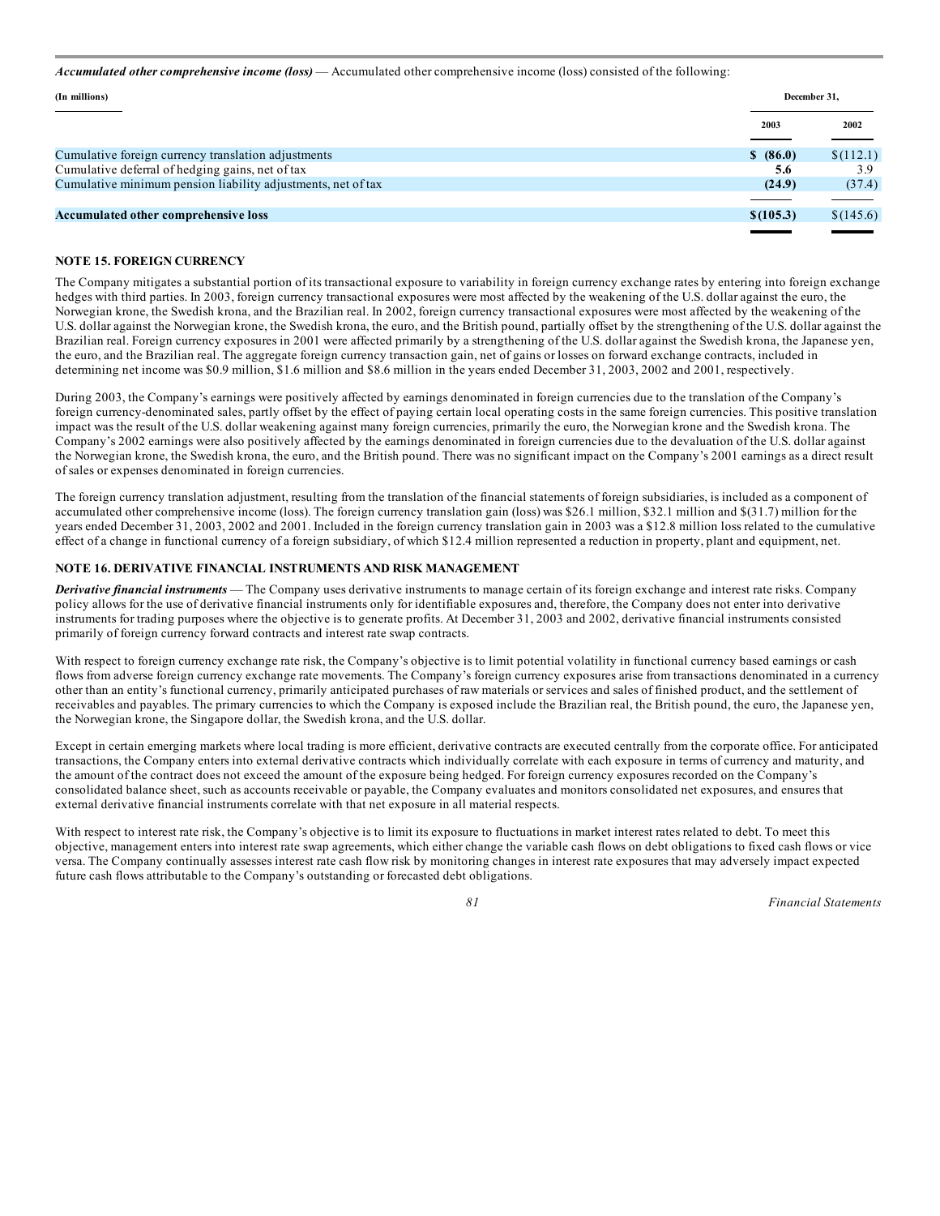***Accumulated other comprehensive income (loss)*** — Accumulated other comprehensive income (loss) consisted of the following:

| (In millions) | December 31, | |
|---|---|---|
| | **2003** | **2002** |
| Cumulative foreign currency translation adjustments | **$ (86.0)** | $(112.1) |
| Cumulative deferral of hedging gains, net of tax | **5.6** | 3.9 |
| Cumulative minimum pension liability adjustments, net of tax | **(24.9)** | (37.4) |
| **Accumulated other comprehensive loss** | **$(105.3)** | $(145.6) |

## NOTE 15. FOREIGN CURRENCY

The Company mitigates a substantial portion of its transactional exposure to variability in foreign currency exchange rates by entering into foreign exchange hedges with third parties. In 2003, foreign currency transactional exposures were most affected by the weakening of the U.S. dollar against the euro, the Norwegian krone, the Swedish krona, and the Brazilian real. In 2002, foreign currency transactional exposures were most affected by the weakening of the U.S. dollar against the Norwegian krone, the Swedish krona, the euro, and the British pound, partially offset by the strengthening of the U.S. dollar against the Brazilian real. Foreign currency exposures in 2001 were affected primarily by a strengthening of the U.S. dollar against the Swedish krona, the Japanese yen, the euro, and the Brazilian real. The aggregate foreign currency transaction gain, net of gains or losses on forward exchange contracts, included in determining net income was $0.9 million, $1.6 million and $8.6 million in the years ended December 31, 2003, 2002 and 2001, respectively.

During 2003, the Company's earnings were positively affected by earnings denominated in foreign currencies due to the translation of the Company's foreign currency-denominated sales, partly offset by the effect of paying certain local operating costs in the same foreign currencies. This positive translation impact was the result of the U.S. dollar weakening against many foreign currencies, primarily the euro, the Norwegian krone and the Swedish krona. The Company's 2002 earnings were also positively affected by the earnings denominated in foreign currencies due to the devaluation of the U.S. dollar against the Norwegian krone, the Swedish krona, the euro, and the British pound. There was no significant impact on the Company's 2001 earnings as a direct result of sales or expenses denominated in foreign currencies.

The foreign currency translation adjustment, resulting from the translation of the financial statements of foreign subsidiaries, is included as a component of accumulated other comprehensive income (loss). The foreign currency translation gain (loss) was $26.1 million, $32.1 million and $(31.7) million for the years ended December 31, 2003, 2002 and 2001. Included in the foreign currency translation gain in 2003 was a $12.8 million loss related to the cumulative effect of a change in functional currency of a foreign subsidiary, of which $12.4 million represented a reduction in property, plant and equipment, net.

## NOTE 16. DERIVATIVE FINANCIAL INSTRUMENTS AND RISK MANAGEMENT

***Derivative financial instruments*** — The Company uses derivative instruments to manage certain of its foreign exchange and interest rate risks. Company policy allows for the use of derivative financial instruments only for identifiable exposures and, therefore, the Company does not enter into derivative instruments for trading purposes where the objective is to generate profits. At December 31, 2003 and 2002, derivative financial instruments consisted primarily of foreign currency forward contracts and interest rate swap contracts.

With respect to foreign currency exchange rate risk, the Company's objective is to limit potential volatility in functional currency based earnings or cash flows from adverse foreign currency exchange rate movements. The Company's foreign currency exposures arise from transactions denominated in a currency other than an entity's functional currency, primarily anticipated purchases of raw materials or services and sales of finished product, and the settlement of receivables and payables. The primary currencies to which the Company is exposed include the Brazilian real, the British pound, the euro, the Japanese yen, the Norwegian krone, the Singapore dollar, the Swedish krona, and the U.S. dollar.

Except in certain emerging markets where local trading is more efficient, derivative contracts are executed centrally from the corporate office. For anticipated transactions, the Company enters into external derivative contracts which individually correlate with each exposure in terms of currency and maturity, and the amount of the contract does not exceed the amount of the exposure being hedged. For foreign currency exposures recorded on the Company's consolidated balance sheet, such as accounts receivable or payable, the Company evaluates and monitors consolidated net exposures, and ensures that external derivative financial instruments correlate with that net exposure in all material respects.

With respect to interest rate risk, the Company's objective is to limit its exposure to fluctuations in market interest rates related to debt. To meet this objective, management enters into interest rate swap agreements, which either change the variable cash flows on debt obligations to fixed cash flows or vice versa. The Company continually assesses interest rate cash flow risk by monitoring changes in interest rate exposures that may adversely impact expected future cash flows attributable to the Company's outstanding or forecasted debt obligations.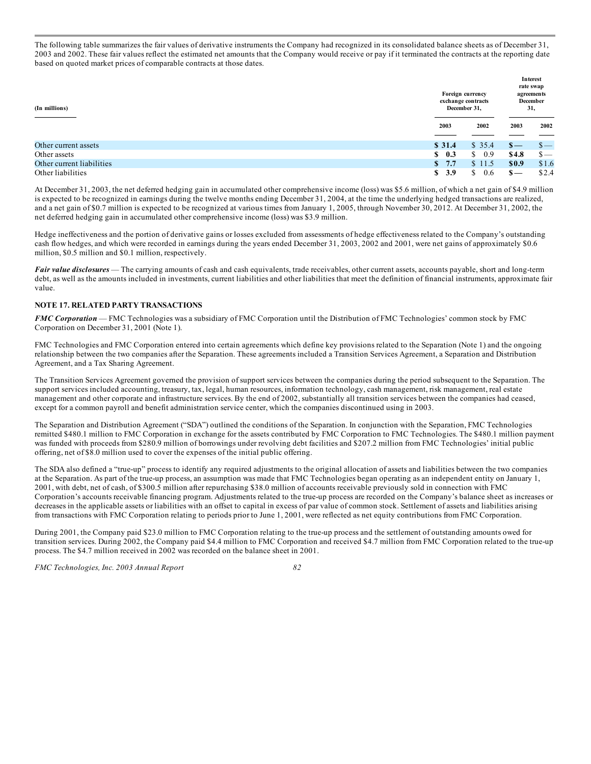The following table summarizes the fair values of derivative instruments the Company had recognized in its consolidated balance sheets as of December 31, 2003 and 2002. These fair values reflect the estimated net amounts that the Company would receive or pay if it terminated the contracts at the reporting date based on quoted market prices of comparable contracts at those dates.

| (In millions) | Foreign currency exchange contracts December 31, | | Interest rate swap agreements December 31, | |
|---|---|---|---|---|
| | 2003 | 2002 | 2003 | 2002 |
| Other current assets | **$ 31.4** | $ 35.4 | **$—** | $— |
| Other assets | **$ 0.3** | $ 0.9 | **$4.8** | $— |
| Other current liabilities | **$ 7.7** | $ 11.5 | **$0.9** | $1.6 |
| Other liabilities | **$ 3.9** | $ 0.6 | **$—** | $2.4 |

At December 31, 2003, the net deferred hedging gain in accumulated other comprehensive income (loss) was $5.6 million, of which a net gain of $4.9 million is expected to be recognized in earnings during the twelve months ending December 31, 2004, at the time the underlying hedged transactions are realized, and a net gain of $0.7 million is expected to be recognized at various times from January 1, 2005, through November 30, 2012. At December 31, 2002, the net deferred hedging gain in accumulated other comprehensive income (loss) was $3.9 million.

Hedge ineffectiveness and the portion of derivative gains or losses excluded from assessments of hedge effectiveness related to the Company's outstanding cash flow hedges, and which were recorded in earnings during the years ended December 31, 2003, 2002 and 2001, were net gains of approximately $0.6 million, $0.5 million and $0.1 million, respectively.

***Fair value disclosures*** — The carrying amounts of cash and cash equivalents, trade receivables, other current assets, accounts payable, short and long-term debt, as well as the amounts included in investments, current liabilities and other liabilities that meet the definition of financial instruments, approximate fair value.

## NOTE 17. RELATED PARTY TRANSACTIONS

***FMC Corporation*** — FMC Technologies was a subsidiary of FMC Corporation until the Distribution of FMC Technologies' common stock by FMC Corporation on December 31, 2001 (Note 1).

FMC Technologies and FMC Corporation entered into certain agreements which define key provisions related to the Separation (Note 1) and the ongoing relationship between the two companies after the Separation. These agreements included a Transition Services Agreement, a Separation and Distribution Agreement, and a Tax Sharing Agreement.

The Transition Services Agreement governed the provision of support services between the companies during the period subsequent to the Separation. The support services included accounting, treasury, tax, legal, human resources, information technology, cash management, risk management, real estate management and other corporate and infrastructure services. By the end of 2002, substantially all transition services between the companies had ceased, except for a common payroll and benefit administration service center, which the companies discontinued using in 2003.

The Separation and Distribution Agreement ("SDA") outlined the conditions of the Separation. In conjunction with the Separation, FMC Technologies remitted $480.1 million to FMC Corporation in exchange for the assets contributed by FMC Corporation to FMC Technologies. The $480.1 million payment was funded with proceeds from $280.9 million of borrowings under revolving debt facilities and $207.2 million from FMC Technologies' initial public offering, net of $8.0 million used to cover the expenses of the initial public offering.

The SDA also defined a "true-up" process to identify any required adjustments to the original allocation of assets and liabilities between the two companies at the Separation. As part of the true-up process, an assumption was made that FMC Technologies began operating as an independent entity on January 1, 2001, with debt, net of cash, of $300.5 million after repurchasing $38.0 million of accounts receivable previously sold in connection with FMC Corporation's accounts receivable financing program. Adjustments related to the true-up process are recorded on the Company's balance sheet as increases or decreases in the applicable assets or liabilities with an offset to capital in excess of par value of common stock. Settlement of assets and liabilities arising from transactions with FMC Corporation relating to periods prior to June 1, 2001, were reflected as net equity contributions from FMC Corporation.

During 2001, the Company paid $23.0 million to FMC Corporation relating to the true-up process and the settlement of outstanding amounts owed for transition services. During 2002, the Company paid $4.4 million to FMC Corporation and received $4.7 million from FMC Corporation related to the true-up process. The $4.7 million received in 2002 was recorded on the balance sheet in 2001.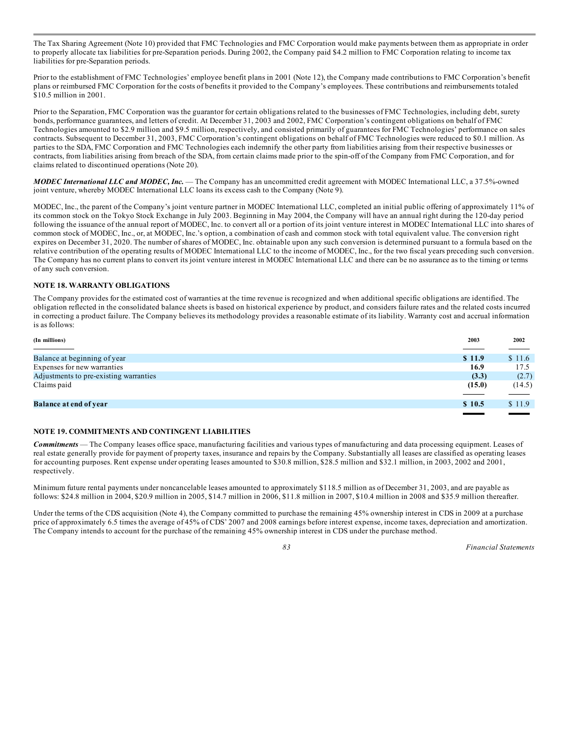The Tax Sharing Agreement (Note 10) provided that FMC Technologies and FMC Corporation would make payments between them as appropriate in order to properly allocate tax liabilities for pre-Separation periods. During 2002, the Company paid $4.2 million to FMC Corporation relating to income tax liabilities for pre-Separation periods.

Prior to the establishment of FMC Technologies' employee benefit plans in 2001 (Note 12), the Company made contributions to FMC Corporation's benefit plans or reimbursed FMC Corporation for the costs of benefits it provided to the Company's employees. These contributions and reimbursements totaled $10.5 million in 2001.

Prior to the Separation, FMC Corporation was the guarantor for certain obligations related to the businesses of FMC Technologies, including debt, surety bonds, performance guarantees, and letters of credit. At December 31, 2003 and 2002, FMC Corporation's contingent obligations on behalf of FMC Technologies amounted to $2.9 million and $9.5 million, respectively, and consisted primarily of guarantees for FMC Technologies' performance on sales contracts. Subsequent to December 31, 2003, FMC Corporation's contingent obligations on behalf of FMC Technologies were reduced to $0.1 million. As parties to the SDA, FMC Corporation and FMC Technologies each indemnify the other party from liabilities arising from their respective businesses or contracts, from liabilities arising from breach of the SDA, from certain claims made prior to the spin-off of the Company from FMC Corporation, and for claims related to discontinued operations (Note 20).

***MODEC International LLC and MODEC, Inc.*** — The Company has an uncommitted credit agreement with MODEC International LLC, a 37.5%-owned joint venture, whereby MODEC International LLC loans its excess cash to the Company (Note 9).

MODEC, Inc., the parent of the Company's joint venture partner in MODEC International LLC, completed an initial public offering of approximately 11% of its common stock on the Tokyo Stock Exchange in July 2003. Beginning in May 2004, the Company will have an annual right during the 120-day period following the issuance of the annual report of MODEC, Inc. to convert all or a portion of its joint venture interest in MODEC International LLC into shares of common stock of MODEC, Inc., or, at MODEC, Inc.'s option, a combination of cash and common stock with total equivalent value. The conversion right expires on December 31, 2020. The number of shares of MODEC, Inc. obtainable upon any such conversion is determined pursuant to a formula based on the relative contribution of the operating results of MODEC International LLC to the income of MODEC, Inc., for the two fiscal years preceding such conversion. The Company has no current plans to convert its joint venture interest in MODEC International LLC and there can be no assurance as to the timing or terms of any such conversion.

## NOTE 18. WARRANTY OBLIGATIONS

The Company provides for the estimated cost of warranties at the time revenue is recognized and when additional specific obligations are identified. The obligation reflected in the consolidated balance sheets is based on historical experience by product, and considers failure rates and the related costs incurred in correcting a product failure. The Company believes its methodology provides a reasonable estimate of its liability. Warranty cost and accrual information is as follows:

| (In millions) | 2003 | 2002 |
|---|---|---|
| Balance at beginning of year | **$ 11.9** | $ 11.6 |
| Expenses for new warranties | **16.9** | 17.5 |
| Adjustments to pre-existing warranties | **(3.3)** | (2.7) |
| Claims paid | **(15.0)** | (14.5) |
| **Balance at end of year** | **$ 10.5** | $ 11.9 |

## NOTE 19. COMMITMENTS AND CONTINGENT LIABILITIES

***Commitments*** — The Company leases office space, manufacturing facilities and various types of manufacturing and data processing equipment. Leases of real estate generally provide for payment of property taxes, insurance and repairs by the Company. Substantially all leases are classified as operating leases for accounting purposes. Rent expense under operating leases amounted to $30.8 million, $28.5 million and $32.1 million, in 2003, 2002 and 2001, respectively.

Minimum future rental payments under noncancelable leases amounted to approximately $118.5 million as of December 31, 2003, and are payable as follows: $24.8 million in 2004, $20.9 million in 2005, $14.7 million in 2006, $11.8 million in 2007, $10.4 million in 2008 and $35.9 million thereafter.

Under the terms of the CDS acquisition (Note 4), the Company committed to purchase the remaining 45% ownership interest in CDS in 2009 at a purchase price of approximately 6.5 times the average of 45% of CDS' 2007 and 2008 earnings before interest expense, income taxes, depreciation and amortization. The Company intends to account for the purchase of the remaining 45% ownership interest in CDS under the purchase method.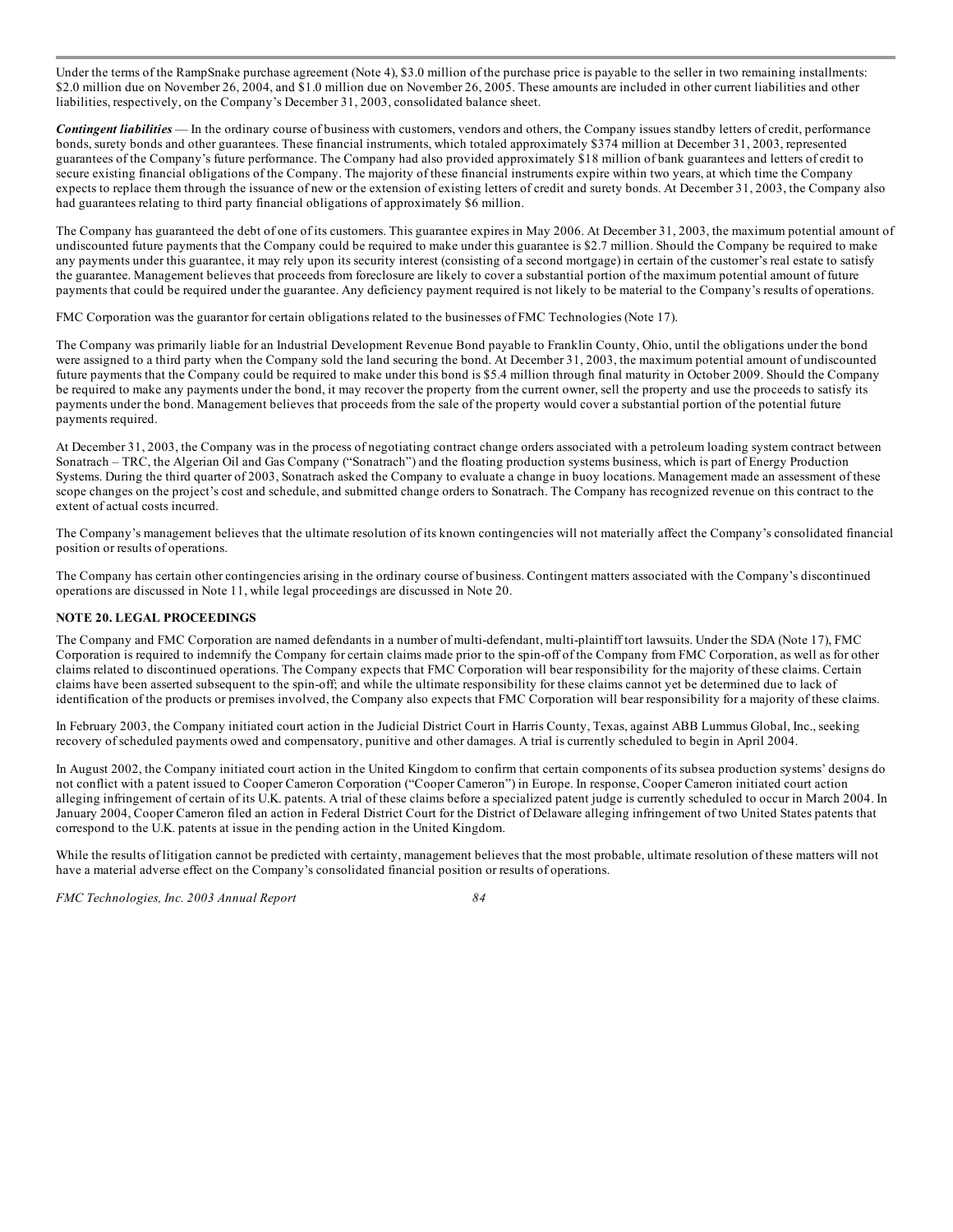Under the terms of the RampSnake purchase agreement (Note 4), $3.0 million of the purchase price is payable to the seller in two remaining installments: $2.0 million due on November 26, 2004, and $1.0 million due on November 26, 2005. These amounts are included in other current liabilities and other liabilities, respectively, on the Company's December 31, 2003, consolidated balance sheet.

***Contingent liabilities*** — In the ordinary course of business with customers, vendors and others, the Company issues standby letters of credit, performance bonds, surety bonds and other guarantees. These financial instruments, which totaled approximately $374 million at December 31, 2003, represented guarantees of the Company's future performance. The Company had also provided approximately $18 million of bank guarantees and letters of credit to secure existing financial obligations of the Company. The majority of these financial instruments expire within two years, at which time the Company expects to replace them through the issuance of new or the extension of existing letters of credit and surety bonds. At December 31, 2003, the Company also had guarantees relating to third party financial obligations of approximately $6 million.

The Company has guaranteed the debt of one of its customers. This guarantee expires in May 2006. At December 31, 2003, the maximum potential amount of undiscounted future payments that the Company could be required to make under this guarantee is $2.7 million. Should the Company be required to make any payments under this guarantee, it may rely upon its security interest (consisting of a second mortgage) in certain of the customer's real estate to satisfy the guarantee. Management believes that proceeds from foreclosure are likely to cover a substantial portion of the maximum potential amount of future payments that could be required under the guarantee. Any deficiency payment required is not likely to be material to the Company's results of operations.

FMC Corporation was the guarantor for certain obligations related to the businesses of FMC Technologies (Note 17).

The Company was primarily liable for an Industrial Development Revenue Bond payable to Franklin County, Ohio, until the obligations under the bond were assigned to a third party when the Company sold the land securing the bond. At December 31, 2003, the maximum potential amount of undiscounted future payments that the Company could be required to make under this bond is $5.4 million through final maturity in October 2009. Should the Company be required to make any payments under the bond, it may recover the property from the current owner, sell the property and use the proceeds to satisfy its payments under the bond. Management believes that proceeds from the sale of the property would cover a substantial portion of the potential future payments required.

At December 31, 2003, the Company was in the process of negotiating contract change orders associated with a petroleum loading system contract between Sonatrach – TRC, the Algerian Oil and Gas Company ("Sonatrach") and the floating production systems business, which is part of Energy Production Systems. During the third quarter of 2003, Sonatrach asked the Company to evaluate a change in buoy locations. Management made an assessment of these scope changes on the project's cost and schedule, and submitted change orders to Sonatrach. The Company has recognized revenue on this contract to the extent of actual costs incurred.

The Company's management believes that the ultimate resolution of its known contingencies will not materially affect the Company's consolidated financial position or results of operations.

The Company has certain other contingencies arising in the ordinary course of business. Contingent matters associated with the Company's discontinued operations are discussed in Note 11, while legal proceedings are discussed in Note 20.

**NOTE 20. LEGAL PROCEEDINGS**

The Company and FMC Corporation are named defendants in a number of multi-defendant, multi-plaintiff tort lawsuits. Under the SDA (Note 17), FMC Corporation is required to indemnify the Company for certain claims made prior to the spin-off of the Company from FMC Corporation, as well as for other claims related to discontinued operations. The Company expects that FMC Corporation will bear responsibility for the majority of these claims. Certain claims have been asserted subsequent to the spin-off; and while the ultimate responsibility for these claims cannot yet be determined due to lack of identification of the products or premises involved, the Company also expects that FMC Corporation will bear responsibility for a majority of these claims.

In February 2003, the Company initiated court action in the Judicial District Court in Harris County, Texas, against ABB Lummus Global, Inc., seeking recovery of scheduled payments owed and compensatory, punitive and other damages. A trial is currently scheduled to begin in April 2004.

In August 2002, the Company initiated court action in the United Kingdom to confirm that certain components of its subsea production systems' designs do not conflict with a patent issued to Cooper Cameron Corporation ("Cooper Cameron") in Europe. In response, Cooper Cameron initiated court action alleging infringement of certain of its U.K. patents. A trial of these claims before a specialized patent judge is currently scheduled to occur in March 2004. In January 2004, Cooper Cameron filed an action in Federal District Court for the District of Delaware alleging infringement of two United States patents that correspond to the U.K. patents at issue in the pending action in the United Kingdom.

While the results of litigation cannot be predicted with certainty, management believes that the most probable, ultimate resolution of these matters will not have a material adverse effect on the Company's consolidated financial position or results of operations.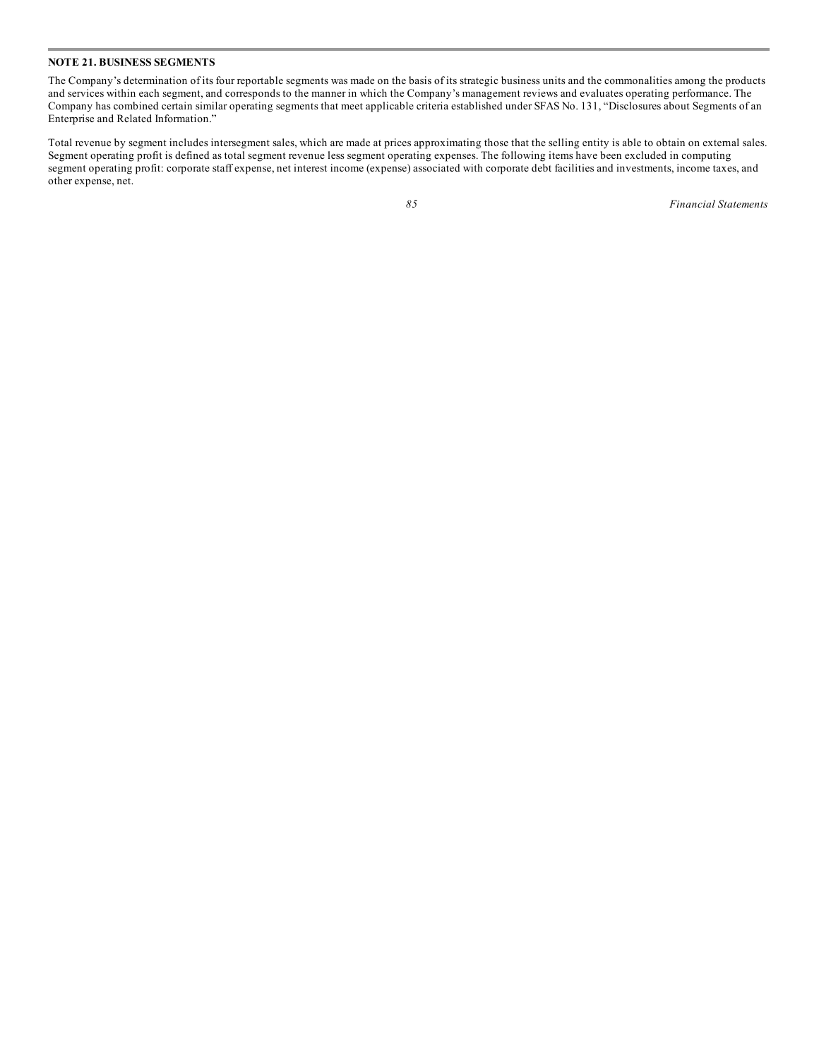## NOTE 21. BUSINESS SEGMENTS

The Company's determination of its four reportable segments was made on the basis of its strategic business units and the commonalities among the products and services within each segment, and corresponds to the manner in which the Company's management reviews and evaluates operating performance. The Company has combined certain similar operating segments that meet applicable criteria established under SFAS No. 131, "Disclosures about Segments of an Enterprise and Related Information."

Total revenue by segment includes intersegment sales, which are made at prices approximating those that the selling entity is able to obtain on external sales. Segment operating profit is defined as total segment revenue less segment operating expenses. The following items have been excluded in computing segment operating profit: corporate staff expense, net interest income (expense) associated with corporate debt facilities and investments, income taxes, and other expense, net.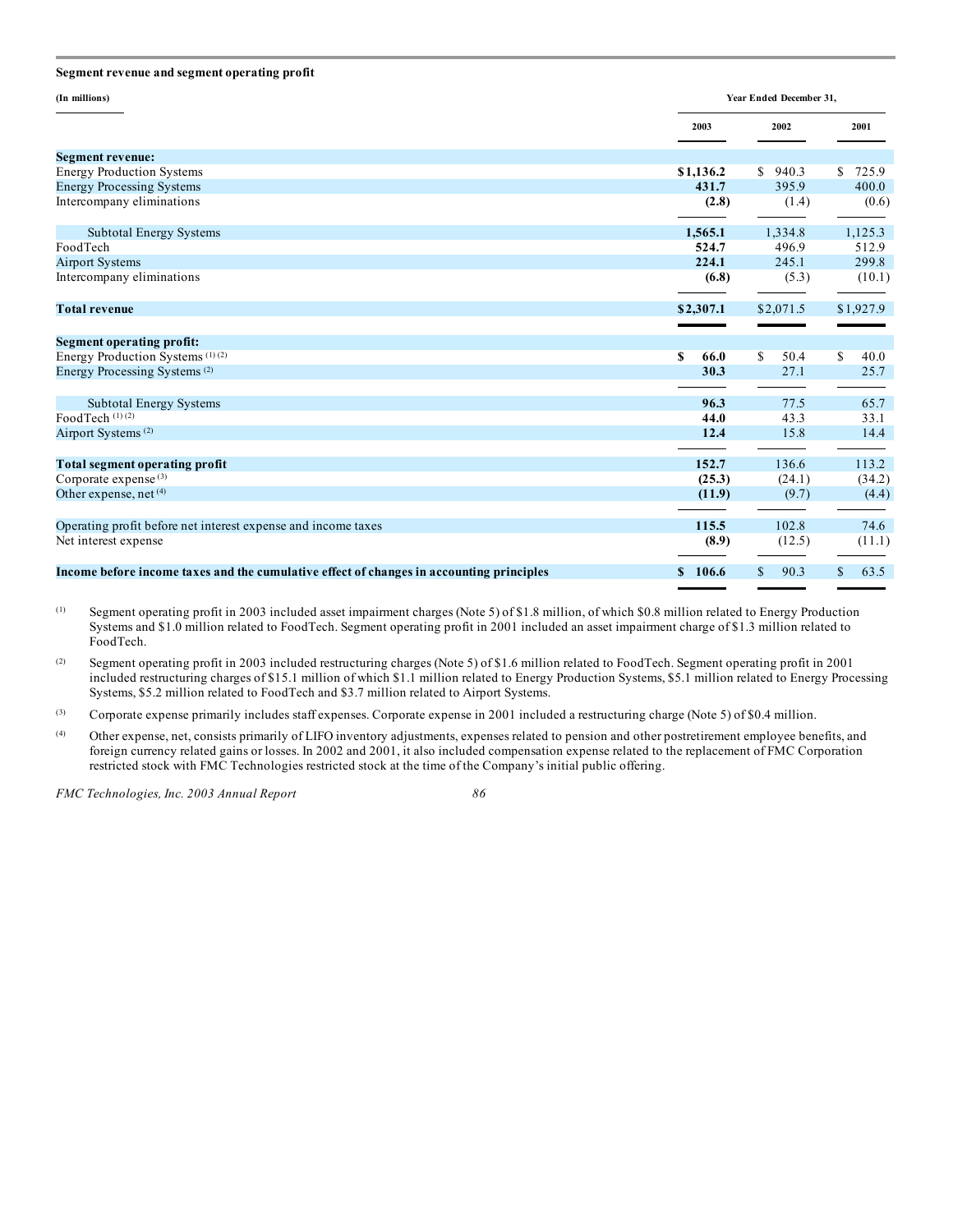**Segment revenue and segment operating profit**

| (In millions) | Year Ended December 31, | | |
|---|---|---|---|
| | 2003 | 2002 | 2001 |
| **Segment revenue:** | | | |
| Energy Production Systems | **$1,136.2** | $ 940.3 | $ 725.9 |
| Energy Processing Systems | **431.7** | 395.9 | 400.0 |
| Intercompany eliminations | **(2.8)** | (1.4) | (0.6) |
| Subtotal Energy Systems | **1,565.1** | 1,334.8 | 1,125.3 |
| FoodTech | **524.7** | 496.9 | 512.9 |
| Airport Systems | **224.1** | 245.1 | 299.8 |
| Intercompany eliminations | **(6.8)** | (5.3) | (10.1) |
| **Total revenue** | **$2,307.1** | $2,071.5 | $1,927.9 |
| **Segment operating profit:** | | | |
| Energy Production Systems [(1)] [(2)] | **$ 66.0** | $ 50.4 | $ 40.0 |
| Energy Processing Systems [(2)] | **30.3** | 27.1 | 25.7 |
| Subtotal Energy Systems | **96.3** | 77.5 | 65.7 |
| FoodTech [(1)] [(2)] | **44.0** | 43.3 | 33.1 |
| Airport Systems [(2)] | **12.4** | 15.8 | 14.4 |
| **Total segment operating profit** | **152.7** | 136.6 | 113.2 |
| Corporate expense [(3)] | **(25.3)** | (24.1) | (34.2) |
| Other expense, net [(4)] | **(11.9)** | (9.7) | (4.4) |
| Operating profit before net interest expense and income taxes | **115.5** | 102.8 | 74.6 |
| Net interest expense | **(8.9)** | (12.5) | (11.1) |
| **Income before income taxes and the cumulative effect of changes in accounting principles** | **$ 106.6** | $ 90.3 | $ 63.5 |

(1) Segment operating profit in 2003 included asset impairment charges (Note 5) of $1.8 million, of which $0.8 million related to Energy Production Systems and $1.0 million related to FoodTech. Segment operating profit in 2001 included an asset impairment charge of $1.3 million related to FoodTech.

(2) Segment operating profit in 2003 included restructuring charges (Note 5) of $1.6 million related to FoodTech. Segment operating profit in 2001 included restructuring charges of $15.1 million of which $1.1 million related to Energy Production Systems, $5.1 million related to Energy Processing Systems, $5.2 million related to FoodTech and $3.7 million related to Airport Systems.

(3) Corporate expense primarily includes staff expenses. Corporate expense in 2001 included a restructuring charge (Note 5) of $0.4 million.

(4) Other expense, net, consists primarily of LIFO inventory adjustments, expenses related to pension and other postretirement employee benefits, and foreign currency related gains or losses. In 2002 and 2001, it also included compensation expense related to the replacement of FMC Corporation restricted stock with FMC Technologies restricted stock at the time of the Company's initial public offering.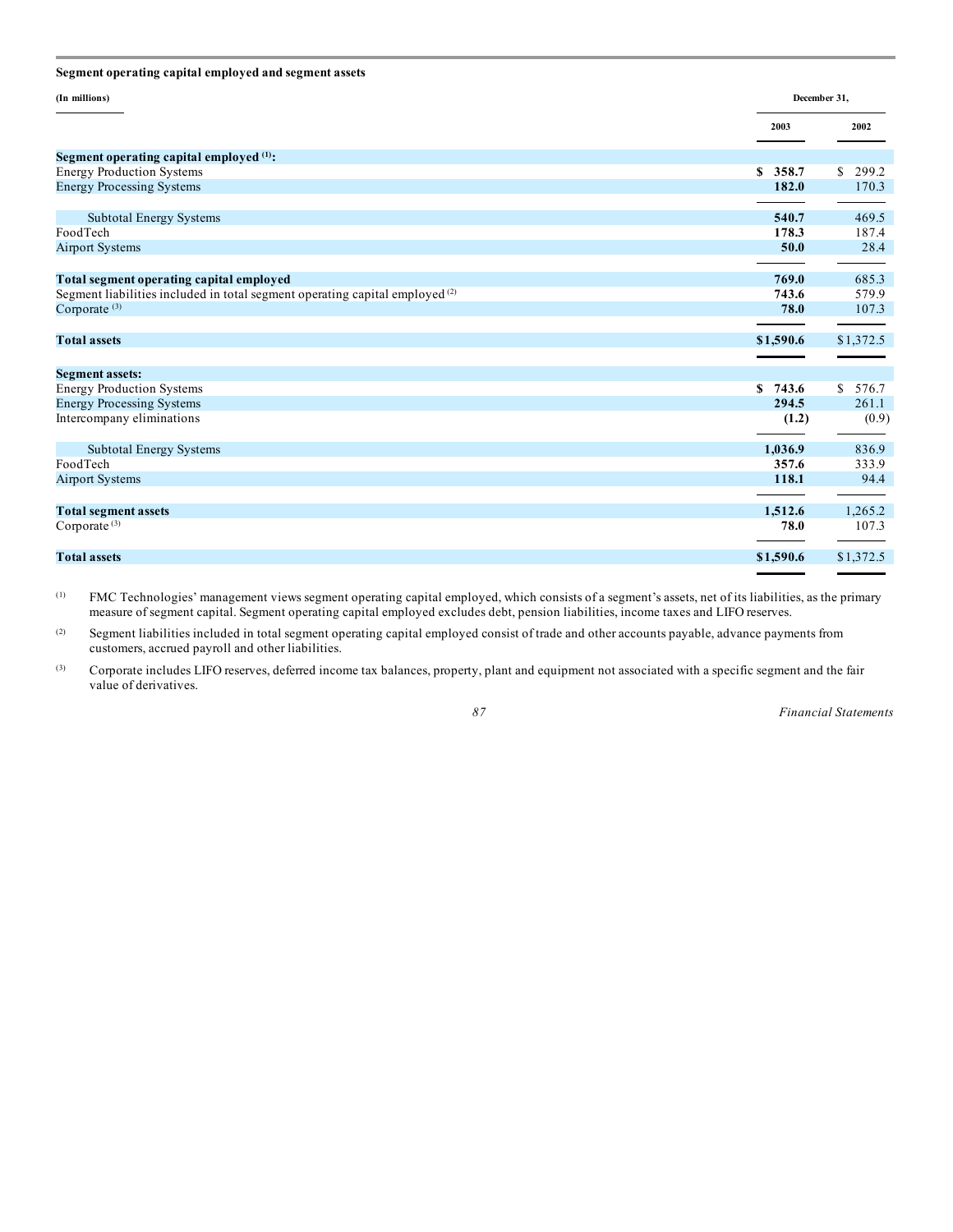**Segment operating capital employed and segment assets**

| (In millions) | December 31, | |
|---|---|---|
| | 2003 | 2002 |
| **Segment operating capital employed** [(1)]**:** | | |
| Energy Production Systems | **$ 358.7** | $ 299.2 |
| Energy Processing Systems | **182.0** | 170.3 |
| Subtotal Energy Systems | **540.7** | 469.5 |
| FoodTech | **178.3** | 187.4 |
| Airport Systems | **50.0** | 28.4 |
| **Total segment operating capital employed** | **769.0** | 685.3 |
| Segment liabilities included in total segment operating capital employed [(2)] | **743.6** | 579.9 |
| Corporate [(3)] | **78.0** | 107.3 |
| **Total assets** | **$1,590.6** | $1,372.5 |
| **Segment assets:** | | |
| Energy Production Systems | **$ 743.6** | $ 576.7 |
| Energy Processing Systems | **294.5** | 261.1 |
| Intercompany eliminations | **(1.2)** | (0.9) |
| Subtotal Energy Systems | **1,036.9** | 836.9 |
| FoodTech | **357.6** | 333.9 |
| Airport Systems | **118.1** | 94.4 |
| **Total segment assets** | **1,512.6** | 1,265.2 |
| Corporate [(3)] | **78.0** | 107.3 |
| **Total assets** | **$1,590.6** | $1,372.5 |

(1) FMC Technologies' management views segment operating capital employed, which consists of a segment's assets, net of its liabilities, as the primary measure of segment capital. Segment operating capital employed excludes debt, pension liabilities, income taxes and LIFO reserves.

(2) Segment liabilities included in total segment operating capital employed consist of trade and other accounts payable, advance payments from customers, accrued payroll and other liabilities.

(3) Corporate includes LIFO reserves, deferred income tax balances, property, plant and equipment not associated with a specific segment and the fair value of derivatives.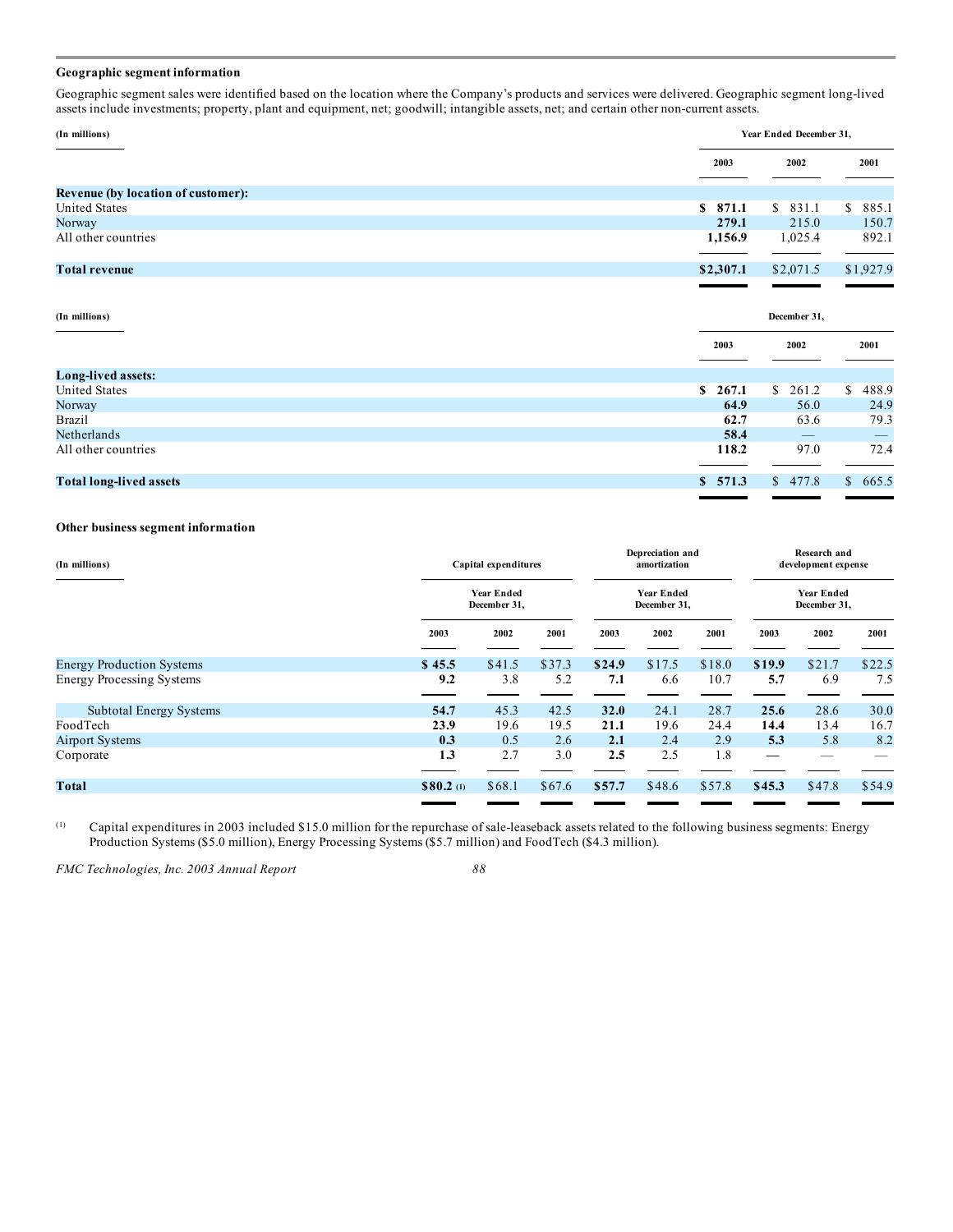### Geographic segment information

Geographic segment sales were identified based on the location where the Company's products and services were delivered. Geographic segment long-lived assets include investments; property, plant and equipment, net; goodwill; intangible assets, net; and certain other non-current assets.

| (In millions) | Year Ended December 31, | | |
|---|---|---|---|
| | 2003 | 2002 | 2001 |
| **Revenue (by location of customer):** | | | |
| United States | **$ 871.1** | $ 831.1 | $ 885.1 |
| Norway | **279.1** | 215.0 | 150.7 |
| All other countries | **1,156.9** | 1,025.4 | 892.1 |
| **Total revenue** | **$2,307.1** | $2,071.5 | $1,927.9 |

| (In millions) | December 31, | | |
|---|---|---|---|
| | 2003 | 2002 | 2001 |
| **Long-lived assets:** | | | |
| United States | **$ 267.1** | $ 261.2 | $ 488.9 |
| Norway | **64.9** | 56.0 | 24.9 |
| Brazil | **62.7** | 63.6 | 79.3 |
| Netherlands | **58.4** | — | — |
| All other countries | **118.2** | 97.0 | 72.4 |
| **Total long-lived assets** | **$ 571.3** | $ 477.8 | $ 665.5 |

### Other business segment information

| (In millions) | Capital expenditures | | | Depreciation and amortization | | | Research and development expense | | |
|---|---|---|---|---|---|---|---|---|---|
| | Year Ended December 31, | | | Year Ended December 31, | | | Year Ended December 31, | | |
| | 2003 | 2002 | 2001 | 2003 | 2002 | 2001 | 2003 | 2002 | 2001 |
| Energy Production Systems | **$ 45.5** | $41.5 | $37.3 | **$24.9** | $17.5 | $18.0 | **$19.9** | $21.7 | $22.5 |
| Energy Processing Systems | **9.2** | 3.8 | 5.2 | **7.1** | 6.6 | 10.7 | **5.7** | 6.9 | 7.5 |
| Subtotal Energy Systems | **54.7** | 45.3 | 42.5 | **32.0** | 24.1 | 28.7 | **25.6** | 28.6 | 30.0 |
| FoodTech | **23.9** | 19.6 | 19.5 | **21.1** | 19.6 | 24.4 | **14.4** | 13.4 | 16.7 |
| Airport Systems | **0.3** | 0.5 | 2.6 | **2.1** | 2.4 | 2.9 | **5.3** | 5.8 | 8.2 |
| Corporate | **1.3** | 2.7 | 3.0 | **2.5** | 2.5 | 1.8 | — | — | — |
| **Total** | **$80.2** (1) | $68.1 | $67.6 | **$57.7** | $48.6 | $57.8 | **$45.3** | $47.8 | $54.9 |

(1) Capital expenditures in 2003 included $15.0 million for the repurchase of sale-leaseback assets related to the following business segments: Energy Production Systems ($5.0 million), Energy Processing Systems ($5.7 million) and FoodTech ($4.3 million).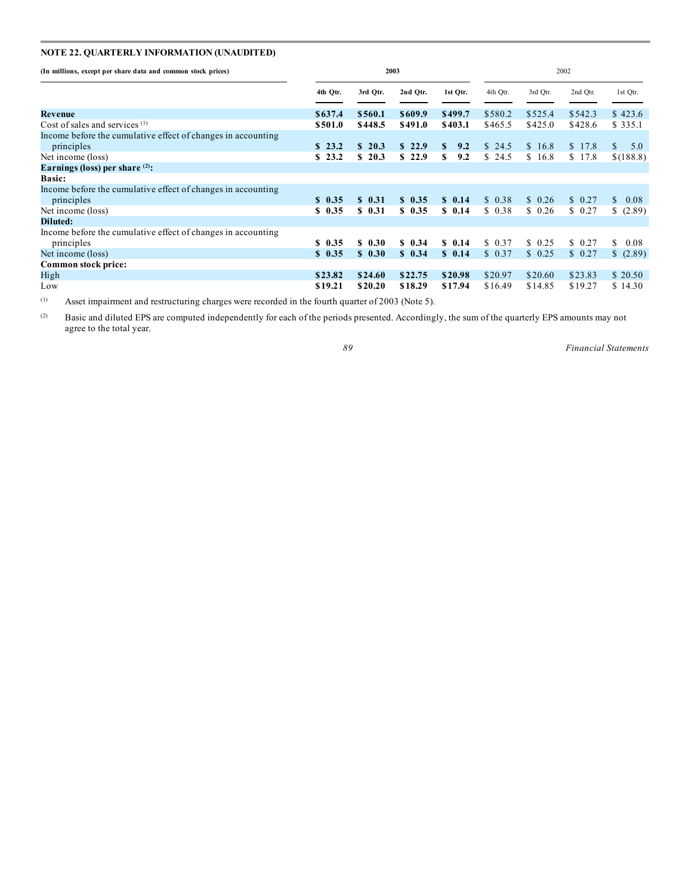**NOTE 22. QUARTERLY INFORMATION (UNAUDITED)**

| (In millions, except per share data and common stock prices) | 2003 | | | | 2002 | | | |
|---|---|---|---|---|---|---|---|---|
| | 4th Qtr. | 3rd Qtr. | 2nd Qtr. | 1st Qtr. | 4th Qtr. | 3rd Qtr. | 2nd Qtr. | 1st Qtr. |
| **Revenue** | **$637.4** | **$560.1** | **$609.9** | **$499.7** | $580.2 | $525.4 | $542.3 | $ 423.6 |
| Cost of sales and services [(1)] | **$501.0** | **$448.5** | **$491.0** | **$403.1** | $465.5 | $425.0 | $428.6 | $ 335.1 |
| Income before the cumulative effect of changes in accounting principles | **$ 23.2** | **$ 20.3** | **$ 22.9** | **$ 9.2** | $ 24.5 | $ 16.8 | $ 17.8 | $ 5.0 |
| Net income (loss) | **$ 23.2** | **$ 20.3** | **$ 22.9** | **$ 9.2** | $ 24.5 | $ 16.8 | $ 17.8 | $(188.8) |
| **Earnings (loss) per share [(2)]:** | | | | | | | | |
| **Basic:** | | | | | | | | |
| Income before the cumulative effect of changes in accounting principles | **$ 0.35** | **$ 0.31** | **$ 0.35** | **$ 0.14** | $ 0.38 | $ 0.26 | $ 0.27 | $ 0.08 |
| Net income (loss) | **$ 0.35** | **$ 0.31** | **$ 0.35** | **$ 0.14** | $ 0.38 | $ 0.26 | $ 0.27 | $ (2.89) |
| **Diluted:** | | | | | | | | |
| Income before the cumulative effect of changes in accounting principles | **$ 0.35** | **$ 0.30** | **$ 0.34** | **$ 0.14** | $ 0.37 | $ 0.25 | $ 0.27 | $ 0.08 |
| Net income (loss) | **$ 0.35** | **$ 0.30** | **$ 0.34** | **$ 0.14** | $ 0.37 | $ 0.25 | $ 0.27 | $ (2.89) |
| **Common stock price:** | | | | | | | | |
| High | **$23.82** | **$24.60** | **$22.75** | **$20.98** | $20.97 | $20.60 | $23.83 | $ 20.50 |
| Low | **$19.21** | **$20.20** | **$18.29** | **$17.94** | $16.49 | $14.85 | $19.27 | $ 14.30 |

(1) Asset impairment and restructuring charges were recorded in the fourth quarter of 2003 (Note 5).

(2) Basic and diluted EPS are computed independently for each of the periods presented. Accordingly, the sum of the quarterly EPS amounts may not agree to the total year.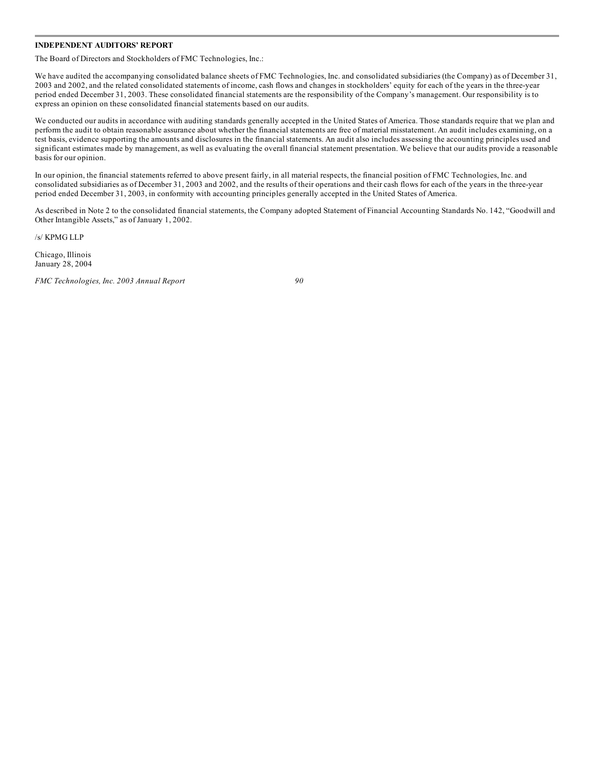## INDEPENDENT AUDITORS' REPORT

The Board of Directors and Stockholders of FMC Technologies, Inc.:

We have audited the accompanying consolidated balance sheets of FMC Technologies, Inc. and consolidated subsidiaries (the Company) as of December 31, 2003 and 2002, and the related consolidated statements of income, cash flows and changes in stockholders' equity for each of the years in the three-year period ended December 31, 2003. These consolidated financial statements are the responsibility of the Company's management. Our responsibility is to express an opinion on these consolidated financial statements based on our audits.

We conducted our audits in accordance with auditing standards generally accepted in the United States of America. Those standards require that we plan and perform the audit to obtain reasonable assurance about whether the financial statements are free of material misstatement. An audit includes examining, on a test basis, evidence supporting the amounts and disclosures in the financial statements. An audit also includes assessing the accounting principles used and significant estimates made by management, as well as evaluating the overall financial statement presentation. We believe that our audits provide a reasonable basis for our opinion.

In our opinion, the financial statements referred to above present fairly, in all material respects, the financial position of FMC Technologies, Inc. and consolidated subsidiaries as of December 31, 2003 and 2002, and the results of their operations and their cash flows for each of the years in the three-year period ended December 31, 2003, in conformity with accounting principles generally accepted in the United States of America.

As described in Note 2 to the consolidated financial statements, the Company adopted Statement of Financial Accounting Standards No. 142, "Goodwill and Other Intangible Assets," as of January 1, 2002.

/s/ KPMG LLP

Chicago, Illinois
January 28, 2004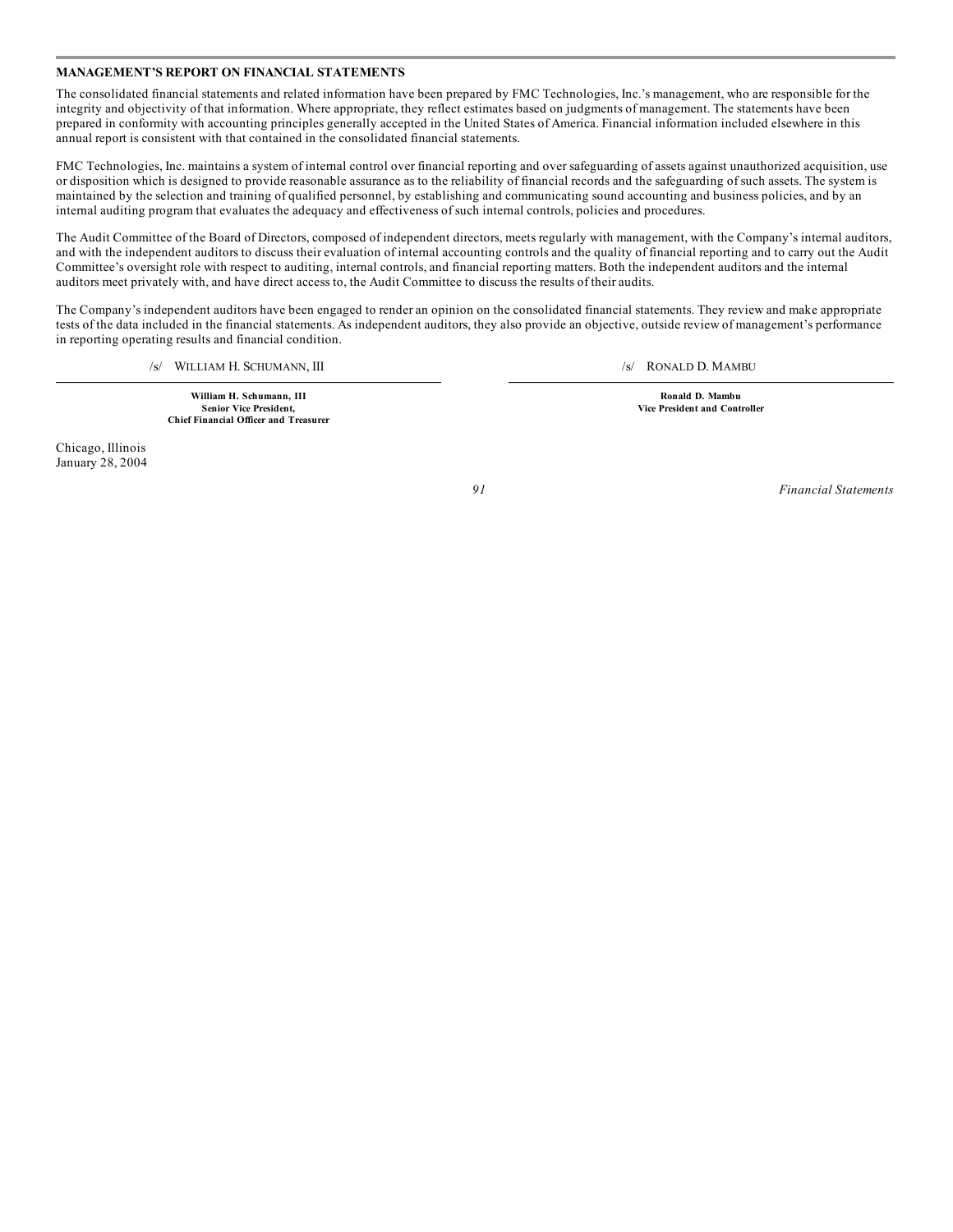## MANAGEMENT'S REPORT ON FINANCIAL STATEMENTS

The consolidated financial statements and related information have been prepared by FMC Technologies, Inc.'s management, who are responsible for the integrity and objectivity of that information. Where appropriate, they reflect estimates based on judgments of management. The statements have been prepared in conformity with accounting principles generally accepted in the United States of America. Financial information included elsewhere in this annual report is consistent with that contained in the consolidated financial statements.

FMC Technologies, Inc. maintains a system of internal control over financial reporting and over safeguarding of assets against unauthorized acquisition, use or disposition which is designed to provide reasonable assurance as to the reliability of financial records and the safeguarding of such assets. The system is maintained by the selection and training of qualified personnel, by establishing and communicating sound accounting and business policies, and by an internal auditing program that evaluates the adequacy and effectiveness of such internal controls, policies and procedures.

The Audit Committee of the Board of Directors, composed of independent directors, meets regularly with management, with the Company's internal auditors, and with the independent auditors to discuss their evaluation of internal accounting controls and the quality of financial reporting and to carry out the Audit Committee's oversight role with respect to auditing, internal controls, and financial reporting matters. Both the independent auditors and the internal auditors meet privately with, and have direct access to, the Audit Committee to discuss the results of their audits.

The Company's independent auditors have been engaged to render an opinion on the consolidated financial statements. They review and make appropriate tests of the data included in the financial statements. As independent auditors, they also provide an objective, outside review of management's performance in reporting operating results and financial condition.

/s/ WILLIAM H. SCHUMANN, III

**William H. Schumann, III**
**Senior Vice President,**
**Chief Financial Officer and Treasurer**

/s/ RONALD D. MAMBU

**Ronald D. Mambu**
**Vice President and Controller**

Chicago, Illinois
January 28, 2004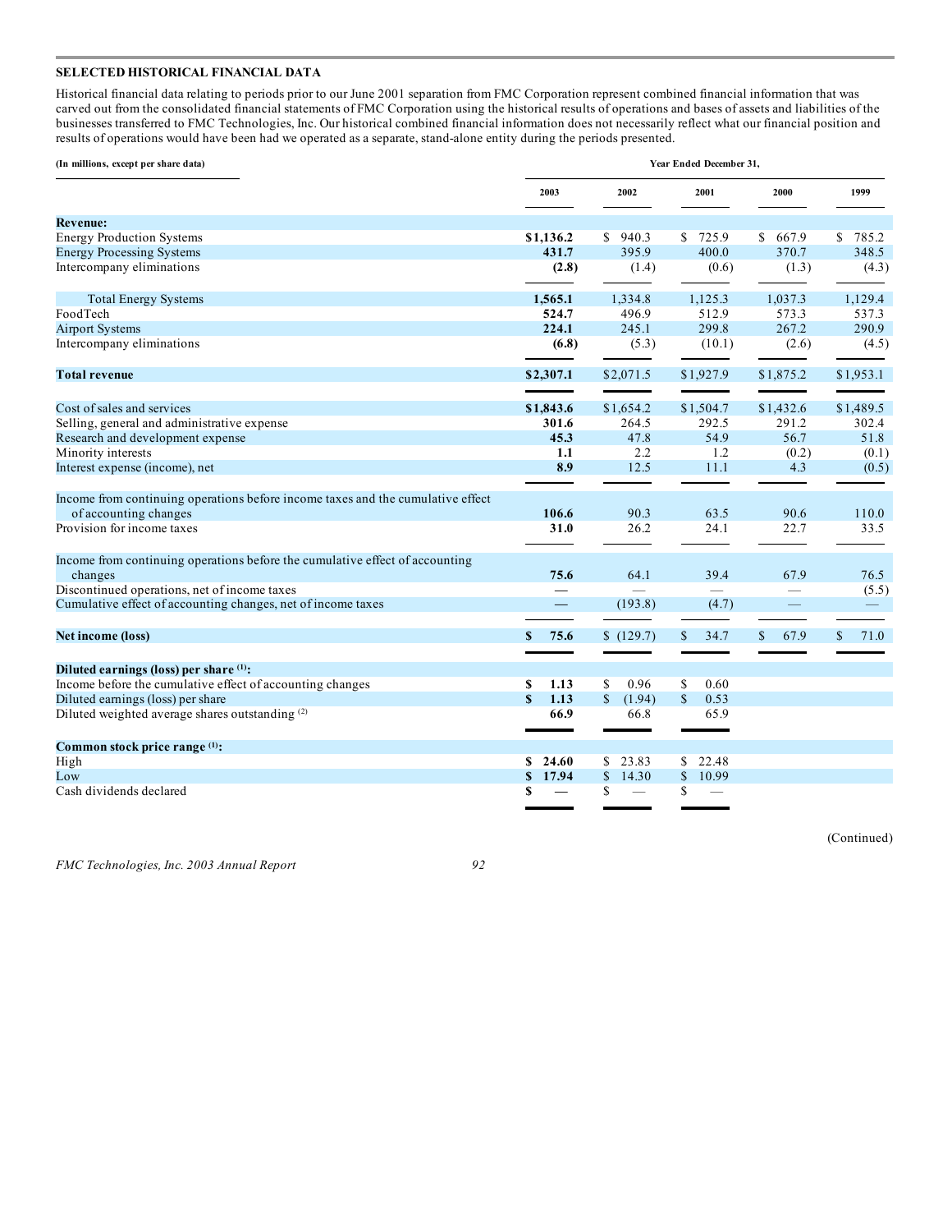## SELECTED HISTORICAL FINANCIAL DATA

Historical financial data relating to periods prior to our June 2001 separation from FMC Corporation represent combined financial information that was carved out from the consolidated financial statements of FMC Corporation using the historical results of operations and bases of assets and liabilities of the businesses transferred to FMC Technologies, Inc. Our historical combined financial information does not necessarily reflect what our financial position and results of operations would have been had we operated as a separate, stand-alone entity during the periods presented.

| (In millions, except per share data) | Year Ended December 31, | | | | |
|---|---|---|---|---|---|
| | 2003 | 2002 | 2001 | 2000 | 1999 |
| **Revenue:** | | | | | |
| Energy Production Systems | **$1,136.2** | $ 940.3 | $ 725.9 | $ 667.9 | $ 785.2 |
| Energy Processing Systems | **431.7** | 395.9 | 400.0 | 370.7 | 348.5 |
| Intercompany eliminations | **(2.8)** | (1.4) | (0.6) | (1.3) | (4.3) |
| Total Energy Systems | **1,565.1** | 1,334.8 | 1,125.3 | 1,037.3 | 1,129.4 |
| FoodTech | **524.7** | 496.9 | 512.9 | 573.3 | 537.3 |
| Airport Systems | **224.1** | 245.1 | 299.8 | 267.2 | 290.9 |
| Intercompany eliminations | **(6.8)** | (5.3) | (10.1) | (2.6) | (4.5) |
| **Total revenue** | **$2,307.1** | $2,071.5 | $1,927.9 | $1,875.2 | $1,953.1 |
| Cost of sales and services | **$1,843.6** | $1,654.2 | $1,504.7 | $1,432.6 | $1,489.5 |
| Selling, general and administrative expense | **301.6** | 264.5 | 292.5 | 291.2 | 302.4 |
| Research and development expense | **45.3** | 47.8 | 54.9 | 56.7 | 51.8 |
| Minority interests | **1.1** | 2.2 | 1.2 | (0.2) | (0.1) |
| Interest expense (income), net | **8.9** | 12.5 | 11.1 | 4.3 | (0.5) |
| Income from continuing operations before income taxes and the cumulative effect of accounting changes | **106.6** | 90.3 | 63.5 | 90.6 | 110.0 |
| Provision for income taxes | **31.0** | 26.2 | 24.1 | 22.7 | 33.5 |
| Income from continuing operations before the cumulative effect of accounting changes | **75.6** | 64.1 | 39.4 | 67.9 | 76.5 |
| Discontinued operations, net of income taxes | **—** | — | — | — | (5.5) |
| Cumulative effect of accounting changes, net of income taxes | **—** | (193.8) | (4.7) | — | — |
| **Net income (loss)** | **$ 75.6** | $ (129.7) | $ 34.7 | $ 67.9 | $ 71.0 |
| **Diluted earnings (loss) per share [1]:** | | | | | |
| Income before the cumulative effect of accounting changes | **$ 1.13** | $ 0.96 | $ 0.60 | | |
| Diluted earnings (loss) per share | **$ 1.13** | $ (1.94) | $ 0.53 | | |
| Diluted weighted average shares outstanding [2] | **66.9** | 66.8 | 65.9 | | |
| **Common stock price range [1]:** | | | | | |
| High | **$ 24.60** | $ 23.83 | $ 22.48 | | |
| Low | **$ 17.94** | $ 14.30 | $ 10.99 | | |
| Cash dividends declared | **$ —** | $ — | $ — | | |

(Continued)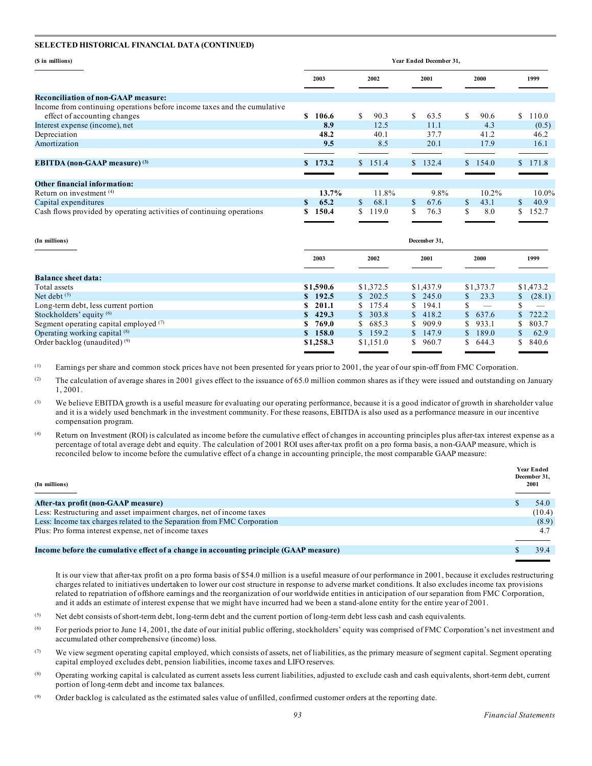## SELECTED HISTORICAL FINANCIAL DATA (CONTINUED)

| ($ in millions) | Year Ended December 31, | | | | |
|---|---|---|---|---|---|
| | 2003 | 2002 | 2001 | 2000 | 1999 |
| **Reconciliation of non-GAAP measure:** | | | | | |
| Income from continuing operations before income taxes and the cumulative effect of accounting changes | **$ 106.6** | $ 90.3 | $ 63.5 | $ 90.6 | $ 110.0 |
| Interest expense (income), net | **8.9** | 12.5 | 11.1 | 4.3 | (0.5) |
| Depreciation | **48.2** | 40.1 | 37.7 | 41.2 | 46.2 |
| Amortization | **9.5** | 8.5 | 20.1 | 17.9 | 16.1 |
| **EBITDA (non-GAAP measure)** [(3)] | **$ 173.2** | $ 151.4 | $ 132.4 | $ 154.0 | $ 171.8 |
| **Other financial information:** | | | | | |
| Return on investment [(4)] | **13.7%** | 11.8% | 9.8% | 10.2% | 10.0% |
| Capital expenditures | **$ 65.2** | $ 68.1 | $ 67.6 | $ 43.1 | $ 40.9 |
| Cash flows provided by operating activities of continuing operations | **$ 150.4** | $ 119.0 | $ 76.3 | $ 8.0 | $ 152.7 |

| (In millions) | December 31, | | | | |
|---|---|---|---|---|---|
| | 2003 | 2002 | 2001 | 2000 | 1999 |
| **Balance sheet data:** | | | | | |
| Total assets | **$1,590.6** | $1,372.5 | $1,437.9 | $1,373.7 | $1,473.2 |
| Net debt [(5)] | **$ 192.5** | $ 202.5 | $ 245.0 | $ 23.3 | $ (28.1) |
| Long-term debt, less current portion | **$ 201.1** | $ 175.4 | $ 194.1 | $ — | $ — |
| Stockholders' equity [(6)] | **$ 429.3** | $ 303.8 | $ 418.2 | $ 637.6 | $ 722.2 |
| Segment operating capital employed [(7)] | **$ 769.0** | $ 685.3 | $ 909.9 | $ 933.1 | $ 803.7 |
| Operating working capital [(8)] | **$ 158.0** | $ 159.2 | $ 147.9 | $ 189.0 | $ 62.9 |
| Order backlog (unaudited) [(9)] | **$1,258.3** | $1,151.0 | $ 960.7 | $ 644.3 | $ 840.6 |

(1) Earnings per share and common stock prices have not been presented for years prior to 2001, the year of our spin-off from FMC Corporation.

(2) The calculation of average shares in 2001 gives effect to the issuance of 65.0 million common shares as if they were issued and outstanding on January 1, 2001.

(3) We believe EBITDA growth is a useful measure for evaluating our operating performance, because it is a good indicator of growth in shareholder value and it is a widely used benchmark in the investment community. For these reasons, EBITDA is also used as a performance measure in our incentive compensation program.

(4) Return on Investment (ROI) is calculated as income before the cumulative effect of changes in accounting principles plus after-tax interest expense as a percentage of total average debt and equity. The calculation of 2001 ROI uses after-tax profit on a pro forma basis, a non-GAAP measure, which is reconciled below to income before the cumulative effect of a change in accounting principle, the most comparable GAAP measure:

| (In millions) | Year Ended December 31, 2001 |
|---|---|
| **After-tax profit (non-GAAP measure)** | $ 54.0 |
| Less: Restructuring and asset impairment charges, net of income taxes | (10.4) |
| Less: Income tax charges related to the Separation from FMC Corporation | (8.9) |
| Plus: Pro forma interest expense, net of income taxes | 4.7 |
| **Income before the cumulative effect of a change in accounting principle (GAAP measure)** | $ 39.4 |

It is our view that after-tax profit on a pro forma basis of $54.0 million is a useful measure of our performance in 2001, because it excludes restructuring charges related to initiatives undertaken to lower our cost structure in response to adverse market conditions. It also excludes income tax provisions related to repatriation of offshore earnings and the reorganization of our worldwide entities in anticipation of our separation from FMC Corporation, and it adds an estimate of interest expense that we might have incurred had we been a stand-alone entity for the entire year of 2001.

(5) Net debt consists of short-term debt, long-term debt and the current portion of long-term debt less cash and cash equivalents.

(6) For periods prior to June 14, 2001, the date of our initial public offering, stockholders' equity was comprised of FMC Corporation's net investment and accumulated other comprehensive (income) loss.

(7) We view segment operating capital employed, which consists of assets, net of liabilities, as the primary measure of segment capital. Segment operating capital employed excludes debt, pension liabilities, income taxes and LIFO reserves.

(8) Operating working capital is calculated as current assets less current liabilities, adjusted to exclude cash and cash equivalents, short-term debt, current portion of long-term debt and income tax balances.

(9) Order backlog is calculated as the estimated sales value of unfilled, confirmed customer orders at the reporting date.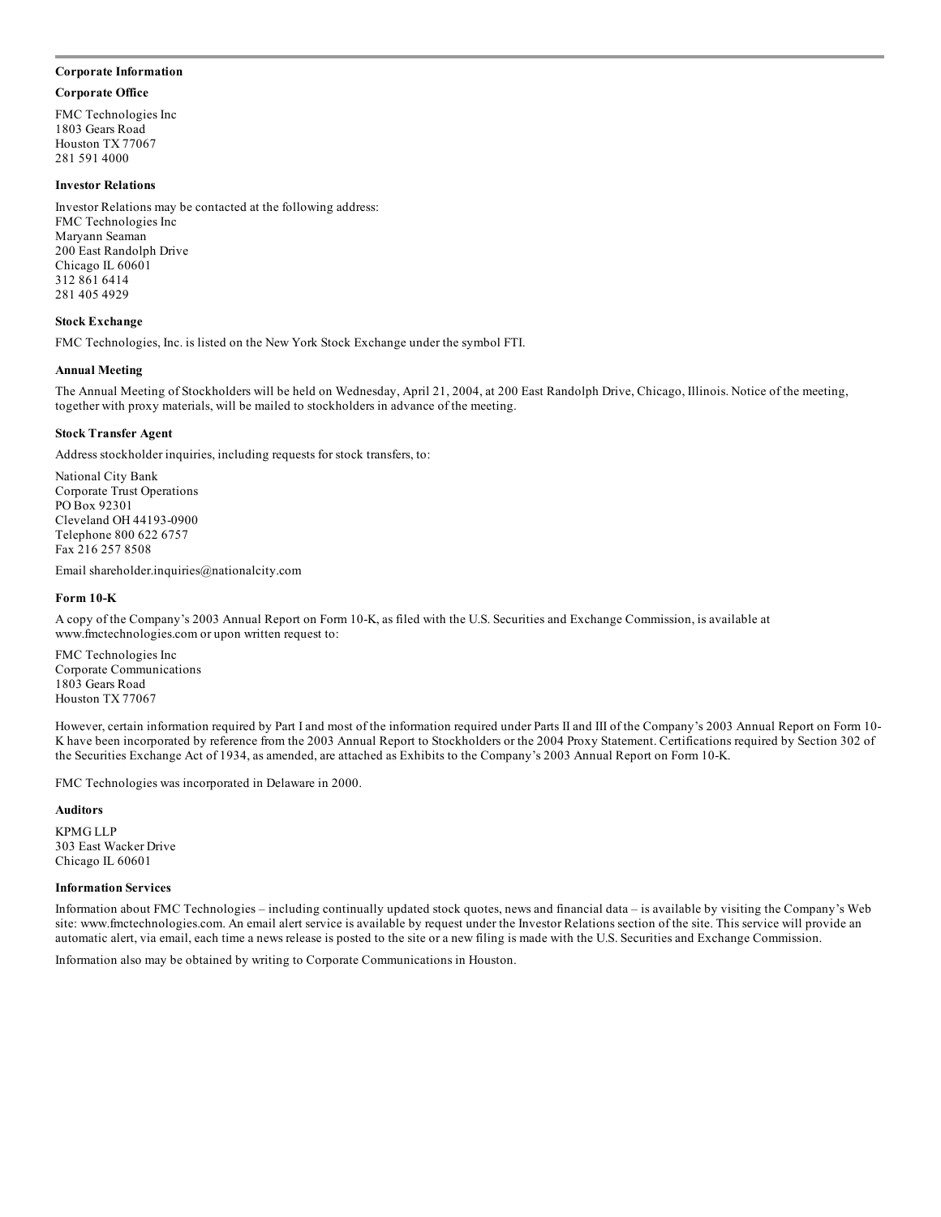## Corporate Information

### Corporate Office

FMC Technologies Inc
1803 Gears Road
Houston TX 77067
281 591 4000

### Investor Relations

Investor Relations may be contacted at the following address:
FMC Technologies Inc
Maryann Seaman
200 East Randolph Drive
Chicago IL 60601
312 861 6414
281 405 4929

### Stock Exchange

FMC Technologies, Inc. is listed on the New York Stock Exchange under the symbol FTI.

### Annual Meeting

The Annual Meeting of Stockholders will be held on Wednesday, April 21, 2004, at 200 East Randolph Drive, Chicago, Illinois. Notice of the meeting, together with proxy materials, will be mailed to stockholders in advance of the meeting.

### Stock Transfer Agent

Address stockholder inquiries, including requests for stock transfers, to:

National City Bank
Corporate Trust Operations
PO Box 92301
Cleveland OH 44193-0900
Telephone 800 622 6757
Fax 216 257 8508

Email shareholder.inquiries@nationalcity.com

### Form 10-K

A copy of the Company's 2003 Annual Report on Form 10-K, as filed with the U.S. Securities and Exchange Commission, is available at www.fmctechnologies.com or upon written request to:

FMC Technologies Inc
Corporate Communications
1803 Gears Road
Houston TX 77067

However, certain information required by Part I and most of the information required under Parts II and III of the Company's 2003 Annual Report on Form 10-K have been incorporated by reference from the 2003 Annual Report to Stockholders or the 2004 Proxy Statement. Certifications required by Section 302 of the Securities Exchange Act of 1934, as amended, are attached as Exhibits to the Company's 2003 Annual Report on Form 10-K.

FMC Technologies was incorporated in Delaware in 2000.

### Auditors

KPMG LLP
303 East Wacker Drive
Chicago IL 60601

### Information Services

Information about FMC Technologies – including continually updated stock quotes, news and financial data – is available by visiting the Company's Web site: www.fmctechnologies.com. An email alert service is available by request under the Investor Relations section of the site. This service will provide an automatic alert, via email, each time a news release is posted to the site or a new filing is made with the U.S. Securities and Exchange Commission.

Information also may be obtained by writing to Corporate Communications in Houston.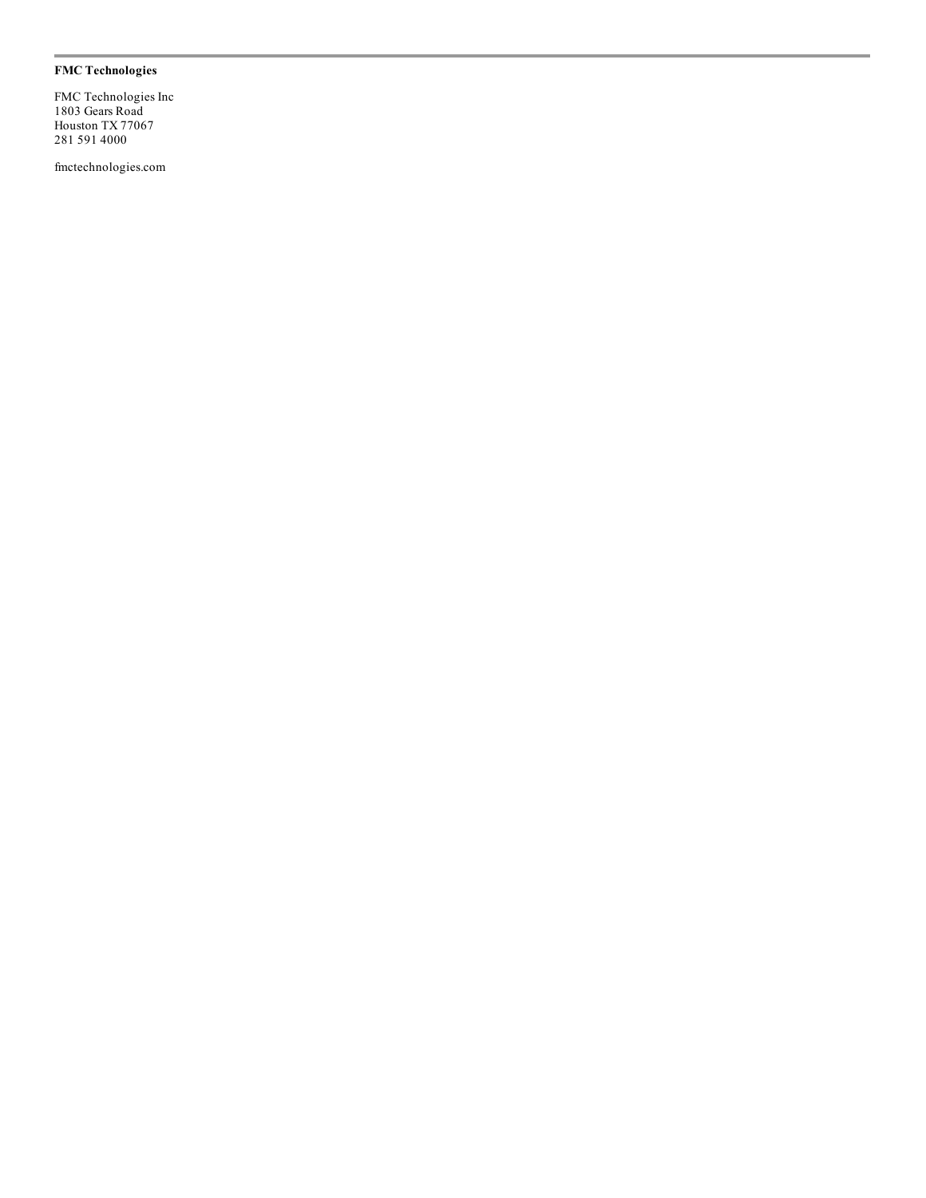**FMC Technologies**

FMC Technologies Inc
1803 Gears Road
Houston TX 77067
281 591 4000

fmctechnologies.com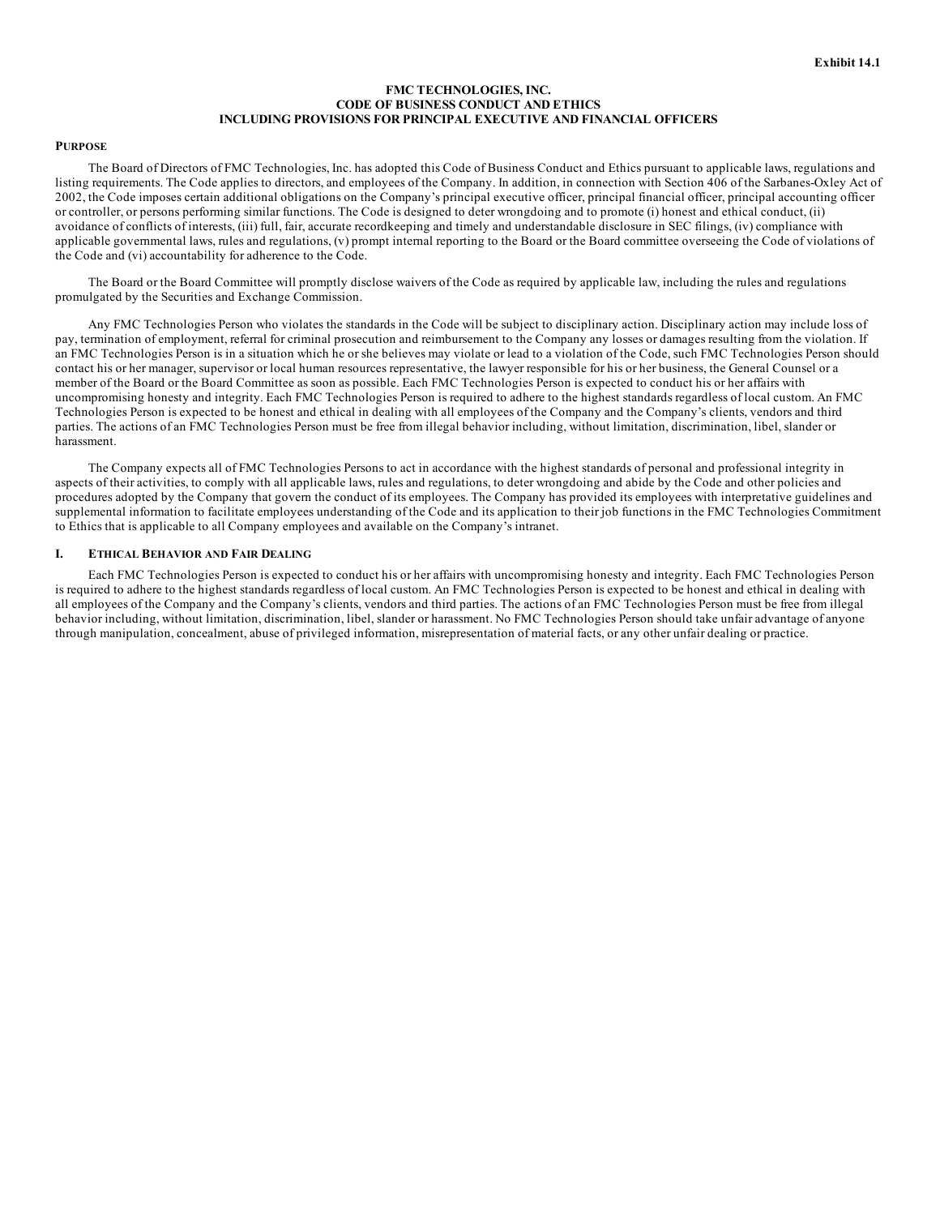Exhibit 14.1

# FMC TECHNOLOGIES, INC.
# CODE OF BUSINESS CONDUCT AND ETHICS
# INCLUDING PROVISIONS FOR PRINCIPAL EXECUTIVE AND FINANCIAL OFFICERS

## PURPOSE

The Board of Directors of FMC Technologies, Inc. has adopted this Code of Business Conduct and Ethics pursuant to applicable laws, regulations and listing requirements. The Code applies to directors, and employees of the Company. In addition, in connection with Section 406 of the Sarbanes-Oxley Act of 2002, the Code imposes certain additional obligations on the Company's principal executive officer, principal financial officer, principal accounting officer or controller, or persons performing similar functions. The Code is designed to deter wrongdoing and to promote (i) honest and ethical conduct, (ii) avoidance of conflicts of interests, (iii) full, fair, accurate recordkeeping and timely and understandable disclosure in SEC filings, (iv) compliance with applicable governmental laws, rules and regulations, (v) prompt internal reporting to the Board or the Board committee overseeing the Code of violations of the Code and (vi) accountability for adherence to the Code.

The Board or the Board Committee will promptly disclose waivers of the Code as required by applicable law, including the rules and regulations promulgated by the Securities and Exchange Commission.

Any FMC Technologies Person who violates the standards in the Code will be subject to disciplinary action. Disciplinary action may include loss of pay, termination of employment, referral for criminal prosecution and reimbursement to the Company any losses or damages resulting from the violation. If an FMC Technologies Person is in a situation which he or she believes may violate or lead to a violation of the Code, such FMC Technologies Person should contact his or her manager, supervisor or local human resources representative, the lawyer responsible for his or her business, the General Counsel or a member of the Board or the Board Committee as soon as possible. Each FMC Technologies Person is expected to conduct his or her affairs with uncompromising honesty and integrity. Each FMC Technologies Person is required to adhere to the highest standards regardless of local custom. An FMC Technologies Person is expected to be honest and ethical in dealing with all employees of the Company and the Company's clients, vendors and third parties. The actions of an FMC Technologies Person must be free from illegal behavior including, without limitation, discrimination, libel, slander or harassment.

The Company expects all of FMC Technologies Persons to act in accordance with the highest standards of personal and professional integrity in aspects of their activities, to comply with all applicable laws, rules and regulations, to deter wrongdoing and abide by the Code and other policies and procedures adopted by the Company that govern the conduct of its employees. The Company has provided its employees with interpretative guidelines and supplemental information to facilitate employees understanding of the Code and its application to their job functions in the FMC Technologies Commitment to Ethics that is applicable to all Company employees and available on the Company's intranet.

## I. ETHICAL BEHAVIOR AND FAIR DEALING

Each FMC Technologies Person is expected to conduct his or her affairs with uncompromising honesty and integrity. Each FMC Technologies Person is required to adhere to the highest standards regardless of local custom. An FMC Technologies Person is expected to be honest and ethical in dealing with all employees of the Company and the Company's clients, vendors and third parties. The actions of an FMC Technologies Person must be free from illegal behavior including, without limitation, discrimination, libel, slander or harassment. No FMC Technologies Person should take unfair advantage of anyone through manipulation, concealment, abuse of privileged information, misrepresentation of material facts, or any other unfair dealing or practice.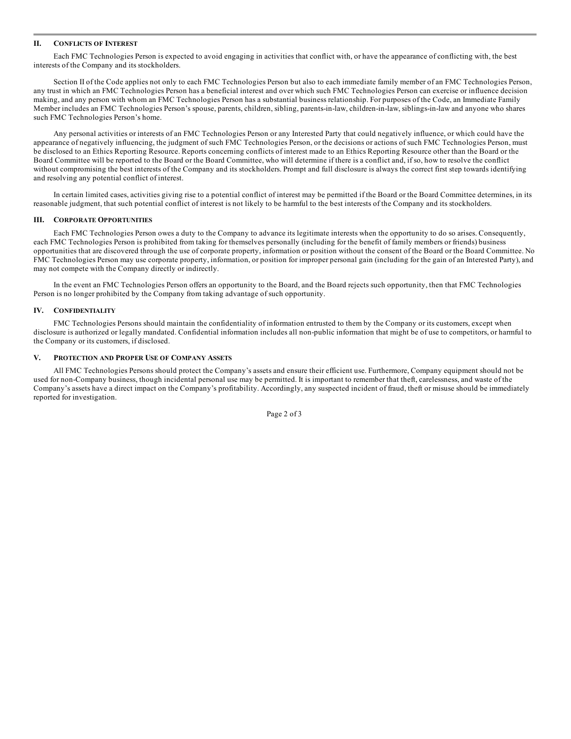## II. Conflicts of Interest

Each FMC Technologies Person is expected to avoid engaging in activities that conflict with, or have the appearance of conflicting with, the best interests of the Company and its stockholders.

Section II of the Code applies not only to each FMC Technologies Person but also to each immediate family member of an FMC Technologies Person, any trust in which an FMC Technologies Person has a beneficial interest and over which such FMC Technologies Person can exercise or influence decision making, and any person with whom an FMC Technologies Person has a substantial business relationship. For purposes of the Code, an Immediate Family Member includes an FMC Technologies Person's spouse, parents, children, sibling, parents-in-law, children-in-law, siblings-in-law and anyone who shares such FMC Technologies Person's home.

Any personal activities or interests of an FMC Technologies Person or any Interested Party that could negatively influence, or which could have the appearance of negatively influencing, the judgment of such FMC Technologies Person, or the decisions or actions of such FMC Technologies Person, must be disclosed to an Ethics Reporting Resource. Reports concerning conflicts of interest made to an Ethics Reporting Resource other than the Board or the Board Committee will be reported to the Board or the Board Committee, who will determine if there is a conflict and, if so, how to resolve the conflict without compromising the best interests of the Company and its stockholders. Prompt and full disclosure is always the correct first step towards identifying and resolving any potential conflict of interest.

In certain limited cases, activities giving rise to a potential conflict of interest may be permitted if the Board or the Board Committee determines, in its reasonable judgment, that such potential conflict of interest is not likely to be harmful to the best interests of the Company and its stockholders.

## III. Corporate Opportunities

Each FMC Technologies Person owes a duty to the Company to advance its legitimate interests when the opportunity to do so arises. Consequently, each FMC Technologies Person is prohibited from taking for themselves personally (including for the benefit of family members or friends) business opportunities that are discovered through the use of corporate property, information or position without the consent of the Board or the Board Committee. No FMC Technologies Person may use corporate property, information, or position for improper personal gain (including for the gain of an Interested Party), and may not compete with the Company directly or indirectly.

In the event an FMC Technologies Person offers an opportunity to the Board, and the Board rejects such opportunity, then that FMC Technologies Person is no longer prohibited by the Company from taking advantage of such opportunity.

## IV. Confidentiality

FMC Technologies Persons should maintain the confidentiality of information entrusted to them by the Company or its customers, except when disclosure is authorized or legally mandated. Confidential information includes all non-public information that might be of use to competitors, or harmful to the Company or its customers, if disclosed.

## V. Protection and Proper Use of Company Assets

All FMC Technologies Persons should protect the Company's assets and ensure their efficient use. Furthermore, Company equipment should not be used for non-Company business, though incidental personal use may be permitted. It is important to remember that theft, carelessness, and waste of the Company's assets have a direct impact on the Company's profitability. Accordingly, any suspected incident of fraud, theft or misuse should be immediately reported for investigation.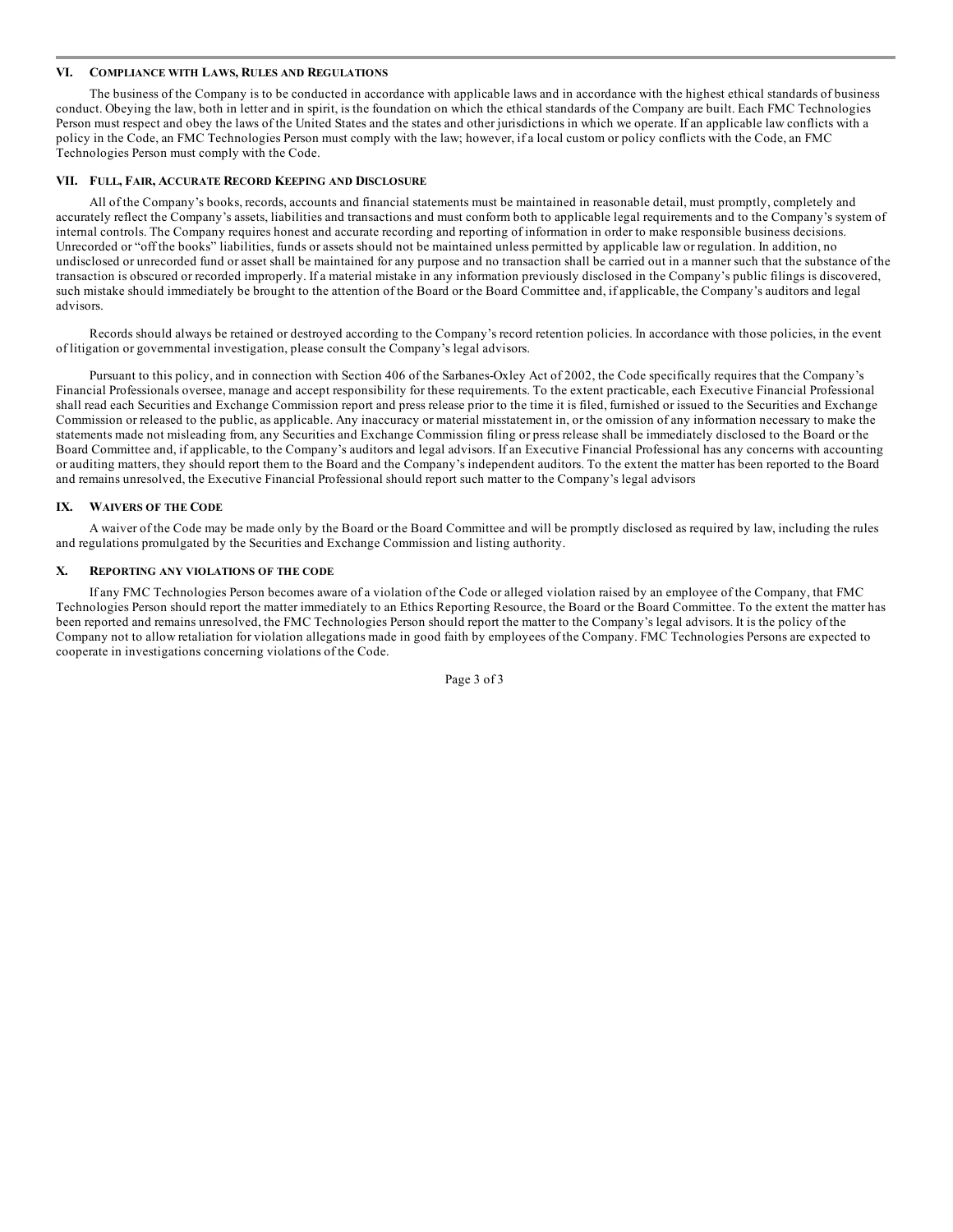## VI. Compliance with Laws, Rules and Regulations

The business of the Company is to be conducted in accordance with applicable laws and in accordance with the highest ethical standards of business conduct. Obeying the law, both in letter and in spirit, is the foundation on which the ethical standards of the Company are built. Each FMC Technologies Person must respect and obey the laws of the United States and the states and other jurisdictions in which we operate. If an applicable law conflicts with a policy in the Code, an FMC Technologies Person must comply with the law; however, if a local custom or policy conflicts with the Code, an FMC Technologies Person must comply with the Code.

## VII. Full, Fair, Accurate Record Keeping and Disclosure

All of the Company's books, records, accounts and financial statements must be maintained in reasonable detail, must promptly, completely and accurately reflect the Company's assets, liabilities and transactions and must conform both to applicable legal requirements and to the Company's system of internal controls. The Company requires honest and accurate recording and reporting of information in order to make responsible business decisions. Unrecorded or "off the books" liabilities, funds or assets should not be maintained unless permitted by applicable law or regulation. In addition, no undisclosed or unrecorded fund or asset shall be maintained for any purpose and no transaction shall be carried out in a manner such that the substance of the transaction is obscured or recorded improperly. If a material mistake in any information previously disclosed in the Company's public filings is discovered, such mistake should immediately be brought to the attention of the Board or the Board Committee and, if applicable, the Company's auditors and legal advisors.

Records should always be retained or destroyed according to the Company's record retention policies. In accordance with those policies, in the event of litigation or governmental investigation, please consult the Company's legal advisors.

Pursuant to this policy, and in connection with Section 406 of the Sarbanes-Oxley Act of 2002, the Code specifically requires that the Company's Financial Professionals oversee, manage and accept responsibility for these requirements. To the extent practicable, each Executive Financial Professional shall read each Securities and Exchange Commission report and press release prior to the time it is filed, furnished or issued to the Securities and Exchange Commission or released to the public, as applicable. Any inaccuracy or material misstatement in, or the omission of any information necessary to make the statements made not misleading from, any Securities and Exchange Commission filing or press release shall be immediately disclosed to the Board or the Board Committee and, if applicable, to the Company's auditors and legal advisors. If an Executive Financial Professional has any concerns with accounting or auditing matters, they should report them to the Board and the Company's independent auditors. To the extent the matter has been reported to the Board and remains unresolved, the Executive Financial Professional should report such matter to the Company's legal advisors

## IX. Waivers of the Code

A waiver of the Code may be made only by the Board or the Board Committee and will be promptly disclosed as required by law, including the rules and regulations promulgated by the Securities and Exchange Commission and listing authority.

## X. Reporting any violations of the code

If any FMC Technologies Person becomes aware of a violation of the Code or alleged violation raised by an employee of the Company, that FMC Technologies Person should report the matter immediately to an Ethics Reporting Resource, the Board or the Board Committee. To the extent the matter has been reported and remains unresolved, the FMC Technologies Person should report the matter to the Company's legal advisors. It is the policy of the Company not to allow retaliation for violation allegations made in good faith by employees of the Company. FMC Technologies Persons are expected to cooperate in investigations concerning violations of the Code.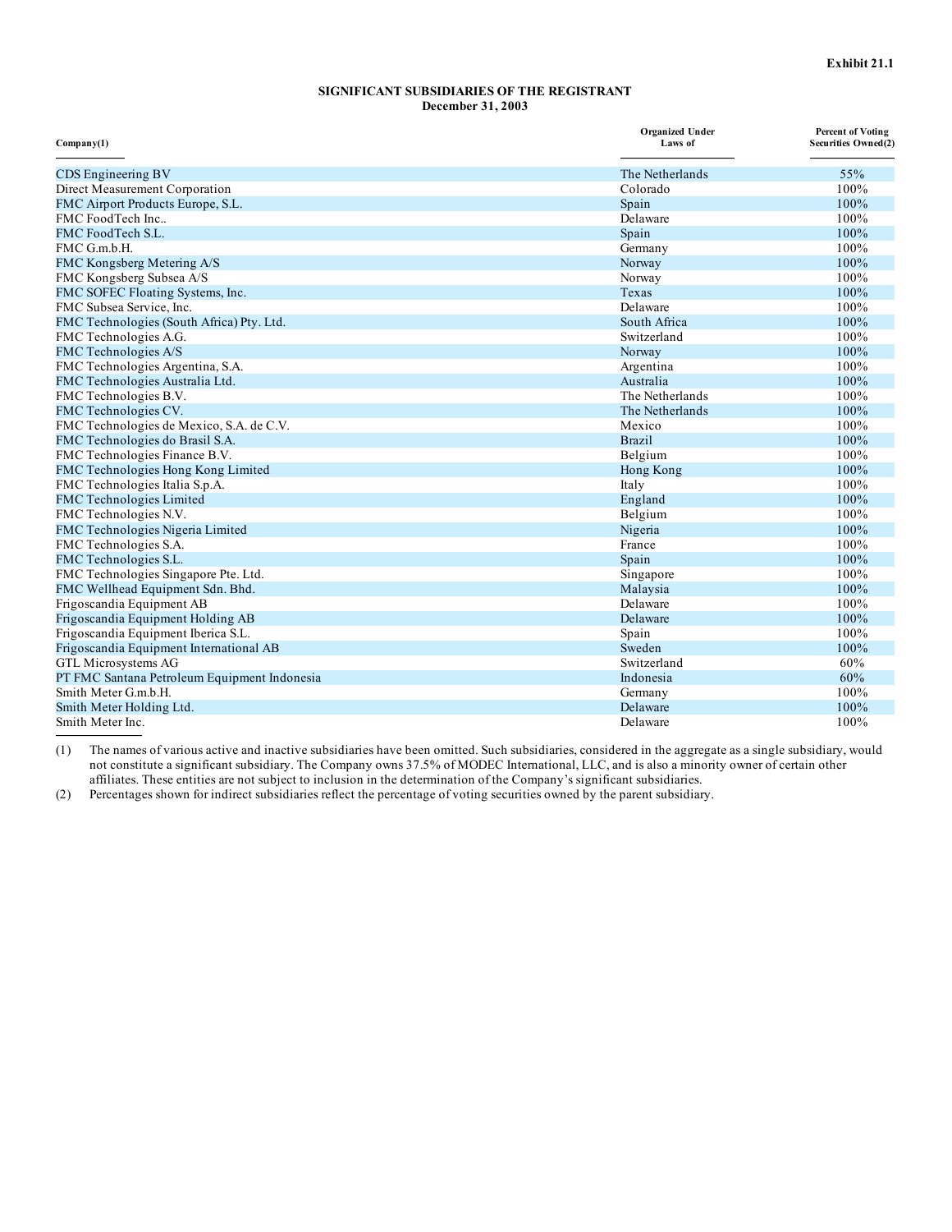**Exhibit 21.1**

**SIGNIFICANT SUBSIDIARIES OF THE REGISTRANT**
**December 31, 2003**

| Company(1) | Organized Under Laws of | Percent of Voting Securities Owned(2) |
|---|---|---|
| CDS Engineering BV | The Netherlands | 55% |
| Direct Measurement Corporation | Colorado | 100% |
| FMC Airport Products Europe, S.L. | Spain | 100% |
| FMC FoodTech Inc.. | Delaware | 100% |
| FMC FoodTech S.L. | Spain | 100% |
| FMC G.m.b.H. | Germany | 100% |
| FMC Kongsberg Metering A/S | Norway | 100% |
| FMC Kongsberg Subsea A/S | Norway | 100% |
| FMC SOFEC Floating Systems, Inc. | Texas | 100% |
| FMC Subsea Service, Inc. | Delaware | 100% |
| FMC Technologies (South Africa) Pty. Ltd. | South Africa | 100% |
| FMC Technologies A.G. | Switzerland | 100% |
| FMC Technologies A/S | Norway | 100% |
| FMC Technologies Argentina, S.A. | Argentina | 100% |
| FMC Technologies Australia Ltd. | Australia | 100% |
| FMC Technologies B.V. | The Netherlands | 100% |
| FMC Technologies CV. | The Netherlands | 100% |
| FMC Technologies de Mexico, S.A. de C.V. | Mexico | 100% |
| FMC Technologies do Brasil S.A. | Brazil | 100% |
| FMC Technologies Finance B.V. | Belgium | 100% |
| FMC Technologies Hong Kong Limited | Hong Kong | 100% |
| FMC Technologies Italia S.p.A. | Italy | 100% |
| FMC Technologies Limited | England | 100% |
| FMC Technologies N.V. | Belgium | 100% |
| FMC Technologies Nigeria Limited | Nigeria | 100% |
| FMC Technologies S.A. | France | 100% |
| FMC Technologies S.L. | Spain | 100% |
| FMC Technologies Singapore Pte. Ltd. | Singapore | 100% |
| FMC Wellhead Equipment Sdn. Bhd. | Malaysia | 100% |
| Frigoscandia Equipment AB | Delaware | 100% |
| Frigoscandia Equipment Holding AB | Delaware | 100% |
| Frigoscandia Equipment Iberica S.L. | Spain | 100% |
| Frigoscandia Equipment International AB | Sweden | 100% |
| GTL Microsystems AG | Switzerland | 60% |
| PT FMC Santana Petroleum Equipment Indonesia | Indonesia | 60% |
| Smith Meter G.m.b.H. | Germany | 100% |
| Smith Meter Holding Ltd. | Delaware | 100% |
| Smith Meter Inc. | Delaware | 100% |

(1) The names of various active and inactive subsidiaries have been omitted. Such subsidiaries, considered in the aggregate as a single subsidiary, would not constitute a significant subsidiary. The Company owns 37.5% of MODEC International, LLC, and is also a minority owner of certain other affiliates. These entities are not subject to inclusion in the determination of the Company's significant subsidiaries.

(2) Percentages shown for indirect subsidiaries reflect the percentage of voting securities owned by the parent subsidiary.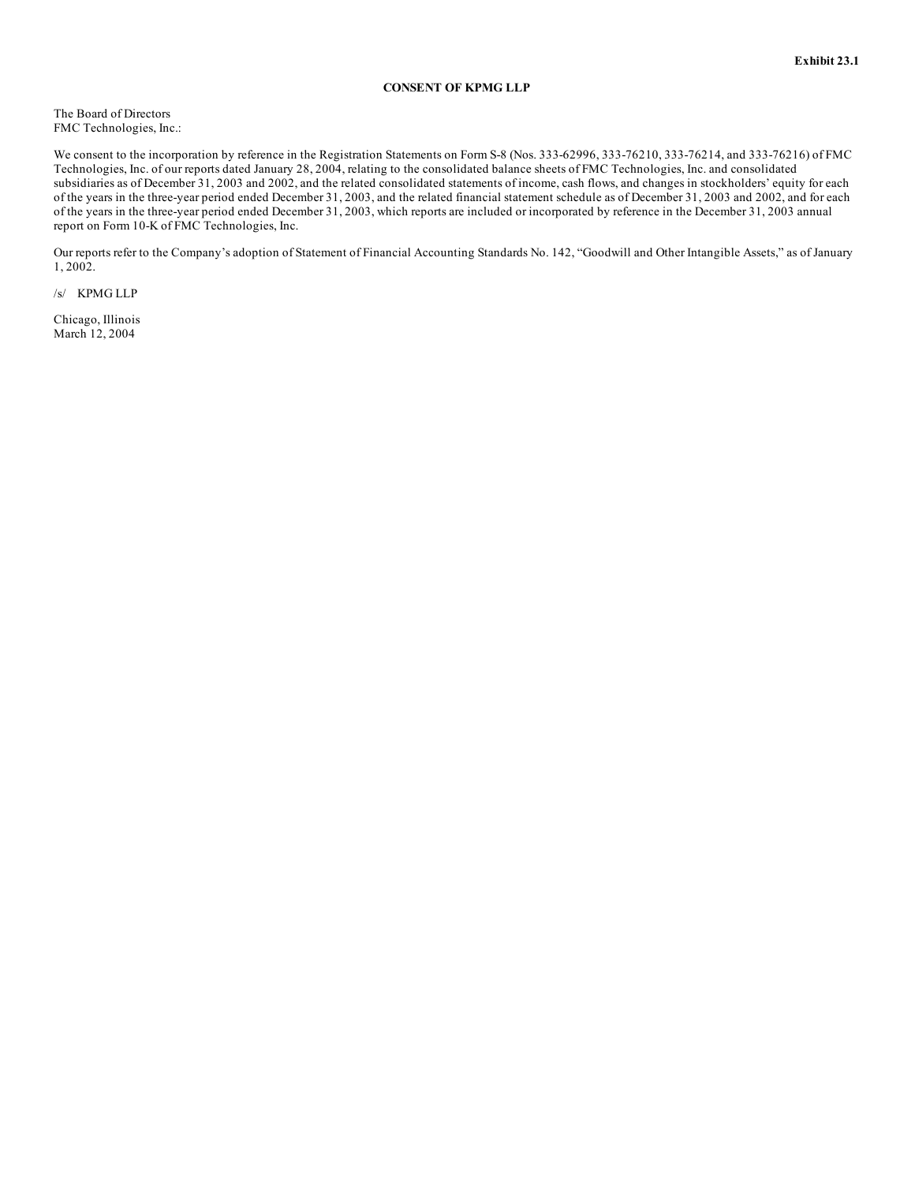**Exhibit 23.1**

**CONSENT OF KPMG LLP**

The Board of Directors
FMC Technologies, Inc.:

We consent to the incorporation by reference in the Registration Statements on Form S-8 (Nos. 333-62996, 333-76210, 333-76214, and 333-76216) of FMC Technologies, Inc. of our reports dated January 28, 2004, relating to the consolidated balance sheets of FMC Technologies, Inc. and consolidated subsidiaries as of December 31, 2003 and 2002, and the related consolidated statements of income, cash flows, and changes in stockholders' equity for each of the years in the three-year period ended December 31, 2003, and the related financial statement schedule as of December 31, 2003 and 2002, and for each of the years in the three-year period ended December 31, 2003, which reports are included or incorporated by reference in the December 31, 2003 annual report on Form 10-K of FMC Technologies, Inc.

Our reports refer to the Company's adoption of Statement of Financial Accounting Standards No. 142, "Goodwill and Other Intangible Assets," as of January 1, 2002.

/s/ KPMG LLP

Chicago, Illinois
March 12, 2004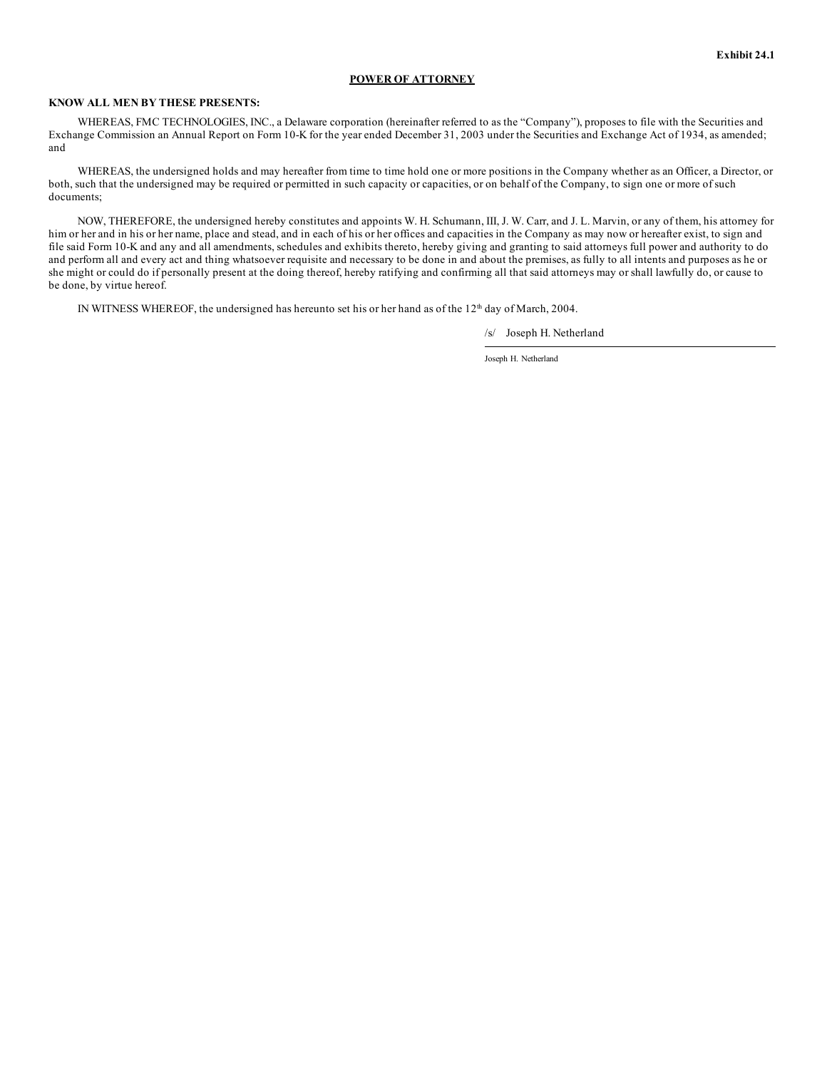**Exhibit 24.1**

**POWER OF ATTORNEY**

**KNOW ALL MEN BY THESE PRESENTS:**

WHEREAS, FMC TECHNOLOGIES, INC., a Delaware corporation (hereinafter referred to as the "Company"), proposes to file with the Securities and Exchange Commission an Annual Report on Form 10-K for the year ended December 31, 2003 under the Securities and Exchange Act of 1934, as amended; and

WHEREAS, the undersigned holds and may hereafter from time to time hold one or more positions in the Company whether as an Officer, a Director, or both, such that the undersigned may be required or permitted in such capacity or capacities, or on behalf of the Company, to sign one or more of such documents;

NOW, THEREFORE, the undersigned hereby constitutes and appoints W. H. Schumann, III, J. W. Carr, and J. L. Marvin, or any of them, his attorney for him or her and in his or her name, place and stead, and in each of his or her offices and capacities in the Company as may now or hereafter exist, to sign and file said Form 10-K and any and all amendments, schedules and exhibits thereto, hereby giving and granting to said attorneys full power and authority to do and perform all and every act and thing whatsoever requisite and necessary to be done in and about the premises, as fully to all intents and purposes as he or she might or could do if personally present at the doing thereof, hereby ratifying and confirming all that said attorneys may or shall lawfully do, or cause to be done, by virtue hereof.

IN WITNESS WHEREOF, the undersigned has hereunto set his or her hand as of the 12th day of March, 2004.

/s/ Joseph H. Netherland

Joseph H. Netherland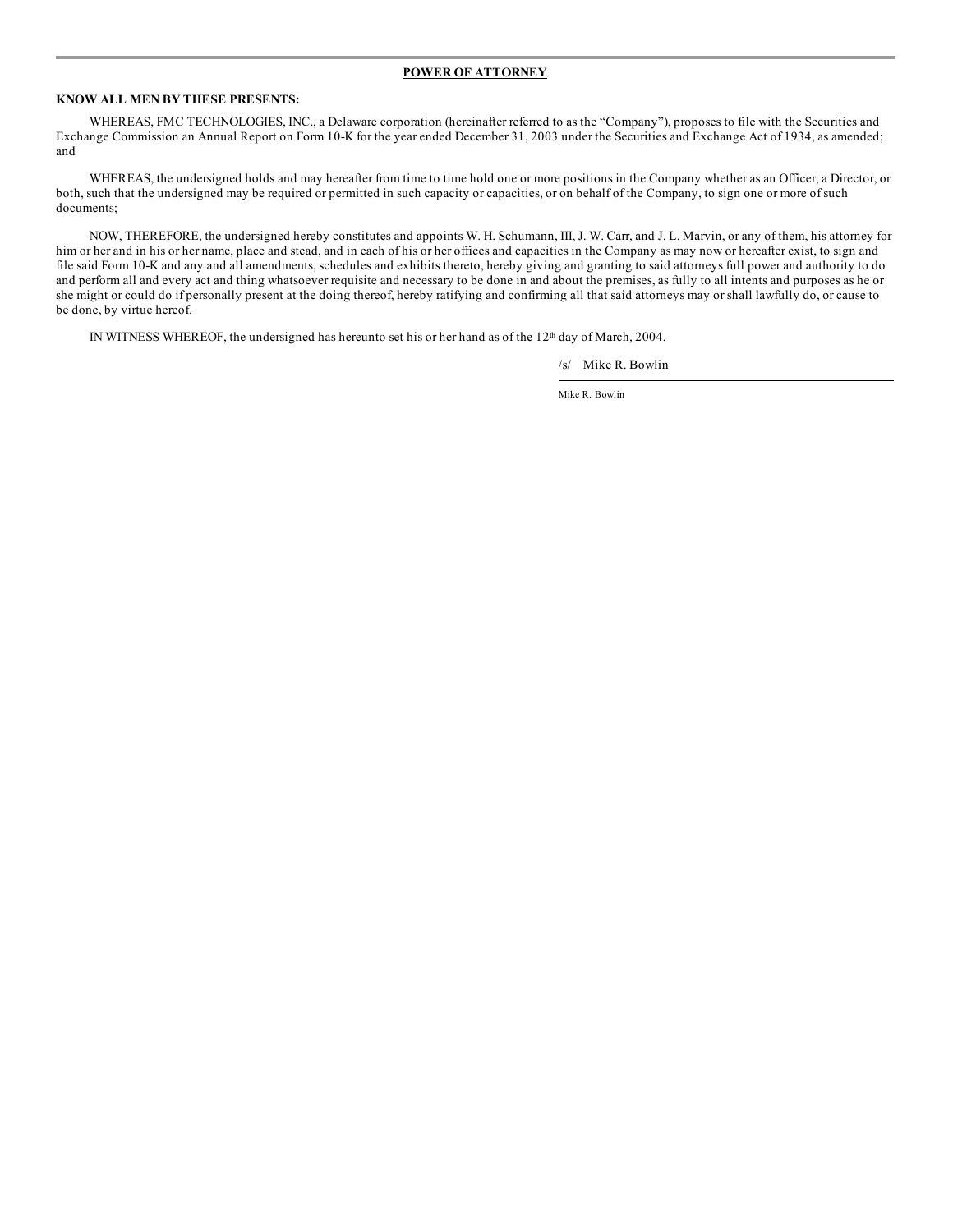**POWER OF ATTORNEY**

**KNOW ALL MEN BY THESE PRESENTS:**

WHEREAS, FMC TECHNOLOGIES, INC., a Delaware corporation (hereinafter referred to as the "Company"), proposes to file with the Securities and Exchange Commission an Annual Report on Form 10-K for the year ended December 31, 2003 under the Securities and Exchange Act of 1934, as amended; and

WHEREAS, the undersigned holds and may hereafter from time to time hold one or more positions in the Company whether as an Officer, a Director, or both, such that the undersigned may be required or permitted in such capacity or capacities, or on behalf of the Company, to sign one or more of such documents;

NOW, THEREFORE, the undersigned hereby constitutes and appoints W. H. Schumann, III, J. W. Carr, and J. L. Marvin, or any of them, his attorney for him or her and in his or her name, place and stead, and in each of his or her offices and capacities in the Company as may now or hereafter exist, to sign and file said Form 10-K and any and all amendments, schedules and exhibits thereto, hereby giving and granting to said attorneys full power and authority to do and perform all and every act and thing whatsoever requisite and necessary to be done in and about the premises, as fully to all intents and purposes as he or she might or could do if personally present at the doing thereof, hereby ratifying and confirming all that said attorneys may or shall lawfully do, or cause to be done, by virtue hereof.

IN WITNESS WHEREOF, the undersigned has hereunto set his or her hand as of the 12th day of March, 2004.

/s/ Mike R. Bowlin

Mike R. Bowlin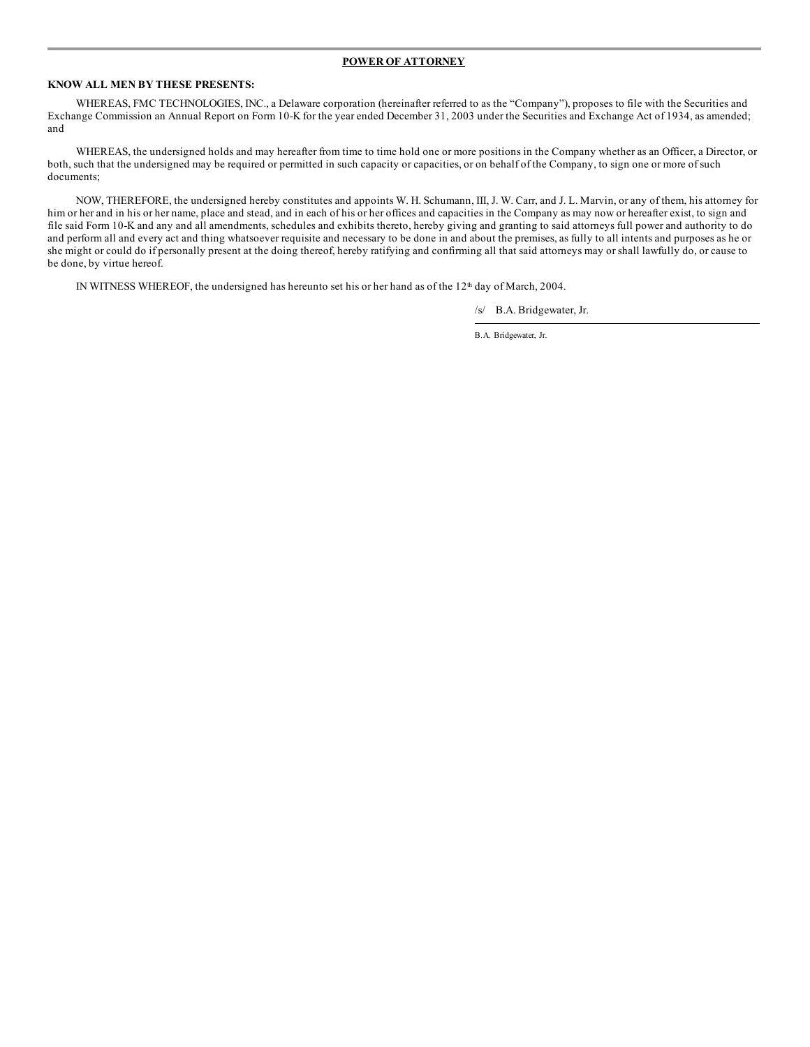## POWER OF ATTORNEY

**KNOW ALL MEN BY THESE PRESENTS:**

WHEREAS, FMC TECHNOLOGIES, INC., a Delaware corporation (hereinafter referred to as the "Company"), proposes to file with the Securities and Exchange Commission an Annual Report on Form 10-K for the year ended December 31, 2003 under the Securities and Exchange Act of 1934, as amended; and

WHEREAS, the undersigned holds and may hereafter from time to time hold one or more positions in the Company whether as an Officer, a Director, or both, such that the undersigned may be required or permitted in such capacity or capacities, or on behalf of the Company, to sign one or more of such documents;

NOW, THEREFORE, the undersigned hereby constitutes and appoints W. H. Schumann, III, J. W. Carr, and J. L. Marvin, or any of them, his attorney for him or her and in his or her name, place and stead, and in each of his or her offices and capacities in the Company as may now or hereafter exist, to sign and file said Form 10-K and any and all amendments, schedules and exhibits thereto, hereby giving and granting to said attorneys full power and authority to do and perform all and every act and thing whatsoever requisite and necessary to be done in and about the premises, as fully to all intents and purposes as he or she might or could do if personally present at the doing thereof, hereby ratifying and confirming all that said attorneys may or shall lawfully do, or cause to be done, by virtue hereof.

IN WITNESS WHEREOF, the undersigned has hereunto set his or her hand as of the 12th day of March, 2004.

/s/ B.A. Bridgewater, Jr.

B.A. Bridgewater, Jr.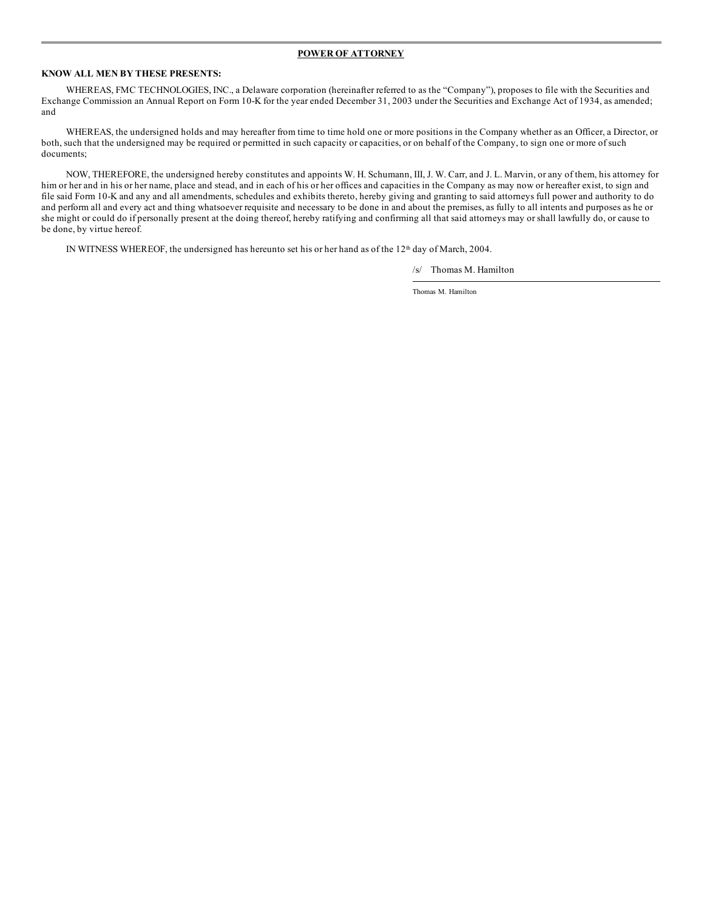**POWER OF ATTORNEY**

**KNOW ALL MEN BY THESE PRESENTS:**

WHEREAS, FMC TECHNOLOGIES, INC., a Delaware corporation (hereinafter referred to as the "Company"), proposes to file with the Securities and Exchange Commission an Annual Report on Form 10-K for the year ended December 31, 2003 under the Securities and Exchange Act of 1934, as amended; and

WHEREAS, the undersigned holds and may hereafter from time to time hold one or more positions in the Company whether as an Officer, a Director, or both, such that the undersigned may be required or permitted in such capacity or capacities, or on behalf of the Company, to sign one or more of such documents;

NOW, THEREFORE, the undersigned hereby constitutes and appoints W. H. Schumann, III, J. W. Carr, and J. L. Marvin, or any of them, his attorney for him or her and in his or her name, place and stead, and in each of his or her offices and capacities in the Company as may now or hereafter exist, to sign and file said Form 10-K and any and all amendments, schedules and exhibits thereto, hereby giving and granting to said attorneys full power and authority to do and perform all and every act and thing whatsoever requisite and necessary to be done in and about the premises, as fully to all intents and purposes as he or she might or could do if personally present at the doing thereof, hereby ratifying and confirming all that said attorneys may or shall lawfully do, or cause to be done, by virtue hereof.

IN WITNESS WHEREOF, the undersigned has hereunto set his or her hand as of the 12th day of March, 2004.

/s/ Thomas M. Hamilton

Thomas M. Hamilton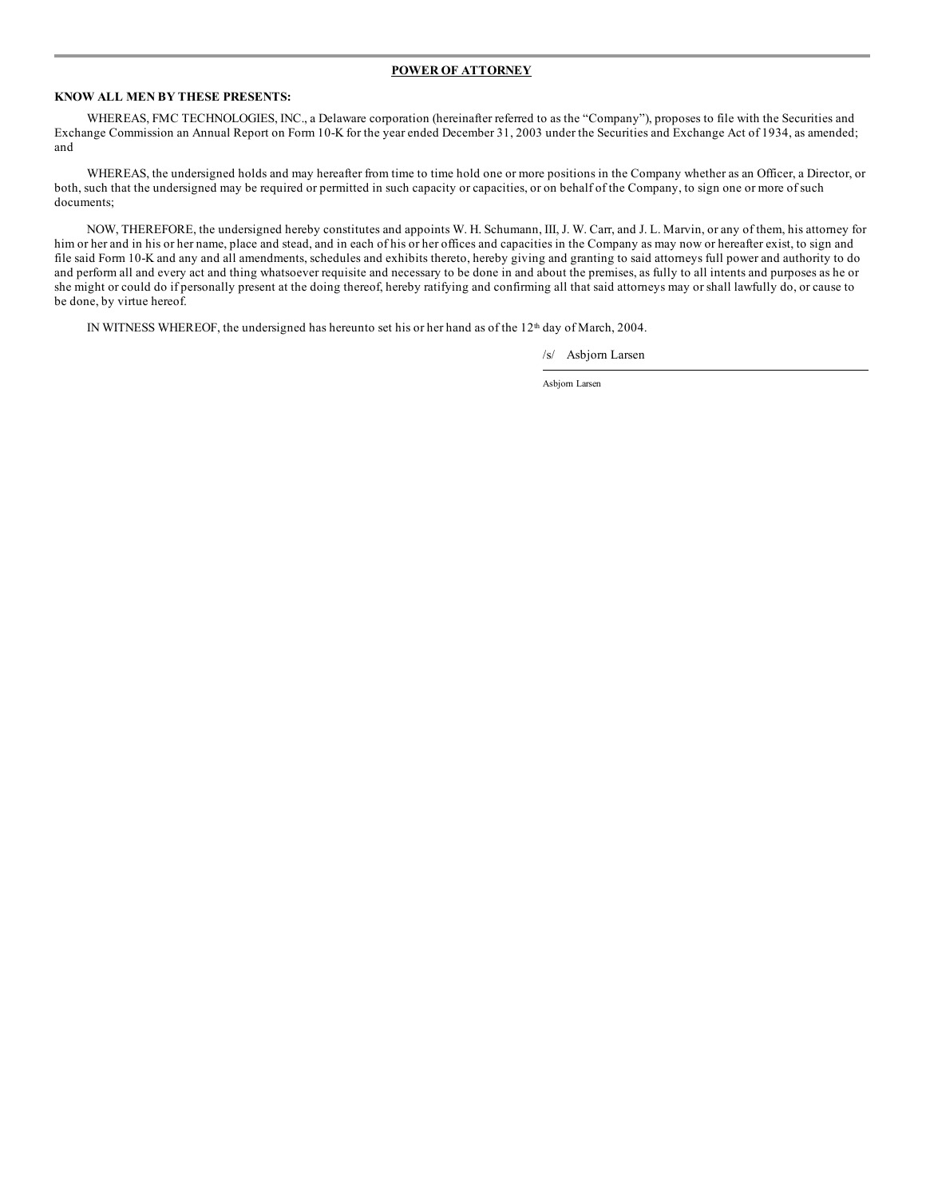**POWER OF ATTORNEY**

**KNOW ALL MEN BY THESE PRESENTS:**

WHEREAS, FMC TECHNOLOGIES, INC., a Delaware corporation (hereinafter referred to as the "Company"), proposes to file with the Securities and Exchange Commission an Annual Report on Form 10-K for the year ended December 31, 2003 under the Securities and Exchange Act of 1934, as amended; and

WHEREAS, the undersigned holds and may hereafter from time to time hold one or more positions in the Company whether as an Officer, a Director, or both, such that the undersigned may be required or permitted in such capacity or capacities, or on behalf of the Company, to sign one or more of such documents;

NOW, THEREFORE, the undersigned hereby constitutes and appoints W. H. Schumann, III, J. W. Carr, and J. L. Marvin, or any of them, his attorney for him or her and in his or her name, place and stead, and in each of his or her offices and capacities in the Company as may now or hereafter exist, to sign and file said Form 10-K and any and all amendments, schedules and exhibits thereto, hereby giving and granting to said attorneys full power and authority to do and perform all and every act and thing whatsoever requisite and necessary to be done in and about the premises, as fully to all intents and purposes as he or she might or could do if personally present at the doing thereof, hereby ratifying and confirming all that said attorneys may or shall lawfully do, or cause to be done, by virtue hereof.

IN WITNESS WHEREOF, the undersigned has hereunto set his or her hand as of the 12th day of March, 2004.

/s/ Asbjorn Larsen

Asbjorn Larsen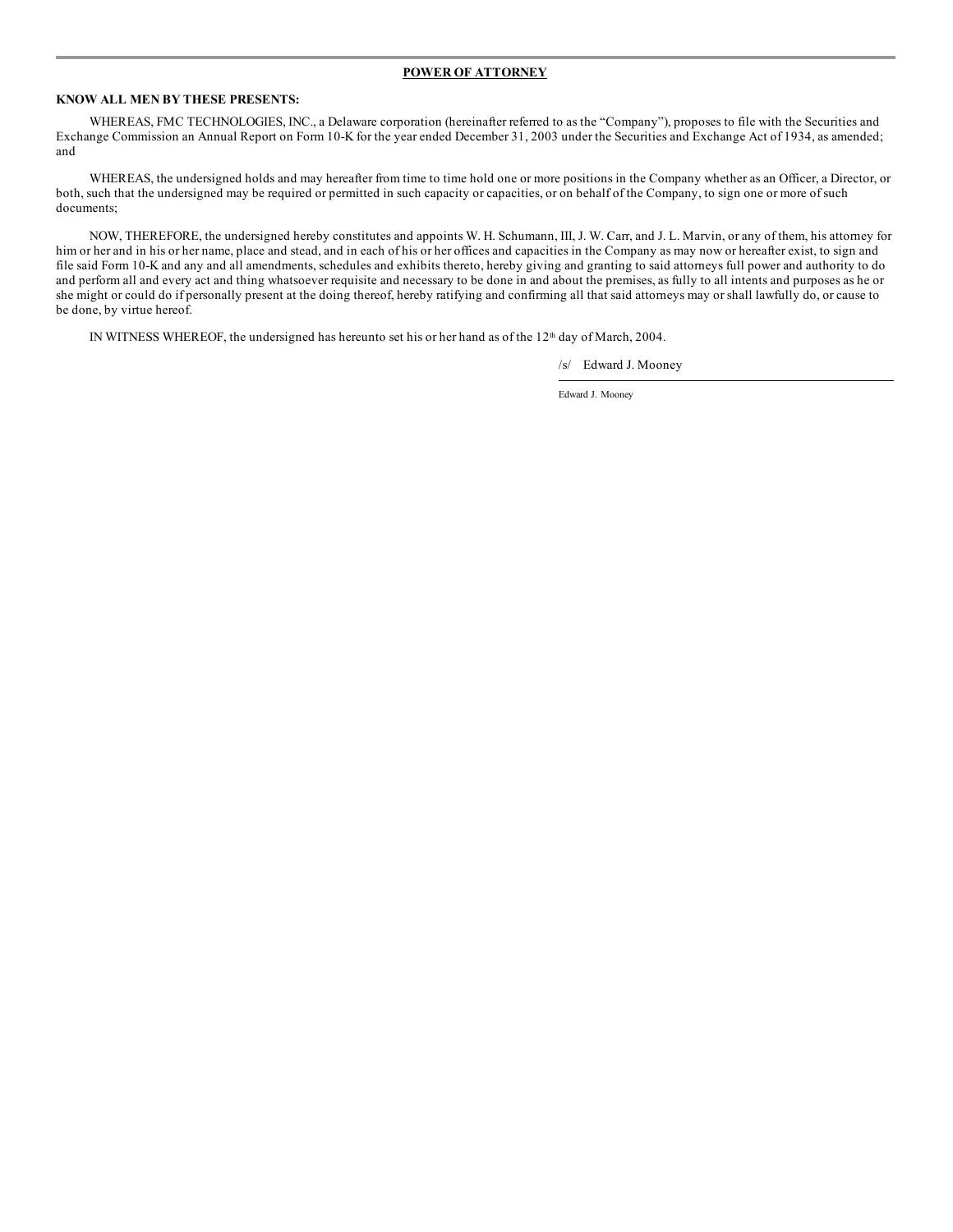**POWER OF ATTORNEY**

**KNOW ALL MEN BY THESE PRESENTS:**

WHEREAS, FMC TECHNOLOGIES, INC., a Delaware corporation (hereinafter referred to as the "Company"), proposes to file with the Securities and Exchange Commission an Annual Report on Form 10-K for the year ended December 31, 2003 under the Securities and Exchange Act of 1934, as amended; and

WHEREAS, the undersigned holds and may hereafter from time to time hold one or more positions in the Company whether as an Officer, a Director, or both, such that the undersigned may be required or permitted in such capacity or capacities, or on behalf of the Company, to sign one or more of such documents;

NOW, THEREFORE, the undersigned hereby constitutes and appoints W. H. Schumann, III, J. W. Carr, and J. L. Marvin, or any of them, his attorney for him or her and in his or her name, place and stead, and in each of his or her offices and capacities in the Company as may now or hereafter exist, to sign and file said Form 10-K and any and all amendments, schedules and exhibits thereto, hereby giving and granting to said attorneys full power and authority to do and perform all and every act and thing whatsoever requisite and necessary to be done in and about the premises, as fully to all intents and purposes as he or she might or could do if personally present at the doing thereof, hereby ratifying and confirming all that said attorneys may or shall lawfully do, or cause to be done, by virtue hereof.

IN WITNESS WHEREOF, the undersigned has hereunto set his or her hand as of the 12th day of March, 2004.

/s/ Edward J. Mooney

Edward J. Mooney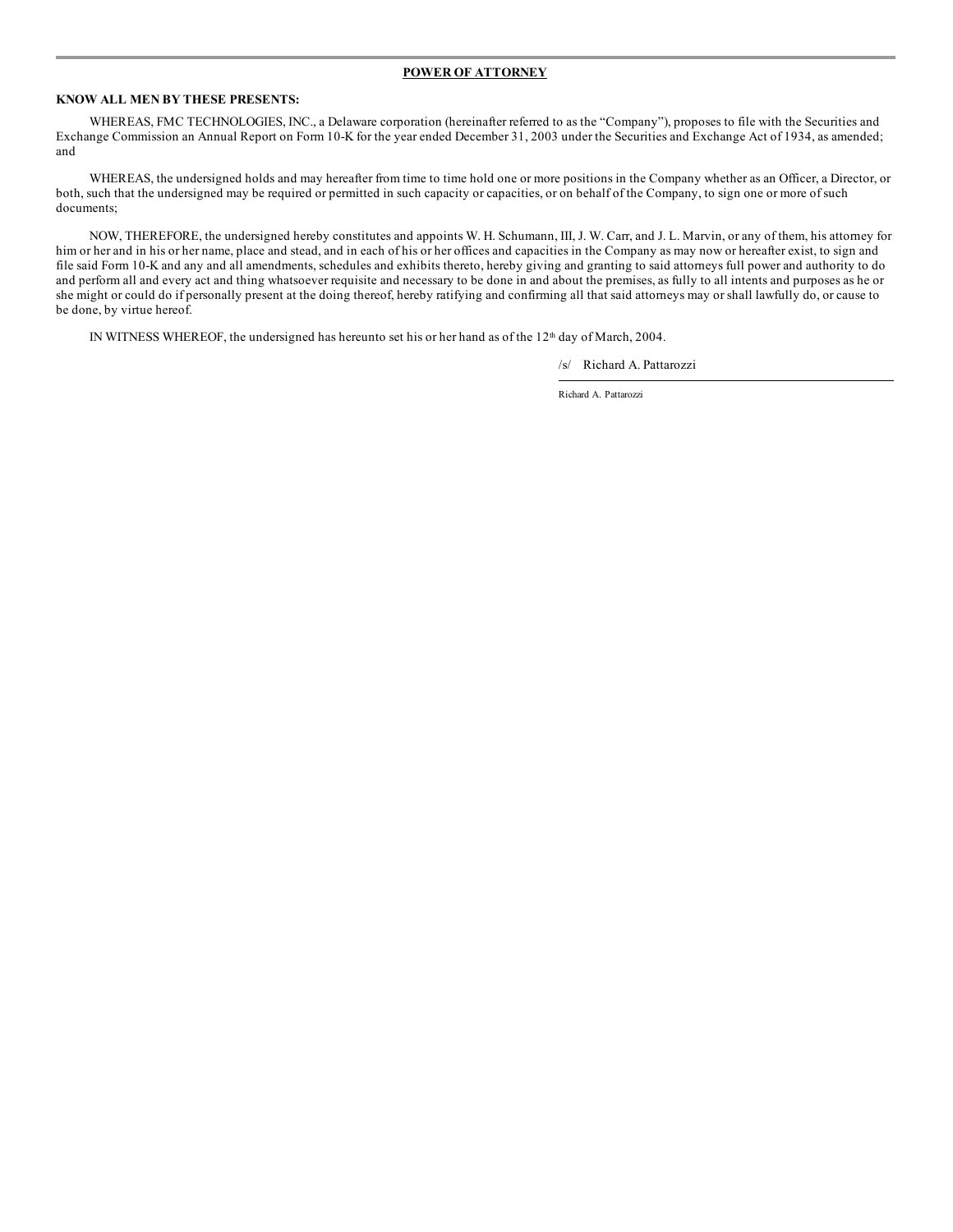**POWER OF ATTORNEY**

**KNOW ALL MEN BY THESE PRESENTS:**

WHEREAS, FMC TECHNOLOGIES, INC., a Delaware corporation (hereinafter referred to as the "Company"), proposes to file with the Securities and Exchange Commission an Annual Report on Form 10-K for the year ended December 31, 2003 under the Securities and Exchange Act of 1934, as amended; and

WHEREAS, the undersigned holds and may hereafter from time to time hold one or more positions in the Company whether as an Officer, a Director, or both, such that the undersigned may be required or permitted in such capacity or capacities, or on behalf of the Company, to sign one or more of such documents;

NOW, THEREFORE, the undersigned hereby constitutes and appoints W. H. Schumann, III, J. W. Carr, and J. L. Marvin, or any of them, his attorney for him or her and in his or her name, place and stead, and in each of his or her offices and capacities in the Company as may now or hereafter exist, to sign and file said Form 10-K and any and all amendments, schedules and exhibits thereto, hereby giving and granting to said attorneys full power and authority to do and perform all and every act and thing whatsoever requisite and necessary to be done in and about the premises, as fully to all intents and purposes as he or she might or could do if personally present at the doing thereof, hereby ratifying and confirming all that said attorneys may or shall lawfully do, or cause to be done, by virtue hereof.

IN WITNESS WHEREOF, the undersigned has hereunto set his or her hand as of the 12th day of March, 2004.

/s/ Richard A. Pattarozzi

Richard A. Pattarozzi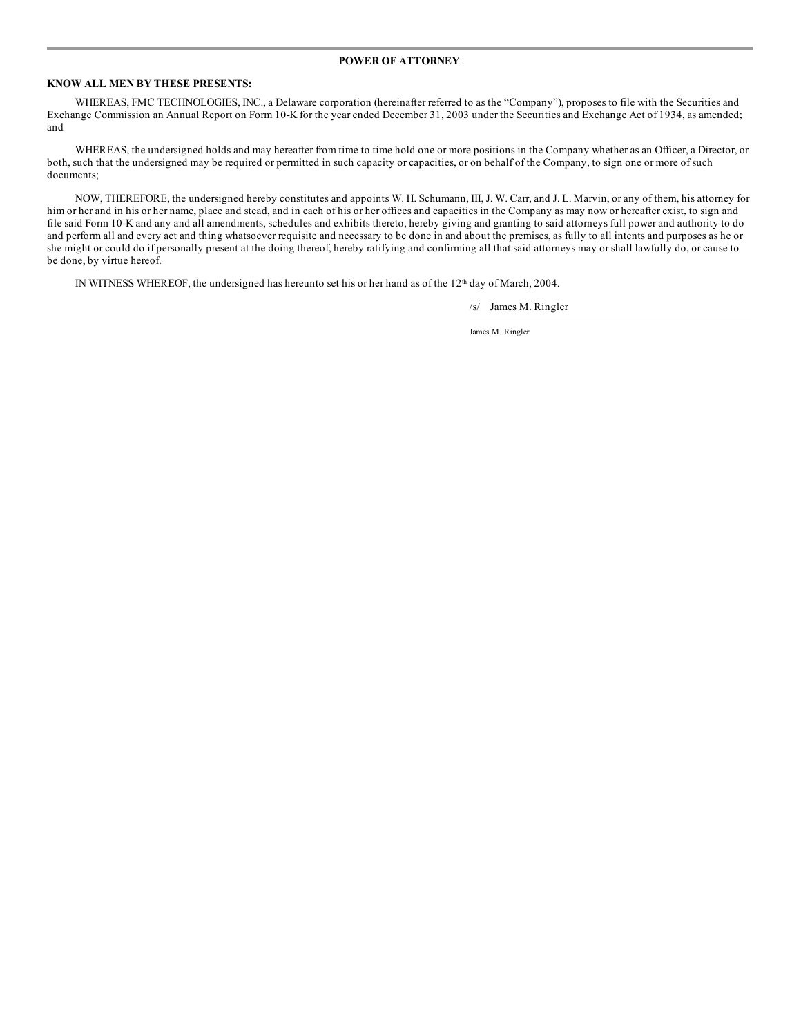**POWER OF ATTORNEY**

**KNOW ALL MEN BY THESE PRESENTS:**

WHEREAS, FMC TECHNOLOGIES, INC., a Delaware corporation (hereinafter referred to as the "Company"), proposes to file with the Securities and Exchange Commission an Annual Report on Form 10-K for the year ended December 31, 2003 under the Securities and Exchange Act of 1934, as amended; and

WHEREAS, the undersigned holds and may hereafter from time to time hold one or more positions in the Company whether as an Officer, a Director, or both, such that the undersigned may be required or permitted in such capacity or capacities, or on behalf of the Company, to sign one or more of such documents;

NOW, THEREFORE, the undersigned hereby constitutes and appoints W. H. Schumann, III, J. W. Carr, and J. L. Marvin, or any of them, his attorney for him or her and in his or her name, place and stead, and in each of his or her offices and capacities in the Company as may now or hereafter exist, to sign and file said Form 10-K and any and all amendments, schedules and exhibits thereto, hereby giving and granting to said attorneys full power and authority to do and perform all and every act and thing whatsoever requisite and necessary to be done in and about the premises, as fully to all intents and purposes as he or she might or could do if personally present at the doing thereof, hereby ratifying and confirming all that said attorneys may or shall lawfully do, or cause to be done, by virtue hereof.

IN WITNESS WHEREOF, the undersigned has hereunto set his or her hand as of the 12th day of March, 2004.

/s/ James M. Ringler

James M. Ringler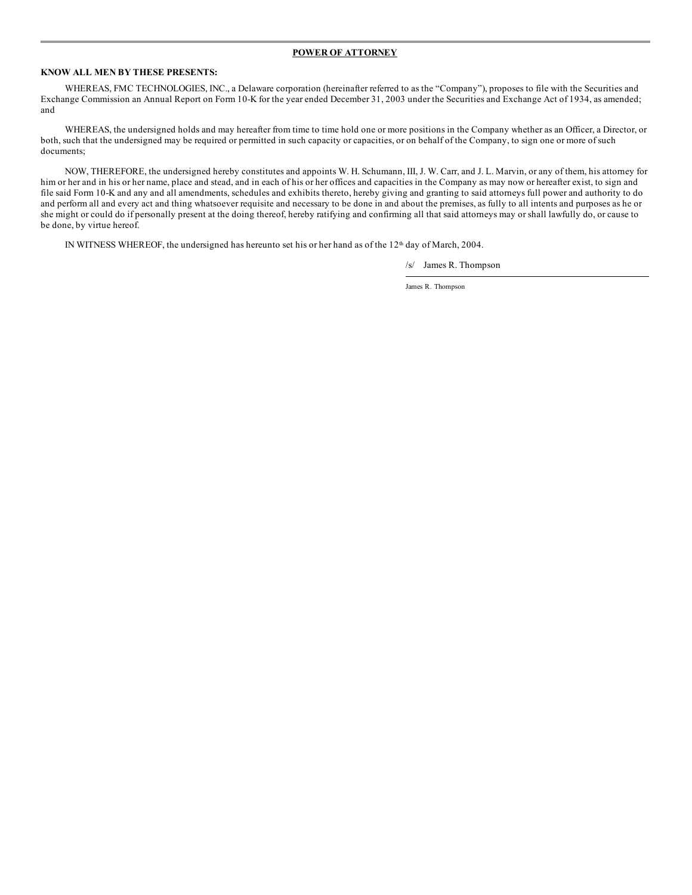**POWER OF ATTORNEY**

**KNOW ALL MEN BY THESE PRESENTS:**

WHEREAS, FMC TECHNOLOGIES, INC., a Delaware corporation (hereinafter referred to as the "Company"), proposes to file with the Securities and Exchange Commission an Annual Report on Form 10-K for the year ended December 31, 2003 under the Securities and Exchange Act of 1934, as amended; and

WHEREAS, the undersigned holds and may hereafter from time to time hold one or more positions in the Company whether as an Officer, a Director, or both, such that the undersigned may be required or permitted in such capacity or capacities, or on behalf of the Company, to sign one or more of such documents;

NOW, THEREFORE, the undersigned hereby constitutes and appoints W. H. Schumann, III, J. W. Carr, and J. L. Marvin, or any of them, his attorney for him or her and in his or her name, place and stead, and in each of his or her offices and capacities in the Company as may now or hereafter exist, to sign and file said Form 10-K and any and all amendments, schedules and exhibits thereto, hereby giving and granting to said attorneys full power and authority to do and perform all and every act and thing whatsoever requisite and necessary to be done in and about the premises, as fully to all intents and purposes as he or she might or could do if personally present at the doing thereof, hereby ratifying and confirming all that said attorneys may or shall lawfully do, or cause to be done, by virtue hereof.

IN WITNESS WHEREOF, the undersigned has hereunto set his or her hand as of the 12th day of March, 2004.

/s/ James R. Thompson

James R. Thompson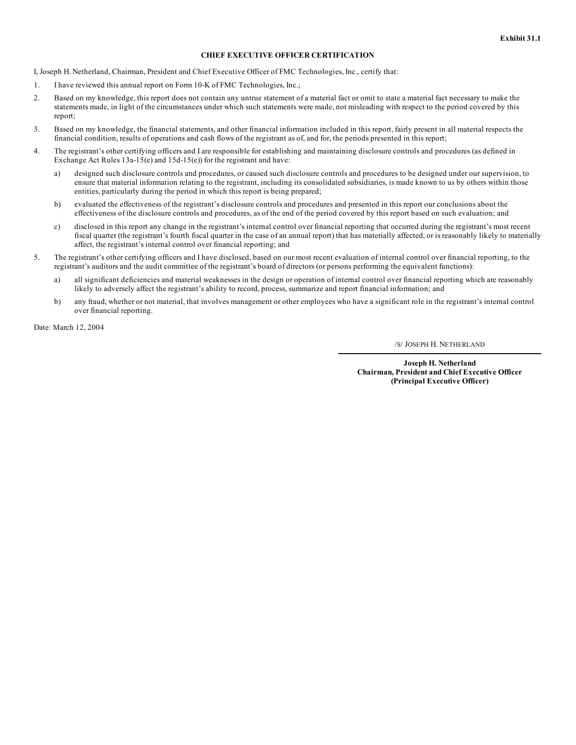**Exhibit 31.1**

# CHIEF EXECUTIVE OFFICER CERTIFICATION

I, Joseph H. Netherland, Chairman, President and Chief Executive Officer of FMC Technologies, Inc., certify that:

1. I have reviewed this annual report on Form 10-K of FMC Technologies, Inc.;

2. Based on my knowledge, this report does not contain any untrue statement of a material fact or omit to state a material fact necessary to make the statements made, in light of the circumstances under which such statements were made, not misleading with respect to the period covered by this report;

3. Based on my knowledge, the financial statements, and other financial information included in this report, fairly present in all material respects the financial condition, results of operations and cash flows of the registrant as of, and for, the periods presented in this report;

4. The registrant's other certifying officers and I are responsible for establishing and maintaining disclosure controls and procedures (as defined in Exchange Act Rules 13a-15(e) and 15d-15(e)) for the registrant and have:

   a) designed such disclosure controls and procedures, or caused such disclosure controls and procedures to be designed under our supervision, to ensure that material information relating to the registrant, including its consolidated subsidiaries, is made known to us by others within those entities, particularly during the period in which this report is being prepared;

   b) evaluated the effectiveness of the registrant's disclosure controls and procedures and presented in this report our conclusions about the effectiveness of the disclosure controls and procedures, as of the end of the period covered by this report based on such evaluation; and

   c) disclosed in this report any change in the registrant's internal control over financial reporting that occurred during the registrant's most recent fiscal quarter (the registrant's fourth fiscal quarter in the case of an annual report) that has materially affected, or is reasonably likely to materially affect, the registrant's internal control over financial reporting; and

5. The registrant's other certifying officers and I have disclosed, based on our most recent evaluation of internal control over financial reporting, to the registrant's auditors and the audit committee of the registrant's board of directors (or persons performing the equivalent functions):

   a) all significant deficiencies and material weaknesses in the design or operation of internal control over financial reporting which are reasonably likely to adversely affect the registrant's ability to record, process, summarize and report financial information; and

   b) any fraud, whether or not material, that involves management or other employees who have a significant role in the registrant's internal control over financial reporting.

Date: March 12, 2004

/S/ JOSEPH H. NETHERLAND

**Joseph H. Netherland**
**Chairman, President and Chief Executive Officer**
**(Principal Executive Officer)**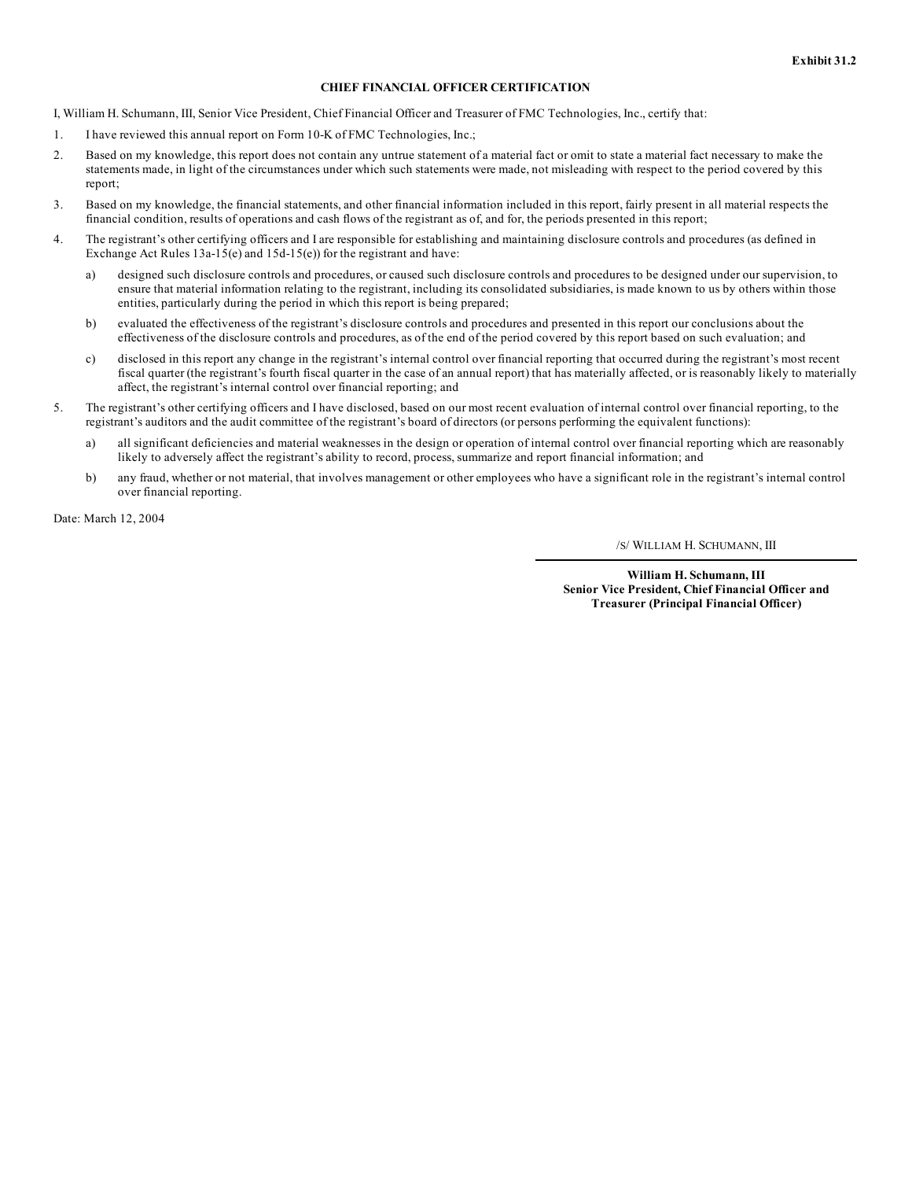Exhibit 31.2

## CHIEF FINANCIAL OFFICER CERTIFICATION

I, William H. Schumann, III, Senior Vice President, Chief Financial Officer and Treasurer of FMC Technologies, Inc., certify that:

1. I have reviewed this annual report on Form 10-K of FMC Technologies, Inc.;
2. Based on my knowledge, this report does not contain any untrue statement of a material fact or omit to state a material fact necessary to make the statements made, in light of the circumstances under which such statements were made, not misleading with respect to the period covered by this report;
3. Based on my knowledge, the financial statements, and other financial information included in this report, fairly present in all material respects the financial condition, results of operations and cash flows of the registrant as of, and for, the periods presented in this report;
4. The registrant's other certifying officers and I are responsible for establishing and maintaining disclosure controls and procedures (as defined in Exchange Act Rules 13a-15(e) and 15d-15(e)) for the registrant and have:
   a) designed such disclosure controls and procedures, or caused such disclosure controls and procedures to be designed under our supervision, to ensure that material information relating to the registrant, including its consolidated subsidiaries, is made known to us by others within those entities, particularly during the period in which this report is being prepared;
   b) evaluated the effectiveness of the registrant's disclosure controls and procedures and presented in this report our conclusions about the effectiveness of the disclosure controls and procedures, as of the end of the period covered by this report based on such evaluation; and
   c) disclosed in this report any change in the registrant's internal control over financial reporting that occurred during the registrant's most recent fiscal quarter (the registrant's fourth fiscal quarter in the case of an annual report) that has materially affected, or is reasonably likely to materially affect, the registrant's internal control over financial reporting; and
5. The registrant's other certifying officers and I have disclosed, based on our most recent evaluation of internal control over financial reporting, to the registrant's auditors and the audit committee of the registrant's board of directors (or persons performing the equivalent functions):
   a) all significant deficiencies and material weaknesses in the design or operation of internal control over financial reporting which are reasonably likely to adversely affect the registrant's ability to record, process, summarize and report financial information; and
   b) any fraud, whether or not material, that involves management or other employees who have a significant role in the registrant's internal control over financial reporting.

Date: March 12, 2004

/S/ WILLIAM H. SCHUMANN, III

**William H. Schumann, III**
**Senior Vice President, Chief Financial Officer and Treasurer (Principal Financial Officer)**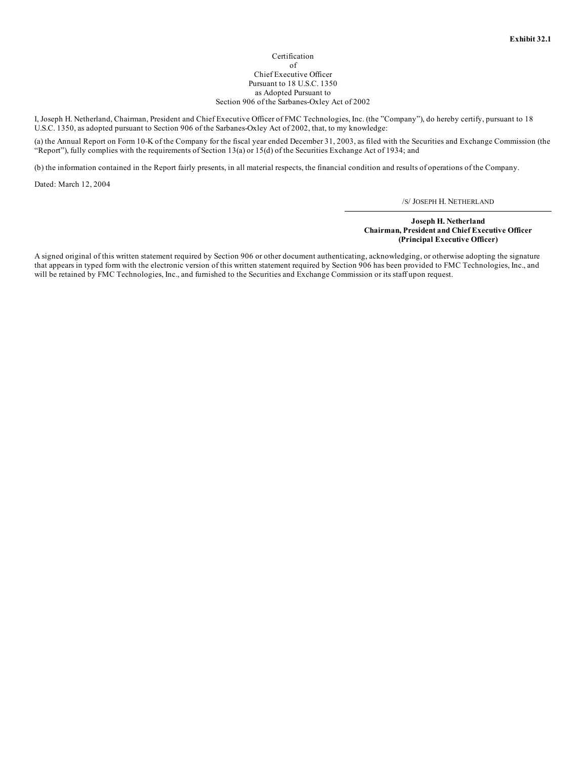**Exhibit 32.1**

Certification
of
Chief Executive Officer
Pursuant to 18 U.S.C. 1350
as Adopted Pursuant to
Section 906 of the Sarbanes-Oxley Act of 2002

I, Joseph H. Netherland, Chairman, President and Chief Executive Officer of FMC Technologies, Inc. (the "Company"), do hereby certify, pursuant to 18 U.S.C. 1350, as adopted pursuant to Section 906 of the Sarbanes-Oxley Act of 2002, that, to my knowledge:

(a) the Annual Report on Form 10-K of the Company for the fiscal year ended December 31, 2003, as filed with the Securities and Exchange Commission (the "Report"), fully complies with the requirements of Section 13(a) or 15(d) of the Securities Exchange Act of 1934; and

(b) the information contained in the Report fairly presents, in all material respects, the financial condition and results of operations of the Company.

Dated: March 12, 2004

/S/ JOSEPH H. NETHERLAND

**Joseph H. Netherland**
**Chairman, President and Chief Executive Officer**
**(Principal Executive Officer)**

A signed original of this written statement required by Section 906 or other document authenticating, acknowledging, or otherwise adopting the signature that appears in typed form with the electronic version of this written statement required by Section 906 has been provided to FMC Technologies, Inc., and will be retained by FMC Technologies, Inc., and furnished to the Securities and Exchange Commission or its staff upon request.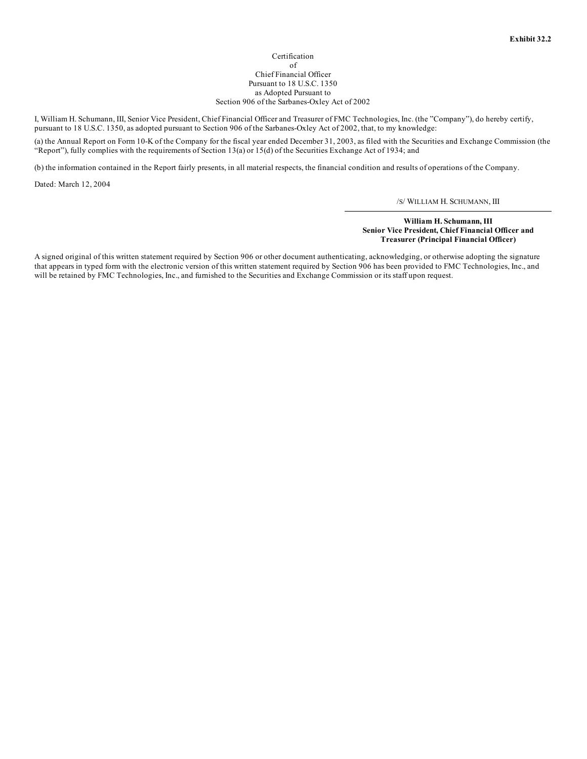**Exhibit 32.2**

Certification
of
Chief Financial Officer
Pursuant to 18 U.S.C. 1350
as Adopted Pursuant to
Section 906 of the Sarbanes-Oxley Act of 2002

I, William H. Schumann, III, Senior Vice President, Chief Financial Officer and Treasurer of FMC Technologies, Inc. (the "Company"), do hereby certify, pursuant to 18 U.S.C. 1350, as adopted pursuant to Section 906 of the Sarbanes-Oxley Act of 2002, that, to my knowledge:

(a) the Annual Report on Form 10-K of the Company for the fiscal year ended December 31, 2003, as filed with the Securities and Exchange Commission (the "Report"), fully complies with the requirements of Section 13(a) or 15(d) of the Securities Exchange Act of 1934; and

(b) the information contained in the Report fairly presents, in all material respects, the financial condition and results of operations of the Company.

Dated: March 12, 2004

/S/ WILLIAM H. SCHUMANN, III

**William H. Schumann, III**
**Senior Vice President, Chief Financial Officer and Treasurer (Principal Financial Officer)**

A signed original of this written statement required by Section 906 or other document authenticating, acknowledging, or otherwise adopting the signature that appears in typed form with the electronic version of this written statement required by Section 906 has been provided to FMC Technologies, Inc., and will be retained by FMC Technologies, Inc., and furnished to the Securities and Exchange Commission or its staff upon request.